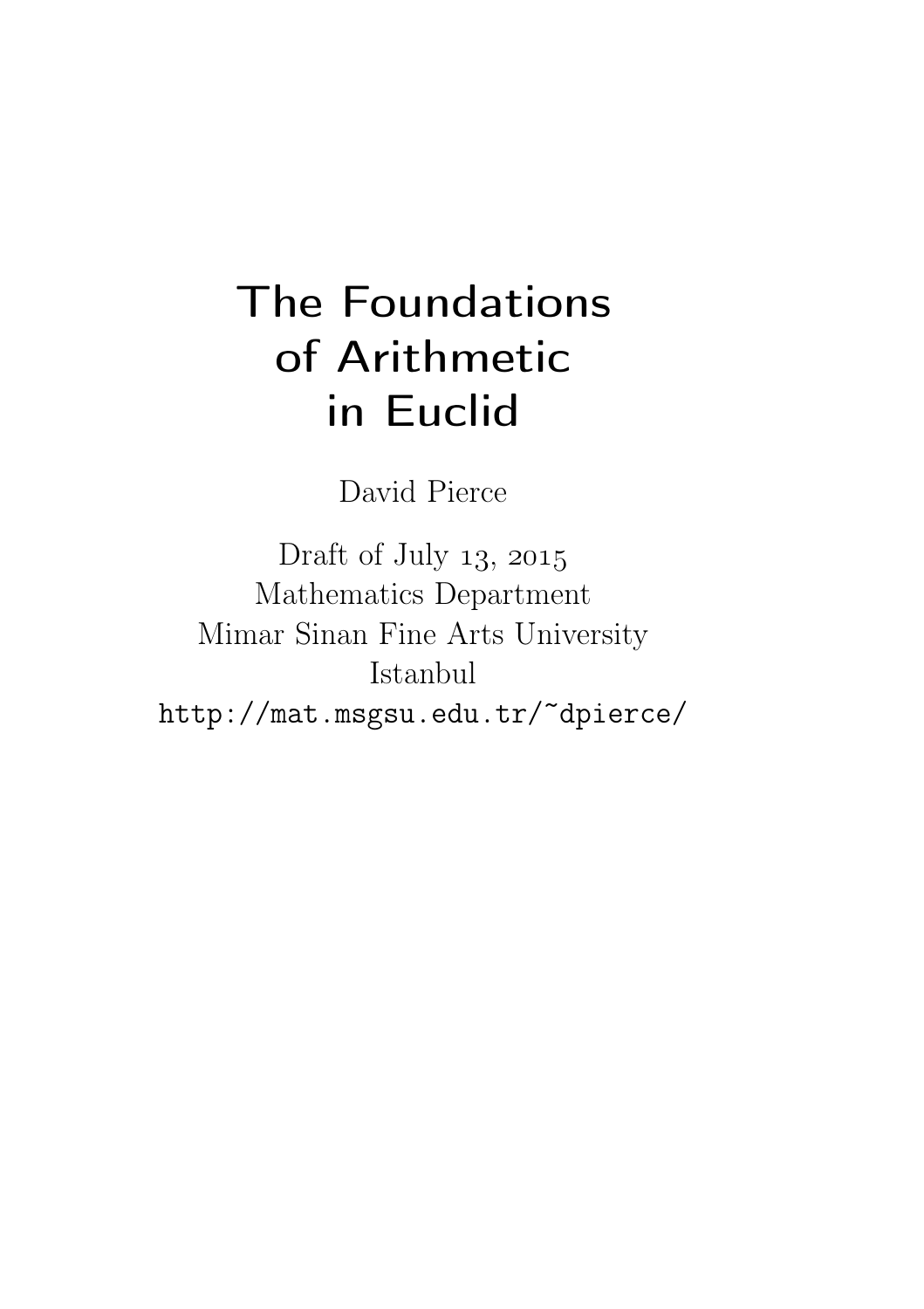# The Foundations of Arithmetic in Euclid

David Pierce

Draft of July 13, 2015
Mathematics Department
Mimar Sinan Fine Arts University
Istanbul
http://mat.msgsu.edu.tr/~dpierce/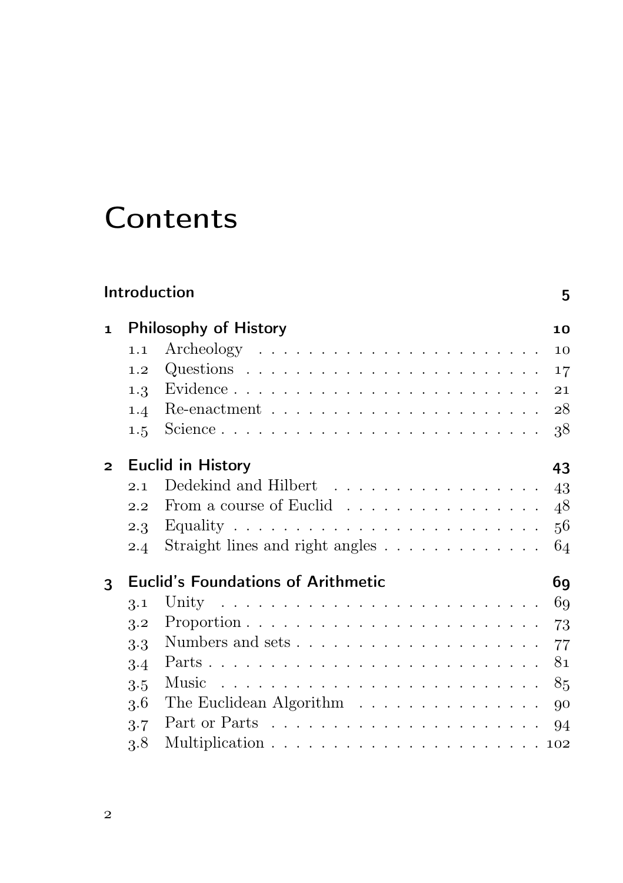# Contents

**Introduction** 5

**1 Philosophy of History** 10

- 1.1 Archeology . . . . . 10
- 1.2 Questions . . . . . 17
- 1.3 Evidence . . . . . 21
- 1.4 Re-enactment . . . . . 28
- 1.5 Science . . . . . 38

**2 Euclid in History** 43

- 2.1 Dedekind and Hilbert . . . . . 43
- 2.2 From a course of Euclid . . . . . 48
- 2.3 Equality . . . . . 56
- 2.4 Straight lines and right angles . . . . . 64

**3 Euclid's Foundations of Arithmetic** 69

- 3.1 Unity . . . . . 69
- 3.2 Proportion . . . . . 73
- 3.3 Numbers and sets . . . . . 77
- 3.4 Parts . . . . . 81
- 3.5 Music . . . . . 85
- 3.6 The Euclidean Algorithm . . . . . 90
- 3.7 Part or Parts . . . . . 94
- 3.8 Multiplication . . . . . 102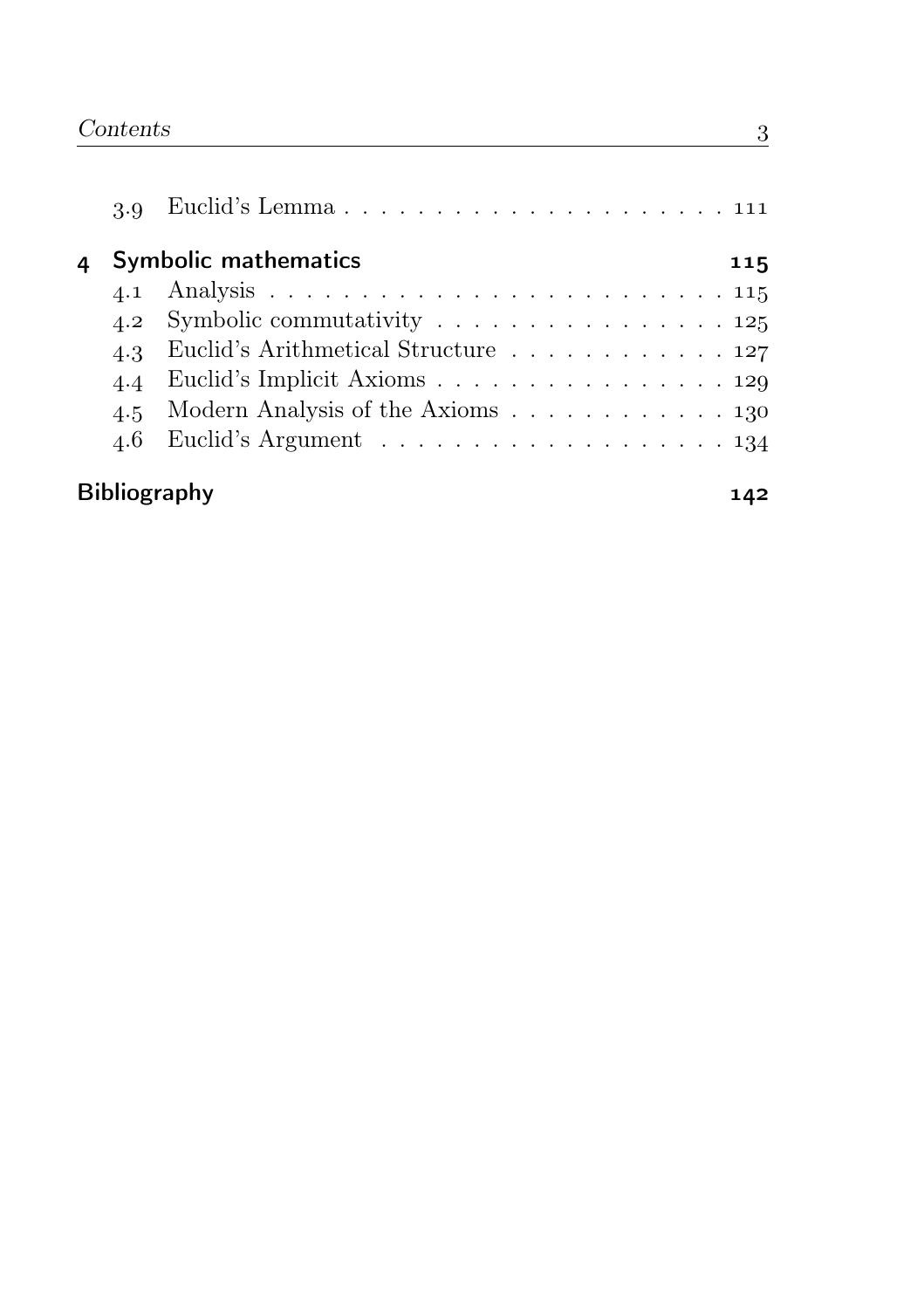3.9 Euclid's Lemma . . . . . . . . . . . . . . . . . . . . . 111

**4 Symbolic mathematics** **115**

4.1 Analysis . . . . . . . . . . . . . . . . . . . . . . . . . 115

4.2 Symbolic commutativity . . . . . . . . . . . . . . . . 125

4.3 Euclid's Arithmetical Structure . . . . . . . . . . . . 127

4.4 Euclid's Implicit Axioms . . . . . . . . . . . . . . . . 129

4.5 Modern Analysis of the Axioms . . . . . . . . . . . . 130

4.6 Euclid's Argument . . . . . . . . . . . . . . . . . . . 134

**Bibliography** **142**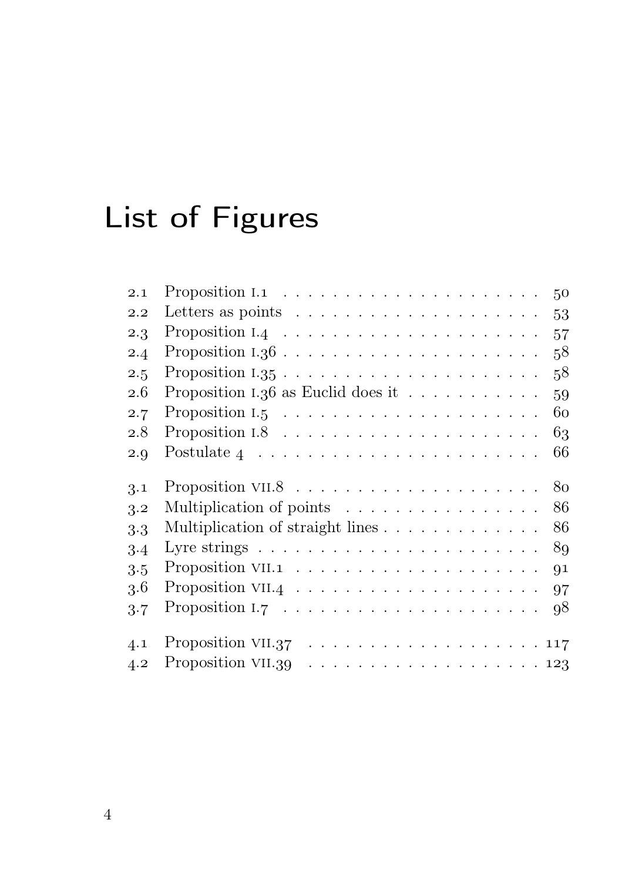# List of Figures

| | | |
|---|---|---|
| 2.1 | Proposition I.1 | 50 |
| 2.2 | Letters as points | 53 |
| 2.3 | Proposition I.4 | 57 |
| 2.4 | Proposition I.36 | 58 |
| 2.5 | Proposition I.35 | 58 |
| 2.6 | Proposition I.36 as Euclid does it | 59 |
| 2.7 | Proposition I.5 | 60 |
| 2.8 | Proposition I.8 | 63 |
| 2.9 | Postulate 4 | 66 |
| 3.1 | Proposition VII.8 | 80 |
| 3.2 | Multiplication of points | 86 |
| 3.3 | Multiplication of straight lines | 86 |
| 3.4 | Lyre strings | 89 |
| 3.5 | Proposition VII.1 | 91 |
| 3.6 | Proposition VII.4 | 97 |
| 3.7 | Proposition I.7 | 98 |
| 4.1 | Proposition VII.37 | 117 |
| 4.2 | Proposition VII.39 | 123 |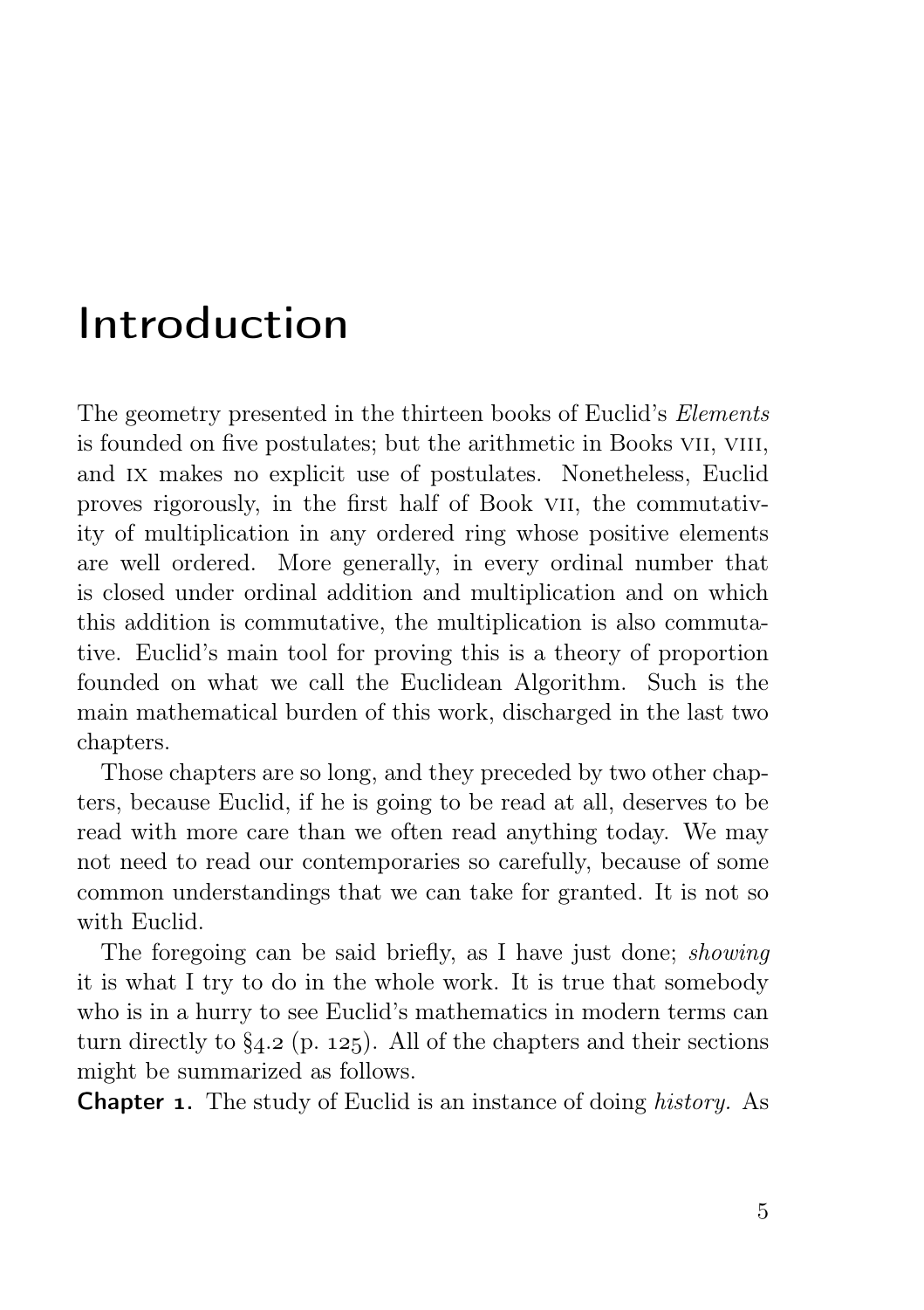# Introduction

The geometry presented in the thirteen books of Euclid's *Elements* is founded on five postulates; but the arithmetic in Books VII, VIII, and IX makes no explicit use of postulates. Nonetheless, Euclid proves rigorously, in the first half of Book VII, the commutativity of multiplication in any ordered ring whose positive elements are well ordered. More generally, in every ordinal number that is closed under ordinal addition and multiplication and on which this addition is commutative, the multiplication is also commutative. Euclid's main tool for proving this is a theory of proportion founded on what we call the Euclidean Algorithm. Such is the main mathematical burden of this work, discharged in the last two chapters.

Those chapters are so long, and they preceded by two other chapters, because Euclid, if he is going to be read at all, deserves to be read with more care than we often read anything today. We may not need to read our contemporaries so carefully, because of some common understandings that we can take for granted. It is not so with Euclid.

The foregoing can be said briefly, as I have just done; *showing* it is what I try to do in the whole work. It is true that somebody who is in a hurry to see Euclid's mathematics in modern terms can turn directly to §4.2 (p. 125). All of the chapters and their sections might be summarized as follows.

**Chapter 1.** The study of Euclid is an instance of doing *history.* As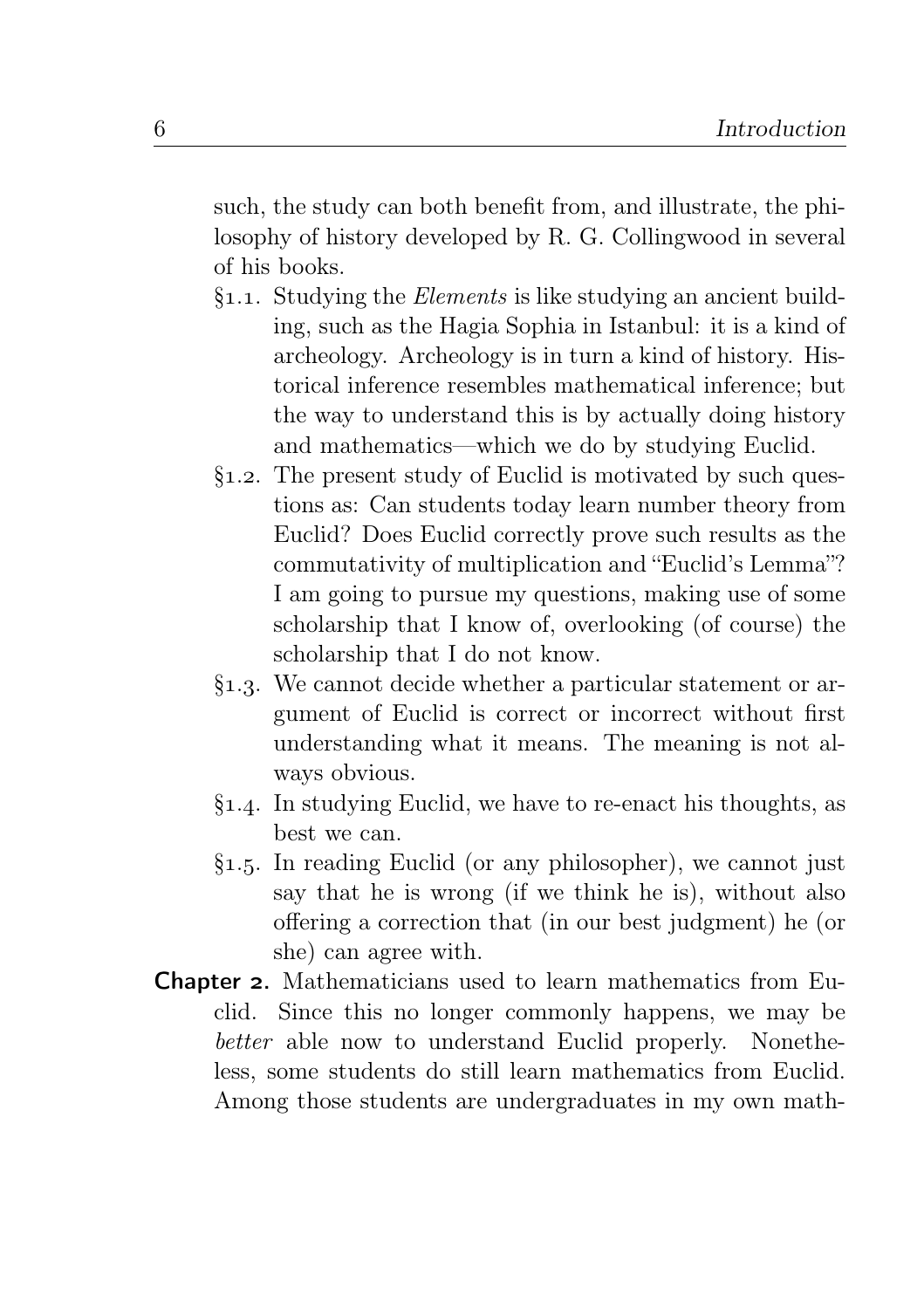such, the study can both benefit from, and illustrate, the philosophy of history developed by R. G. Collingwood in several of his books.

§1.1. Studying the *Elements* is like studying an ancient building, such as the Hagia Sophia in Istanbul: it is a kind of archeology. Archeology is in turn a kind of history. Historical inference resembles mathematical inference; but the way to understand this is by actually doing history and mathematics—which we do by studying Euclid.

§1.2. The present study of Euclid is motivated by such questions as: Can students today learn number theory from Euclid? Does Euclid correctly prove such results as the commutativity of multiplication and "Euclid's Lemma"? I am going to pursue my questions, making use of some scholarship that I know of, overlooking (of course) the scholarship that I do not know.

§1.3. We cannot decide whether a particular statement or argument of Euclid is correct or incorrect without first understanding what it means. The meaning is not always obvious.

§1.4. In studying Euclid, we have to re-enact his thoughts, as best we can.

§1.5. In reading Euclid (or any philosopher), we cannot just say that he is wrong (if we think he is), without also offering a correction that (in our best judgment) he (or she) can agree with.

**Chapter 2.** Mathematicians used to learn mathematics from Euclid. Since this no longer commonly happens, we may be *better* able now to understand Euclid properly. Nonetheless, some students do still learn mathematics from Euclid. Among those students are undergraduates in my own math-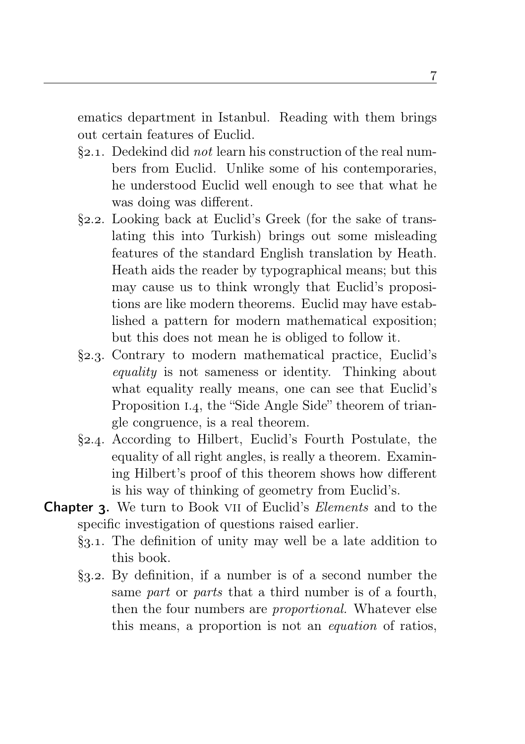ematics department in Istanbul. Reading with them brings out certain features of Euclid.

- §2.1. Dedekind did *not* learn his construction of the real numbers from Euclid. Unlike some of his contemporaries, he understood Euclid well enough to see that what he was doing was different.
- §2.2. Looking back at Euclid's Greek (for the sake of translating this into Turkish) brings out some misleading features of the standard English translation by Heath. Heath aids the reader by typographical means; but this may cause us to think wrongly that Euclid's propositions are like modern theorems. Euclid may have established a pattern for modern mathematical exposition; but this does not mean he is obliged to follow it.
- §2.3. Contrary to modern mathematical practice, Euclid's *equality* is not sameness or identity. Thinking about what equality really means, one can see that Euclid's Proposition I.4, the "Side Angle Side" theorem of triangle congruence, is a real theorem.
- §2.4. According to Hilbert, Euclid's Fourth Postulate, the equality of all right angles, is really a theorem. Examining Hilbert's proof of this theorem shows how different is his way of thinking of geometry from Euclid's.

**Chapter 3.** We turn to Book VII of Euclid's *Elements* and to the specific investigation of questions raised earlier.

- §3.1. The definition of unity may well be a late addition to this book.
- §3.2. By definition, if a number is of a second number the same *part* or *parts* that a third number is of a fourth, then the four numbers are *proportional.* Whatever else this means, a proportion is not an *equation* of ratios,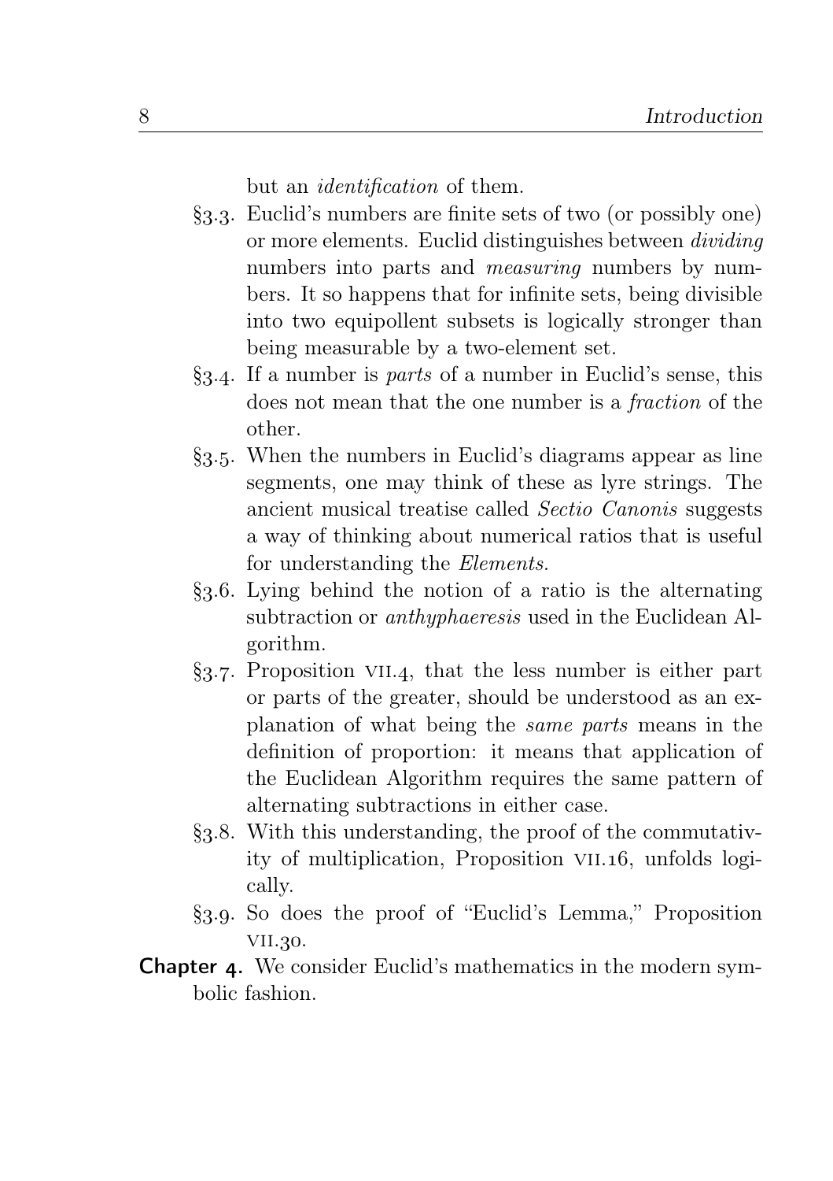but an *identification* of them.

- §3.3. Euclid's numbers are finite sets of two (or possibly one) or more elements. Euclid distinguishes between *dividing* numbers into parts and *measuring* numbers by numbers. It so happens that for infinite sets, being divisible into two equipollent subsets is logically stronger than being measurable by a two-element set.
- §3.4. If a number is *parts* of a number in Euclid's sense, this does not mean that the one number is a *fraction* of the other.
- §3.5. When the numbers in Euclid's diagrams appear as line segments, one may think of these as lyre strings. The ancient musical treatise called *Sectio Canonis* suggests a way of thinking about numerical ratios that is useful for understanding the *Elements.*
- §3.6. Lying behind the notion of a ratio is the alternating subtraction or *anthyphaeresis* used in the Euclidean Algorithm.
- §3.7. Proposition VII.4, that the less number is either part or parts of the greater, should be understood as an explanation of what being the *same parts* means in the definition of proportion: it means that application of the Euclidean Algorithm requires the same pattern of alternating subtractions in either case.
- §3.8. With this understanding, the proof of the commutativity of multiplication, Proposition VII.16, unfolds logically.
- §3.9. So does the proof of "Euclid's Lemma," Proposition VII.30.

**Chapter 4.** We consider Euclid's mathematics in the modern symbolic fashion.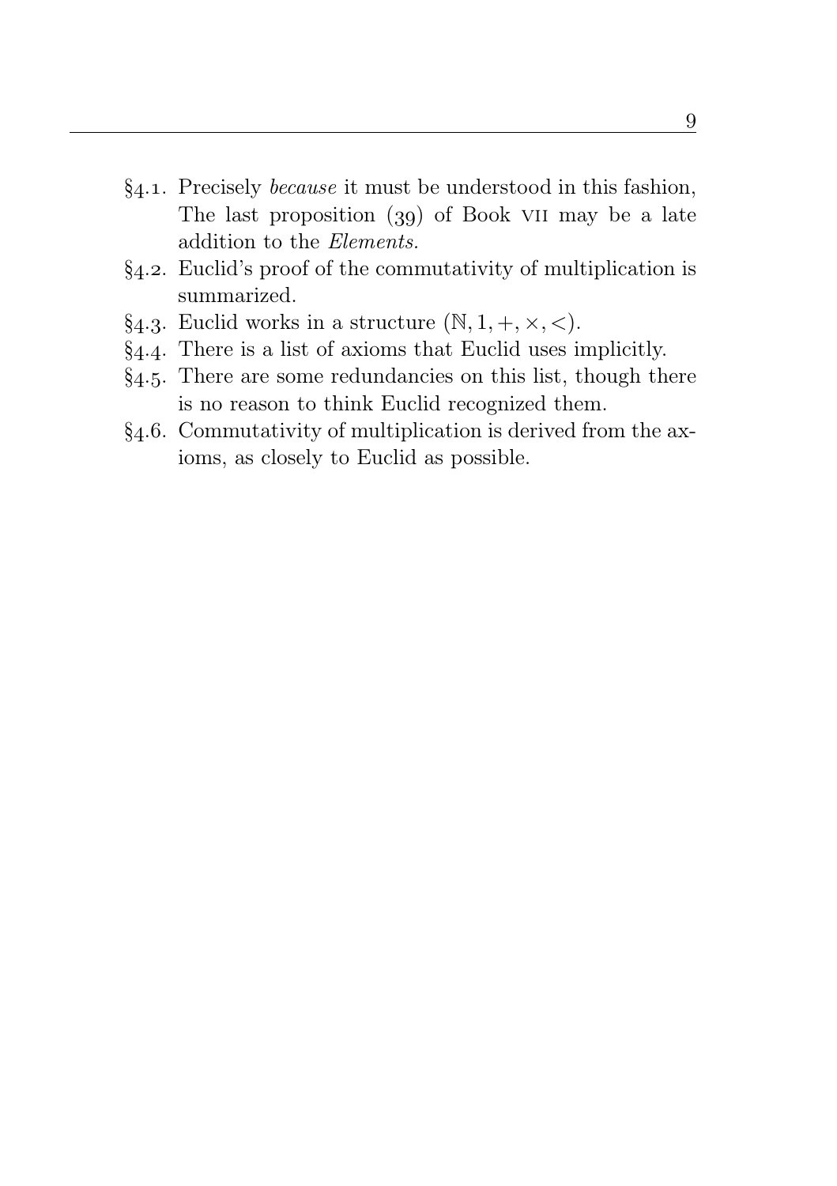§4.1. Precisely *because* it must be understood in this fashion, The last proposition (39) of Book VII may be a late addition to the *Elements.*

§4.2. Euclid's proof of the commutativity of multiplication is summarized.

§4.3. Euclid works in a structure $(\mathbb{N}, 1, +, \times, <)$.

§4.4. There is a list of axioms that Euclid uses implicitly.

§4.5. There are some redundancies on this list, though there is no reason to think Euclid recognized them.

§4.6. Commutativity of multiplication is derived from the axioms, as closely to Euclid as possible.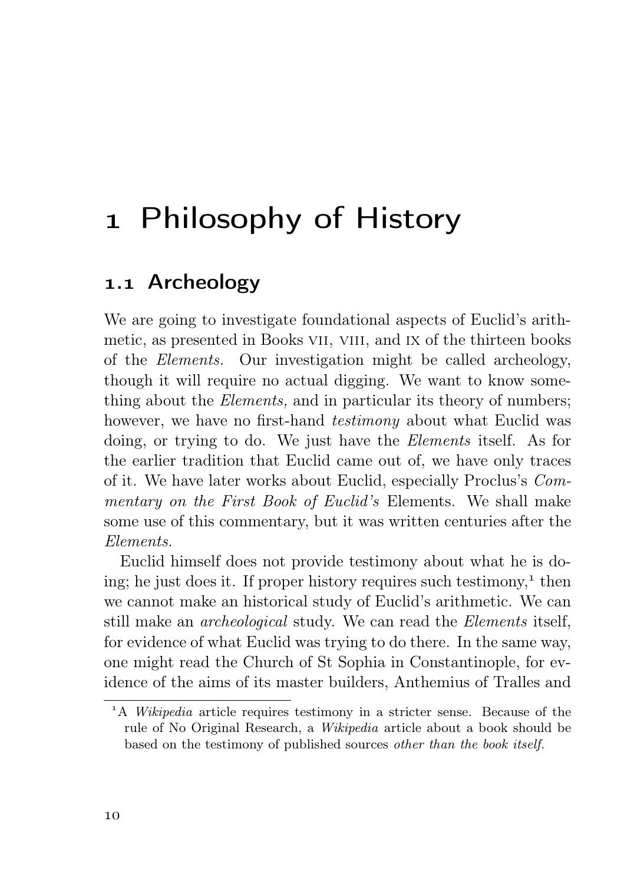# 1 Philosophy of History

## 1.1 Archeology

We are going to investigate foundational aspects of Euclid's arithmetic, as presented in Books VII, VIII, and IX of the thirteen books of the *Elements.* Our investigation might be called archeology, though it will require no actual digging. We want to know something about the *Elements,* and in particular its theory of numbers; however, we have no first-hand *testimony* about what Euclid was doing, or trying to do. We just have the *Elements* itself. As for the earlier tradition that Euclid came out of, we have only traces of it. We have later works about Euclid, especially Proclus's *Commentary on the First Book of Euclid's* Elements. We shall make some use of this commentary, but it was written centuries after the *Elements.*

Euclid himself does not provide testimony about what he is doing; he just does it. If proper history requires such testimony,[1] then we cannot make an historical study of Euclid's arithmetic. We can still make an *archeological* study. We can read the *Elements* itself, for evidence of what Euclid was trying to do there. In the same way, one might read the Church of St Sophia in Constantinople, for evidence of the aims of its master builders, Anthemius of Tralles and

[1] A *Wikipedia* article requires testimony in a stricter sense. Because of the rule of No Original Research, a *Wikipedia* article about a book should be based on the testimony of published sources *other than the book itself.*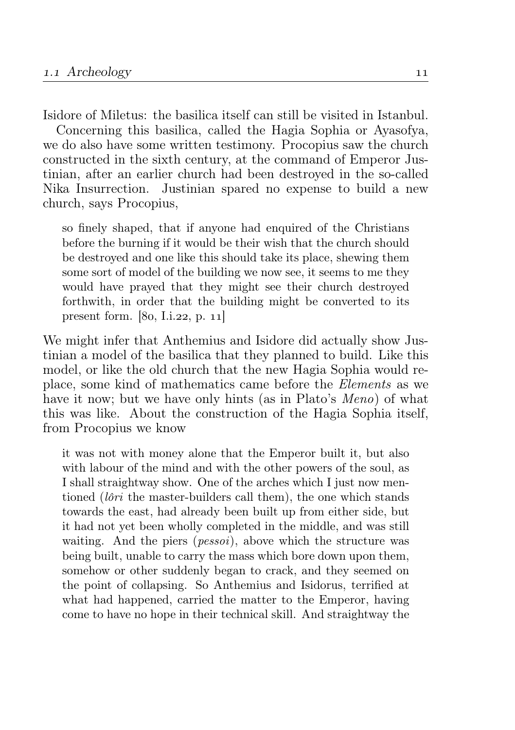Isidore of Miletus: the basilica itself can still be visited in Istanbul.

Concerning this basilica, called the Hagia Sophia or Ayasofya, we do also have some written testimony. Procopius saw the church constructed in the sixth century, at the command of Emperor Justinian, after an earlier church had been destroyed in the so-called Nika Insurrection. Justinian spared no expense to build a new church, says Procopius,

> so finely shaped, that if anyone had enquired of the Christians before the burning if it would be their wish that the church should be destroyed and one like this should take its place, shewing them some sort of model of the building we now see, it seems to me they would have prayed that they might see their church destroyed forthwith, in order that the building might be converted to its present form. [80, I.i.22, p. 11]

We might infer that Anthemius and Isidore did actually show Justinian a model of the basilica that they planned to build. Like this model, or like the old church that the new Hagia Sophia would replace, some kind of mathematics came before the *Elements* as we have it now; but we have only hints (as in Plato's *Meno*) of what this was like. About the construction of the Hagia Sophia itself, from Procopius we know

> it was not with money alone that the Emperor built it, but also with labour of the mind and with the other powers of the soul, as I shall straightway show. One of the arches which I just now mentioned (*lôri* the master-builders call them), the one which stands towards the east, had already been built up from either side, but it had not yet been wholly completed in the middle, and was still waiting. And the piers (*pessoi*), above which the structure was being built, unable to carry the mass which bore down upon them, somehow or other suddenly began to crack, and they seemed on the point of collapsing. So Anthemius and Isidorus, terrified at what had happened, carried the matter to the Emperor, having come to have no hope in their technical skill. And straightway the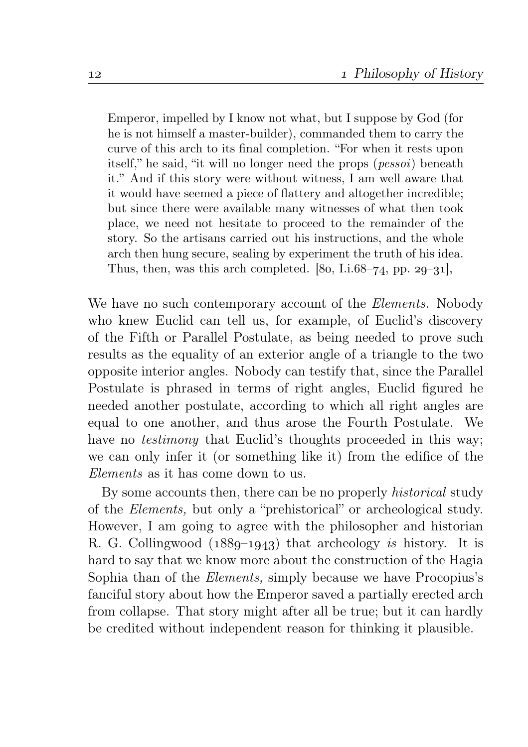> Emperor, impelled by I know not what, but I suppose by God (for he is not himself a master-builder), commanded them to carry the curve of this arch to its final completion. "For when it rests upon itself," he said, "it will no longer need the props (*pessoi*) beneath it." And if this story were without witness, I am well aware that it would have seemed a piece of flattery and altogether incredible; but since there were available many witnesses of what then took place, we need not hesitate to proceed to the remainder of the story. So the artisans carried out his instructions, and the whole arch then hung secure, sealing by experiment the truth of his idea. Thus, then, was this arch completed. [80, I.i.68–74, pp. 29–31],

We have no such contemporary account of the *Elements.* Nobody who knew Euclid can tell us, for example, of Euclid's discovery of the Fifth or Parallel Postulate, as being needed to prove such results as the equality of an exterior angle of a triangle to the two opposite interior angles. Nobody can testify that, since the Parallel Postulate is phrased in terms of right angles, Euclid figured he needed another postulate, according to which all right angles are equal to one another, and thus arose the Fourth Postulate. We have no *testimony* that Euclid's thoughts proceeded in this way; we can only infer it (or something like it) from the edifice of the *Elements* as it has come down to us.

By some accounts then, there can be no properly *historical* study of the *Elements,* but only a "prehistorical" or archeological study. However, I am going to agree with the philosopher and historian R. G. Collingwood (1889–1943) that archeology *is* history. It is hard to say that we know more about the construction of the Hagia Sophia than of the *Elements,* simply because we have Procopius's fanciful story about how the Emperor saved a partially erected arch from collapse. That story might after all be true; but it can hardly be credited without independent reason for thinking it plausible.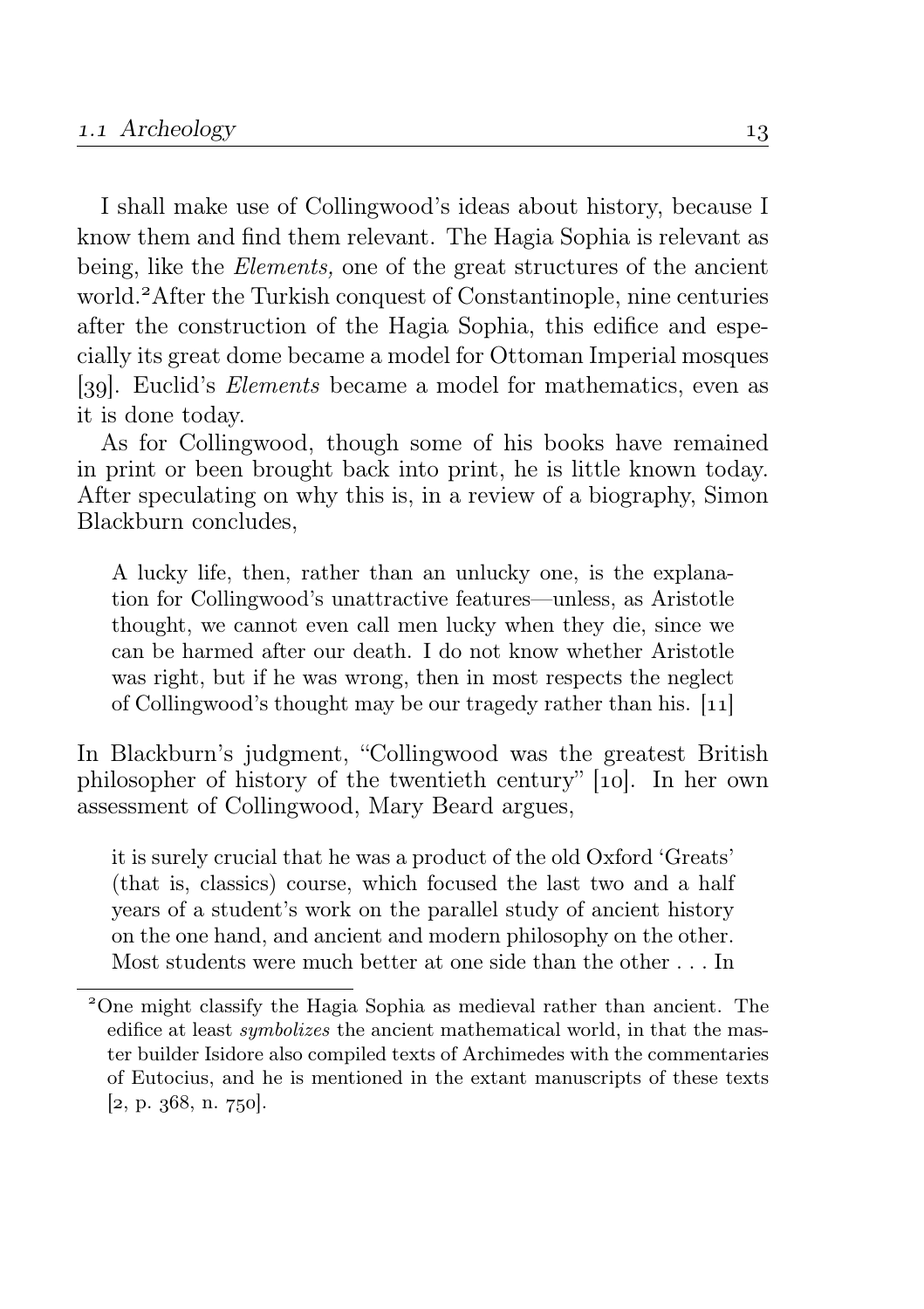I shall make use of Collingwood's ideas about history, because I know them and find them relevant. The Hagia Sophia is relevant as being, like the *Elements,* one of the great structures of the ancient world.[2] After the Turkish conquest of Constantinople, nine centuries after the construction of the Hagia Sophia, this edifice and especially its great dome became a model for Ottoman Imperial mosques [39]. Euclid's *Elements* became a model for mathematics, even as it is done today.

As for Collingwood, though some of his books have remained in print or been brought back into print, he is little known today. After speculating on why this is, in a review of a biography, Simon Blackburn concludes,

> A lucky life, then, rather than an unlucky one, is the explanation for Collingwood's unattractive features—unless, as Aristotle thought, we cannot even call men lucky when they die, since we can be harmed after our death. I do not know whether Aristotle was right, but if he was wrong, then in most respects the neglect of Collingwood's thought may be our tragedy rather than his. [11]

In Blackburn's judgment, "Collingwood was the greatest British philosopher of history of the twentieth century" [10]. In her own assessment of Collingwood, Mary Beard argues,

> it is surely crucial that he was a product of the old Oxford 'Greats' (that is, classics) course, which focused the last two and a half years of a student's work on the parallel study of ancient history on the one hand, and ancient and modern philosophy on the other. Most students were much better at one side than the other . . . In

[2] One might classify the Hagia Sophia as medieval rather than ancient. The edifice at least *symbolizes* the ancient mathematical world, in that the master builder Isidore also compiled texts of Archimedes with the commentaries of Eutocius, and he is mentioned in the extant manuscripts of these texts [2, p. 368, n. 750].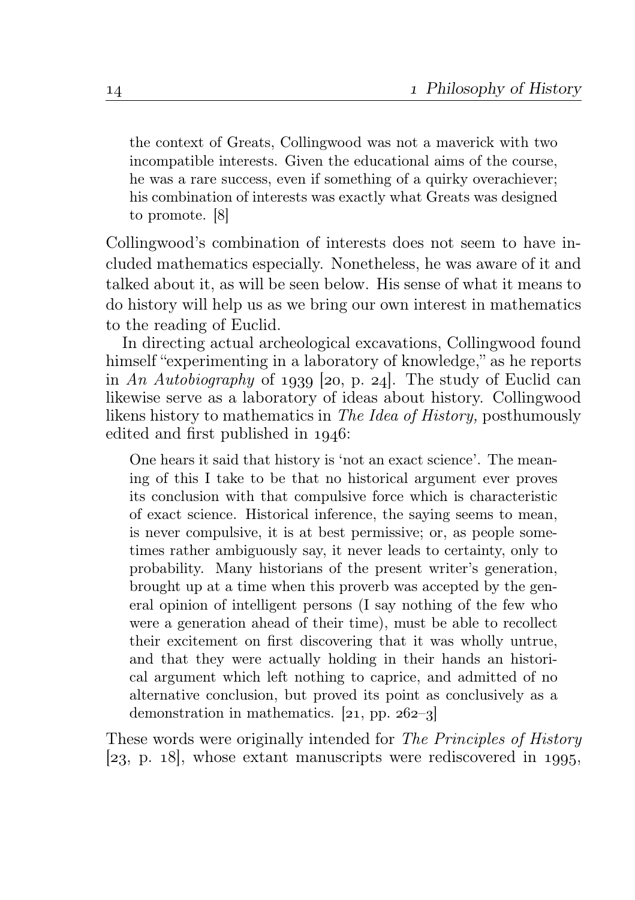> the context of Greats, Collingwood was not a maverick with two incompatible interests. Given the educational aims of the course, he was a rare success, even if something of a quirky overachiever; his combination of interests was exactly what Greats was designed to promote. [8]

Collingwood's combination of interests does not seem to have included mathematics especially. Nonetheless, he was aware of it and talked about it, as will be seen below. His sense of what it means to do history will help us as we bring our own interest in mathematics to the reading of Euclid.

In directing actual archeological excavations, Collingwood found himself "experimenting in a laboratory of knowledge," as he reports in *An Autobiography* of 1939 [20, p. 24]. The study of Euclid can likewise serve as a laboratory of ideas about history. Collingwood likens history to mathematics in *The Idea of History,* posthumously edited and first published in 1946:

> One hears it said that history is 'not an exact science'. The meaning of this I take to be that no historical argument ever proves its conclusion with that compulsive force which is characteristic of exact science. Historical inference, the saying seems to mean, is never compulsive, it is at best permissive; or, as people sometimes rather ambiguously say, it never leads to certainty, only to probability. Many historians of the present writer's generation, brought up at a time when this proverb was accepted by the general opinion of intelligent persons (I say nothing of the few who were a generation ahead of their time), must be able to recollect their excitement on first discovering that it was wholly untrue, and that they were actually holding in their hands an historical argument which left nothing to caprice, and admitted of no alternative conclusion, but proved its point as conclusively as a demonstration in mathematics. [21, pp. 262–3]

These words were originally intended for *The Principles of History* [23, p. 18], whose extant manuscripts were rediscovered in 1995,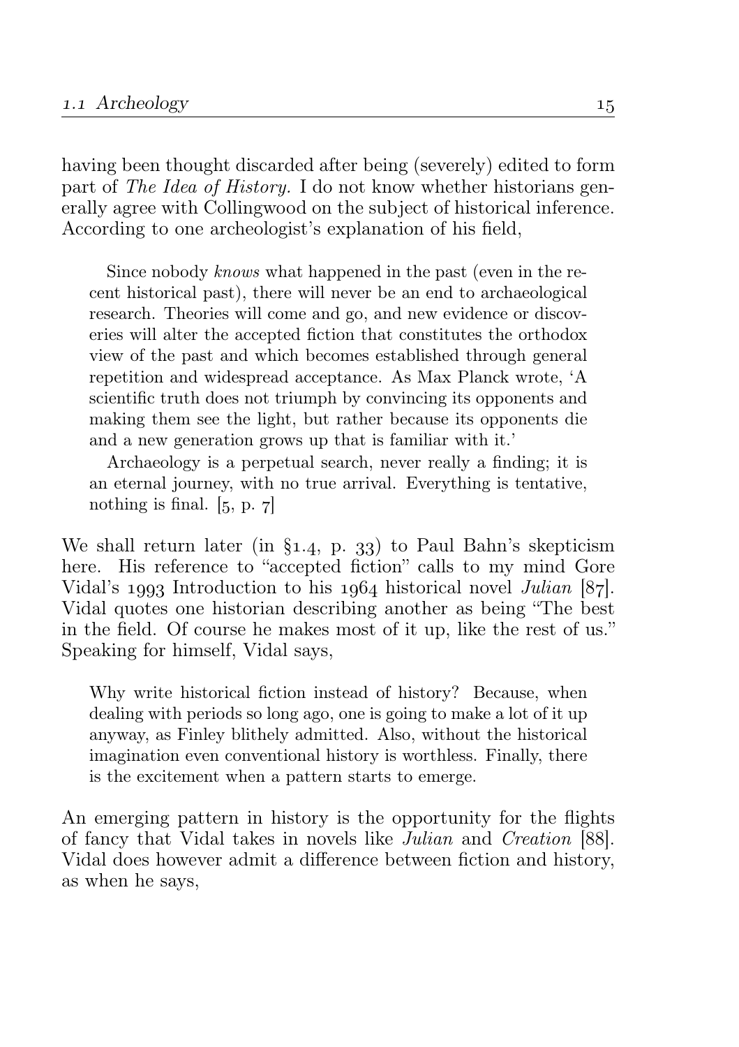having been thought discarded after being (severely) edited to form part of *The Idea of History.* I do not know whether historians generally agree with Collingwood on the subject of historical inference. According to one archeologist's explanation of his field,

> Since nobody *knows* what happened in the past (even in the recent historical past), there will never be an end to archaeological research. Theories will come and go, and new evidence or discoveries will alter the accepted fiction that constitutes the orthodox view of the past and which becomes established through general repetition and widespread acceptance. As Max Planck wrote, 'A scientific truth does not triumph by convincing its opponents and making them see the light, but rather because its opponents die and a new generation grows up that is familiar with it.'
>
> Archaeology is a perpetual search, never really a finding; it is an eternal journey, with no true arrival. Everything is tentative, nothing is final. [5, p. 7]

We shall return later (in §1.4, p. 33) to Paul Bahn's skepticism here. His reference to "accepted fiction" calls to my mind Gore Vidal's 1993 Introduction to his 1964 historical novel *Julian* [87]. Vidal quotes one historian describing another as being "The best in the field. Of course he makes most of it up, like the rest of us." Speaking for himself, Vidal says,

> Why write historical fiction instead of history? Because, when dealing with periods so long ago, one is going to make a lot of it up anyway, as Finley blithely admitted. Also, without the historical imagination even conventional history is worthless. Finally, there is the excitement when a pattern starts to emerge.

An emerging pattern in history is the opportunity for the flights of fancy that Vidal takes in novels like *Julian* and *Creation* [88]. Vidal does however admit a difference between fiction and history, as when he says,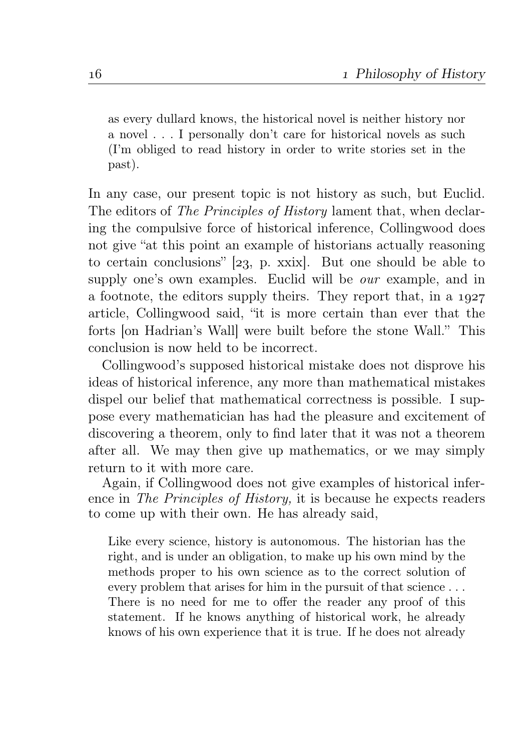> as every dullard knows, the historical novel is neither history nor a novel . . . I personally don't care for historical novels as such (I'm obliged to read history in order to write stories set in the past).

In any case, our present topic is not history as such, but Euclid. The editors of *The Principles of History* lament that, when declaring the compulsive force of historical inference, Collingwood does not give "at this point an example of historians actually reasoning to certain conclusions" [23, p. xxix]. But one should be able to supply one's own examples. Euclid will be *our* example, and in a footnote, the editors supply theirs. They report that, in a 1927 article, Collingwood said, "it is more certain than ever that the forts [on Hadrian's Wall] were built before the stone Wall." This conclusion is now held to be incorrect.

Collingwood's supposed historical mistake does not disprove his ideas of historical inference, any more than mathematical mistakes dispel our belief that mathematical correctness is possible. I suppose every mathematician has had the pleasure and excitement of discovering a theorem, only to find later that it was not a theorem after all. We may then give up mathematics, or we may simply return to it with more care.

Again, if Collingwood does not give examples of historical inference in *The Principles of History,* it is because he expects readers to come up with their own. He has already said,

> Like every science, history is autonomous. The historian has the right, and is under an obligation, to make up his own mind by the methods proper to his own science as to the correct solution of every problem that arises for him in the pursuit of that science . . . There is no need for me to offer the reader any proof of this statement. If he knows anything of historical work, he already knows of his own experience that it is true. If he does not already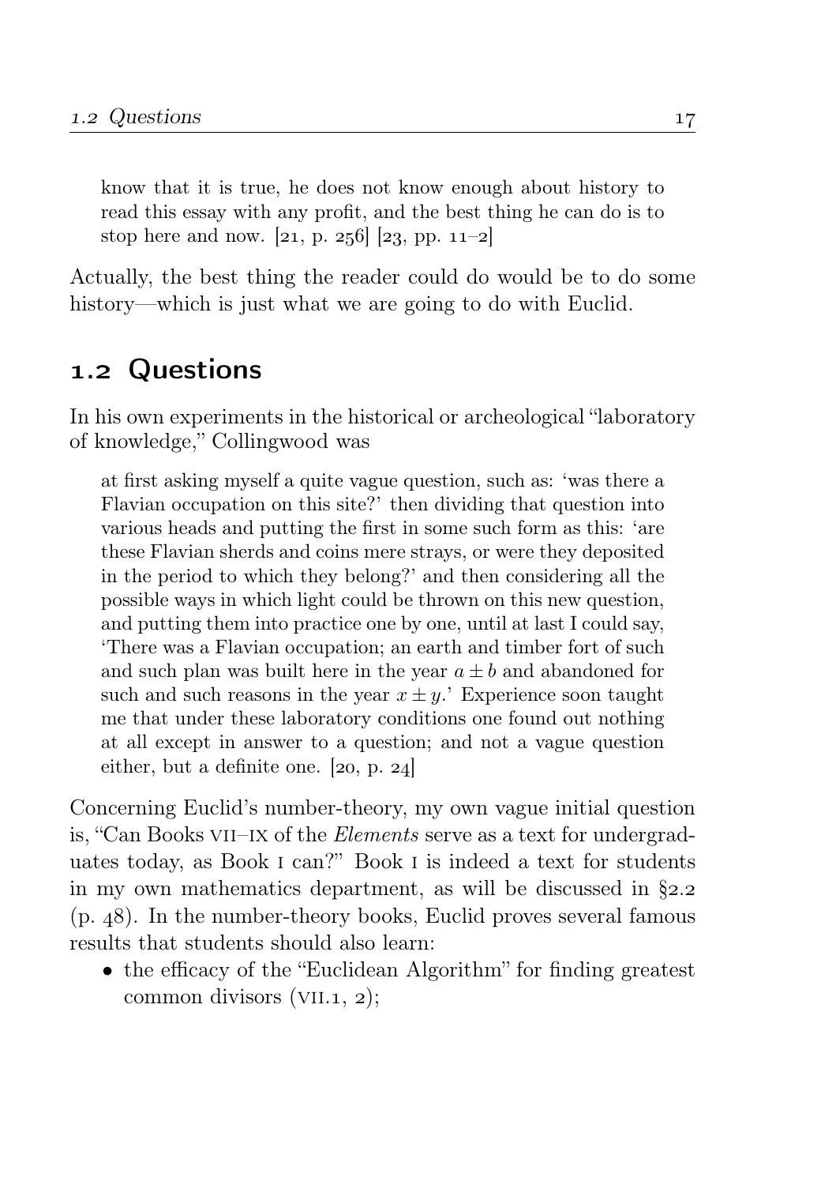> know that it is true, he does not know enough about history to read this essay with any profit, and the best thing he can do is to stop here and now. [21, p. 256] [23, pp. 11–2]

Actually, the best thing the reader could do would be to do some history—which is just what we are going to do with Euclid.

## 1.2 Questions

In his own experiments in the historical or archeological "laboratory of knowledge," Collingwood was

> at first asking myself a quite vague question, such as: 'was there a Flavian occupation on this site?' then dividing that question into various heads and putting the first in some such form as this: 'are these Flavian sherds and coins mere strays, or were they deposited in the period to which they belong?' and then considering all the possible ways in which light could be thrown on this new question, and putting them into practice one by one, until at last I could say, 'There was a Flavian occupation; an earth and timber fort of such and such plan was built here in the year $a \pm b$ and abandoned for such and such reasons in the year $x \pm y$.' Experience soon taught me that under these laboratory conditions one found out nothing at all except in answer to a question; and not a vague question either, but a definite one. [20, p. 24]

Concerning Euclid's number-theory, my own vague initial question is, "Can Books VII–IX of the *Elements* serve as a text for undergraduates today, as Book I can?" Book I is indeed a text for students in my own mathematics department, as will be discussed in §2.2 (p. 48). In the number-theory books, Euclid proves several famous results that students should also learn:

- the efficacy of the "Euclidean Algorithm" for finding greatest common divisors (VII.1, 2);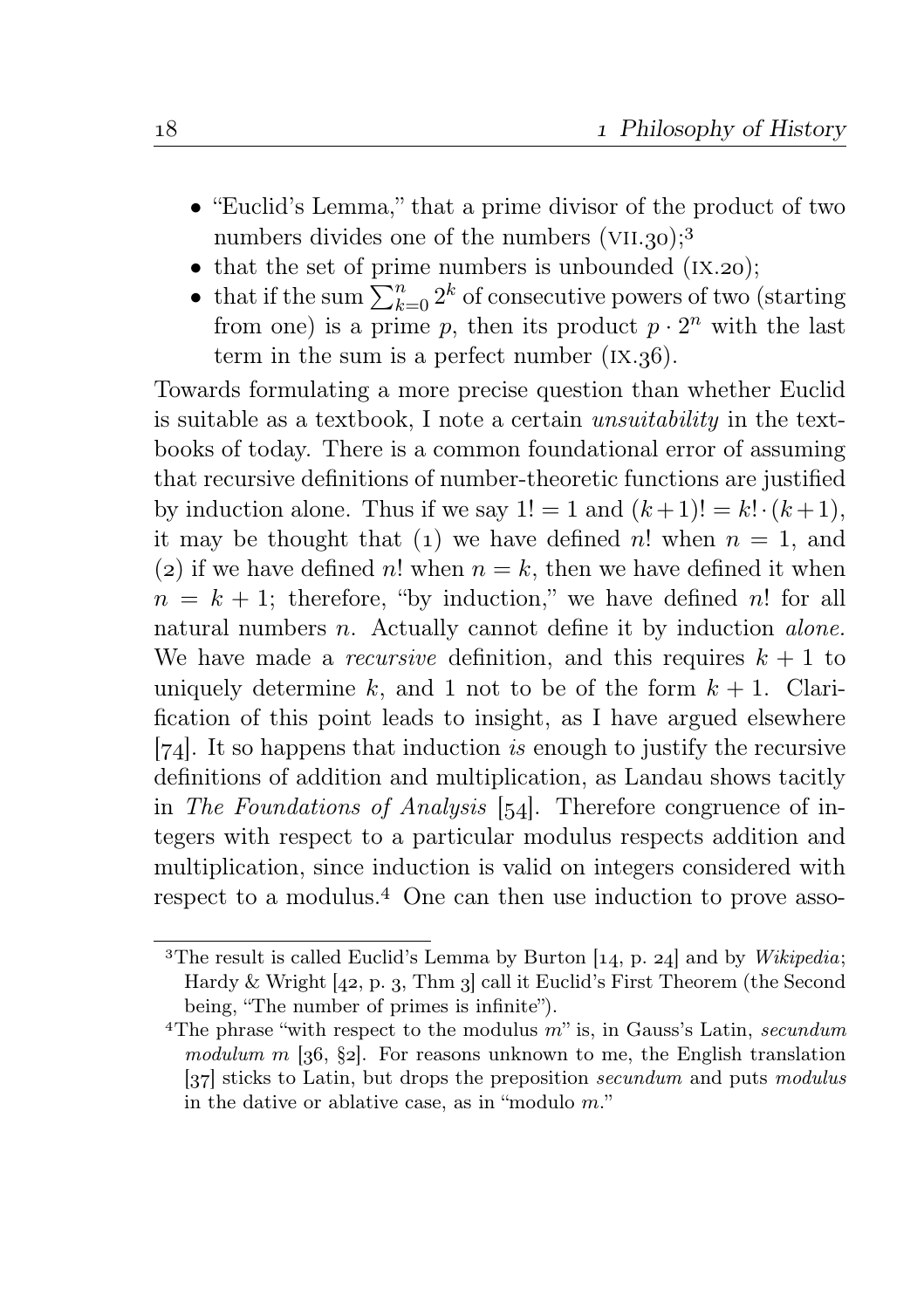- "Euclid's Lemma," that a prime divisor of the product of two numbers divides one of the numbers (VII.30);[3]
- that the set of prime numbers is unbounded (IX.20);
- that if the sum $\sum_{k=0}^{n} 2^k$ of consecutive powers of two (starting from one) is a prime $p$, then its product $p \cdot 2^n$ with the last term in the sum is a perfect number (IX.36).

Towards formulating a more precise question than whether Euclid is suitable as a textbook, I note a certain *unsuitability* in the textbooks of today. There is a common foundational error of assuming that recursive definitions of number-theoretic functions are justified by induction alone. Thus if we say $1! = 1$ and $(k+1)! = k! \cdot (k+1)$, it may be thought that (1) we have defined $n!$ when $n = 1$, and (2) if we have defined $n!$ when $n = k$, then we have defined it when $n = k + 1$; therefore, "by induction," we have defined $n!$ for all natural numbers $n$. Actually cannot define it by induction *alone*. We have made a *recursive* definition, and this requires $k + 1$ to uniquely determine $k$, and 1 not to be of the form $k + 1$. Clarification of this point leads to insight, as I have argued elsewhere [74]. It so happens that induction *is* enough to justify the recursive definitions of addition and multiplication, as Landau shows tacitly in *The Foundations of Analysis* [54]. Therefore congruence of integers with respect to a particular modulus respects addition and multiplication, since induction is valid on integers considered with respect to a modulus.[4] One can then use induction to prove asso-

---

[3] The result is called Euclid's Lemma by Burton [14, p. 24] and by *Wikipedia*; Hardy & Wright [42, p. 3, Thm 3] call it Euclid's First Theorem (the Second being, "The number of primes is infinite").

[4] The phrase "with respect to the modulus $m$" is, in Gauss's Latin, *secundum modulum m* [36, §2]. For reasons unknown to me, the English translation [37] sticks to Latin, but drops the preposition *secundum* and puts *modulus* in the dative or ablative case, as in "modulo $m$."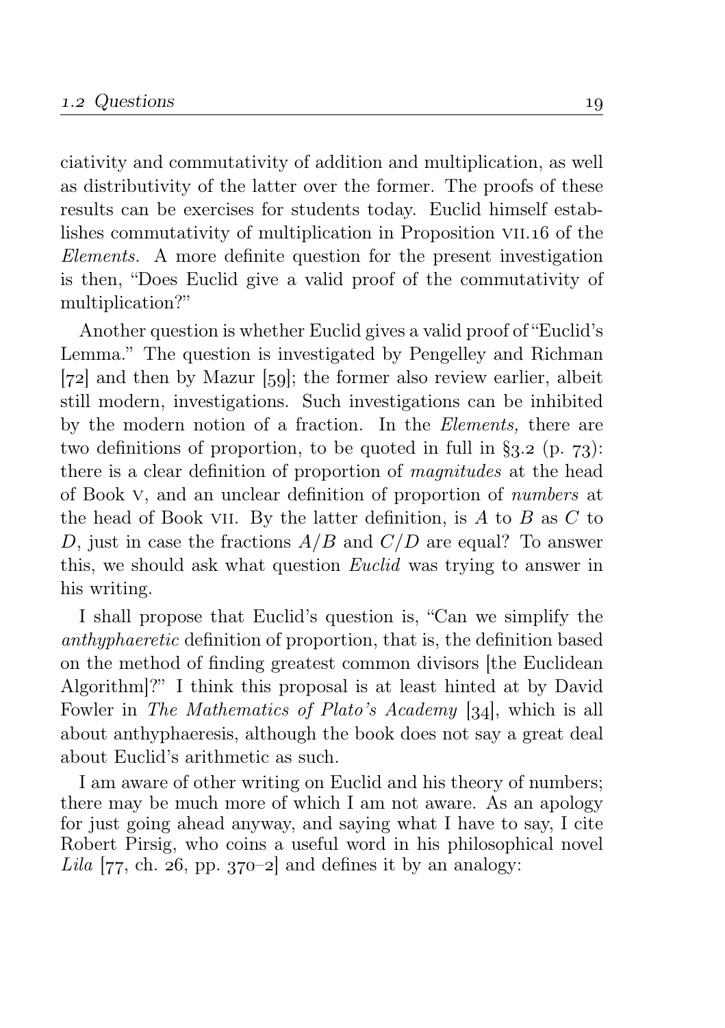ciativity and commutativity of addition and multiplication, as well as distributivity of the latter over the former. The proofs of these results can be exercises for students today. Euclid himself establishes commutativity of multiplication in Proposition VII.16 of the *Elements.* A more definite question for the present investigation is then, "Does Euclid give a valid proof of the commutativity of multiplication?"

Another question is whether Euclid gives a valid proof of "Euclid's Lemma." The question is investigated by Pengelley and Richman [72] and then by Mazur [59]; the former also review earlier, albeit still modern, investigations. Such investigations can be inhibited by the modern notion of a fraction. In the *Elements,* there are two definitions of proportion, to be quoted in full in §3.2 (p. 73): there is a clear definition of proportion of *magnitudes* at the head of Book V, and an unclear definition of proportion of *numbers* at the head of Book VII. By the latter definition, is $A$ to $B$ as $C$ to $D$, just in case the fractions $A/B$ and $C/D$ are equal? To answer this, we should ask what question *Euclid* was trying to answer in his writing.

I shall propose that Euclid's question is, "Can we simplify the *anthyphaeretic* definition of proportion, that is, the definition based on the method of finding greatest common divisors [the Euclidean Algorithm]?" I think this proposal is at least hinted at by David Fowler in *The Mathematics of Plato's Academy* [34], which is all about anthyphaeresis, although the book does not say a great deal about Euclid's arithmetic as such.

I am aware of other writing on Euclid and his theory of numbers; there may be much more of which I am not aware. As an apology for just going ahead anyway, and saying what I have to say, I cite Robert Pirsig, who coins a useful word in his philosophical novel *Lila* [77, ch. 26, pp. 370–2] and defines it by an analogy: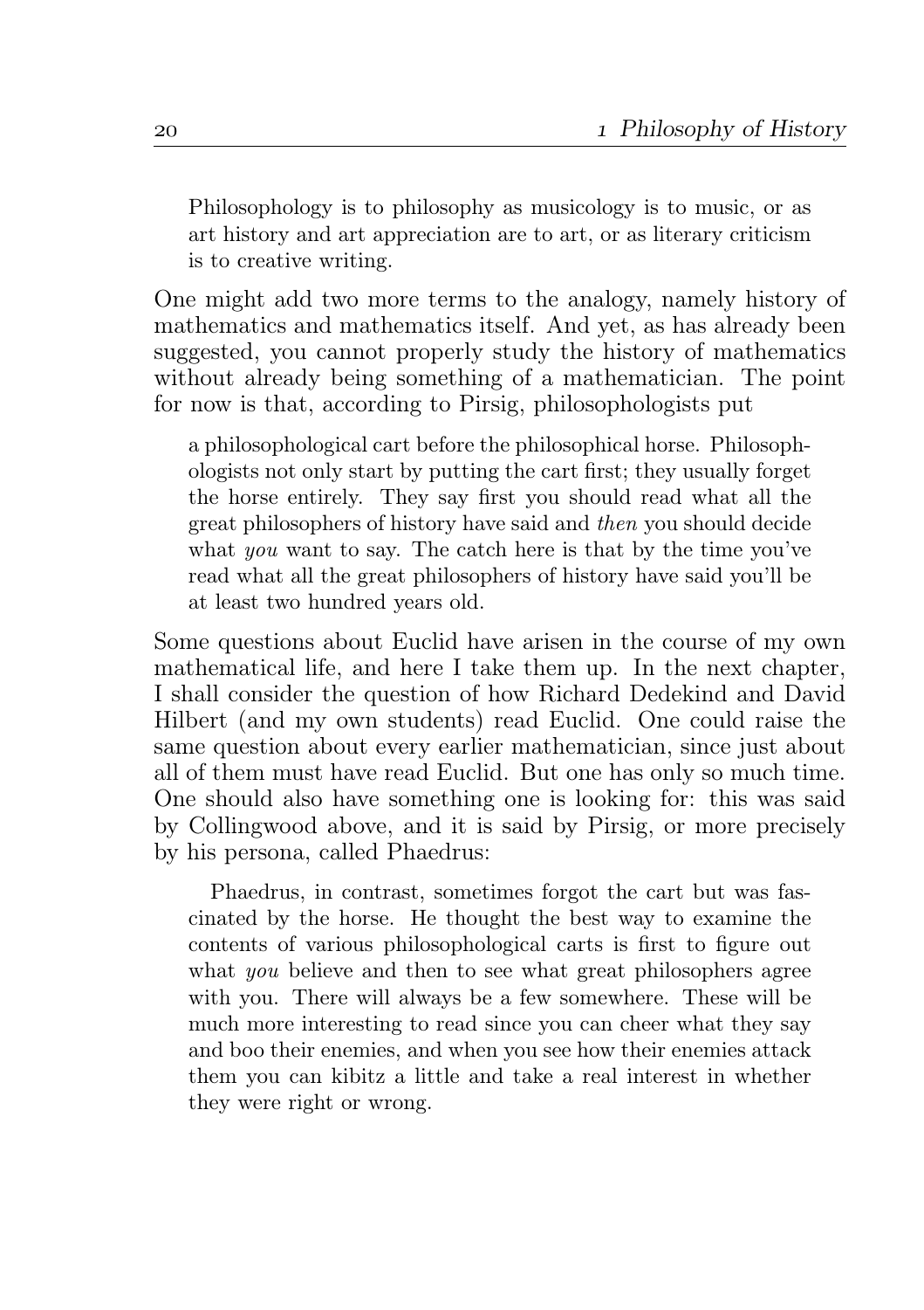> Philosophology is to philosophy as musicology is to music, or as art history and art appreciation are to art, or as literary criticism is to creative writing.

One might add two more terms to the analogy, namely history of mathematics and mathematics itself. And yet, as has already been suggested, you cannot properly study the history of mathematics without already being something of a mathematician. The point for now is that, according to Pirsig, philosophologists put

> a philosophological cart before the philosophical horse. Philosophologists not only start by putting the cart first; they usually forget the horse entirely. They say first you should read what all the great philosophers of history have said and *then* you should decide what *you* want to say. The catch here is that by the time you've read what all the great philosophers of history have said you'll be at least two hundred years old.

Some questions about Euclid have arisen in the course of my own mathematical life, and here I take them up. In the next chapter, I shall consider the question of how Richard Dedekind and David Hilbert (and my own students) read Euclid. One could raise the same question about every earlier mathematician, since just about all of them must have read Euclid. But one has only so much time. One should also have something one is looking for: this was said by Collingwood above, and it is said by Pirsig, or more precisely by his persona, called Phaedrus:

> Phaedrus, in contrast, sometimes forgot the cart but was fascinated by the horse. He thought the best way to examine the contents of various philosophological carts is first to figure out what *you* believe and then to see what great philosophers agree with you. There will always be a few somewhere. These will be much more interesting to read since you can cheer what they say and boo their enemies, and when you see how their enemies attack them you can kibitz a little and take a real interest in whether they were right or wrong.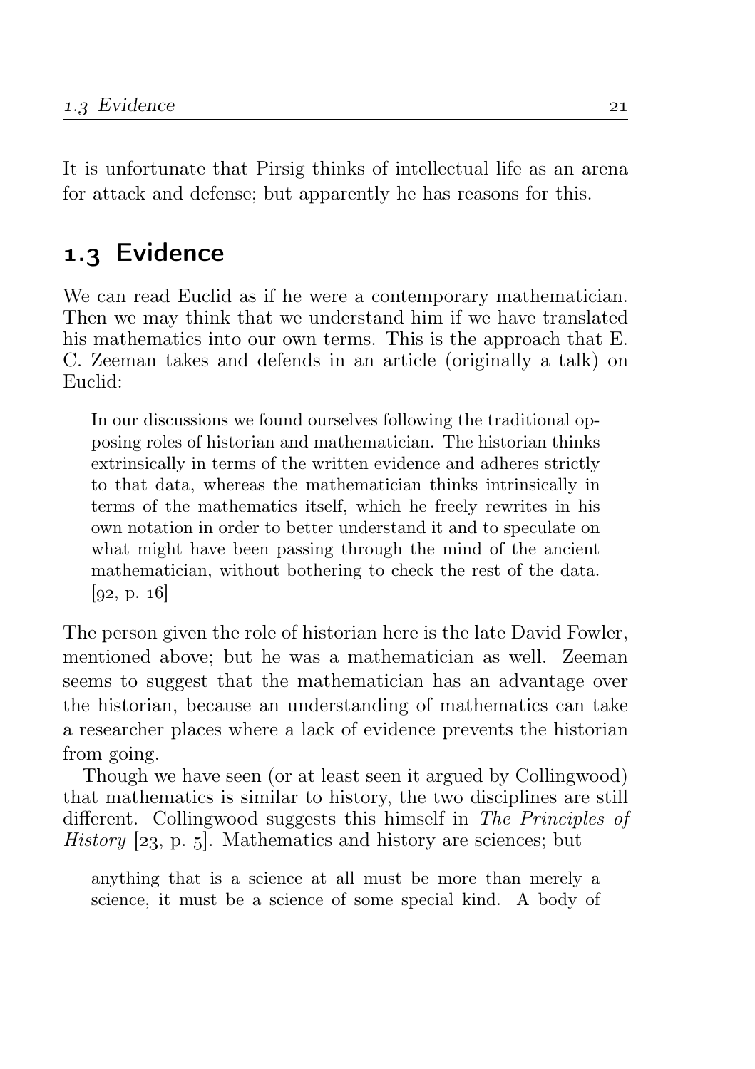It is unfortunate that Pirsig thinks of intellectual life as an arena for attack and defense; but apparently he has reasons for this.

## 1.3 Evidence

We can read Euclid as if he were a contemporary mathematician. Then we may think that we understand him if we have translated his mathematics into our own terms. This is the approach that E. C. Zeeman takes and defends in an article (originally a talk) on Euclid:

> In our discussions we found ourselves following the traditional opposing roles of historian and mathematician. The historian thinks extrinsically in terms of the written evidence and adheres strictly to that data, whereas the mathematician thinks intrinsically in terms of the mathematics itself, which he freely rewrites in his own notation in order to better understand it and to speculate on what might have been passing through the mind of the ancient mathematician, without bothering to check the rest of the data. [92, p. 16]

The person given the role of historian here is the late David Fowler, mentioned above; but he was a mathematician as well. Zeeman seems to suggest that the mathematician has an advantage over the historian, because an understanding of mathematics can take a researcher places where a lack of evidence prevents the historian from going.

Though we have seen (or at least seen it argued by Collingwood) that mathematics is similar to history, the two disciplines are still different. Collingwood suggests this himself in *The Principles of History* [23, p. 5]. Mathematics and history are sciences; but

> anything that is a science at all must be more than merely a science, it must be a science of some special kind. A body of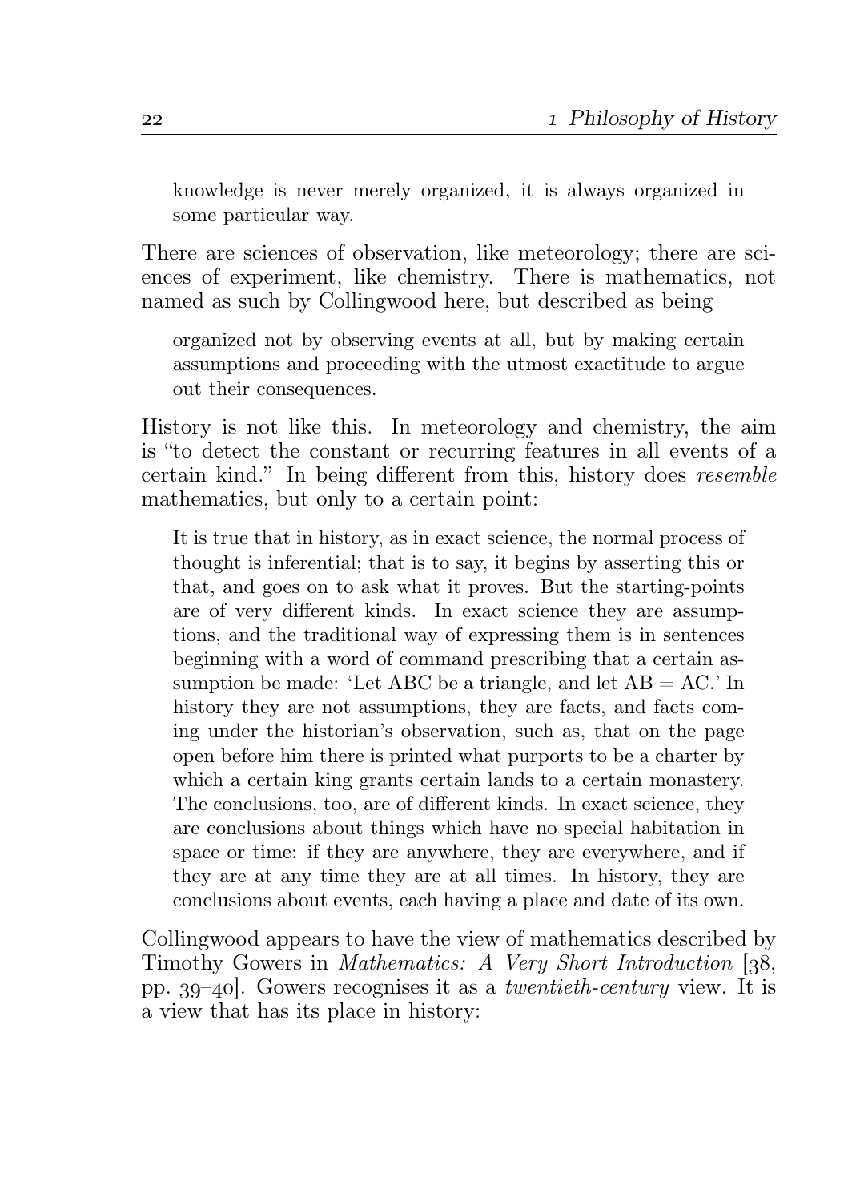> knowledge is never merely organized, it is always organized in some particular way.

There are sciences of observation, like meteorology; there are sciences of experiment, like chemistry. There is mathematics, not named as such by Collingwood here, but described as being

> organized not by observing events at all, but by making certain assumptions and proceeding with the utmost exactitude to argue out their consequences.

History is not like this. In meteorology and chemistry, the aim is "to detect the constant or recurring features in all events of a certain kind." In being different from this, history does *resemble* mathematics, but only to a certain point:

> It is true that in history, as in exact science, the normal process of thought is inferential; that is to say, it begins by asserting this or that, and goes on to ask what it proves. But the starting-points are of very different kinds. In exact science they are assumptions, and the traditional way of expressing them is in sentences beginning with a word of command prescribing that a certain assumption be made: 'Let ABC be a triangle, and let AB = AC.' In history they are not assumptions, they are facts, and facts coming under the historian's observation, such as, that on the page open before him there is printed what purports to be a charter by which a certain king grants certain lands to a certain monastery. The conclusions, too, are of different kinds. In exact science, they are conclusions about things which have no special habitation in space or time: if they are anywhere, they are everywhere, and if they are at any time they are at all times. In history, they are conclusions about events, each having a place and date of its own.

Collingwood appears to have the view of mathematics described by Timothy Gowers in *Mathematics: A Very Short Introduction* [38, pp. 39–40]. Gowers recognises it as a *twentieth-century* view. It is a view that has its place in history: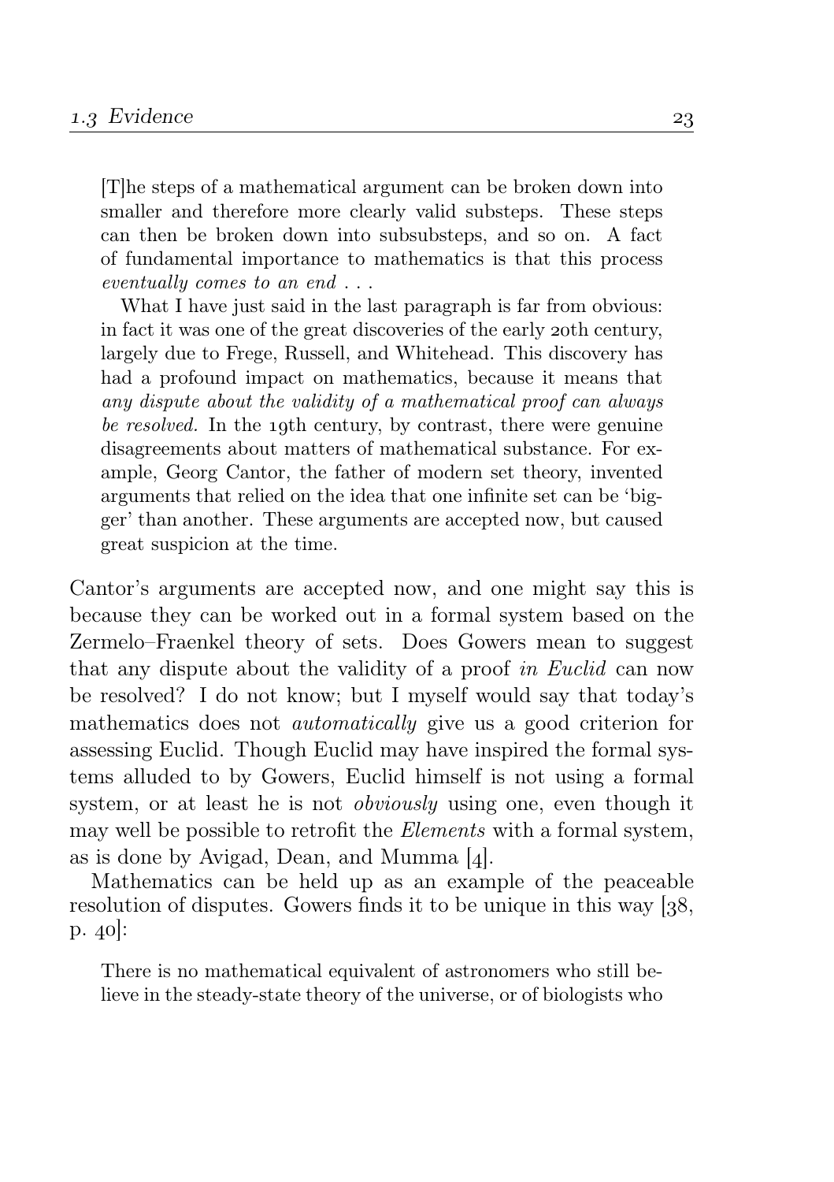> [T]he steps of a mathematical argument can be broken down into smaller and therefore more clearly valid substeps. These steps can then be broken down into subsubsteps, and so on. A fact of fundamental importance to mathematics is that this process *eventually comes to an end* . . .
>
> What I have just said in the last paragraph is far from obvious: in fact it was one of the great discoveries of the early 20th century, largely due to Frege, Russell, and Whitehead. This discovery has had a profound impact on mathematics, because it means that *any dispute about the validity of a mathematical proof can always be resolved.* In the 19th century, by contrast, there were genuine disagreements about matters of mathematical substance. For example, Georg Cantor, the father of modern set theory, invented arguments that relied on the idea that one infinite set can be 'bigger' than another. These arguments are accepted now, but caused great suspicion at the time.

Cantor's arguments are accepted now, and one might say this is because they can be worked out in a formal system based on the Zermelo–Fraenkel theory of sets. Does Gowers mean to suggest that any dispute about the validity of a proof *in Euclid* can now be resolved? I do not know; but I myself would say that today's mathematics does not *automatically* give us a good criterion for assessing Euclid. Though Euclid may have inspired the formal systems alluded to by Gowers, Euclid himself is not using a formal system, or at least he is not *obviously* using one, even though it may well be possible to retrofit the *Elements* with a formal system, as is done by Avigad, Dean, and Mumma [4].

Mathematics can be held up as an example of the peaceable resolution of disputes. Gowers finds it to be unique in this way [38, p. 40]:

> There is no mathematical equivalent of astronomers who still believe in the steady-state theory of the universe, or of biologists who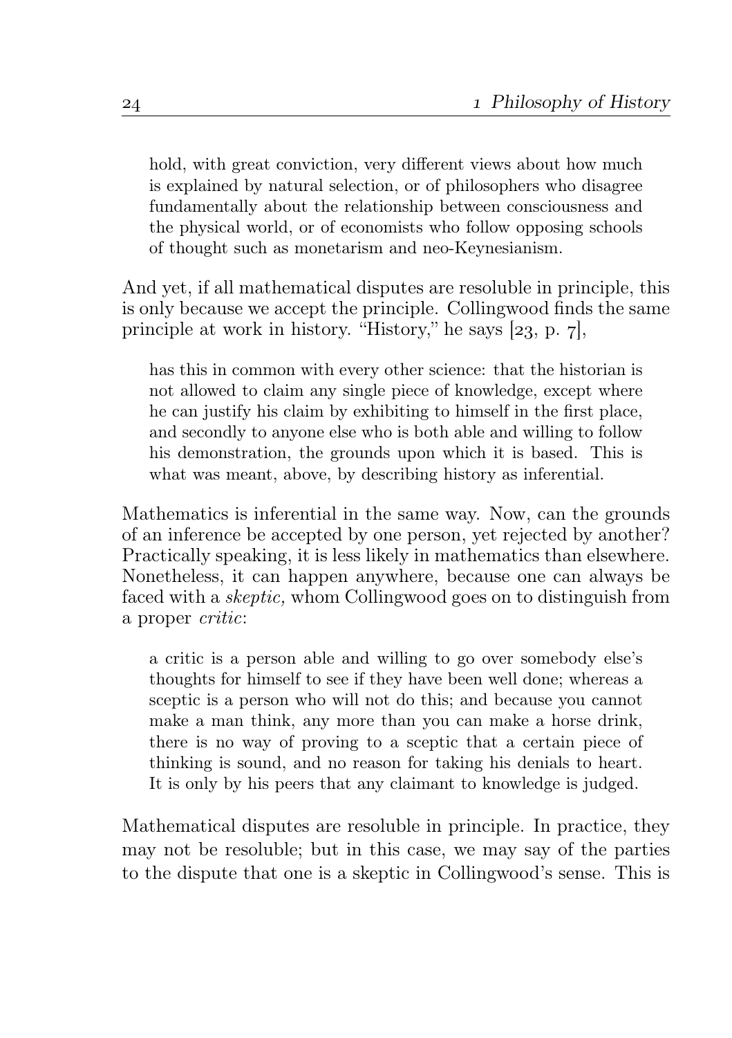> hold, with great conviction, very different views about how much is explained by natural selection, or of philosophers who disagree fundamentally about the relationship between consciousness and the physical world, or of economists who follow opposing schools of thought such as monetarism and neo-Keynesianism.

And yet, if all mathematical disputes are resoluble in principle, this is only because we accept the principle. Collingwood finds the same principle at work in history. "History," he says [23, p. 7],

> has this in common with every other science: that the historian is not allowed to claim any single piece of knowledge, except where he can justify his claim by exhibiting to himself in the first place, and secondly to anyone else who is both able and willing to follow his demonstration, the grounds upon which it is based. This is what was meant, above, by describing history as inferential.

Mathematics is inferential in the same way. Now, can the grounds of an inference be accepted by one person, yet rejected by another? Practically speaking, it is less likely in mathematics than elsewhere. Nonetheless, it can happen anywhere, because one can always be faced with a *skeptic,* whom Collingwood goes on to distinguish from a proper *critic*:

> a critic is a person able and willing to go over somebody else's thoughts for himself to see if they have been well done; whereas a sceptic is a person who will not do this; and because you cannot make a man think, any more than you can make a horse drink, there is no way of proving to a sceptic that a certain piece of thinking is sound, and no reason for taking his denials to heart. It is only by his peers that any claimant to knowledge is judged.

Mathematical disputes are resoluble in principle. In practice, they may not be resoluble; but in this case, we may say of the parties to the dispute that one is a skeptic in Collingwood's sense. This is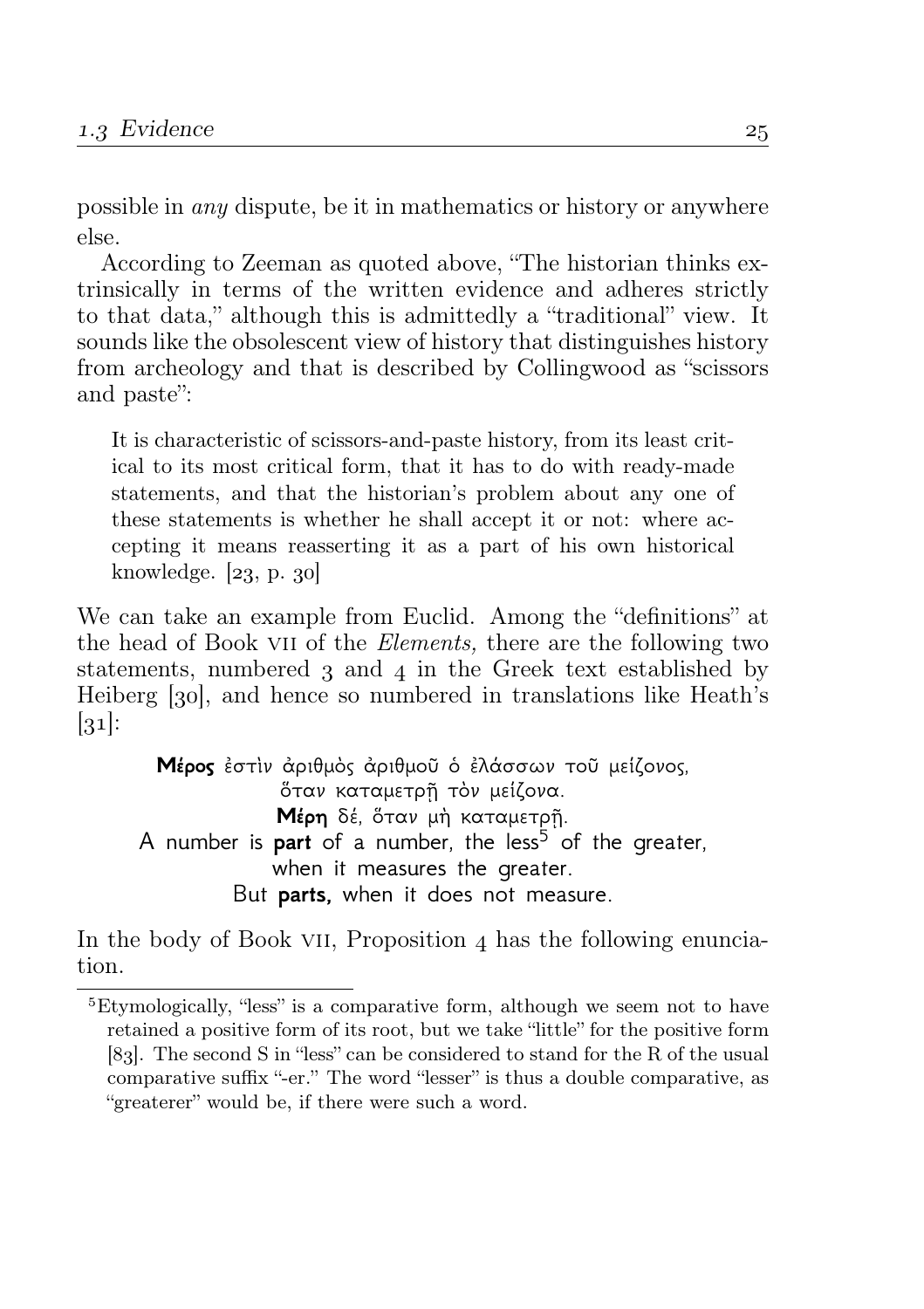possible in *any* dispute, be it in mathematics or history or anywhere else.

According to Zeeman as quoted above, "The historian thinks extrinsically in terms of the written evidence and adheres strictly to that data," although this is admittedly a "traditional" view. It sounds like the obsolescent view of history that distinguishes history from archeology and that is described by Collingwood as "scissors and paste":

> It is characteristic of scissors-and-paste history, from its least critical to its most critical form, that it has to do with ready-made statements, and that the historian's problem about any one of these statements is whether he shall accept it or not: where accepting it means reasserting it as a part of his own historical knowledge. [23, p. 30]

We can take an example from Euclid. Among the "definitions" at the head of Book VII of the *Elements,* there are the following two statements, numbered 3 and 4 in the Greek text established by Heiberg [30], and hence so numbered in translations like Heath's [31]:

**Μέρος** ἐστὶν ἀριθμὸς ἀριθμοῦ ὁ ἐλάσσων τοῦ μείζονος,
ὅταν καταμετρῇ τὸν μείζονα.
**Μέρη** δέ, ὅταν μὴ καταμετρῇ.
A number is **part** of a number, the less[5] of the greater,
when it measures the greater.
But **parts,** when it does not measure.

In the body of Book VII, Proposition 4 has the following enunciation.

---

[5] Etymologically, "less" is a comparative form, although we seem not to have retained a positive form of its root, but we take "little" for the positive form [83]. The second S in "less" can be considered to stand for the R of the usual comparative suffix "-er." The word "lesser" is thus a double comparative, as "greaterer" would be, if there were such a word.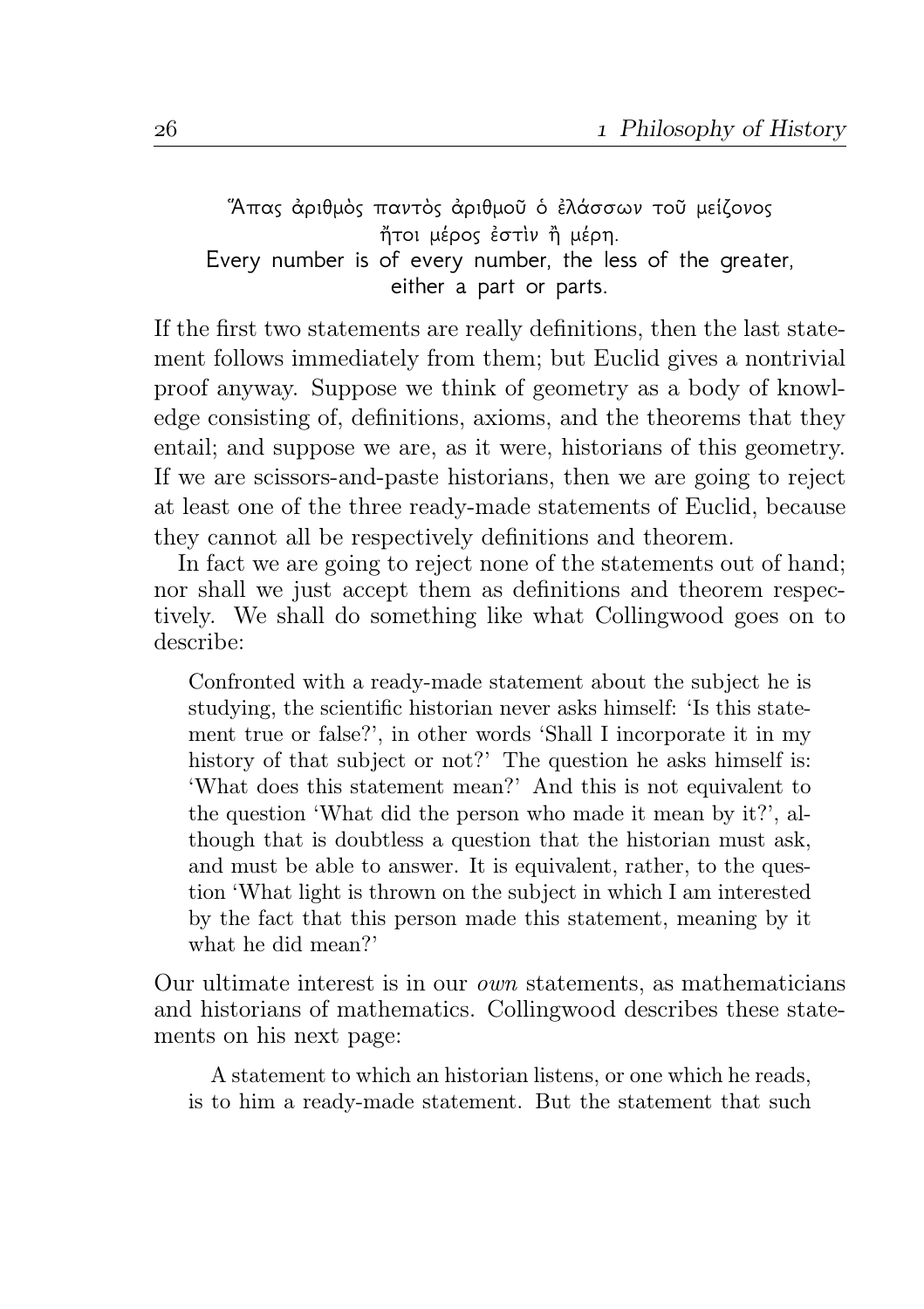Ἅπας ἀριθμὸς παντὸς ἀριθμοῦ ὁ ἐλάσσων τοῦ μείζονος
ἤτοι μέρος ἐστὶν ἢ μέρη.
Every number is of every number, the less of the greater,
either a part or parts.

If the first two statements are really definitions, then the last statement follows immediately from them; but Euclid gives a nontrivial proof anyway. Suppose we think of geometry as a body of knowledge consisting of, definitions, axioms, and the theorems that they entail; and suppose we are, as it were, historians of this geometry. If we are scissors-and-paste historians, then we are going to reject at least one of the three ready-made statements of Euclid, because they cannot all be respectively definitions and theorem.

In fact we are going to reject none of the statements out of hand; nor shall we just accept them as definitions and theorem respectively. We shall do something like what Collingwood goes on to describe:

> Confronted with a ready-made statement about the subject he is studying, the scientific historian never asks himself: 'Is this statement true or false?', in other words 'Shall I incorporate it in my history of that subject or not?' The question he asks himself is: 'What does this statement mean?' And this is not equivalent to the question 'What did the person who made it mean by it?', although that is doubtless a question that the historian must ask, and must be able to answer. It is equivalent, rather, to the question 'What light is thrown on the subject in which I am interested by the fact that this person made this statement, meaning by it what he did mean?'

Our ultimate interest is in our *own* statements, as mathematicians and historians of mathematics. Collingwood describes these statements on his next page:

> A statement to which an historian listens, or one which he reads, is to him a ready-made statement. But the statement that such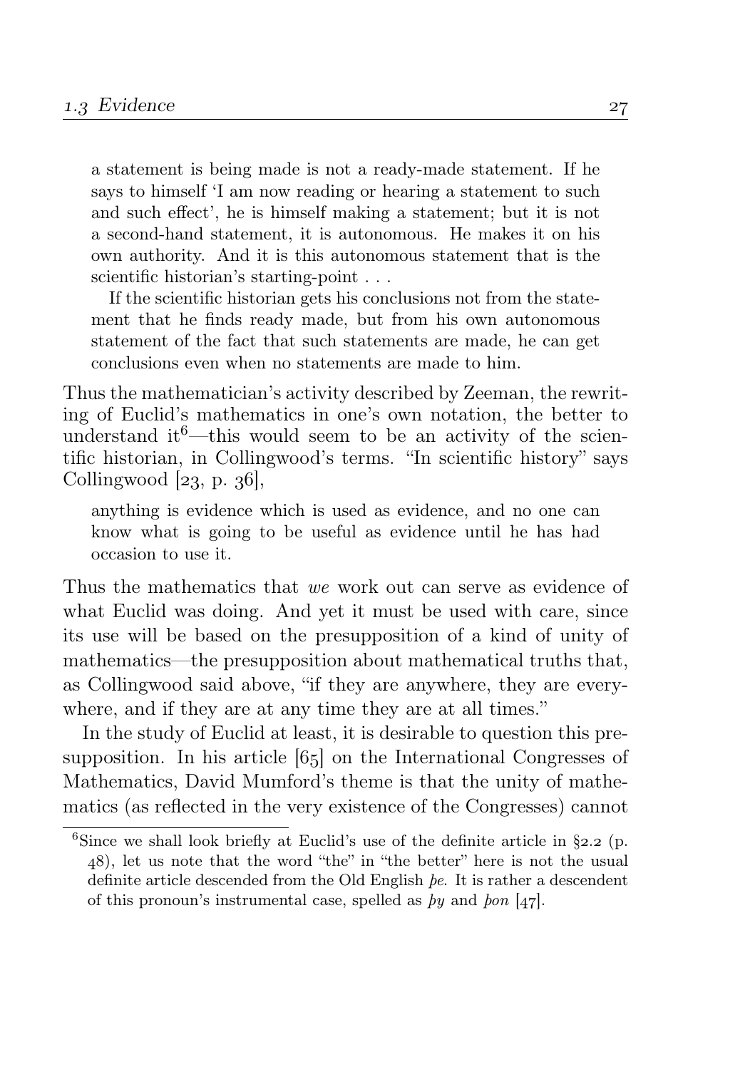> a statement is being made is not a ready-made statement. If he says to himself 'I am now reading or hearing a statement to such and such effect', he is himself making a statement; but it is not a second-hand statement, it is autonomous. He makes it on his own authority. And it is this autonomous statement that is the scientific historian's starting-point . . .
>
> If the scientific historian gets his conclusions not from the statement that he finds ready made, but from his own autonomous statement of the fact that such statements are made, he can get conclusions even when no statements are made to him.

Thus the mathematician's activity described by Zeeman, the rewriting of Euclid's mathematics in one's own notation, the better to understand it[6]—this would seem to be an activity of the scientific historian, in Collingwood's terms. "In scientific history" says Collingwood [23, p. 36],

> anything is evidence which is used as evidence, and no one can know what is going to be useful as evidence until he has had occasion to use it.

Thus the mathematics that *we* work out can serve as evidence of what Euclid was doing. And yet it must be used with care, since its use will be based on the presupposition of a kind of unity of mathematics—the presupposition about mathematical truths that, as Collingwood said above, "if they are anywhere, they are everywhere, and if they are at any time they are at all times."

In the study of Euclid at least, it is desirable to question this presupposition. In his article [65] on the International Congresses of Mathematics, David Mumford's theme is that the unity of mathematics (as reflected in the very existence of the Congresses) cannot

[6] Since we shall look briefly at Euclid's use of the definite article in §2.2 (p. 48), let us note that the word "the" in "the better" here is not the usual definite article descended from the Old English *þe*. It is rather a descendent of this pronoun's instrumental case, spelled as *þy* and *þon* [47].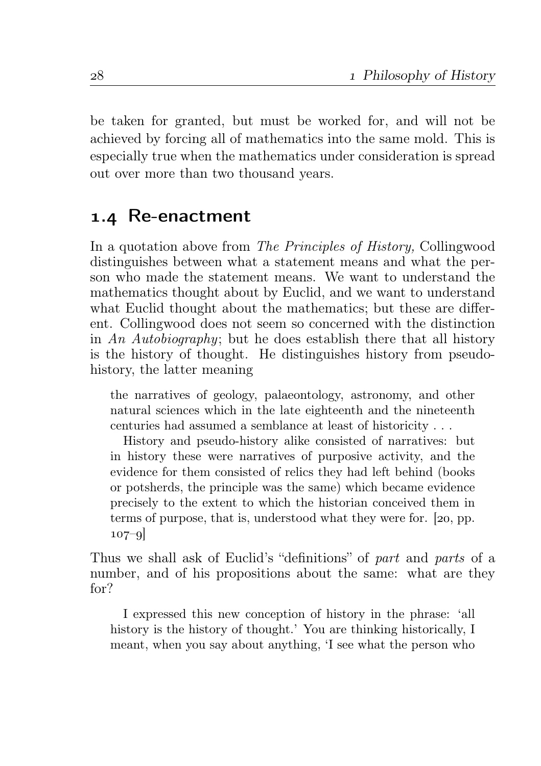be taken for granted, but must be worked for, and will not be achieved by forcing all of mathematics into the same mold. This is especially true when the mathematics under consideration is spread out over more than two thousand years.

## 1.4 Re-enactment

In a quotation above from *The Principles of History,* Collingwood distinguishes between what a statement means and what the person who made the statement means. We want to understand the mathematics thought about by Euclid, and we want to understand what Euclid thought about the mathematics; but these are different. Collingwood does not seem so concerned with the distinction in *An Autobiography*; but he does establish there that all history is the history of thought. He distinguishes history from pseudo-history, the latter meaning

> the narratives of geology, palaeontology, astronomy, and other natural sciences which in the late eighteenth and the nineteenth centuries had assumed a semblance at least of historicity . . .
>
> History and pseudo-history alike consisted of narratives: but in history these were narratives of purposive activity, and the evidence for them consisted of relics they had left behind (books or potsherds, the principle was the same) which became evidence precisely to the extent to which the historian conceived them in terms of purpose, that is, understood what they were for. [20, pp. 107–9]

Thus we shall ask of Euclid's "definitions" of *part* and *parts* of a number, and of his propositions about the same: what are they for?

> I expressed this new conception of history in the phrase: 'all history is the history of thought.' You are thinking historically, I meant, when you say about anything, 'I see what the person who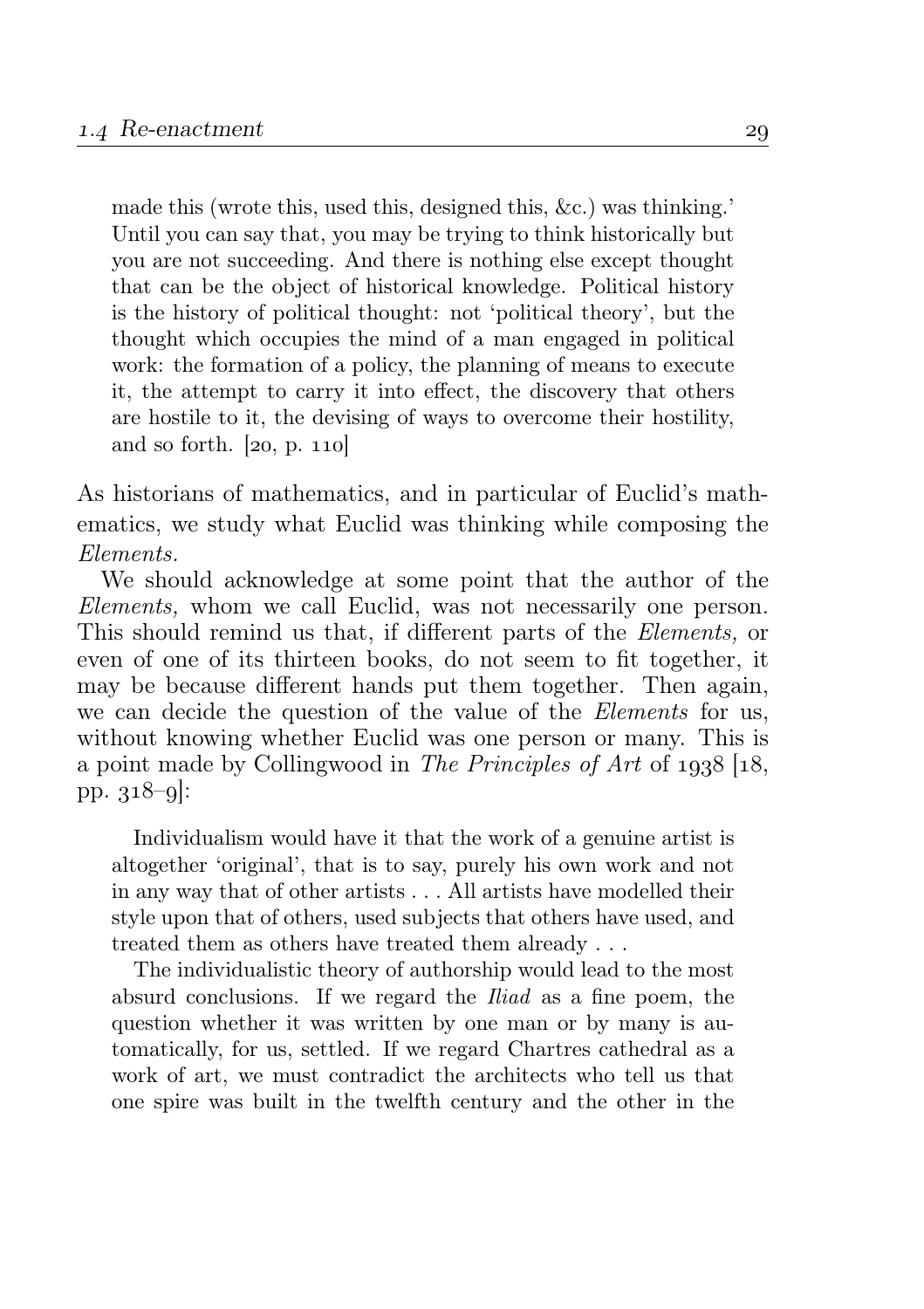> made this (wrote this, used this, designed this, &c.) was thinking.' Until you can say that, you may be trying to think historically but you are not succeeding. And there is nothing else except thought that can be the object of historical knowledge. Political history is the history of political thought: not 'political theory', but the thought which occupies the mind of a man engaged in political work: the formation of a policy, the planning of means to execute it, the attempt to carry it into effect, the discovery that others are hostile to it, the devising of ways to overcome their hostility, and so forth. [20, p. 110]

As historians of mathematics, and in particular of Euclid's mathematics, we study what Euclid was thinking while composing the *Elements.*

We should acknowledge at some point that the author of the *Elements,* whom we call Euclid, was not necessarily one person. This should remind us that, if different parts of the *Elements,* or even of one of its thirteen books, do not seem to fit together, it may be because different hands put them together. Then again, we can decide the question of the value of the *Elements* for us, without knowing whether Euclid was one person or many. This is a point made by Collingwood in *The Principles of Art* of 1938 [18, pp. 318–9]:

> Individualism would have it that the work of a genuine artist is altogether 'original', that is to say, purely his own work and not in any way that of other artists . . . All artists have modelled their style upon that of others, used subjects that others have used, and treated them as others have treated them already . . .
>
> The individualistic theory of authorship would lead to the most absurd conclusions. If we regard the *Iliad* as a fine poem, the question whether it was written by one man or by many is automatically, for us, settled. If we regard Chartres cathedral as a work of art, we must contradict the architects who tell us that one spire was built in the twelfth century and the other in the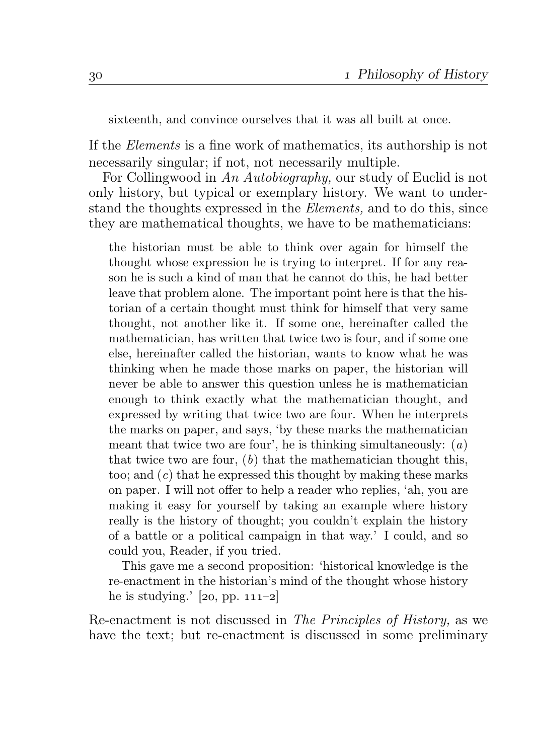sixteenth, and convince ourselves that it was all built at once.

If the *Elements* is a fine work of mathematics, its authorship is not necessarily singular; if not, not necessarily multiple.

For Collingwood in *An Autobiography,* our study of Euclid is not only history, but typical or exemplary history. We want to understand the thoughts expressed in the *Elements,* and to do this, since they are mathematical thoughts, we have to be mathematicians:

> the historian must be able to think over again for himself the thought whose expression he is trying to interpret. If for any reason he is such a kind of man that he cannot do this, he had better leave that problem alone. The important point here is that the historian of a certain thought must think for himself that very same thought, not another like it. If some one, hereinafter called the mathematician, has written that twice two is four, and if some one else, hereinafter called the historian, wants to know what he was thinking when he made those marks on paper, the historian will never be able to answer this question unless he is mathematician enough to think exactly what the mathematician thought, and expressed by writing that twice two are four. When he interprets the marks on paper, and says, 'by these marks the mathematician meant that twice two are four', he is thinking simultaneously: ($a$) that twice two are four, ($b$) that the mathematician thought this, too; and ($c$) that he expressed this thought by making these marks on paper. I will not offer to help a reader who replies, 'ah, you are making it easy for yourself by taking an example where history really is the history of thought; you couldn't explain the history of a battle or a political campaign in that way.' I could, and so could you, Reader, if you tried.
>
> This gave me a second proposition: 'historical knowledge is the re-enactment in the historian's mind of the thought whose history he is studying.' [20, pp. 111–2]

Re-enactment is not discussed in *The Principles of History,* as we have the text; but re-enactment is discussed in some preliminary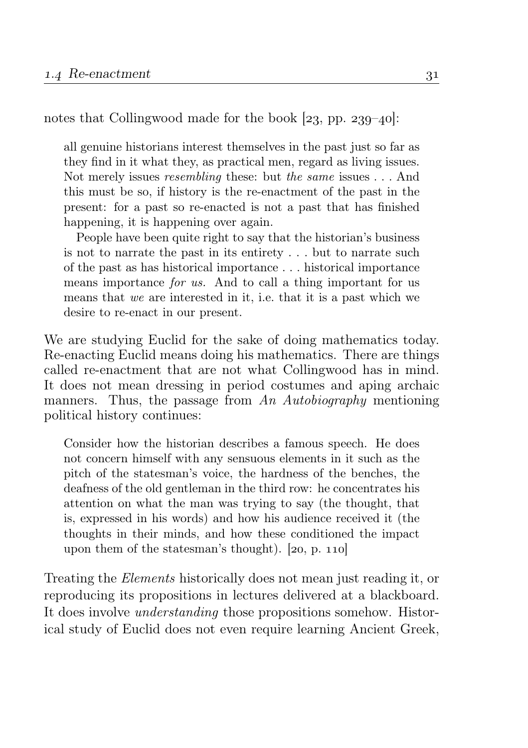notes that Collingwood made for the book [23, pp. 239–40]:

> all genuine historians interest themselves in the past just so far as they find in it what they, as practical men, regard as living issues. Not merely issues *resembling* these: but *the same* issues . . . And this must be so, if history is the re-enactment of the past in the present: for a past so re-enacted is not a past that has finished happening, it is happening over again.
>
> People have been quite right to say that the historian's business is not to narrate the past in its entirety . . . but to narrate such of the past as has historical importance . . . historical importance means importance *for us.* And to call a thing important for us means that *we* are interested in it, i.e. that it is a past which we desire to re-enact in our present.

We are studying Euclid for the sake of doing mathematics today. Re-enacting Euclid means doing his mathematics. There are things called re-enactment that are not what Collingwood has in mind. It does not mean dressing in period costumes and aping archaic manners. Thus, the passage from *An Autobiography* mentioning political history continues:

> Consider how the historian describes a famous speech. He does not concern himself with any sensuous elements in it such as the pitch of the statesman's voice, the hardness of the benches, the deafness of the old gentleman in the third row: he concentrates his attention on what the man was trying to say (the thought, that is, expressed in his words) and how his audience received it (the thoughts in their minds, and how these conditioned the impact upon them of the statesman's thought). [20, p. 110]

Treating the *Elements* historically does not mean just reading it, or reproducing its propositions in lectures delivered at a blackboard. It does involve *understanding* those propositions somehow. Historical study of Euclid does not even require learning Ancient Greek,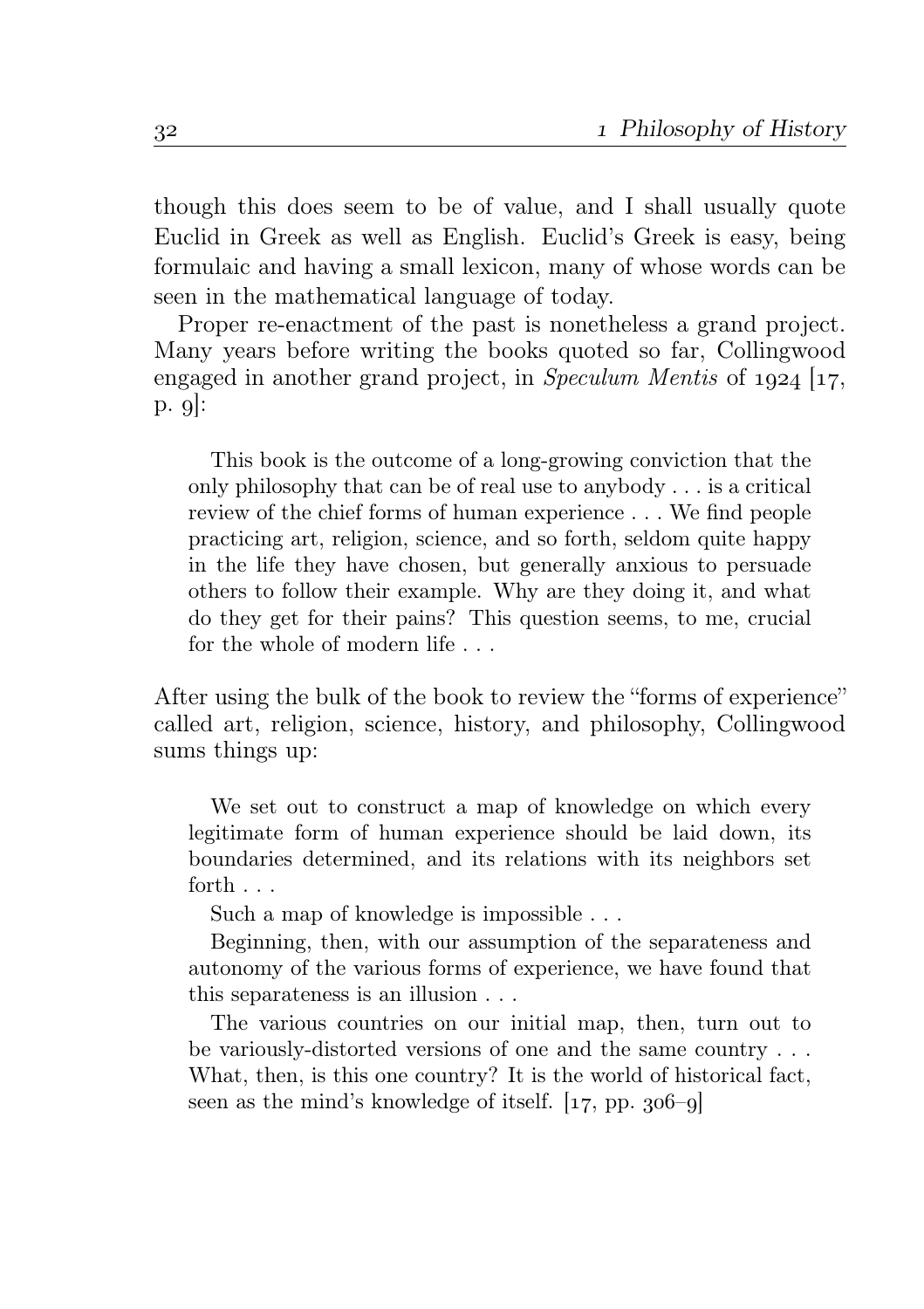though this does seem to be of value, and I shall usually quote Euclid in Greek as well as English. Euclid's Greek is easy, being formulaic and having a small lexicon, many of whose words can be seen in the mathematical language of today.

Proper re-enactment of the past is nonetheless a grand project. Many years before writing the books quoted so far, Collingwood engaged in another grand project, in *Speculum Mentis* of 1924 [17, p. 9]:

> This book is the outcome of a long-growing conviction that the only philosophy that can be of real use to anybody . . . is a critical review of the chief forms of human experience . . . We find people practicing art, religion, science, and so forth, seldom quite happy in the life they have chosen, but generally anxious to persuade others to follow their example. Why are they doing it, and what do they get for their pains? This question seems, to me, crucial for the whole of modern life . . .

After using the bulk of the book to review the "forms of experience" called art, religion, science, history, and philosophy, Collingwood sums things up:

> We set out to construct a map of knowledge on which every legitimate form of human experience should be laid down, its boundaries determined, and its relations with its neighbors set forth . . .
>
> Such a map of knowledge is impossible . . .
>
> Beginning, then, with our assumption of the separateness and autonomy of the various forms of experience, we have found that this separateness is an illusion . . .
>
> The various countries on our initial map, then, turn out to be variously-distorted versions of one and the same country . . . What, then, is this one country? It is the world of historical fact, seen as the mind's knowledge of itself. [17, pp. 306–9]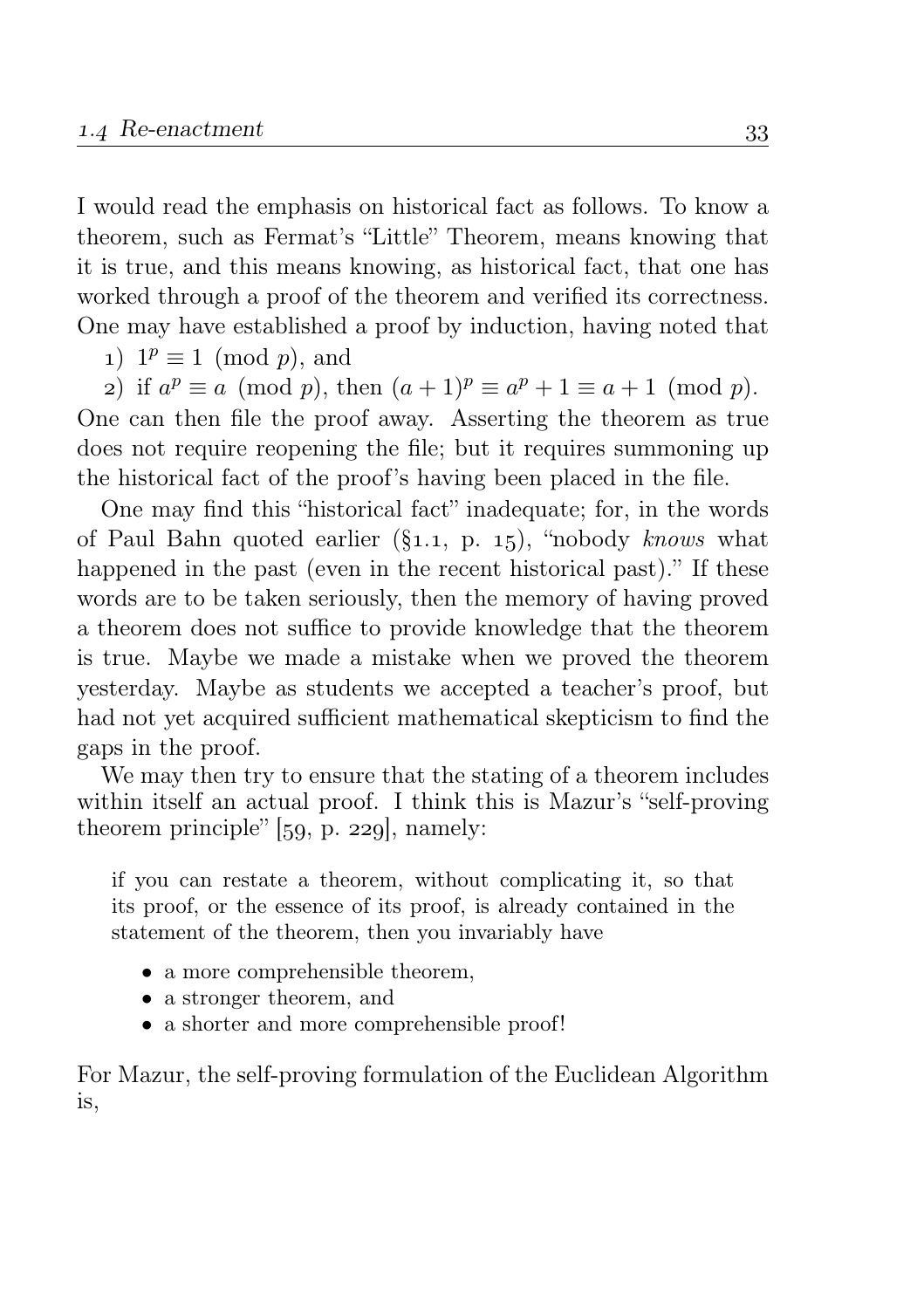I would read the emphasis on historical fact as follows. To know a theorem, such as Fermat's "Little" Theorem, means knowing that it is true, and this means knowing, as historical fact, that one has worked through a proof of the theorem and verified its correctness. One may have established a proof by induction, having noted that

1) $1^p \equiv 1 \pmod{p}$, and

2) if $a^p \equiv a \pmod{p}$, then $(a+1)^p \equiv a^p + 1 \equiv a + 1 \pmod{p}$.

One can then file the proof away. Asserting the theorem as true does not require reopening the file; but it requires summoning up the historical fact of the proof's having been placed in the file.

One may find this "historical fact" inadequate; for, in the words of Paul Bahn quoted earlier (§1.1, p. 15), "nobody *knows* what happened in the past (even in the recent historical past)." If these words are to be taken seriously, then the memory of having proved a theorem does not suffice to provide knowledge that the theorem is true. Maybe we made a mistake when we proved the theorem yesterday. Maybe as students we accepted a teacher's proof, but had not yet acquired sufficient mathematical skepticism to find the gaps in the proof.

We may then try to ensure that the stating of a theorem includes within itself an actual proof. I think this is Mazur's "self-proving theorem principle" [59, p. 229], namely:

> if you can restate a theorem, without complicating it, so that its proof, or the essence of its proof, is already contained in the statement of the theorem, then you invariably have
>
> - a more comprehensible theorem,
> - a stronger theorem, and
> - a shorter and more comprehensible proof!

For Mazur, the self-proving formulation of the Euclidean Algorithm is,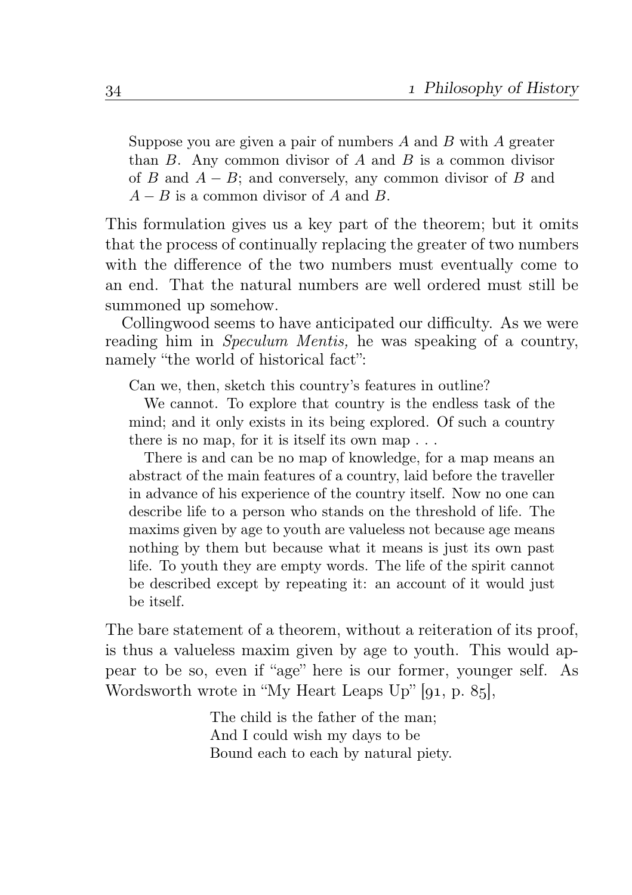> Suppose you are given a pair of numbers $A$ and $B$ with $A$ greater than $B$. Any common divisor of $A$ and $B$ is a common divisor of $B$ and $A - B$; and conversely, any common divisor of $B$ and $A - B$ is a common divisor of $A$ and $B$.

This formulation gives us a key part of the theorem; but it omits that the process of continually replacing the greater of two numbers with the difference of the two numbers must eventually come to an end. That the natural numbers are well ordered must still be summoned up somehow.

Collingwood seems to have anticipated our difficulty. As we were reading him in *Speculum Mentis,* he was speaking of a country, namely "the world of historical fact":

> Can we, then, sketch this country's features in outline?
>
> We cannot. To explore that country is the endless task of the mind; and it only exists in its being explored. Of such a country there is no map, for it is itself its own map . . .
>
> There is and can be no map of knowledge, for a map means an abstract of the main features of a country, laid before the traveller in advance of his experience of the country itself. Now no one can describe life to a person who stands on the threshold of life. The maxims given by age to youth are valueless not because age means nothing by them but because what it means is just its own past life. To youth they are empty words. The life of the spirit cannot be described except by repeating it: an account of it would just be itself.

The bare statement of a theorem, without a reiteration of its proof, is thus a valueless maxim given by age to youth. This would appear to be so, even if "age" here is our former, younger self. As Wordsworth wrote in "My Heart Leaps Up" [91, p. 85],

> The child is the father of the man;
> And I could wish my days to be
> Bound each to each by natural piety.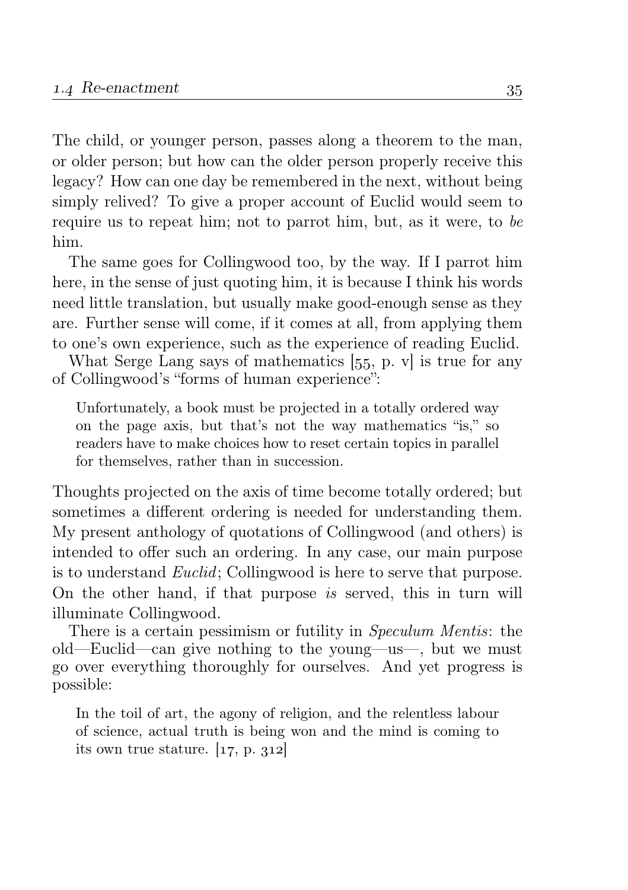The child, or younger person, passes along a theorem to the man, or older person; but how can the older person properly receive this legacy? How can one day be remembered in the next, without being simply relived? To give a proper account of Euclid would seem to require us to repeat him; not to parrot him, but, as it were, to *be* him.

The same goes for Collingwood too, by the way. If I parrot him here, in the sense of just quoting him, it is because I think his words need little translation, but usually make good-enough sense as they are. Further sense will come, if it comes at all, from applying them to one's own experience, such as the experience of reading Euclid.

What Serge Lang says of mathematics [55, p. v] is true for any of Collingwood's "forms of human experience":

> Unfortunately, a book must be projected in a totally ordered way on the page axis, but that's not the way mathematics "is," so readers have to make choices how to reset certain topics in parallel for themselves, rather than in succession.

Thoughts projected on the axis of time become totally ordered; but sometimes a different ordering is needed for understanding them. My present anthology of quotations of Collingwood (and others) is intended to offer such an ordering. In any case, our main purpose is to understand *Euclid*; Collingwood is here to serve that purpose. On the other hand, if that purpose *is* served, this in turn will illuminate Collingwood.

There is a certain pessimism or futility in *Speculum Mentis*: the old—Euclid—can give nothing to the young—us—, but we must go over everything thoroughly for ourselves. And yet progress is possible:

> In the toil of art, the agony of religion, and the relentless labour of science, actual truth is being won and the mind is coming to its own true stature. [17, p. 312]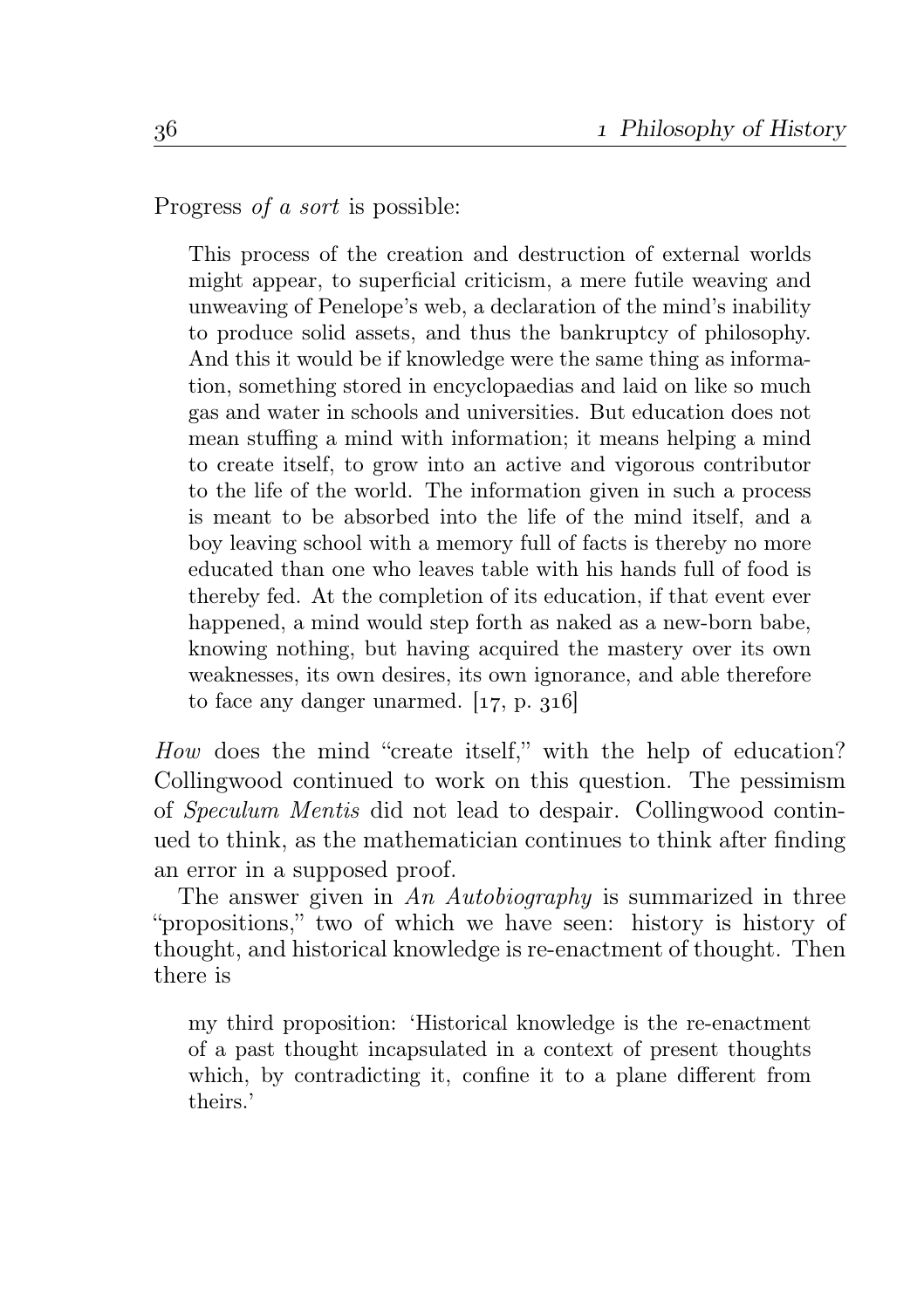Progress *of a sort* is possible:

> This process of the creation and destruction of external worlds might appear, to superficial criticism, a mere futile weaving and unweaving of Penelope's web, a declaration of the mind's inability to produce solid assets, and thus the bankruptcy of philosophy. And this it would be if knowledge were the same thing as information, something stored in encyclopaedias and laid on like so much gas and water in schools and universities. But education does not mean stuffing a mind with information; it means helping a mind to create itself, to grow into an active and vigorous contributor to the life of the world. The information given in such a process is meant to be absorbed into the life of the mind itself, and a boy leaving school with a memory full of facts is thereby no more educated than one who leaves table with his hands full of food is thereby fed. At the completion of its education, if that event ever happened, a mind would step forth as naked as a new-born babe, knowing nothing, but having acquired the mastery over its own weaknesses, its own desires, its own ignorance, and able therefore to face any danger unarmed. [17, p. 316]

*How* does the mind "create itself," with the help of education? Collingwood continued to work on this question. The pessimism of *Speculum Mentis* did not lead to despair. Collingwood continued to think, as the mathematician continues to think after finding an error in a supposed proof.

The answer given in *An Autobiography* is summarized in three "propositions," two of which we have seen: history is history of thought, and historical knowledge is re-enactment of thought. Then there is

> my third proposition: 'Historical knowledge is the re-enactment of a past thought incapsulated in a context of present thoughts which, by contradicting it, confine it to a plane different from theirs.'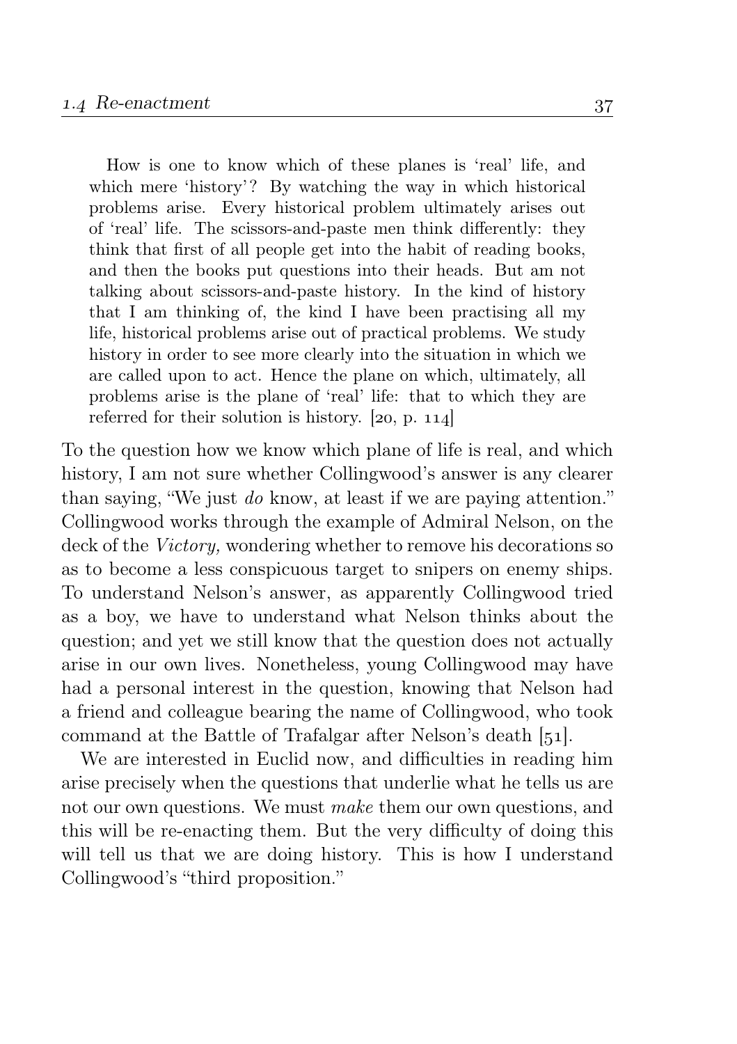> How is one to know which of these planes is 'real' life, and which mere 'history'? By watching the way in which historical problems arise. Every historical problem ultimately arises out of 'real' life. The scissors-and-paste men think differently: they think that first of all people get into the habit of reading books, and then the books put questions into their heads. But am not talking about scissors-and-paste history. In the kind of history that I am thinking of, the kind I have been practising all my life, historical problems arise out of practical problems. We study history in order to see more clearly into the situation in which we are called upon to act. Hence the plane on which, ultimately, all problems arise is the plane of 'real' life: that to which they are referred for their solution is history. [20, p. 114]

To the question how we know which plane of life is real, and which history, I am not sure whether Collingwood's answer is any clearer than saying, "We just *do* know, at least if we are paying attention." Collingwood works through the example of Admiral Nelson, on the deck of the *Victory,* wondering whether to remove his decorations so as to become a less conspicuous target to snipers on enemy ships. To understand Nelson's answer, as apparently Collingwood tried as a boy, we have to understand what Nelson thinks about the question; and yet we still know that the question does not actually arise in our own lives. Nonetheless, young Collingwood may have had a personal interest in the question, knowing that Nelson had a friend and colleague bearing the name of Collingwood, who took command at the Battle of Trafalgar after Nelson's death [51].

We are interested in Euclid now, and difficulties in reading him arise precisely when the questions that underlie what he tells us are not our own questions. We must *make* them our own questions, and this will be re-enacting them. But the very difficulty of doing this will tell us that we are doing history. This is how I understand Collingwood's "third proposition."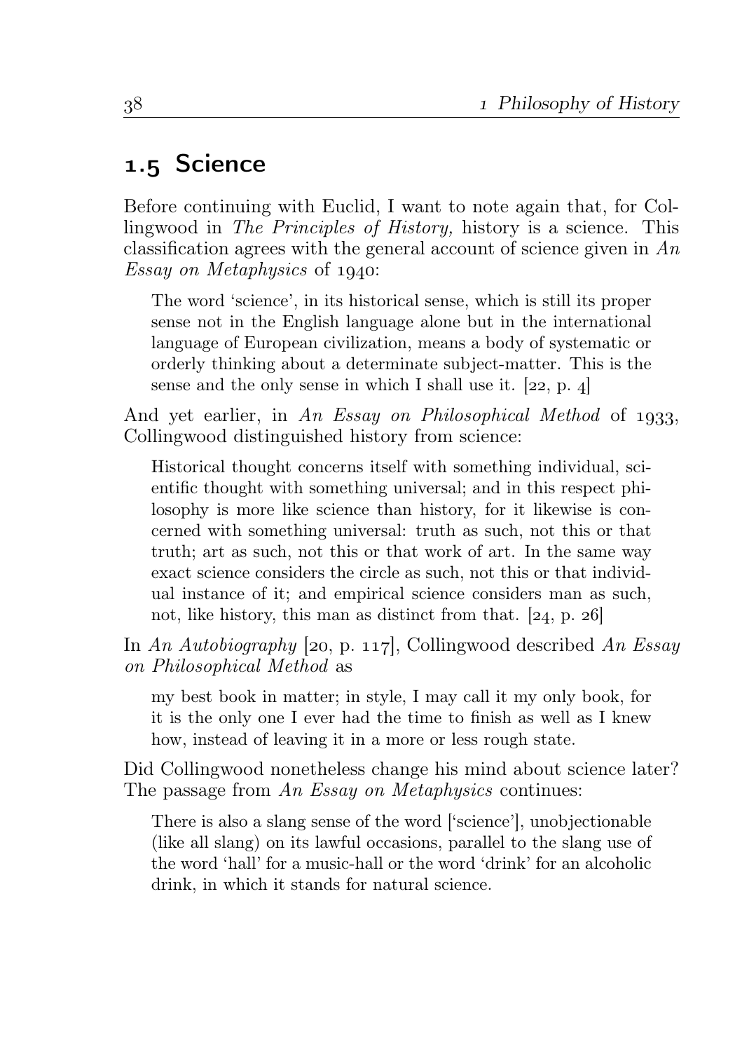## 1.5 Science

Before continuing with Euclid, I want to note again that, for Collingwood in *The Principles of History,* history is a science. This classification agrees with the general account of science given in *An Essay on Metaphysics* of 1940:

> The word 'science', in its historical sense, which is still its proper sense not in the English language alone but in the international language of European civilization, means a body of systematic or orderly thinking about a determinate subject-matter. This is the sense and the only sense in which I shall use it. [22, p. 4]

And yet earlier, in *An Essay on Philosophical Method* of 1933, Collingwood distinguished history from science:

> Historical thought concerns itself with something individual, scientific thought with something universal; and in this respect philosophy is more like science than history, for it likewise is concerned with something universal: truth as such, not this or that truth; art as such, not this or that work of art. In the same way exact science considers the circle as such, not this or that individual instance of it; and empirical science considers man as such, not, like history, this man as distinct from that. [24, p. 26]

In *An Autobiography* [20, p. 117], Collingwood described *An Essay on Philosophical Method* as

> my best book in matter; in style, I may call it my only book, for it is the only one I ever had the time to finish as well as I knew how, instead of leaving it in a more or less rough state.

Did Collingwood nonetheless change his mind about science later? The passage from *An Essay on Metaphysics* continues:

> There is also a slang sense of the word ['science'], unobjectionable (like all slang) on its lawful occasions, parallel to the slang use of the word 'hall' for a music-hall or the word 'drink' for an alcoholic drink, in which it stands for natural science.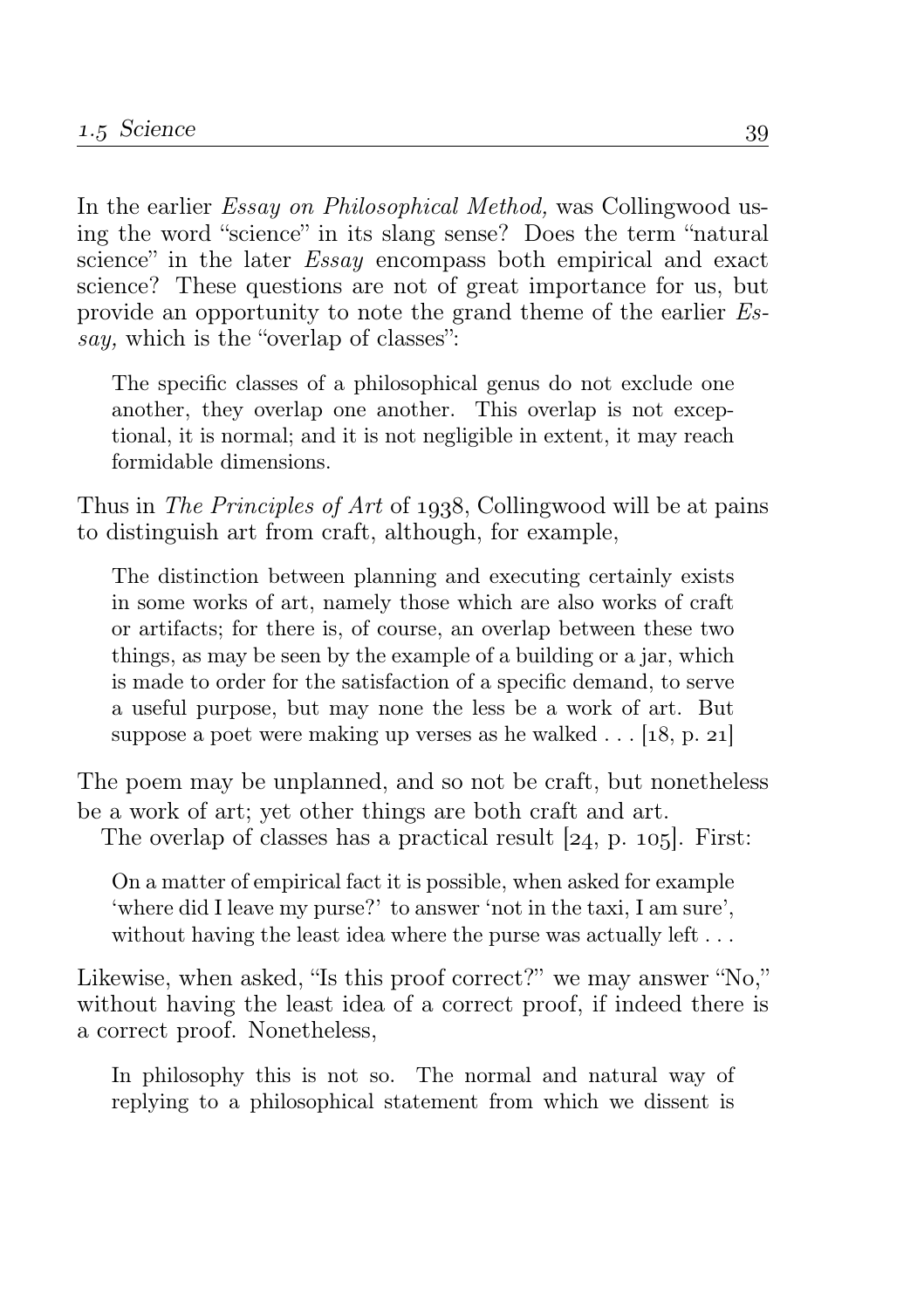In the earlier *Essay on Philosophical Method,* was Collingwood using the word "science" in its slang sense? Does the term "natural science" in the later *Essay* encompass both empirical and exact science? These questions are not of great importance for us, but provide an opportunity to note the grand theme of the earlier *Essay,* which is the "overlap of classes":

> The specific classes of a philosophical genus do not exclude one another, they overlap one another. This overlap is not exceptional, it is normal; and it is not negligible in extent, it may reach formidable dimensions.

Thus in *The Principles of Art* of 1938, Collingwood will be at pains to distinguish art from craft, although, for example,

> The distinction between planning and executing certainly exists in some works of art, namely those which are also works of craft or artifacts; for there is, of course, an overlap between these two things, as may be seen by the example of a building or a jar, which is made to order for the satisfaction of a specific demand, to serve a useful purpose, but may none the less be a work of art. But suppose a poet were making up verses as he walked . . . [18, p. 21]

The poem may be unplanned, and so not be craft, but nonetheless be a work of art; yet other things are both craft and art.

The overlap of classes has a practical result [24, p. 105]. First:

> On a matter of empirical fact it is possible, when asked for example 'where did I leave my purse?' to answer 'not in the taxi, I am sure', without having the least idea where the purse was actually left . . .

Likewise, when asked, "Is this proof correct?" we may answer "No," without having the least idea of a correct proof, if indeed there is a correct proof. Nonetheless,

> In philosophy this is not so. The normal and natural way of replying to a philosophical statement from which we dissent is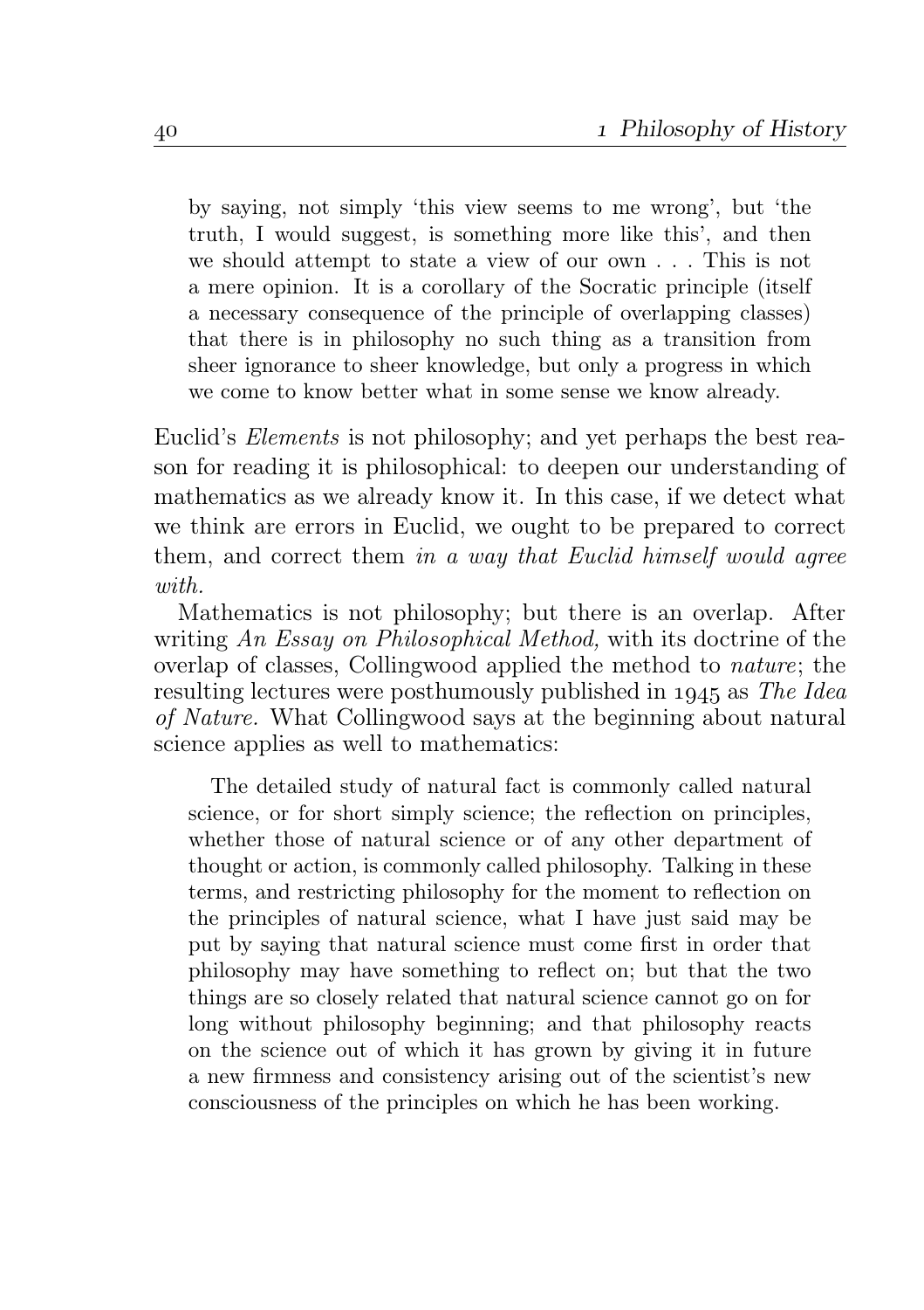> by saying, not simply 'this view seems to me wrong', but 'the truth, I would suggest, is something more like this', and then we should attempt to state a view of our own . . . This is not a mere opinion. It is a corollary of the Socratic principle (itself a necessary consequence of the principle of overlapping classes) that there is in philosophy no such thing as a transition from sheer ignorance to sheer knowledge, but only a progress in which we come to know better what in some sense we know already.

Euclid's *Elements* is not philosophy; and yet perhaps the best reason for reading it is philosophical: to deepen our understanding of mathematics as we already know it. In this case, if we detect what we think are errors in Euclid, we ought to be prepared to correct them, and correct them *in a way that Euclid himself would agree with.*

Mathematics is not philosophy; but there is an overlap. After writing *An Essay on Philosophical Method,* with its doctrine of the overlap of classes, Collingwood applied the method to *nature*; the resulting lectures were posthumously published in 1945 as *The Idea of Nature.* What Collingwood says at the beginning about natural science applies as well to mathematics:

> The detailed study of natural fact is commonly called natural science, or for short simply science; the reflection on principles, whether those of natural science or of any other department of thought or action, is commonly called philosophy. Talking in these terms, and restricting philosophy for the moment to reflection on the principles of natural science, what I have just said may be put by saying that natural science must come first in order that philosophy may have something to reflect on; but that the two things are so closely related that natural science cannot go on for long without philosophy beginning; and that philosophy reacts on the science out of which it has grown by giving it in future a new firmness and consistency arising out of the scientist's new consciousness of the principles on which he has been working.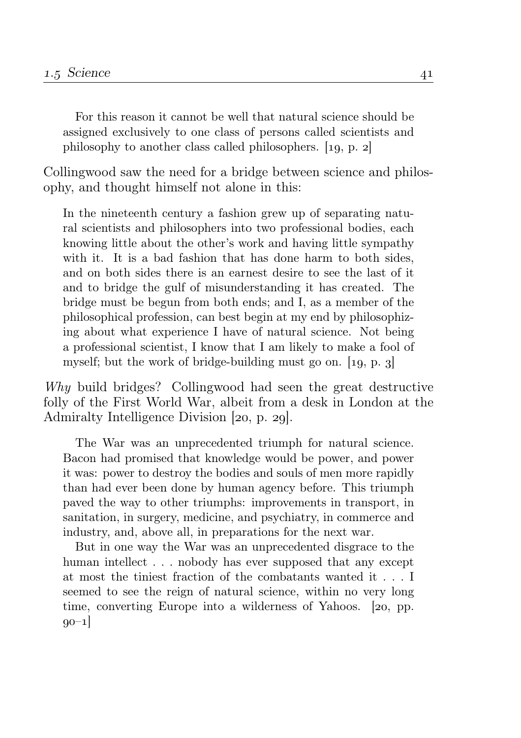> For this reason it cannot be well that natural science should be assigned exclusively to one class of persons called scientists and philosophy to another class called philosophers. [19, p. 2]

Collingwood saw the need for a bridge between science and philosophy, and thought himself not alone in this:

> In the nineteenth century a fashion grew up of separating natural scientists and philosophers into two professional bodies, each knowing little about the other's work and having little sympathy with it. It is a bad fashion that has done harm to both sides, and on both sides there is an earnest desire to see the last of it and to bridge the gulf of misunderstanding it has created. The bridge must be begun from both ends; and I, as a member of the philosophical profession, can best begin at my end by philosophizing about what experience I have of natural science. Not being a professional scientist, I know that I am likely to make a fool of myself; but the work of bridge-building must go on. [19, p. 3]

*Why* build bridges? Collingwood had seen the great destructive folly of the First World War, albeit from a desk in London at the Admiralty Intelligence Division [20, p. 29].

> The War was an unprecedented triumph for natural science. Bacon had promised that knowledge would be power, and power it was: power to destroy the bodies and souls of men more rapidly than had ever been done by human agency before. This triumph paved the way to other triumphs: improvements in transport, in sanitation, in surgery, medicine, and psychiatry, in commerce and industry, and, above all, in preparations for the next war.
>
> But in one way the War was an unprecedented disgrace to the human intellect . . . nobody has ever supposed that any except at most the tiniest fraction of the combatants wanted it . . . I seemed to see the reign of natural science, within no very long time, converting Europe into a wilderness of Yahoos. [20, pp. 90–1]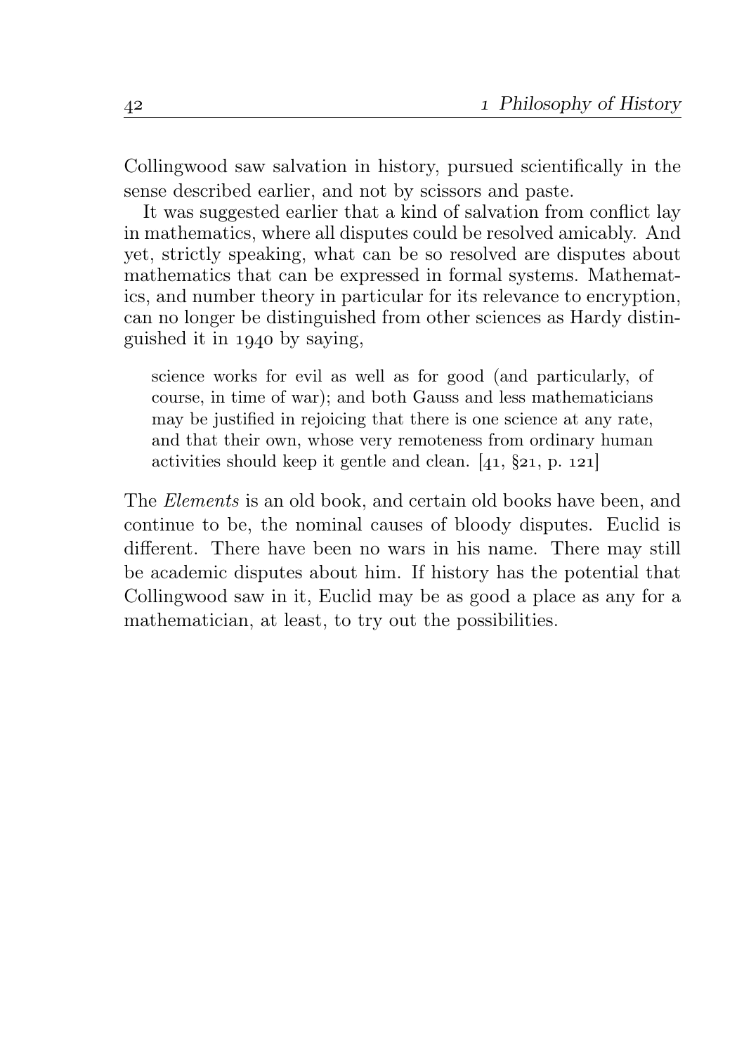Collingwood saw salvation in history, pursued scientifically in the sense described earlier, and not by scissors and paste.

It was suggested earlier that a kind of salvation from conflict lay in mathematics, where all disputes could be resolved amicably. And yet, strictly speaking, what can be so resolved are disputes about mathematics that can be expressed in formal systems. Mathematics, and number theory in particular for its relevance to encryption, can no longer be distinguished from other sciences as Hardy distinguished it in 1940 by saying,

> science works for evil as well as for good (and particularly, of course, in time of war); and both Gauss and less mathematicians may be justified in rejoicing that there is one science at any rate, and that their own, whose very remoteness from ordinary human activities should keep it gentle and clean. [41, §21, p. 121]

The *Elements* is an old book, and certain old books have been, and continue to be, the nominal causes of bloody disputes. Euclid is different. There have been no wars in his name. There may still be academic disputes about him. If history has the potential that Collingwood saw in it, Euclid may be as good a place as any for a mathematician, at least, to try out the possibilities.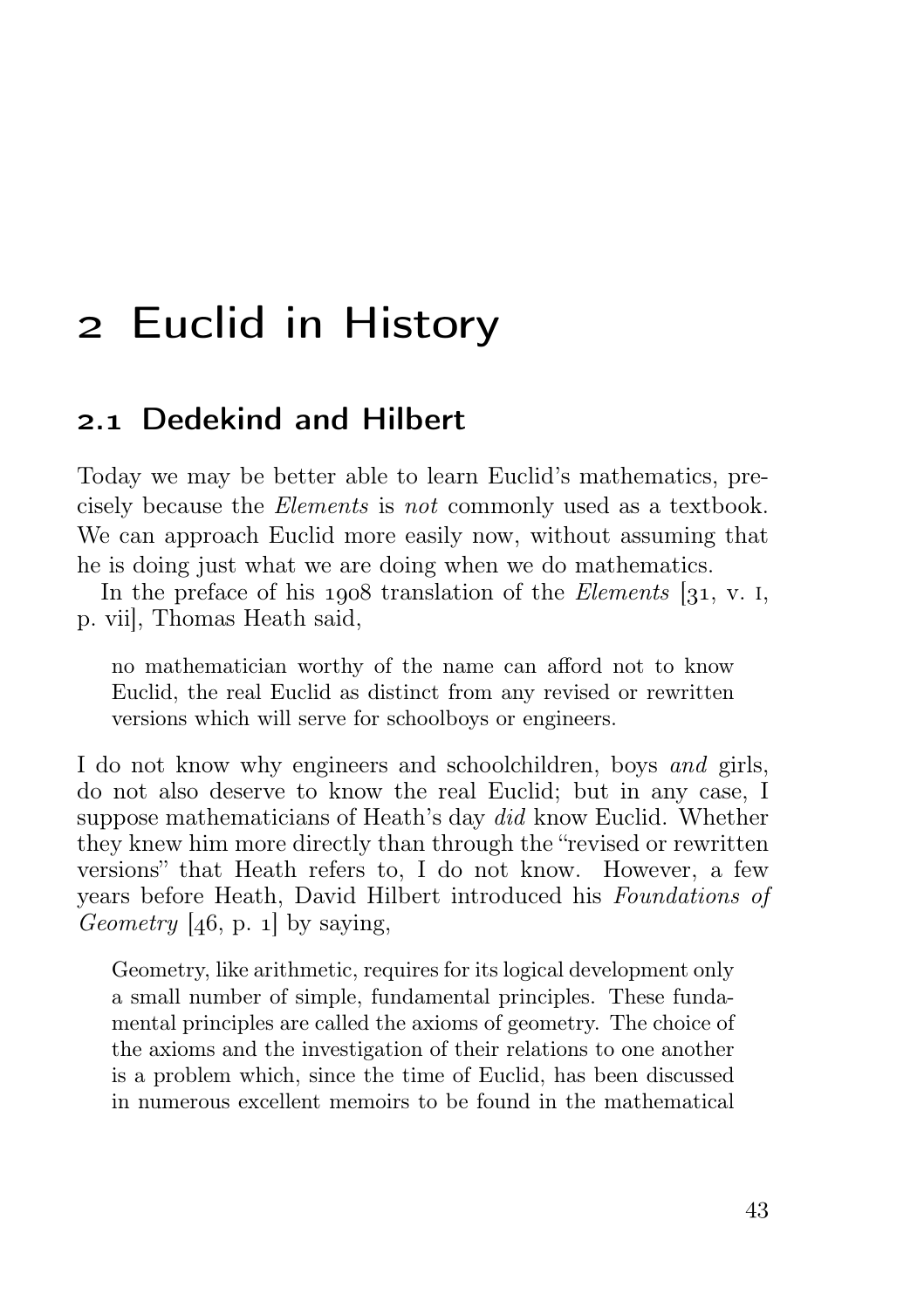# 2 Euclid in History

## 2.1 Dedekind and Hilbert

Today we may be better able to learn Euclid's mathematics, precisely because the *Elements* is *not* commonly used as a textbook. We can approach Euclid more easily now, without assuming that he is doing just what we are doing when we do mathematics.

In the preface of his 1908 translation of the *Elements* [31, v. I, p. vii], Thomas Heath said,

> no mathematician worthy of the name can afford not to know Euclid, the real Euclid as distinct from any revised or rewritten versions which will serve for schoolboys or engineers.

I do not know why engineers and schoolchildren, boys *and* girls, do not also deserve to know the real Euclid; but in any case, I suppose mathematicians of Heath's day *did* know Euclid. Whether they knew him more directly than through the "revised or rewritten versions" that Heath refers to, I do not know. However, a few years before Heath, David Hilbert introduced his *Foundations of Geometry* [46, p. 1] by saying,

> Geometry, like arithmetic, requires for its logical development only a small number of simple, fundamental principles. These fundamental principles are called the axioms of geometry. The choice of the axioms and the investigation of their relations to one another is a problem which, since the time of Euclid, has been discussed in numerous excellent memoirs to be found in the mathematical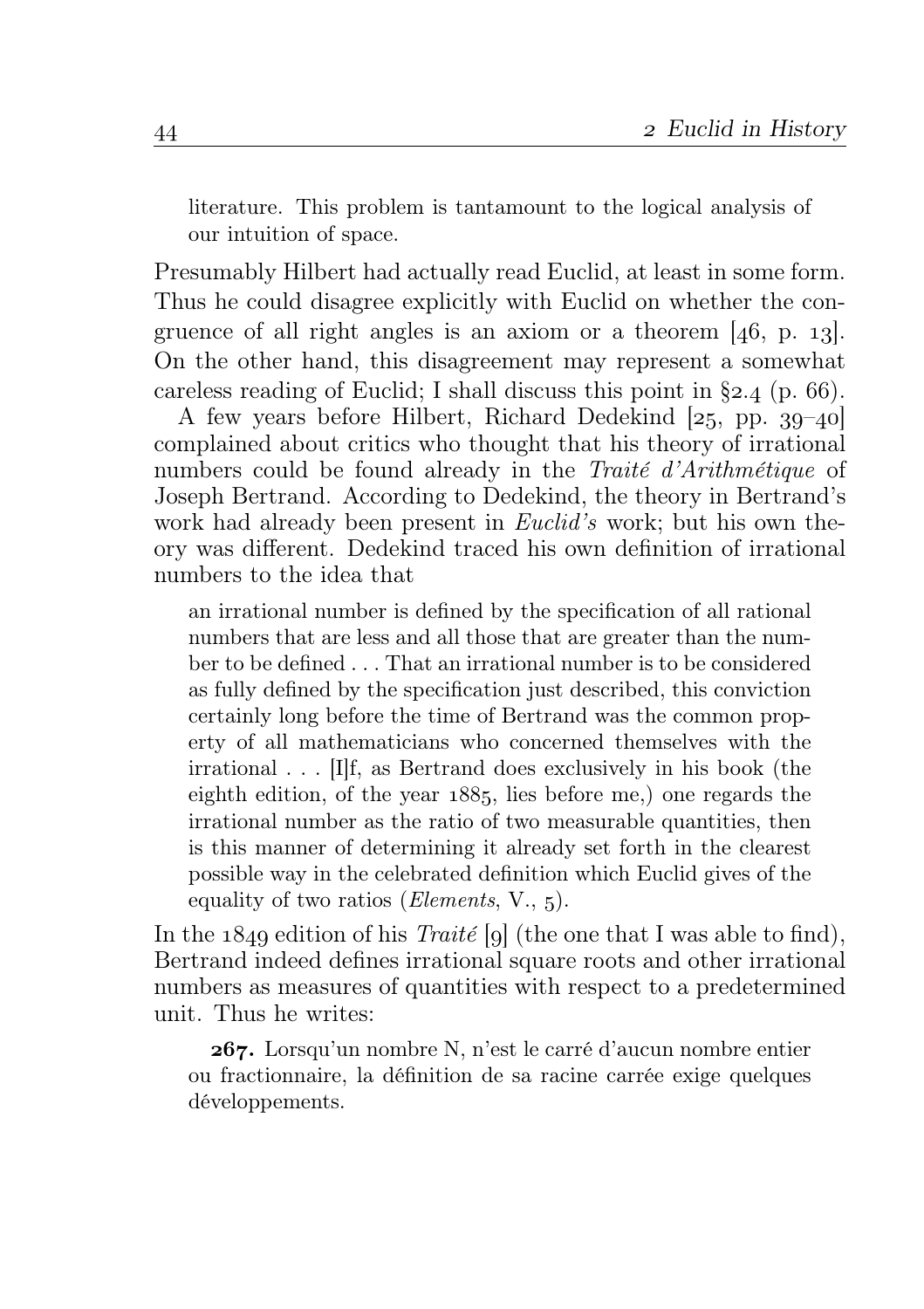> literature. This problem is tantamount to the logical analysis of our intuition of space.

Presumably Hilbert had actually read Euclid, at least in some form. Thus he could disagree explicitly with Euclid on whether the congruence of all right angles is an axiom or a theorem [46, p. 13]. On the other hand, this disagreement may represent a somewhat careless reading of Euclid; I shall discuss this point in §2.4 (p. 66).

A few years before Hilbert, Richard Dedekind [25, pp. 39–40] complained about critics who thought that his theory of irrational numbers could be found already in the *Traité d'Arithmétique* of Joseph Bertrand. According to Dedekind, the theory in Bertrand's work had already been present in *Euclid's* work; but his own theory was different. Dedekind traced his own definition of irrational numbers to the idea that

> an irrational number is defined by the specification of all rational numbers that are less and all those that are greater than the number to be defined . . . That an irrational number is to be considered as fully defined by the specification just described, this conviction certainly long before the time of Bertrand was the common property of all mathematicians who concerned themselves with the irrational . . . [I]f, as Bertrand does exclusively in his book (the eighth edition, of the year 1885, lies before me,) one regards the irrational number as the ratio of two measurable quantities, then is this manner of determining it already set forth in the clearest possible way in the celebrated definition which Euclid gives of the equality of two ratios (*Elements*, V., 5).

In the 1849 edition of his *Traité* [9] (the one that I was able to find), Bertrand indeed defines irrational square roots and other irrational numbers as measures of quantities with respect to a predetermined unit. Thus he writes:

> **267.** Lorsqu'un nombre N, n'est le carré d'aucun nombre entier ou fractionnaire, la définition de sa racine carrée exige quelques développements.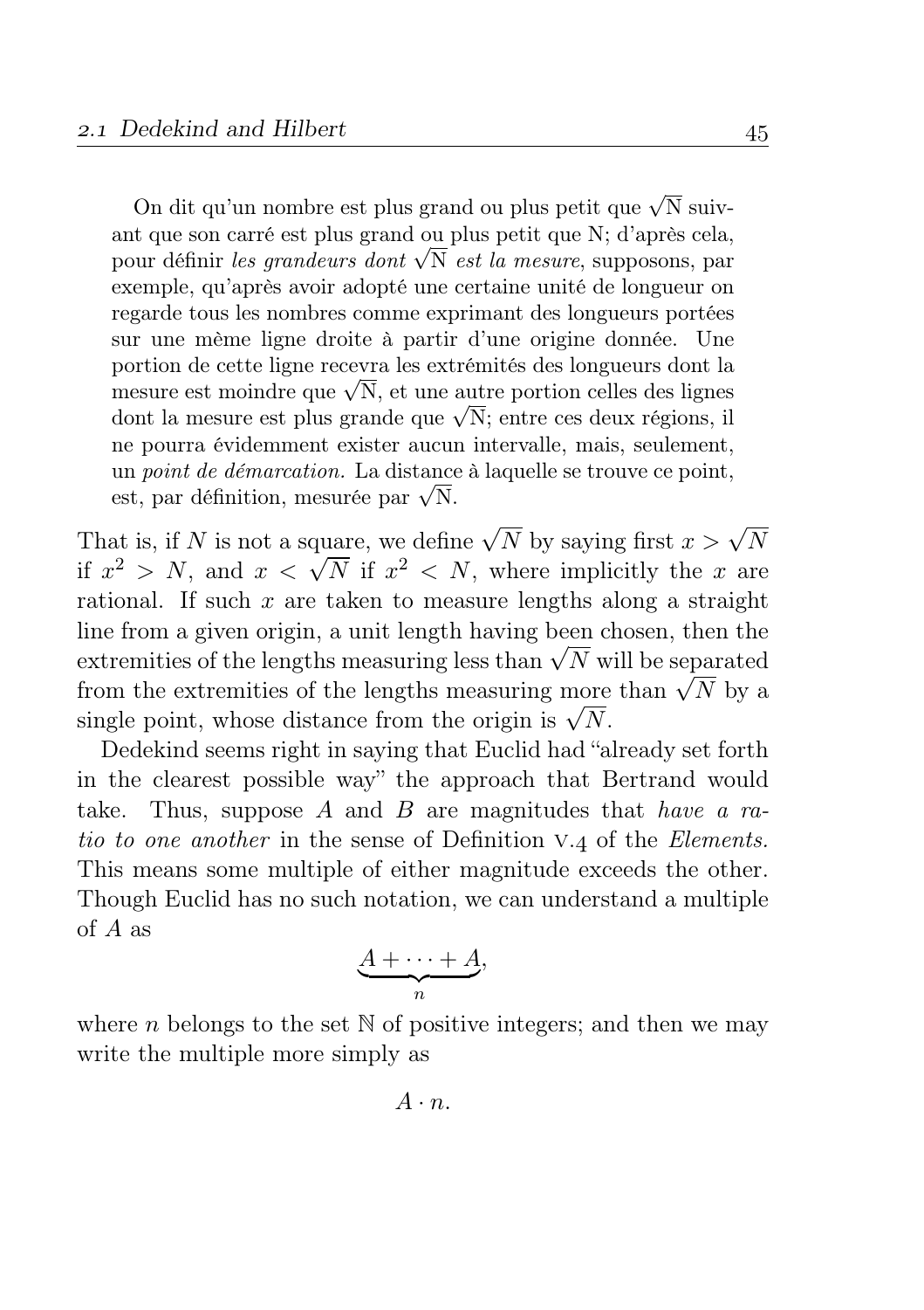> On dit qu'un nombre est plus grand ou plus petit que $\sqrt{\mathrm{N}}$ suivant que son carré est plus grand ou plus petit que N; d'après cela, pour définir *les grandeurs dont* $\sqrt{\mathrm{N}}$ *est la mesure*, supposons, par exemple, qu'après avoir adopté une certaine unité de longueur on regarde tous les nombres comme exprimant des longueurs portées sur une même ligne droite à partir d'une origine donnée. Une portion de cette ligne recevra les extrémités des longueurs dont la mesure est moindre que $\sqrt{\mathrm{N}}$, et une autre portion celles des lignes dont la mesure est plus grande que $\sqrt{\mathrm{N}}$; entre ces deux régions, il ne pourra évidemment exister aucun intervalle, mais, seulement, un *point de démarcation.* La distance à laquelle se trouve ce point, est, par définition, mesurée par $\sqrt{\mathrm{N}}$.

That is, if $N$ is not a square, we define $\sqrt{N}$ by saying first $x > \sqrt{N}$ if $x^2 > N$, and $x < \sqrt{N}$ if $x^2 < N$, where implicitly the $x$ are rational. If such $x$ are taken to measure lengths along a straight line from a given origin, a unit length having been chosen, then the extremities of the lengths measuring less than $\sqrt{N}$ will be separated from the extremities of the lengths measuring more than $\sqrt{N}$ by a single point, whose distance from the origin is $\sqrt{N}$.

Dedekind seems right in saying that Euclid had "already set forth in the clearest possible way" the approach that Bertrand would take. Thus, suppose $A$ and $B$ are magnitudes that *have a ratio to one another* in the sense of Definition V.4 of the *Elements.* This means some multiple of either magnitude exceeds the other. Though Euclid has no such notation, we can understand a multiple of $A$ as

$$\underbrace{A + \cdots + A}_{n},$$

where $n$ belongs to the set $\mathbb{N}$ of positive integers; and then we may write the multiple more simply as

$$A \cdot n.$$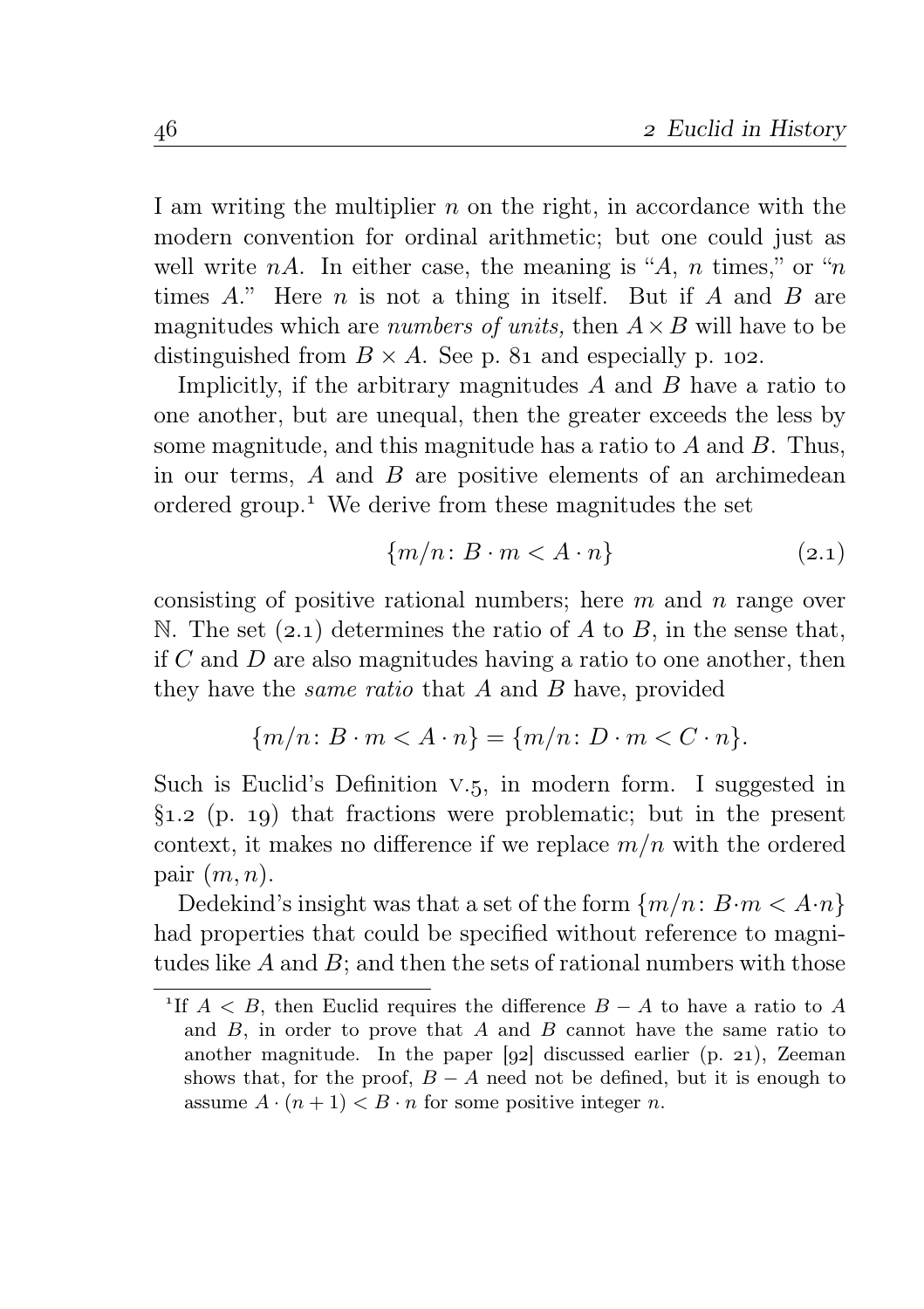I am writing the multiplier $n$ on the right, in accordance with the modern convention for ordinal arithmetic; but one could just as well write $nA$. In either case, the meaning is "$A$, $n$ times," or "$n$ times $A$." Here $n$ is not a thing in itself. But if $A$ and $B$ are magnitudes which are *numbers of units,* then $A \times B$ will have to be distinguished from $B \times A$. See p. 81 and especially p. 102.

Implicitly, if the arbitrary magnitudes $A$ and $B$ have a ratio to one another, but are unequal, then the greater exceeds the less by some magnitude, and this magnitude has a ratio to $A$ and $B$. Thus, in our terms, $A$ and $B$ are positive elements of an archimedean ordered group.[1] We derive from these magnitudes the set

$$\{m/n\colon B \cdot m < A \cdot n\} \tag{2.1}$$

consisting of positive rational numbers; here $m$ and $n$ range over $\mathbb{N}$. The set (2.1) determines the ratio of $A$ to $B$, in the sense that, if $C$ and $D$ are also magnitudes having a ratio to one another, then they have the *same ratio* that $A$ and $B$ have, provided

$$\{m/n\colon B \cdot m < A \cdot n\} = \{m/n\colon D \cdot m < C \cdot n\}.$$

Such is Euclid's Definition V.5, in modern form. I suggested in §1.2 (p. 19) that fractions were problematic; but in the present context, it makes no difference if we replace $m/n$ with the ordered pair $(m, n)$.

Dedekind's insight was that a set of the form $\{m/n\colon B \cdot m < A \cdot n\}$ had properties that could be specified without reference to magnitudes like $A$ and $B$; and then the sets of rational numbers with those

[1] If $A < B$, then Euclid requires the difference $B - A$ to have a ratio to $A$ and $B$, in order to prove that $A$ and $B$ cannot have the same ratio to another magnitude. In the paper [92] discussed earlier (p. 21), Zeeman shows that, for the proof, $B - A$ need not be defined, but it is enough to assume $A \cdot (n + 1) < B \cdot n$ for some positive integer $n$.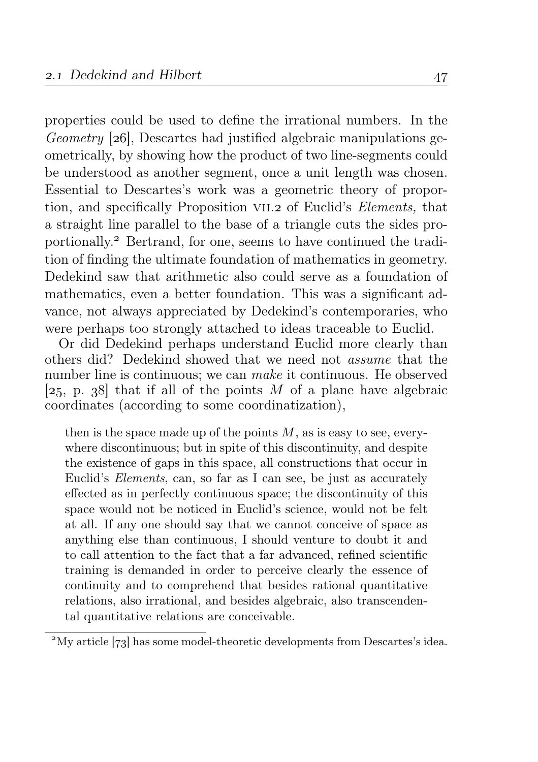properties could be used to define the irrational numbers. In the *Geometry* [26], Descartes had justified algebraic manipulations geometrically, by showing how the product of two line-segments could be understood as another segment, once a unit length was chosen. Essential to Descartes's work was a geometric theory of proportion, and specifically Proposition VII.2 of Euclid's *Elements,* that a straight line parallel to the base of a triangle cuts the sides proportionally.[2] Bertrand, for one, seems to have continued the tradition of finding the ultimate foundation of mathematics in geometry. Dedekind saw that arithmetic also could serve as a foundation of mathematics, even a better foundation. This was a significant advance, not always appreciated by Dedekind's contemporaries, who were perhaps too strongly attached to ideas traceable to Euclid.

Or did Dedekind perhaps understand Euclid more clearly than others did? Dedekind showed that we need not *assume* that the number line is continuous; we can *make* it continuous. He observed [25, p. 38] that if all of the points $M$ of a plane have algebraic coordinates (according to some coordinatization),

> then is the space made up of the points $M$, as is easy to see, everywhere discontinuous; but in spite of this discontinuity, and despite the existence of gaps in this space, all constructions that occur in Euclid's *Elements*, can, so far as I can see, be just as accurately effected as in perfectly continuous space; the discontinuity of this space would not be noticed in Euclid's science, would not be felt at all. If any one should say that we cannot conceive of space as anything else than continuous, I should venture to doubt it and to call attention to the fact that a far advanced, refined scientific training is demanded in order to perceive clearly the essence of continuity and to comprehend that besides rational quantitative relations, also irrational, and besides algebraic, also transcendental quantitative relations are conceivable.

[2] My article [73] has some model-theoretic developments from Descartes's idea.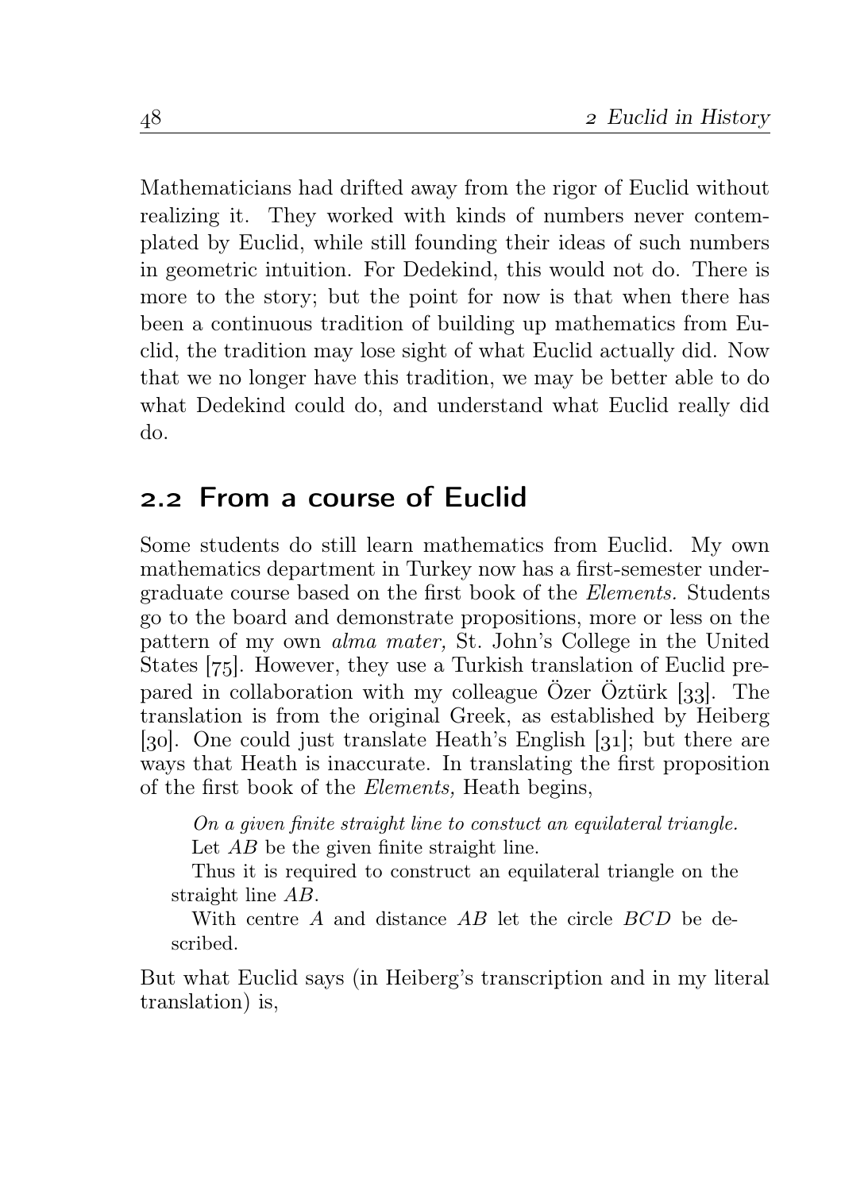Mathematicians had drifted away from the rigor of Euclid without realizing it. They worked with kinds of numbers never contemplated by Euclid, while still founding their ideas of such numbers in geometric intuition. For Dedekind, this would not do. There is more to the story; but the point for now is that when there has been a continuous tradition of building up mathematics from Euclid, the tradition may lose sight of what Euclid actually did. Now that we no longer have this tradition, we may be better able to do what Dedekind could do, and understand what Euclid really did do.

## 2.2 From a course of Euclid

Some students do still learn mathematics from Euclid. My own mathematics department in Turkey now has a first-semester undergraduate course based on the first book of the *Elements.* Students go to the board and demonstrate propositions, more or less on the pattern of my own *alma mater,* St. John's College in the United States [75]. However, they use a Turkish translation of Euclid prepared in collaboration with my colleague Özer Öztürk [33]. The translation is from the original Greek, as established by Heiberg [30]. One could just translate Heath's English [31]; but there are ways that Heath is inaccurate. In translating the first proposition of the first book of the *Elements,* Heath begins,

> *On a given finite straight line to constuct an equilateral triangle.*
>
> Let $AB$ be the given finite straight line.
>
> Thus it is required to construct an equilateral triangle on the straight line $AB$.
>
> With centre $A$ and distance $AB$ let the circle $BCD$ be described.

But what Euclid says (in Heiberg's transcription and in my literal translation) is,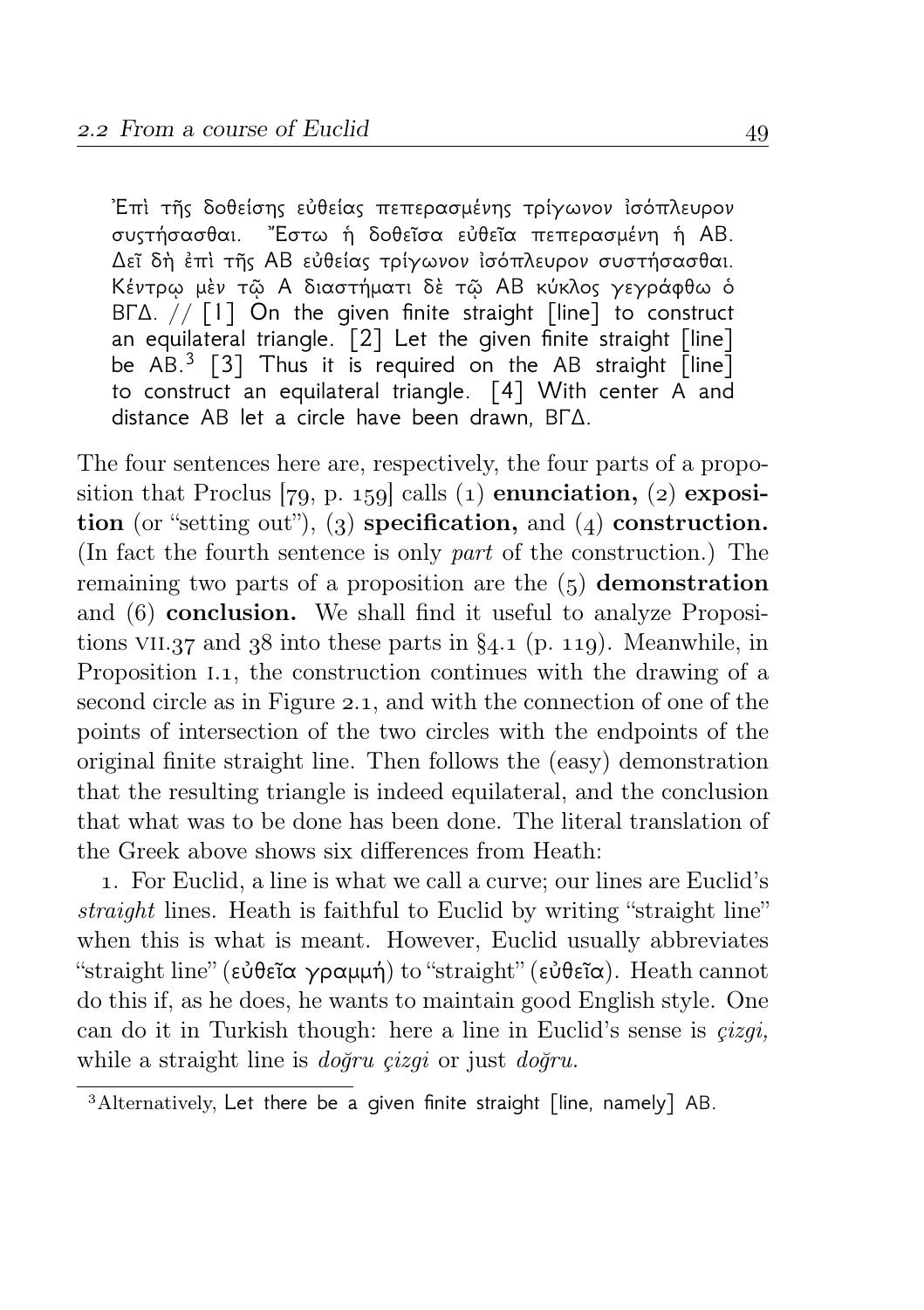Ἐπὶ τῆς δοθείσης εὐθείας πεπερασμένης τρίγωνον ἰσόπλευρον συστήσασθαι. Ἔστω ἡ δοθεῖσα εὐθεῖα πεπερασμένη ἡ ΑΒ. Δεῖ δὴ ἐπὶ τῆς ΑΒ εὐθείας τρίγωνον ἰσόπλευρον συστήσασθαι. Κέντρῳ μὲν τῷ Α διαστήματι δὲ τῷ ΑΒ κύκλος γεγράφθω ὁ ΒΓΔ. // [1] On the given finite straight [line] to construct an equilateral triangle. [2] Let the given finite straight [line] be AB.[3] [3] Thus it is required on the AB straight [line] to construct an equilateral triangle. [4] With center A and distance AB let a circle have been drawn, ΒΓΔ.

The four sentences here are, respectively, the four parts of a proposition that Proclus [79, p. 159] calls (1) **enunciation,** (2) **exposition** (or "setting out"), (3) **specification,** and (4) **construction.** (In fact the fourth sentence is only *part* of the construction.) The remaining two parts of a proposition are the (5) **demonstration** and (6) **conclusion.** We shall find it useful to analyze Propositions VII.37 and 38 into these parts in §4.1 (p. 119). Meanwhile, in Proposition I.1, the construction continues with the drawing of a second circle as in Figure 2.1, and with the connection of one of the points of intersection of the two circles with the endpoints of the original finite straight line. Then follows the (easy) demonstration that the resulting triangle is indeed equilateral, and the conclusion that what was to be done has been done. The literal translation of the Greek above shows six differences from Heath:

1. For Euclid, a line is what we call a curve; our lines are Euclid's *straight* lines. Heath is faithful to Euclid by writing "straight line" when this is what is meant. However, Euclid usually abbreviates "straight line" (εὐθεῖα γραμμή) to "straight" (εὐθεῖα). Heath cannot do this if, as he does, he wants to maintain good English style. One can do it in Turkish though: here a line in Euclid's sense is *çizgi,* while a straight line is *doğru çizgi* or just *doğru.*

---

[3] Alternatively, Let there be a given finite straight [line, namely] AB.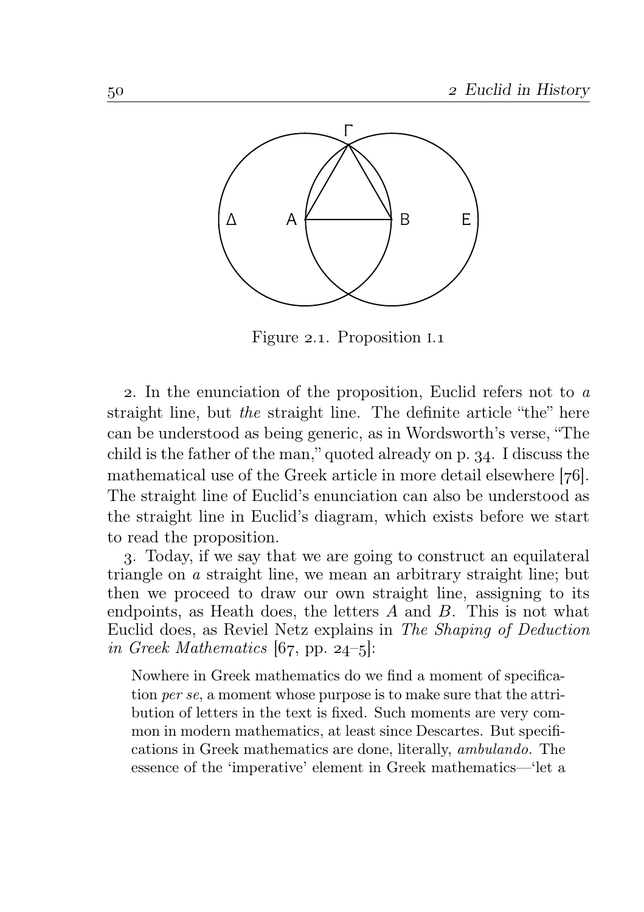Figure 2.1. Proposition I.1

2. In the enunciation of the proposition, Euclid refers not to *a* straight line, but *the* straight line. The definite article "the" here can be understood as being generic, as in Wordsworth's verse, "The child is the father of the man," quoted already on p. 34. I discuss the mathematical use of the Greek article in more detail elsewhere [76]. The straight line of Euclid's enunciation can also be understood as the straight line in Euclid's diagram, which exists before we start to read the proposition.

3. Today, if we say that we are going to construct an equilateral triangle on *a* straight line, we mean an arbitrary straight line; but then we proceed to draw our own straight line, assigning to its endpoints, as Heath does, the letters $A$ and $B$. This is not what Euclid does, as Reviel Netz explains in *The Shaping of Deduction in Greek Mathematics* [67, pp. 24–5]:

> Nowhere in Greek mathematics do we find a moment of specification *per se*, a moment whose purpose is to make sure that the attribution of letters in the text is fixed. Such moments are very common in modern mathematics, at least since Descartes. But specifications in Greek mathematics are done, literally, *ambulando*. The essence of the 'imperative' element in Greek mathematics—'let a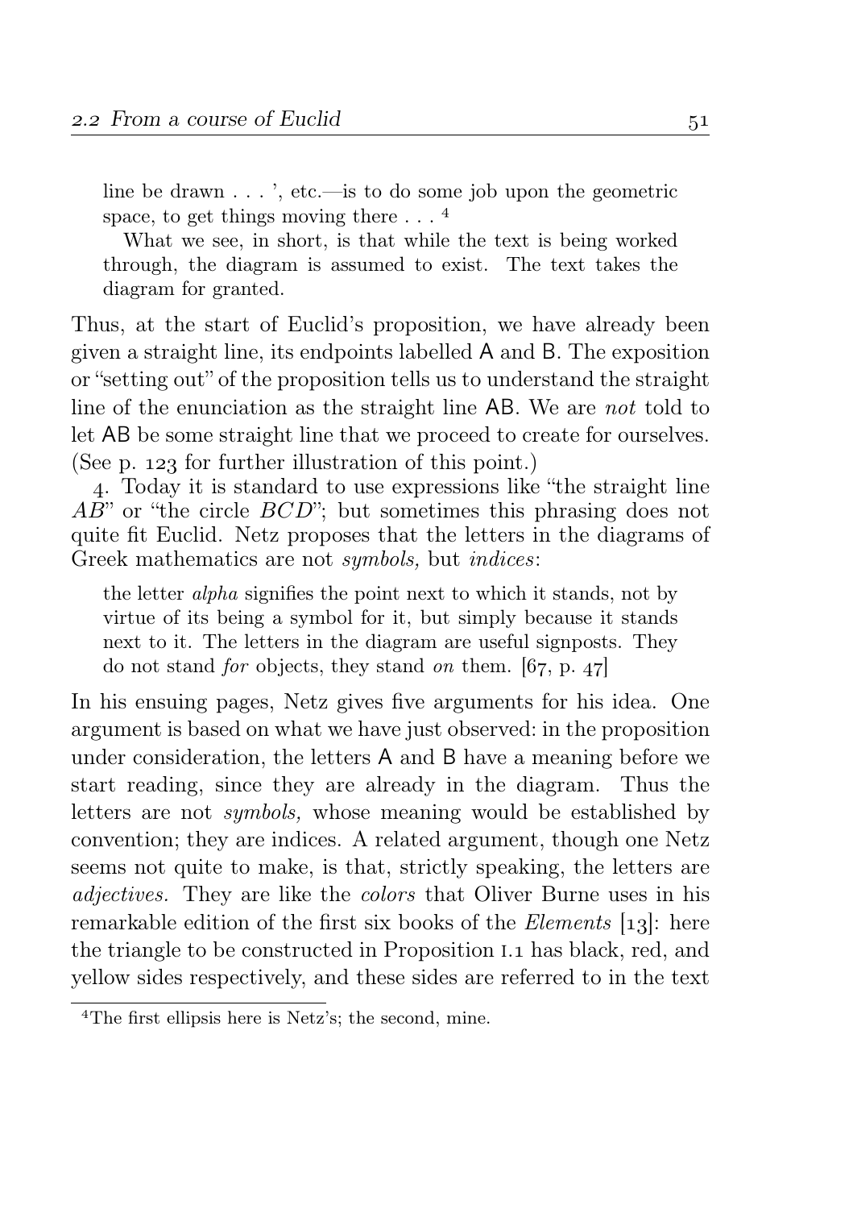> line be drawn . . . ', etc.—is to do some job upon the geometric space, to get things moving there . . . [4]
>
> What we see, in short, is that while the text is being worked through, the diagram is assumed to exist. The text takes the diagram for granted.

Thus, at the start of Euclid's proposition, we have already been given a straight line, its endpoints labelled A and B. The exposition or "setting out" of the proposition tells us to understand the straight line of the enunciation as the straight line AB. We are *not* told to let AB be some straight line that we proceed to create for ourselves. (See p. 123 for further illustration of this point.)

4. Today it is standard to use expressions like "the straight line $AB$" or "the circle $BCD$"; but sometimes this phrasing does not quite fit Euclid. Netz proposes that the letters in the diagrams of Greek mathematics are not *symbols,* but *indices*:

> the letter *alpha* signifies the point next to which it stands, not by virtue of its being a symbol for it, but simply because it stands next to it. The letters in the diagram are useful signposts. They do not stand *for* objects, they stand *on* them. [67, p. 47]

In his ensuing pages, Netz gives five arguments for his idea. One argument is based on what we have just observed: in the proposition under consideration, the letters A and B have a meaning before we start reading, since they are already in the diagram. Thus the letters are not *symbols,* whose meaning would be established by convention; they are indices. A related argument, though one Netz seems not quite to make, is that, strictly speaking, the letters are *adjectives.* They are like the *colors* that Oliver Burne uses in his remarkable edition of the first six books of the *Elements* [13]: here the triangle to be constructed in Proposition I.1 has black, red, and yellow sides respectively, and these sides are referred to in the text

[4] The first ellipsis here is Netz's; the second, mine.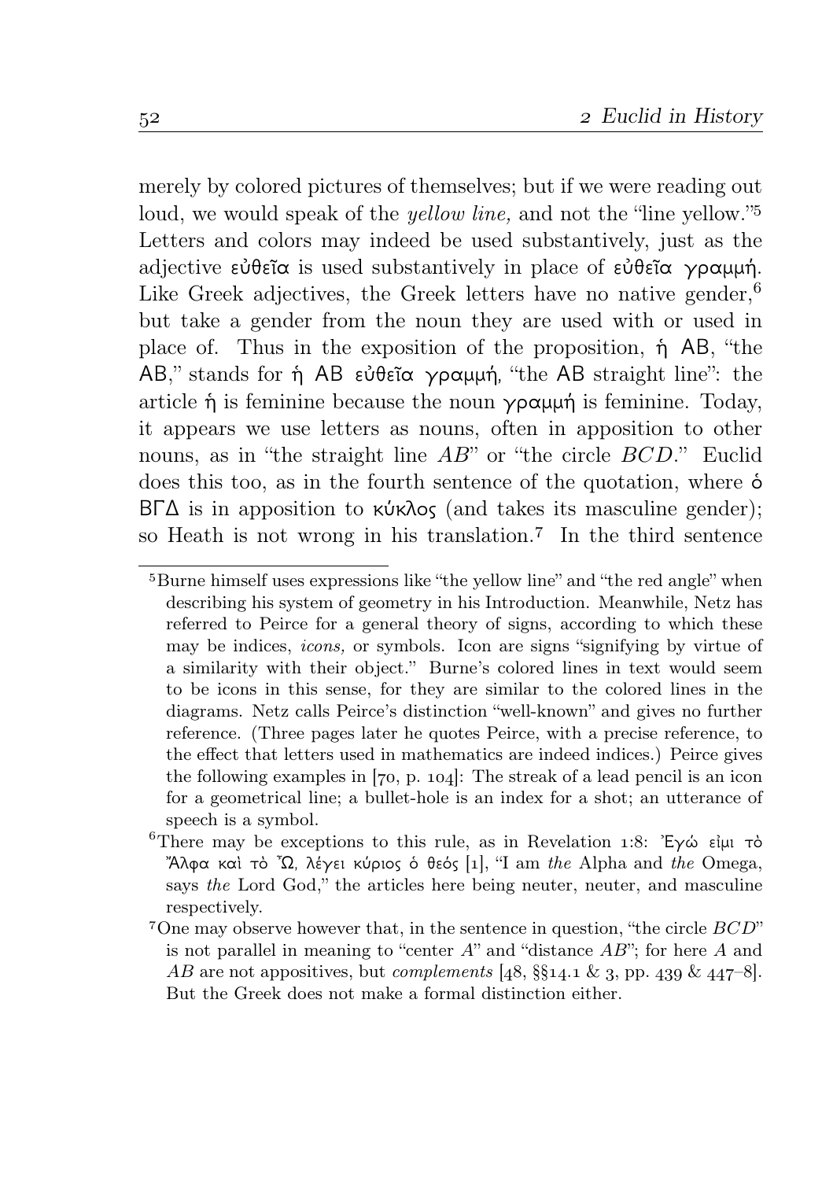merely by colored pictures of themselves; but if we were reading out loud, we would speak of the *yellow line,* and not the "line yellow."[5] Letters and colors may indeed be used substantively, just as the adjective εὐθεῖα is used substantively in place of εὐθεῖα γραμμή. Like Greek adjectives, the Greek letters have no native gender,[6] but take a gender from the noun they are used with or used in place of. Thus in the exposition of the proposition, ἡ ΑΒ, "the ΑΒ," stands for ἡ ΑΒ εὐθεῖα γραμμή, "the ΑΒ straight line": the article ἡ is feminine because the noun γραμμή is feminine. Today, it appears we use letters as nouns, often in apposition to other nouns, as in "the straight line $AB$" or "the circle $BCD$." Euclid does this too, as in the fourth sentence of the quotation, where ὁ ΒΓΔ is in apposition to κύκλος (and takes its masculine gender); so Heath is not wrong in his translation.[7] In the third sentence

[5] Burne himself uses expressions like "the yellow line" and "the red angle" when describing his system of geometry in his Introduction. Meanwhile, Netz has referred to Peirce for a general theory of signs, according to which these may be indices, *icons,* or symbols. Icon are signs "signifying by virtue of a similarity with their object." Burne's colored lines in text would seem to be icons in this sense, for they are similar to the colored lines in the diagrams. Netz calls Peirce's distinction "well-known" and gives no further reference. (Three pages later he quotes Peirce, with a precise reference, to the effect that letters used in mathematics are indeed indices.) Peirce gives the following examples in [70, p. 104]: The streak of a lead pencil is an icon for a geometrical line; a bullet-hole is an index for a shot; an utterance of speech is a symbol.

[6] There may be exceptions to this rule, as in Revelation 1:8: Ἐγώ εἰμι τὸ Ἄλφα καὶ τὸ Ὦ, λέγει κύριος ὁ θεός [1], "I am *the* Alpha and *the* Omega, says *the* Lord God," the articles here being neuter, neuter, and masculine respectively.

[7] One may observe however that, in the sentence in question, "the circle $BCD$" is not parallel in meaning to "center $A$" and "distance $AB$"; for here $A$ and $AB$ are not appositives, but *complements* [48, §§14.1 & 3, pp. 439 & 447–8]. But the Greek does not make a formal distinction either.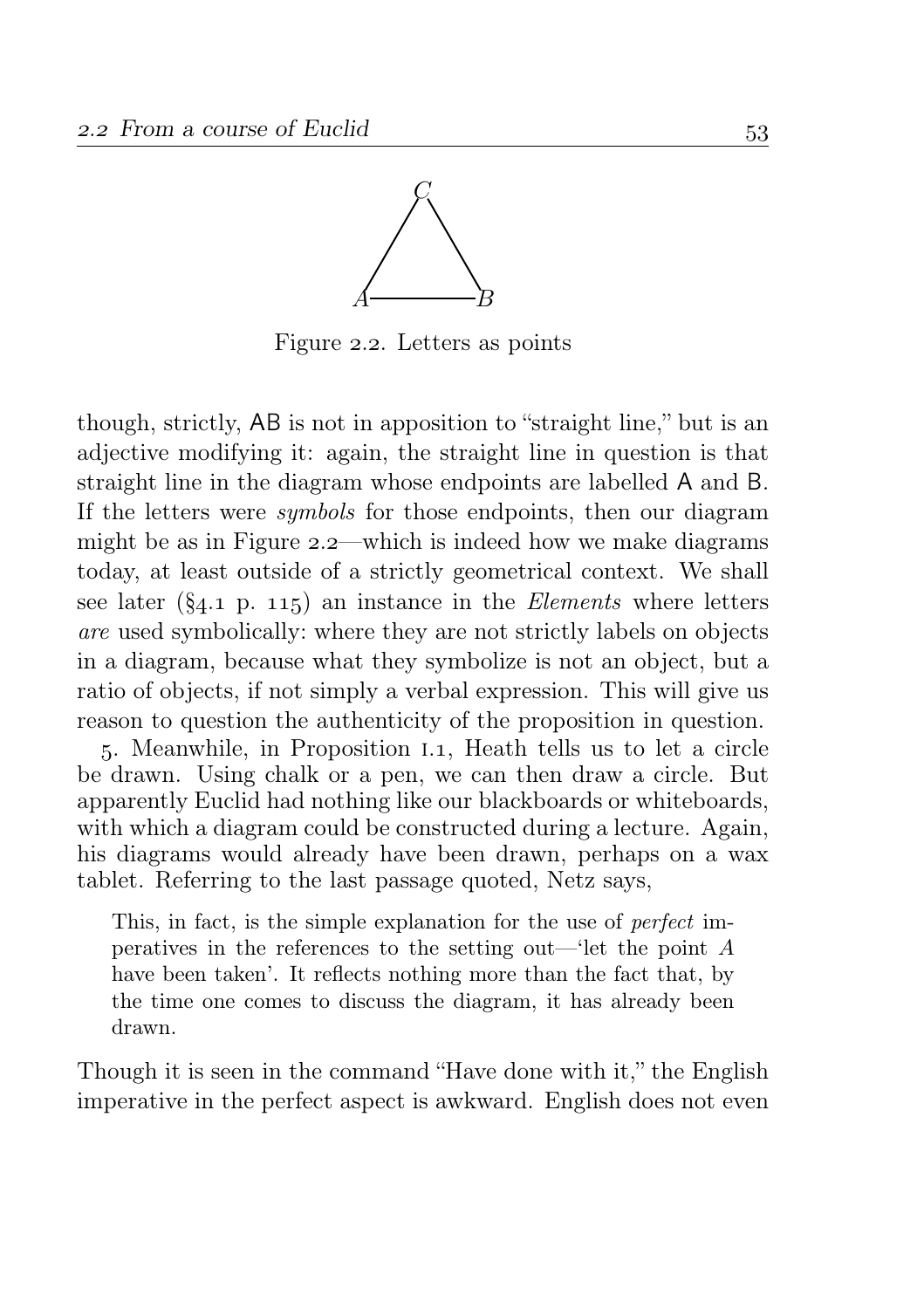Figure 2.2. Letters as points

though, strictly, AB is not in apposition to "straight line," but is an adjective modifying it: again, the straight line in question is that straight line in the diagram whose endpoints are labelled A and B. If the letters were *symbols* for those endpoints, then our diagram might be as in Figure 2.2—which is indeed how we make diagrams today, at least outside of a strictly geometrical context. We shall see later (§4.1 p. 115) an instance in the *Elements* where letters *are* used symbolically: where they are not strictly labels on objects in a diagram, because what they symbolize is not an object, but a ratio of objects, if not simply a verbal expression. This will give us reason to question the authenticity of the proposition in question.

5. Meanwhile, in Proposition I.1, Heath tells us to let a circle be drawn. Using chalk or a pen, we can then draw a circle. But apparently Euclid had nothing like our blackboards or whiteboards, with which a diagram could be constructed during a lecture. Again, his diagrams would already have been drawn, perhaps on a wax tablet. Referring to the last passage quoted, Netz says,

> This, in fact, is the simple explanation for the use of *perfect* imperatives in the references to the setting out—'let the point *A* have been taken'. It reflects nothing more than the fact that, by the time one comes to discuss the diagram, it has already been drawn.

Though it is seen in the command "Have done with it," the English imperative in the perfect aspect is awkward. English does not even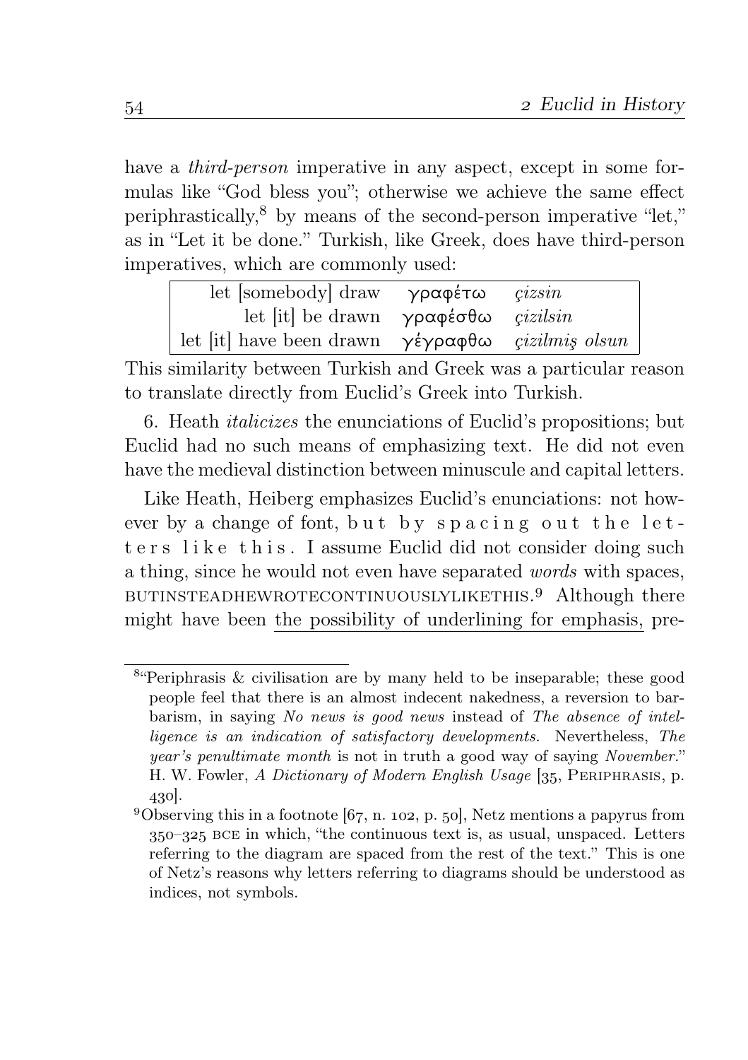have a *third-person* imperative in any aspect, except in some formulas like "God bless you"; otherwise we achieve the same effect periphrastically,[8] by means of the second-person imperative "let," as in "Let it be done." Turkish, like Greek, does have third-person imperatives, which are commonly used:

| | | |
|---|---|---|
| let [somebody] draw | γραφέτω | *çizsin* |
| let [it] be drawn | γραφέσθω | *çizilsin* |
| let [it] have been drawn | γέγραφθω | *çizilmiş olsun* |

This similarity between Turkish and Greek was a particular reason to translate directly from Euclid's Greek into Turkish.

6. Heath *italicizes* the enunciations of Euclid's propositions; but Euclid had no such means of emphasizing text. He did not even have the medieval distinction between minuscule and capital letters.

Like Heath, Heiberg emphasizes Euclid's enunciations: not however by a change of font, b u t b y s p a c i n g o u t t h e l e t t e r s l i k e t h i s. I assume Euclid did not consider doing such a thing, since he would not even have separated *words* with spaces, BUTINSTEADHEWROTECONTINUOUSLYLIKETHIS.[9] Although there might have been <u>the possibility of underlining for emphasis,</u> pre-

[8] "Periphrasis & civilisation are by many held to be inseparable; these good people feel that there is an almost indecent nakedness, a reversion to barbarism, in saying *No news is good news* instead of *The absence of intelligence is an indication of satisfactory developments.* Nevertheless, *The year's penultimate month* is not in truth a good way of saying *November*." H. W. Fowler, *A Dictionary of Modern English Usage* [35, Periphrasis, p. 430].

[9] Observing this in a footnote [67, n. 102, p. 50], Netz mentions a papyrus from 350–325 bce in which, "the continuous text is, as usual, unspaced. Letters referring to the diagram are spaced from the rest of the text." This is one of Netz's reasons why letters referring to diagrams should be understood as indices, not symbols.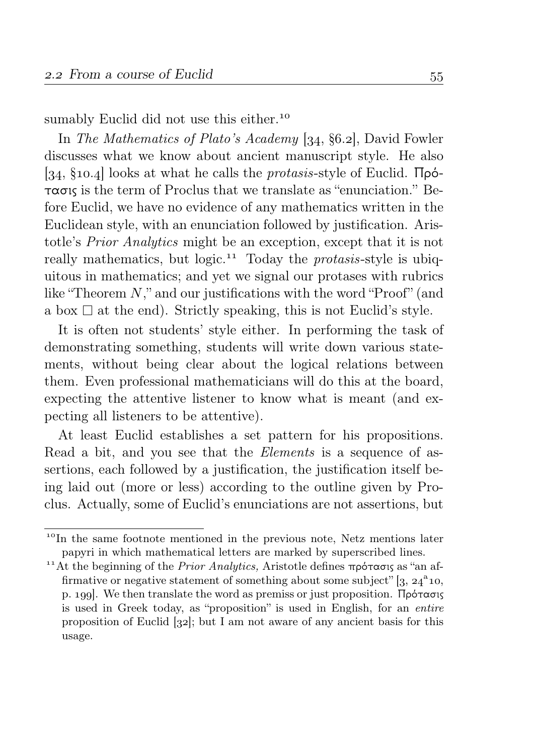sumably Euclid did not use this either.[10]

In *The Mathematics of Plato's Academy* [34, §6.2], David Fowler discusses what we know about ancient manuscript style. He also [34, §10.4] looks at what he calls the *protasis*-style of Euclid. Πρότασις is the term of Proclus that we translate as "enunciation." Before Euclid, we have no evidence of any mathematics written in the Euclidean style, with an enunciation followed by justification. Aristotle's *Prior Analytics* might be an exception, except that it is not really mathematics, but logic.[11] Today the *protasis*-style is ubiquitous in mathematics; and yet we signal our protases with rubrics like "Theorem $N$," and our justifications with the word "Proof" (and a box $\square$ at the end). Strictly speaking, this is not Euclid's style.

It is often not students' style either. In performing the task of demonstrating something, students will write down various statements, without being clear about the logical relations between them. Even professional mathematicians will do this at the board, expecting the attentive listener to know what is meant (and expecting all listeners to be attentive).

At least Euclid establishes a set pattern for his propositions. Read a bit, and you see that the *Elements* is a sequence of assertions, each followed by a justification, the justification itself being laid out (more or less) according to the outline given by Proclus. Actually, some of Euclid's enunciations are not assertions, but

---

[10] In the same footnote mentioned in the previous note, Netz mentions later papyri in which mathematical letters are marked by superscribed lines.

[11] At the beginning of the *Prior Analytics,* Aristotle defines πρότασις as "an affirmative or negative statement of something about some subject" [3, $24^{\mathrm{a}}10$, p. 199]. We then translate the word as premiss or just proposition. Πρότασις is used in Greek today, as "proposition" is used in English, for an *entire* proposition of Euclid [32]; but I am not aware of any ancient basis for this usage.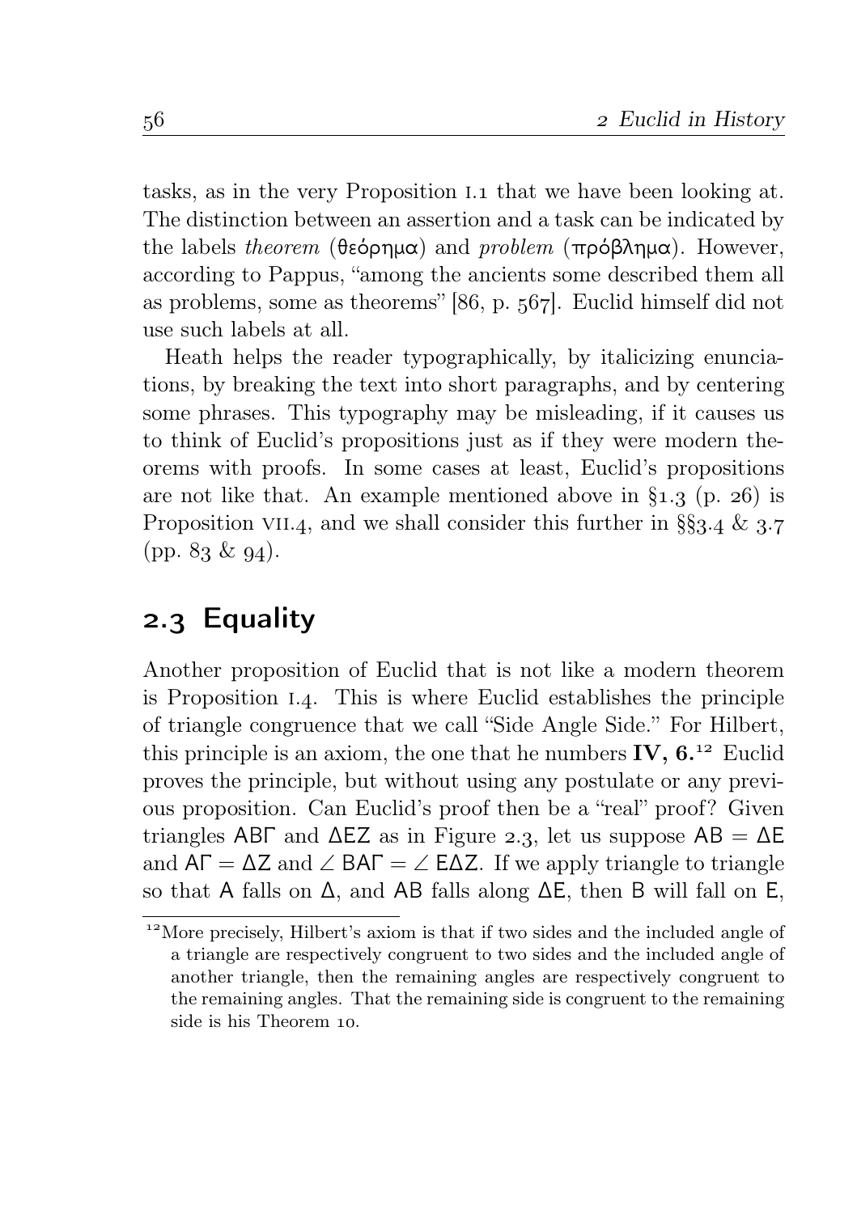tasks, as in the very Proposition I.1 that we have been looking at. The distinction between an assertion and a task can be indicated by the labels *theorem* (θεόρημα) and *problem* (πρόβλημα). However, according to Pappus, "among the ancients some described them all as problems, some as theorems" [86, p. 567]. Euclid himself did not use such labels at all.

Heath helps the reader typographically, by italicizing enunciations, by breaking the text into short paragraphs, and by centering some phrases. This typography may be misleading, if it causes us to think of Euclid's propositions just as if they were modern theorems with proofs. In some cases at least, Euclid's propositions are not like that. An example mentioned above in §1.3 (p. 26) is Proposition VII.4, and we shall consider this further in §§3.4 & 3.7 (pp. 83 & 94).

## 2.3 Equality

Another proposition of Euclid that is not like a modern theorem is Proposition I.4. This is where Euclid establishes the principle of triangle congruence that we call "Side Angle Side." For Hilbert, this principle is an axiom, the one that he numbers **IV, 6.**[12] Euclid proves the principle, but without using any postulate or any previous proposition. Can Euclid's proof then be a "real" proof? Given triangles ΑΒΓ and ΔΕΖ as in Figure 2.3, let us suppose $\mathsf{AB} = \mathsf{\Delta E}$ and $\mathsf{A\Gamma} = \mathsf{\Delta Z}$ and $\angle\,\mathsf{BA\Gamma} = \angle\,\mathsf{E\Delta Z}$. If we apply triangle to triangle so that Α falls on Δ, and ΑΒ falls along ΔΕ, then Β will fall on Ε,

[12] More precisely, Hilbert's axiom is that if two sides and the included angle of a triangle are respectively congruent to two sides and the included angle of another triangle, then the remaining angles are respectively congruent to the remaining angles. That the remaining side is congruent to the remaining side is his Theorem 10.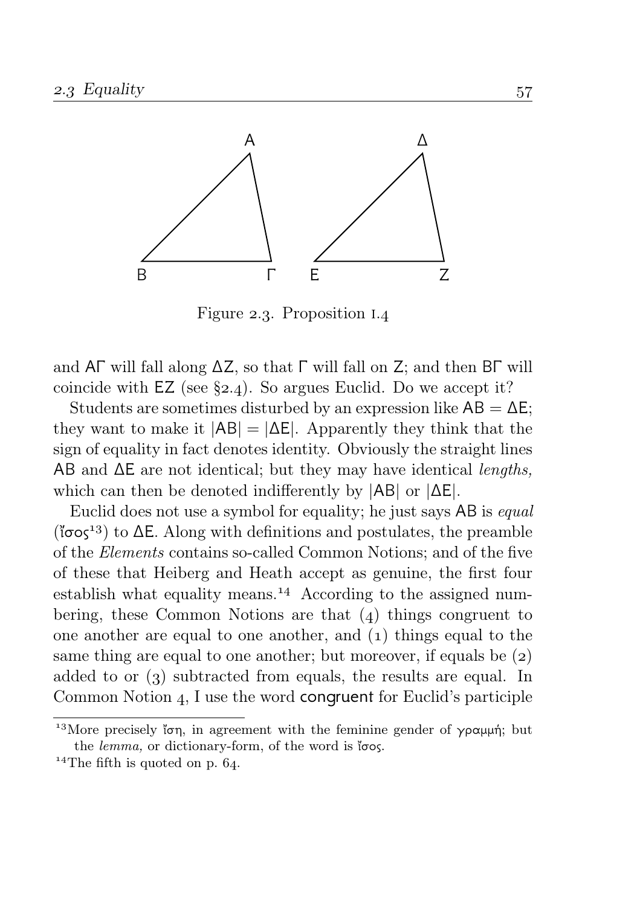Figure 2.3. Proposition I.4

and AΓ will fall along ΔZ, so that Γ will fall on Z; and then BΓ will coincide with EZ (see §2.4). So argues Euclid. Do we accept it?

Students are sometimes disturbed by an expression like $\mathsf{AB} = \Delta\mathsf{E}$; they want to make it $|\mathsf{AB}| = |\Delta\mathsf{E}|$. Apparently they think that the sign of equality in fact denotes identity. Obviously the straight lines AB and ΔE are not identical; but they may have identical *lengths,* which can then be denoted indifferently by $|\mathsf{AB}|$ or $|\Delta\mathsf{E}|$.

Euclid does not use a symbol for equality; he just says AB is *equal* (ἴσος[13]) to ΔE. Along with definitions and postulates, the preamble of the *Elements* contains so-called Common Notions; and of the five of these that Heiberg and Heath accept as genuine, the first four establish what equality means.[14] According to the assigned numbering, these Common Notions are that (4) things congruent to one another are equal to one another, and (1) things equal to the same thing are equal to one another; but moreover, if equals be (2) added to or (3) subtracted from equals, the results are equal. In Common Notion 4, I use the word congruent for Euclid's participle

[13]More precisely ἴση, in agreement with the feminine gender of γραμμή; but the *lemma,* or dictionary-form, of the word is ἴσος.

[14]The fifth is quoted on p. 64.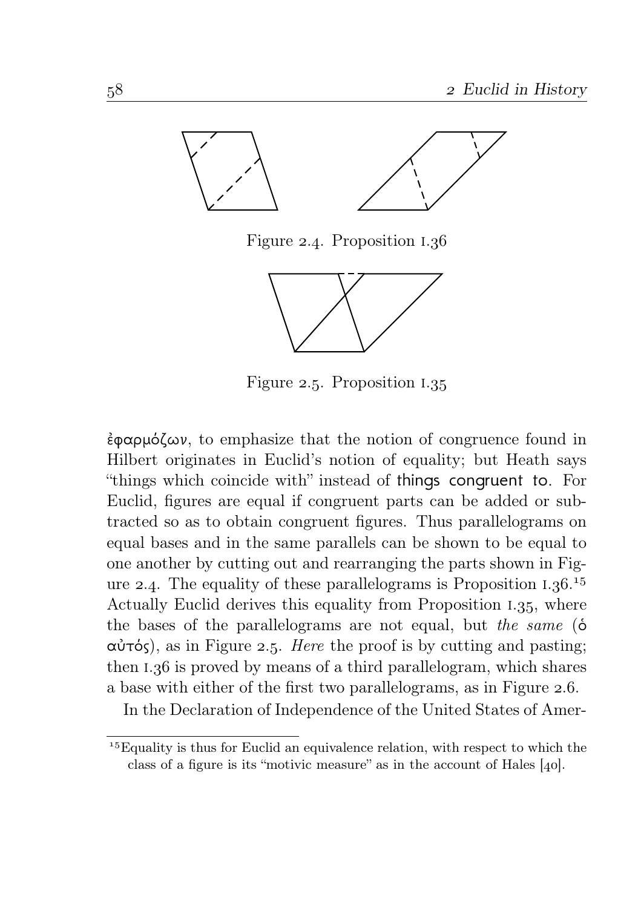Figure 2.4. Proposition I.36

Figure 2.5. Proposition I.35

ἐφαρμόζων, to emphasize that the notion of congruence found in Hilbert originates in Euclid's notion of equality; but Heath says "things which coincide with" instead of things congruent to. For Euclid, figures are equal if congruent parts can be added or subtracted so as to obtain congruent figures. Thus parallelograms on equal bases and in the same parallels can be shown to be equal to one another by cutting out and rearranging the parts shown in Figure 2.4. The equality of these parallelograms is Proposition I.36.[15] Actually Euclid derives this equality from Proposition I.35, where the bases of the parallelograms are not equal, but *the same* (ὁ αὐτός), as in Figure 2.5. *Here* the proof is by cutting and pasting; then I.36 is proved by means of a third parallelogram, which shares a base with either of the first two parallelograms, as in Figure 2.6.

In the Declaration of Independence of the United States of Amer-

[15] Equality is thus for Euclid an equivalence relation, with respect to which the class of a figure is its "motivic measure" as in the account of Hales [40].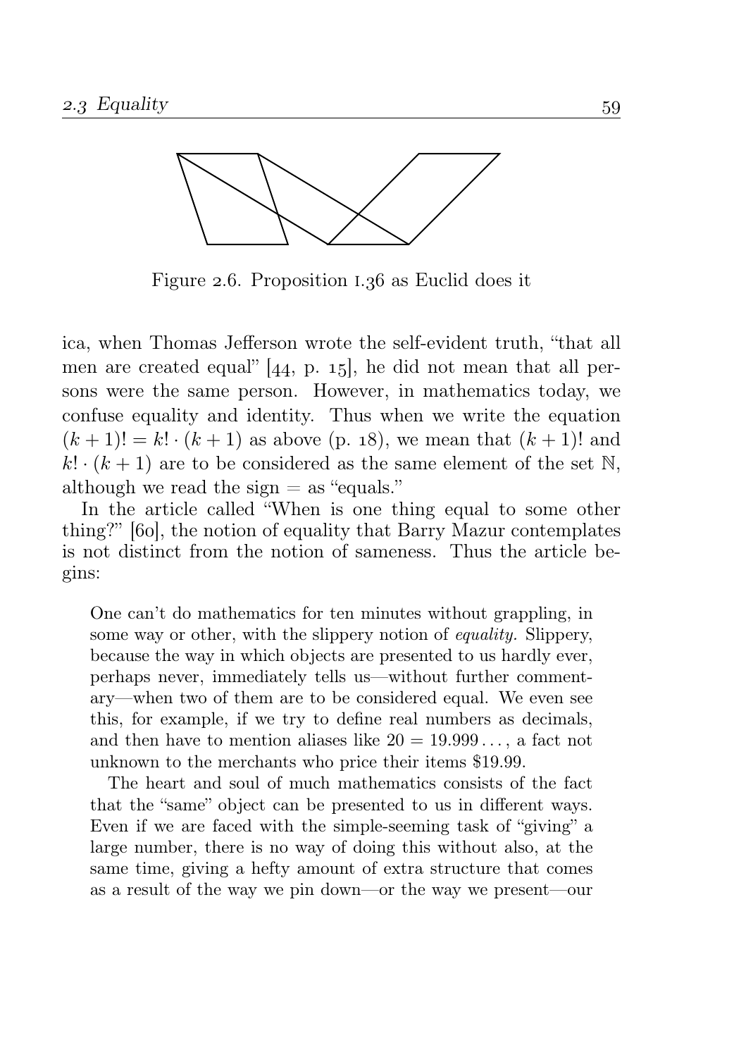Figure 2.6. Proposition I.36 as Euclid does it

ica, when Thomas Jefferson wrote the self-evident truth, "that all men are created equal" [44, p. 15], he did not mean that all persons were the same person. However, in mathematics today, we confuse equality and identity. Thus when we write the equation $(k+1)! = k! \cdot (k+1)$ as above (p. 18), we mean that $(k+1)!$ and $k! \cdot (k+1)$ are to be considered as the same element of the set $\mathbb{N}$, although we read the sign $=$ as "equals."

In the article called "When is one thing equal to some other thing?" [60], the notion of equality that Barry Mazur contemplates is not distinct from the notion of sameness. Thus the article begins:

> One can't do mathematics for ten minutes without grappling, in some way or other, with the slippery notion of *equality.* Slippery, because the way in which objects are presented to us hardly ever, perhaps never, immediately tells us—without further commentary—when two of them are to be considered equal. We even see this, for example, if we try to define real numbers as decimals, and then have to mention aliases like $20 = 19.999\ldots$, a fact not unknown to the merchants who price their items $19.99.
>
> The heart and soul of much mathematics consists of the fact that the "same" object can be presented to us in different ways. Even if we are faced with the simple-seeming task of "giving" a large number, there is no way of doing this without also, at the same time, giving a hefty amount of extra structure that comes as a result of the way we pin down—or the way we present—our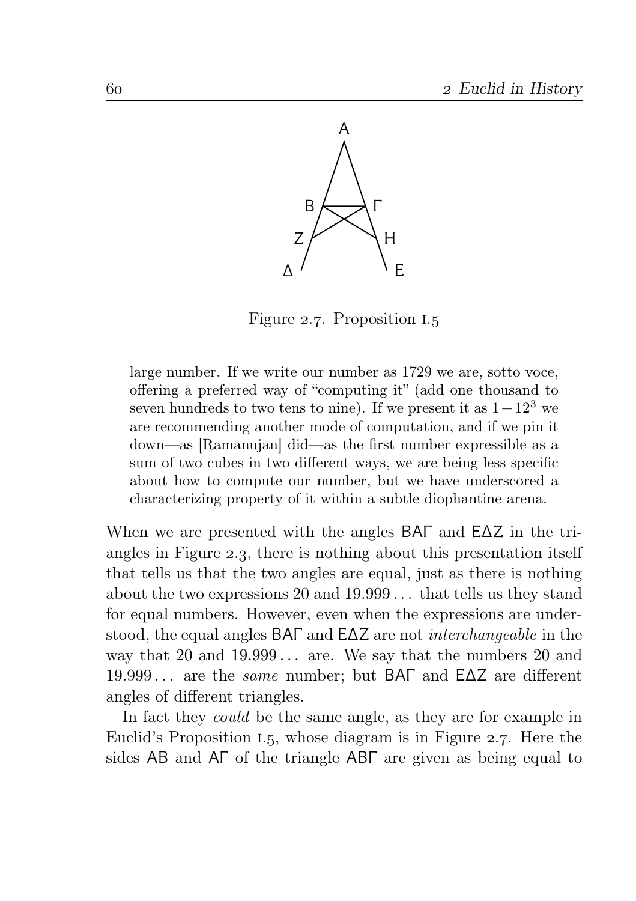Figure 2.7. Proposition I.5

> large number. If we write our number as 1729 we are, sotto voce, offering a preferred way of "computing it" (add one thousand to seven hundreds to two tens to nine). If we present it as $1 + 12^3$ we are recommending another mode of computation, and if we pin it down—as [Ramanujan] did—as the first number expressible as a sum of two cubes in two different ways, we are being less specific about how to compute our number, but we have underscored a characterizing property of it within a subtle diophantine arena.

When we are presented with the angles ΒΑΓ and ΕΔΖ in the triangles in Figure 2.3, there is nothing about this presentation itself that tells us that the two angles are equal, just as there is nothing about the two expressions 20 and 19.999... that tells us they stand for equal numbers. However, even when the expressions are understood, the equal angles ΒΑΓ and ΕΔΖ are not *interchangeable* in the way that 20 and 19.999... are. We say that the numbers 20 and 19.999... are the *same* number; but ΒΑΓ and ΕΔΖ are different angles of different triangles.

In fact they *could* be the same angle, as they are for example in Euclid's Proposition I.5, whose diagram is in Figure 2.7. Here the sides ΑΒ and ΑΓ of the triangle ΑΒΓ are given as being equal to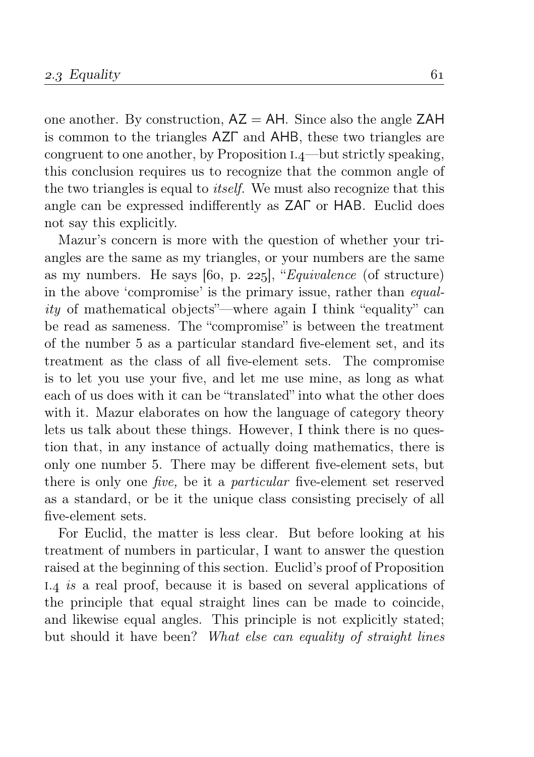one another. By construction, AZ = AH. Since also the angle ZAH is common to the triangles AZΓ and AHB, these two triangles are congruent to one another, by Proposition I.4—but strictly speaking, this conclusion requires us to recognize that the common angle of the two triangles is equal to *itself.* We must also recognize that this angle can be expressed indifferently as ZAΓ or HAB. Euclid does not say this explicitly.

Mazur's concern is more with the question of whether your triangles are the same as my triangles, or your numbers are the same as my numbers. He says [60, p. 225], "*Equivalence* (of structure) in the above 'compromise' is the primary issue, rather than *equality* of mathematical objects"—where again I think "equality" can be read as sameness. The "compromise" is between the treatment of the number 5 as a particular standard five-element set, and its treatment as the class of all five-element sets. The compromise is to let you use your five, and let me use mine, as long as what each of us does with it can be "translated" into what the other does with it. Mazur elaborates on how the language of category theory lets us talk about these things. However, I think there is no question that, in any instance of actually doing mathematics, there is only one number 5. There may be different five-element sets, but there is only one *five,* be it a *particular* five-element set reserved as a standard, or be it the unique class consisting precisely of all five-element sets.

For Euclid, the matter is less clear. But before looking at his treatment of numbers in particular, I want to answer the question raised at the beginning of this section. Euclid's proof of Proposition I.4 *is* a real proof, because it is based on several applications of the principle that equal straight lines can be made to coincide, and likewise equal angles. This principle is not explicitly stated; but should it have been? *What else can equality of straight lines*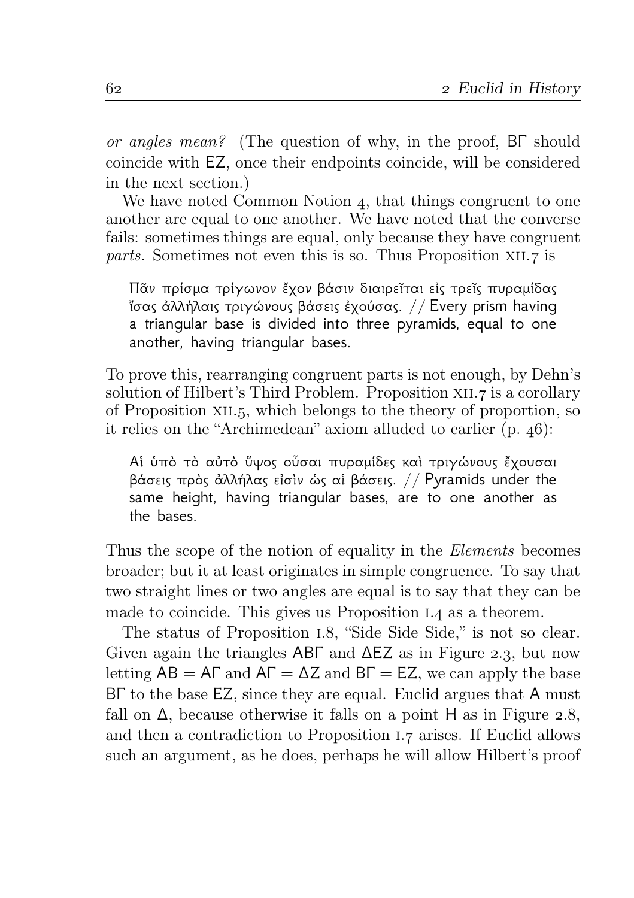*or angles mean?* (The question of why, in the proof, ΒΓ should coincide with ΕΖ, once their endpoints coincide, will be considered in the next section.)

We have noted Common Notion 4, that things congruent to one another are equal to one another. We have noted that the converse fails: sometimes things are equal, only because they have congruent *parts.* Sometimes not even this is so. Thus Proposition XII.7 is

> Πᾶν πρίσμα τρίγωνον ἔχον βάσιν διαιρεῖται εἰς τρεῖς πυραμίδας ἴσας ἀλλήλαις τριγώνους βάσεις ἐχούσας. // Every prism having a triangular base is divided into three pyramids, equal to one another, having triangular bases.

To prove this, rearranging congruent parts is not enough, by Dehn's solution of Hilbert's Third Problem. Proposition XII.7 is a corollary of Proposition XII.5, which belongs to the theory of proportion, so it relies on the "Archimedean" axiom alluded to earlier (p. 46):

> Αἱ ὑπὸ τὸ αὐτὸ ὕψος οὖσαι πυραμίδες καὶ τριγώνους ἔχουσαι βάσεις πρὸς ἀλλήλας εἰσὶν ὡς αἱ βάσεις. // Pyramids under the same height, having triangular bases, are to one another as the bases.

Thus the scope of the notion of equality in the *Elements* becomes broader; but it at least originates in simple congruence. To say that two straight lines or two angles are equal is to say that they can be made to coincide. This gives us Proposition I.4 as a theorem.

The status of Proposition I.8, "Side Side Side," is not so clear. Given again the triangles ΑΒΓ and ΔΕΖ as in Figure 2.3, but now letting $ΑΒ = ΑΓ$ and $ΑΓ = ΔΖ$ and $ΒΓ = ΕΖ$, we can apply the base ΒΓ to the base ΕΖ, since they are equal. Euclid argues that Α must fall on Δ, because otherwise it falls on a point Η as in Figure 2.8, and then a contradiction to Proposition I.7 arises. If Euclid allows such an argument, as he does, perhaps he will allow Hilbert's proof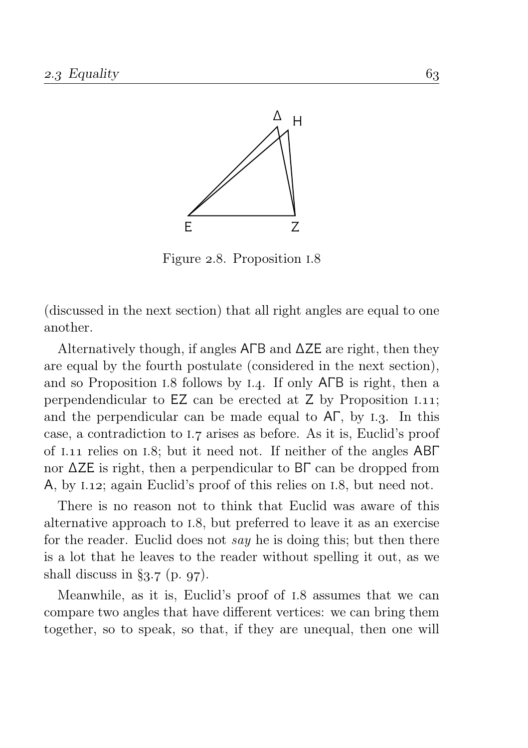Figure 2.8. Proposition I.8

(discussed in the next section) that all right angles are equal to one another.

Alternatively though, if angles ΑΓΒ and ΔΖΕ are right, then they are equal by the fourth postulate (considered in the next section), and so Proposition I.8 follows by I.4. If only ΑΓΒ is right, then a perpendendicular to ΕΖ can be erected at Ζ by Proposition I.11; and the perpendicular can be made equal to ΑΓ, by I.3. In this case, a contradiction to I.7 arises as before. As it is, Euclid's proof of I.11 relies on I.8; but it need not. If neither of the angles ΑΒΓ nor ΔΖΕ is right, then a perpendicular to ΒΓ can be dropped from Α, by I.12; again Euclid's proof of this relies on I.8, but need not.

There is no reason not to think that Euclid was aware of this alternative approach to I.8, but preferred to leave it as an exercise for the reader. Euclid does not *say* he is doing this; but then there is a lot that he leaves to the reader without spelling it out, as we shall discuss in §3.7 (p. 97).

Meanwhile, as it is, Euclid's proof of I.8 assumes that we can compare two angles that have different vertices: we can bring them together, so to speak, so that, if they are unequal, then one will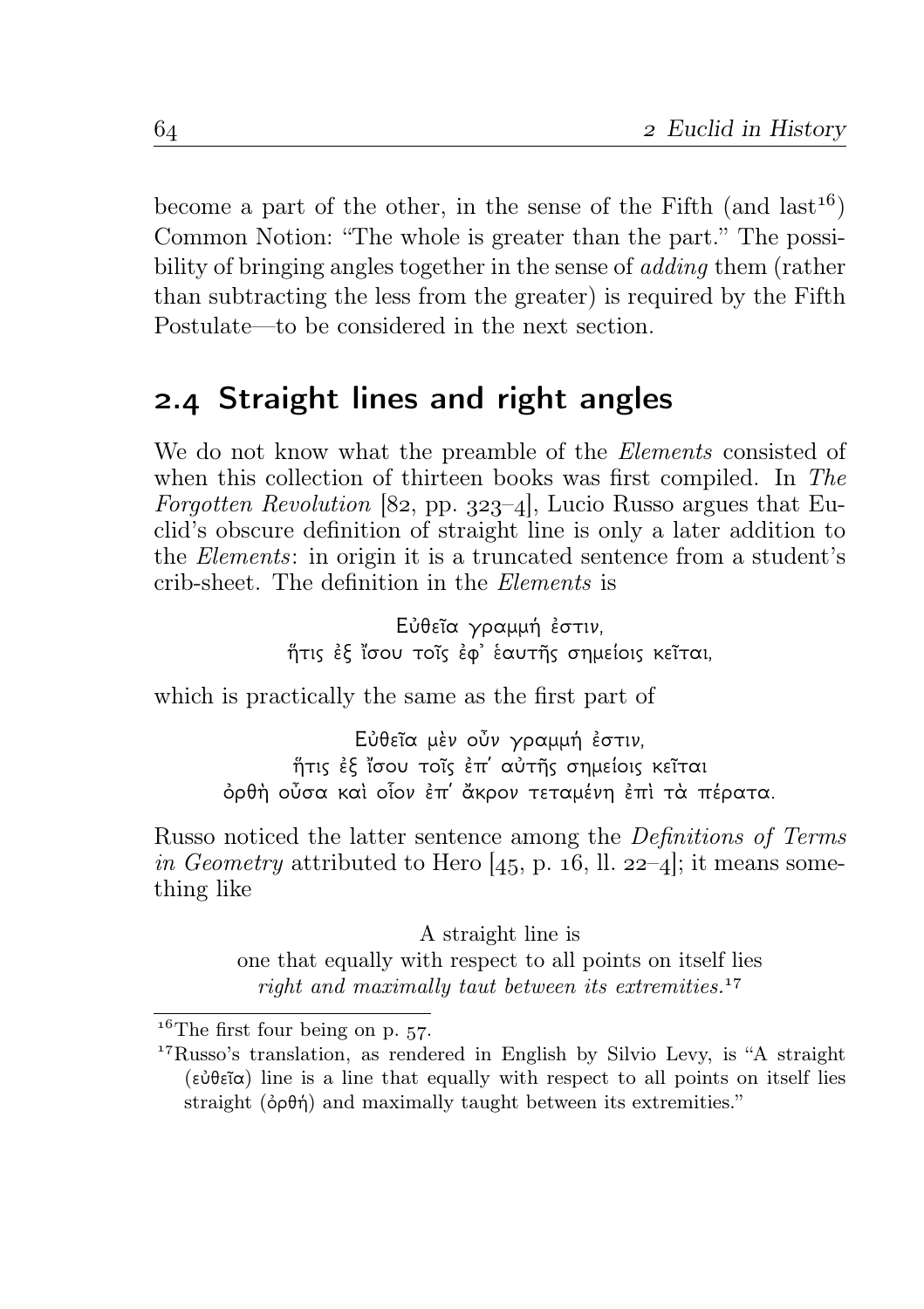become a part of the other, in the sense of the Fifth (and last[16]) Common Notion: "The whole is greater than the part." The possibility of bringing angles together in the sense of *adding* them (rather than subtracting the less from the greater) is required by the Fifth Postulate—to be considered in the next section.

## 2.4 Straight lines and right angles

We do not know what the preamble of the *Elements* consisted of when this collection of thirteen books was first compiled. In *The Forgotten Revolution* [82, pp. 323–4], Lucio Russo argues that Euclid's obscure definition of straight line is only a later addition to the *Elements*: in origin it is a truncated sentence from a student's crib-sheet. The definition in the *Elements* is

> Εὐθεῖα γραμμή ἐστιν,
> ἥτις ἐξ ἴσου τοῖς ἐφ᾽ ἑαυτῆς σημείοις κεῖται,

which is practically the same as the first part of

> Εὐθεῖα μὲν οὖν γραμμή ἐστιν,
> ἥτις ἐξ ἴσου τοῖς ἐπ′ αὐτῆς σημείοις κεῖται
> ὀρθὴ οὖσα καὶ οἷον ἐπ′ ἄκρον τεταμένη ἐπὶ τὰ πέρατα.

Russo noticed the latter sentence among the *Definitions of Terms in Geometry* attributed to Hero [45, p. 16, ll. 22–4]; it means something like

> A straight line is
> one that equally with respect to all points on itself lies
> *right and maximally taut between its extremities.*[17]

---

[16] The first four being on p. 57.

[17] Russo's translation, as rendered in English by Silvio Levy, is "A straight (εὐθεῖα) line is a line that equally with respect to all points on itself lies straight (ὀρθή) and maximally taught between its extremities."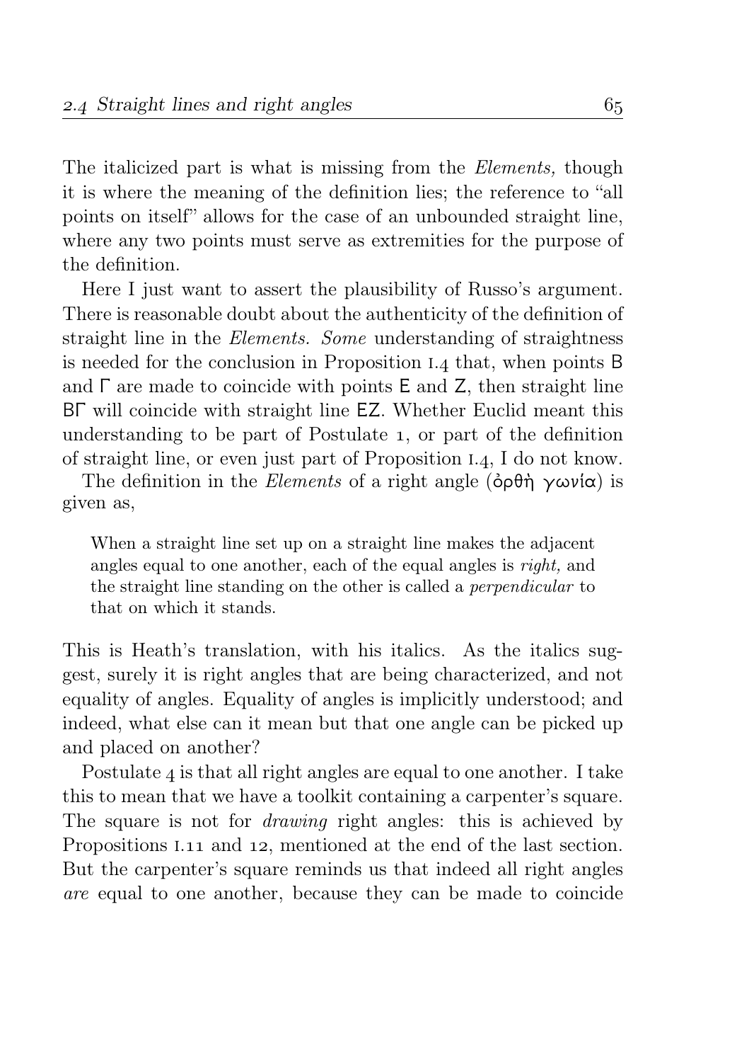The italicized part is what is missing from the *Elements,* though it is where the meaning of the definition lies; the reference to "all points on itself" allows for the case of an unbounded straight line, where any two points must serve as extremities for the purpose of the definition.

Here I just want to assert the plausibility of Russo's argument. There is reasonable doubt about the authenticity of the definition of straight line in the *Elements. Some* understanding of straightness is needed for the conclusion in Proposition I.4 that, when points Β and Γ are made to coincide with points Ε and Ζ, then straight line ΒΓ will coincide with straight line ΕΖ. Whether Euclid meant this understanding to be part of Postulate 1, or part of the definition of straight line, or even just part of Proposition I.4, I do not know.

The definition in the *Elements* of a right angle (ὀρθὴ γωνία) is given as,

> When a straight line set up on a straight line makes the adjacent angles equal to one another, each of the equal angles is *right,* and the straight line standing on the other is called a *perpendicular* to that on which it stands.

This is Heath's translation, with his italics. As the italics suggest, surely it is right angles that are being characterized, and not equality of angles. Equality of angles is implicitly understood; and indeed, what else can it mean but that one angle can be picked up and placed on another?

Postulate 4 is that all right angles are equal to one another. I take this to mean that we have a toolkit containing a carpenter's square. The square is not for *drawing* right angles: this is achieved by Propositions I.11 and 12, mentioned at the end of the last section. But the carpenter's square reminds us that indeed all right angles *are* equal to one another, because they can be made to coincide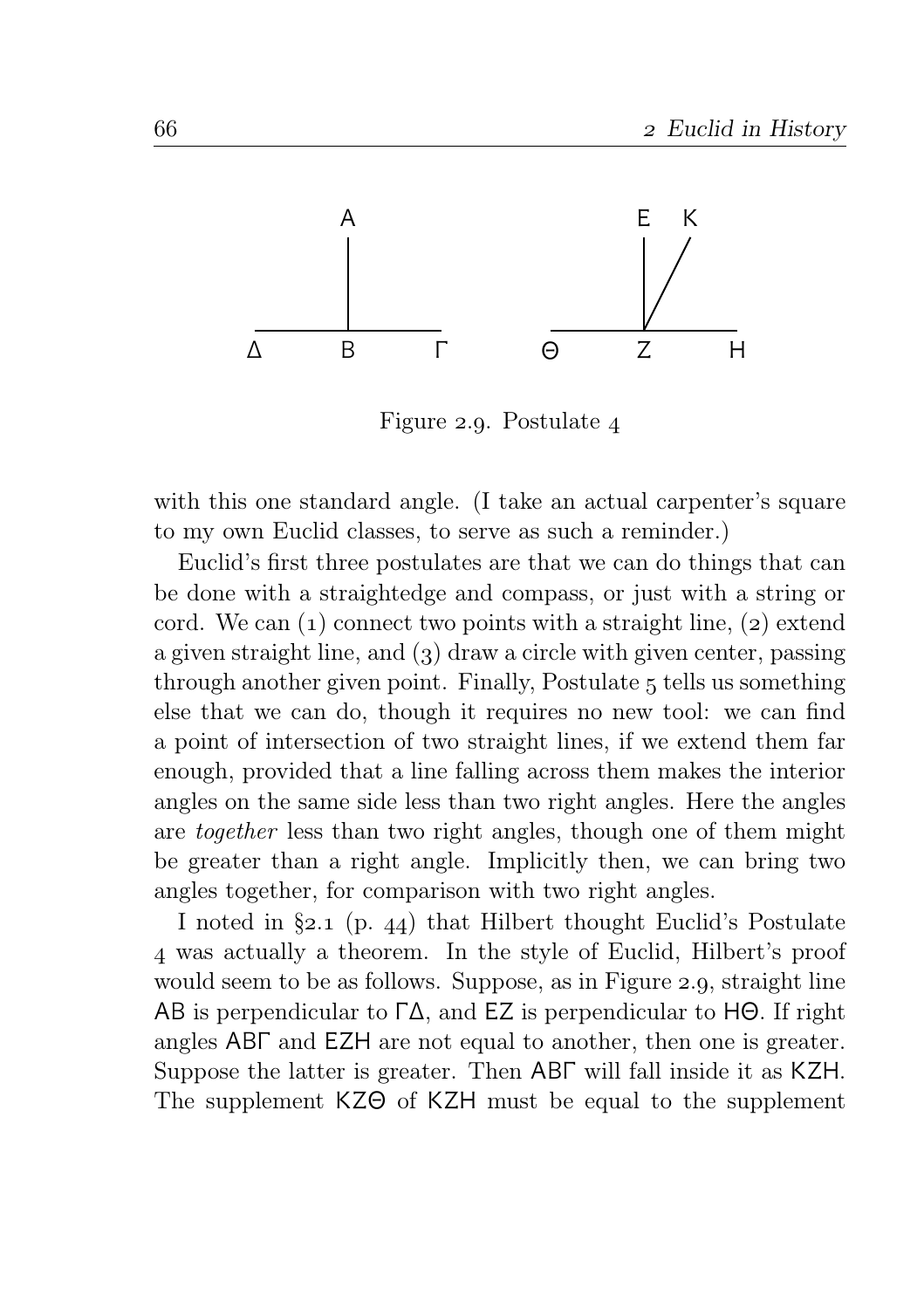Figure 2.9. Postulate 4

with this one standard angle. (I take an actual carpenter's square to my own Euclid classes, to serve as such a reminder.)

Euclid's first three postulates are that we can do things that can be done with a straightedge and compass, or just with a string or cord. We can (1) connect two points with a straight line, (2) extend a given straight line, and (3) draw a circle with given center, passing through another given point. Finally, Postulate 5 tells us something else that we can do, though it requires no new tool: we can find a point of intersection of two straight lines, if we extend them far enough, provided that a line falling across them makes the interior angles on the same side less than two right angles. Here the angles are *together* less than two right angles, though one of them might be greater than a right angle. Implicitly then, we can bring two angles together, for comparison with two right angles.

I noted in §2.1 (p. 44) that Hilbert thought Euclid's Postulate 4 was actually a theorem. In the style of Euclid, Hilbert's proof would seem to be as follows. Suppose, as in Figure 2.9, straight line ΑΒ is perpendicular to ΓΔ, and ΕΖ is perpendicular to ΗΘ. If right angles ΑΒΓ and ΕΖΗ are not equal to another, then one is greater. Suppose the latter is greater. Then ΑΒΓ will fall inside it as ΚΖΗ. The supplement ΚΖΘ of ΚΖΗ must be equal to the supplement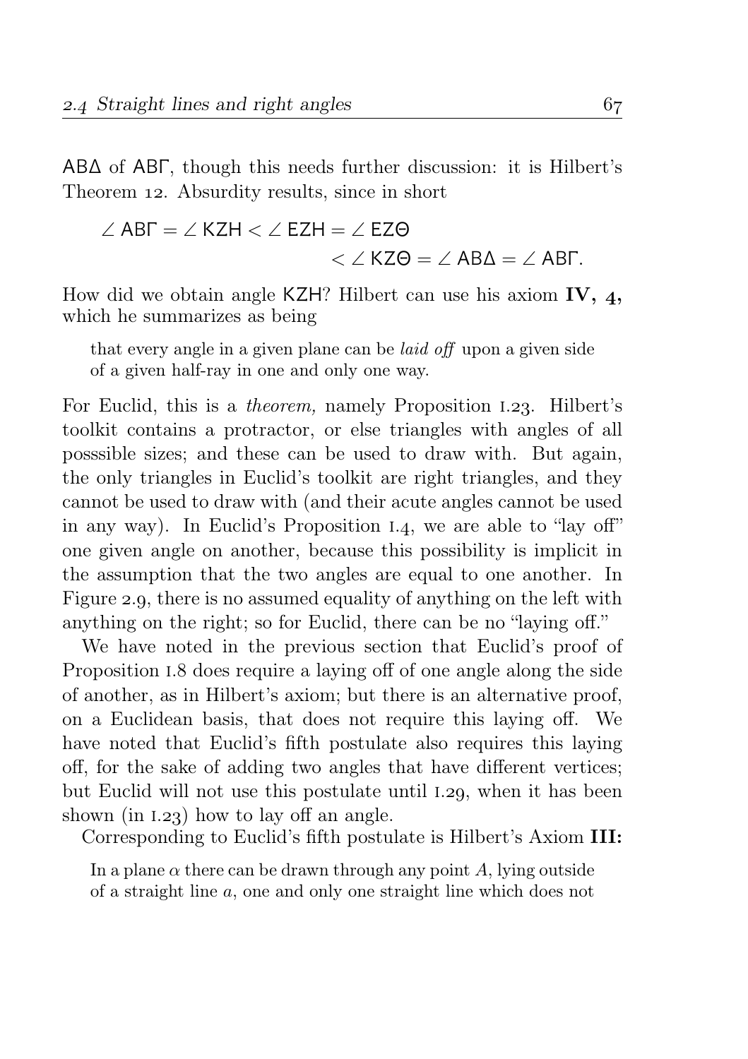ABΔ of ABΓ, though this needs further discussion: it is Hilbert's Theorem 12. Absurdity results, since in short

$$\angle \mathsf{AB\Gamma} = \angle \mathsf{KZH} < \angle \mathsf{EZH} = \angle \mathsf{EZ\Theta} < \angle \mathsf{KZ\Theta} = \angle \mathsf{AB\Delta} = \angle \mathsf{AB\Gamma}.$$

How did we obtain angle KZH? Hilbert can use his axiom **IV, 4,** which he summarizes as being

> that every angle in a given plane can be *laid off* upon a given side of a given half-ray in one and only one way.

For Euclid, this is a *theorem,* namely Proposition I.23. Hilbert's toolkit contains a protractor, or else triangles with angles of all posssible sizes; and these can be used to draw with. But again, the only triangles in Euclid's toolkit are right triangles, and they cannot be used to draw with (and their acute angles cannot be used in any way). In Euclid's Proposition I.4, we are able to "lay off" one given angle on another, because this possibility is implicit in the assumption that the two angles are equal to one another. In Figure 2.9, there is no assumed equality of anything on the left with anything on the right; so for Euclid, there can be no "laying off."

We have noted in the previous section that Euclid's proof of Proposition I.8 does require a laying off of one angle along the side of another, as in Hilbert's axiom; but there is an alternative proof, on a Euclidean basis, that does not require this laying off. We have noted that Euclid's fifth postulate also requires this laying off, for the sake of adding two angles that have different vertices; but Euclid will not use this postulate until I.29, when it has been shown (in I.23) how to lay off an angle.

Corresponding to Euclid's fifth postulate is Hilbert's Axiom **III:**

> In a plane $\alpha$ there can be drawn through any point $A$, lying outside of a straight line $a$, one and only one straight line which does not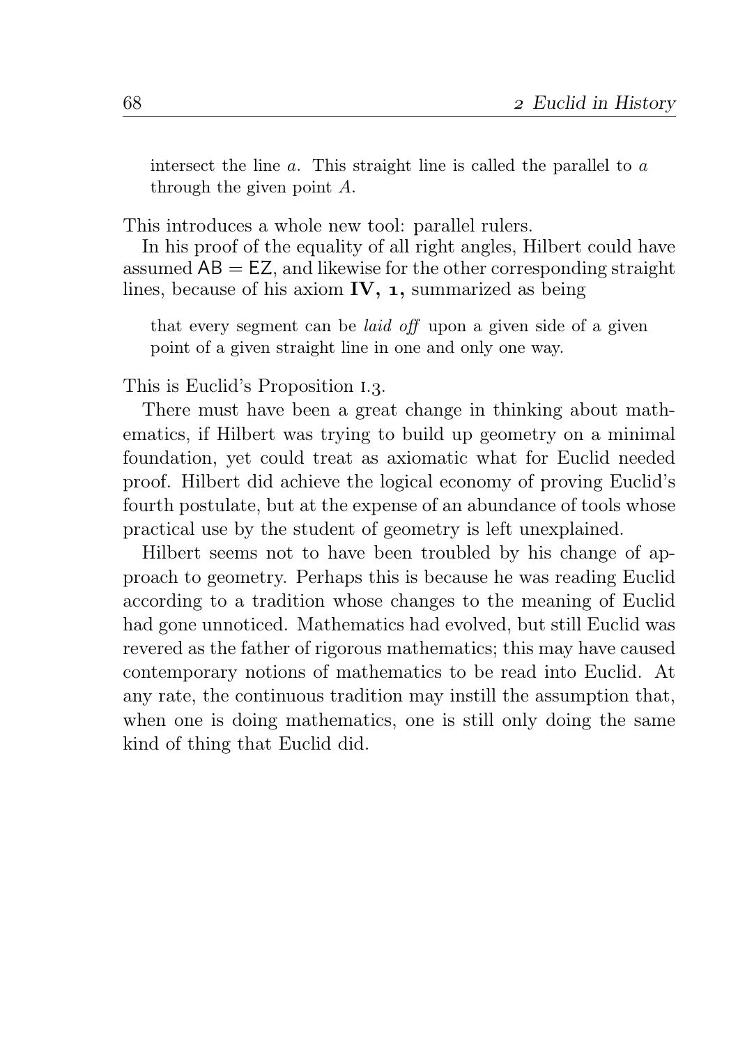> intersect the line $a$. This straight line is called the parallel to $a$ through the given point $A$.

This introduces a whole new tool: parallel rulers.

In his proof of the equality of all right angles, Hilbert could have assumed $\mathsf{AB} = \mathsf{EZ}$, and likewise for the other corresponding straight lines, because of his axiom **IV, 1,** summarized as being

> that every segment can be *laid off* upon a given side of a given point of a given straight line in one and only one way.

This is Euclid's Proposition I.3.

There must have been a great change in thinking about mathematics, if Hilbert was trying to build up geometry on a minimal foundation, yet could treat as axiomatic what for Euclid needed proof. Hilbert did achieve the logical economy of proving Euclid's fourth postulate, but at the expense of an abundance of tools whose practical use by the student of geometry is left unexplained.

Hilbert seems not to have been troubled by his change of approach to geometry. Perhaps this is because he was reading Euclid according to a tradition whose changes to the meaning of Euclid had gone unnoticed. Mathematics had evolved, but still Euclid was revered as the father of rigorous mathematics; this may have caused contemporary notions of mathematics to be read into Euclid. At any rate, the continuous tradition may instill the assumption that, when one is doing mathematics, one is still only doing the same kind of thing that Euclid did.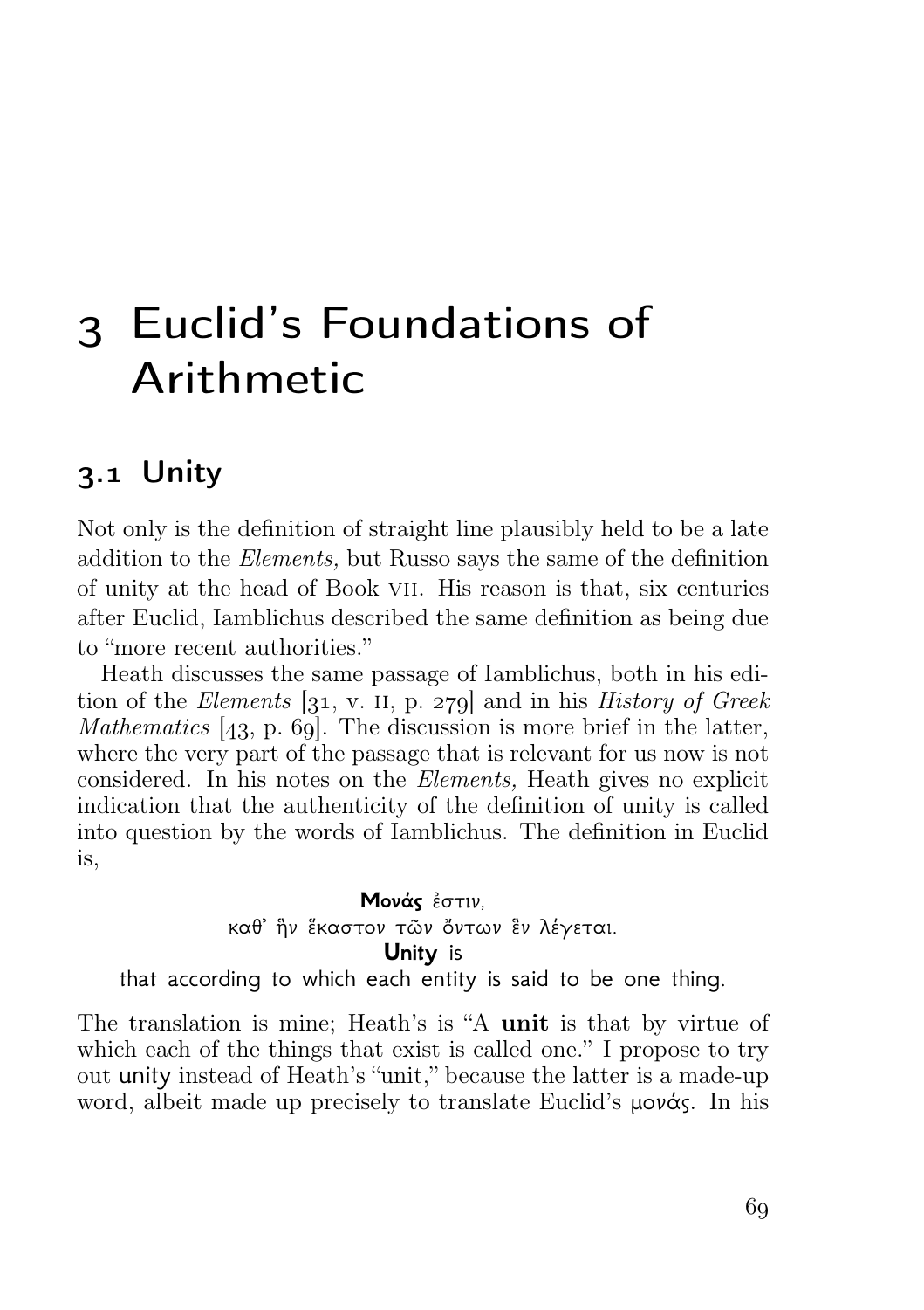# 3 Euclid's Foundations of Arithmetic

## 3.1 Unity

Not only is the definition of straight line plausibly held to be a late addition to the *Elements,* but Russo says the same of the definition of unity at the head of Book VII. His reason is that, six centuries after Euclid, Iamblichus described the same definition as being due to "more recent authorities."

Heath discusses the same passage of Iamblichus, both in his edition of the *Elements* [31, v. II, p. 279] and in his *History of Greek Mathematics* [43, p. 69]. The discussion is more brief in the latter, where the very part of the passage that is relevant for us now is not considered. In his notes on the *Elements,* Heath gives no explicit indication that the authenticity of the definition of unity is called into question by the words of Iamblichus. The definition in Euclid is,

**Μονάς** ἐστιν,
καθ᾽ ἣν ἕκαστον τῶν ὄντων ἓν λέγεται.
**Unity** is
that according to which each entity is said to be one thing.

The translation is mine; Heath's is "A **unit** is that by virtue of which each of the things that exist is called one." I propose to try out unity instead of Heath's "unit," because the latter is a made-up word, albeit made up precisely to translate Euclid's μονάς. In his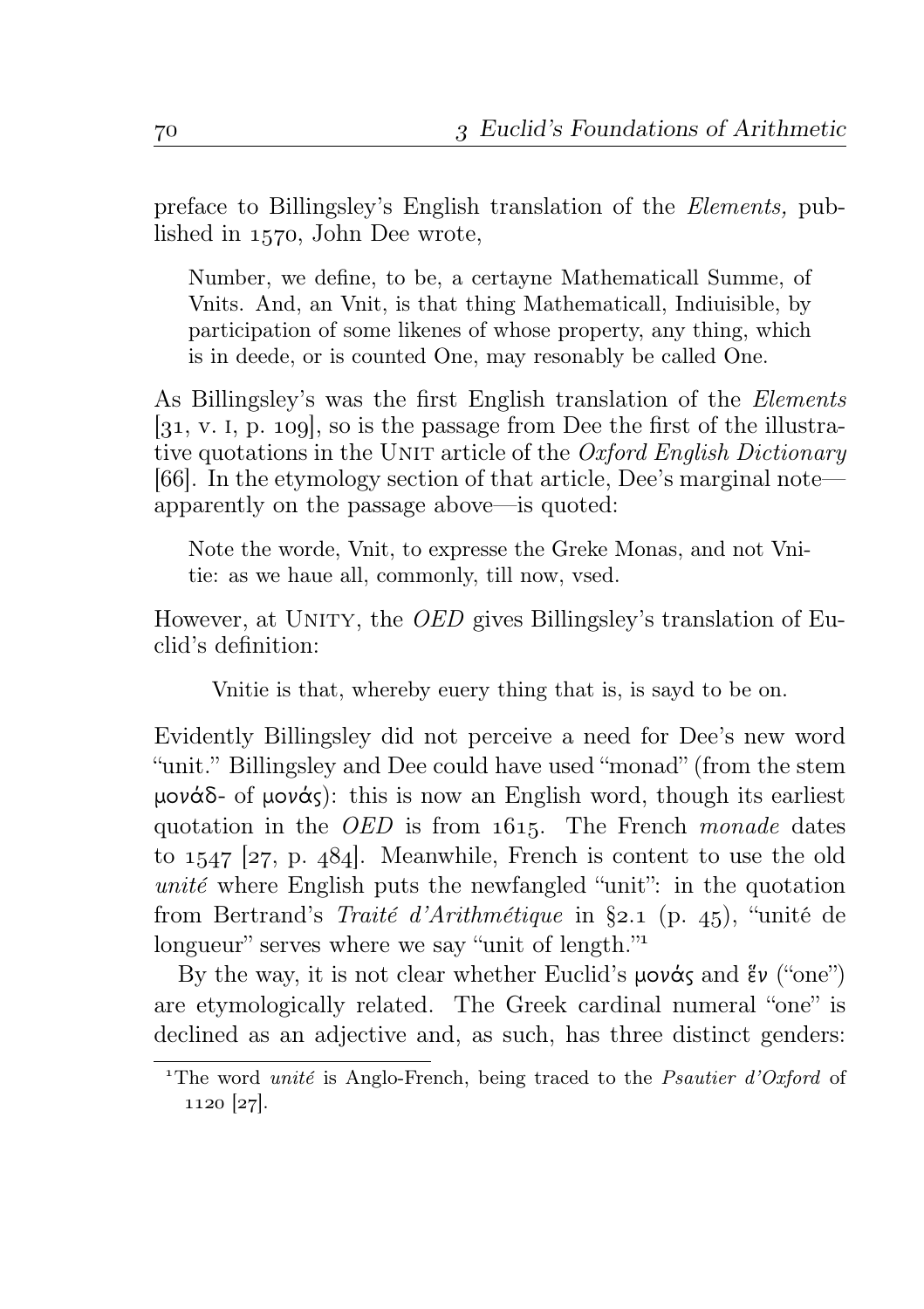preface to Billingsley's English translation of the *Elements,* published in 1570, John Dee wrote,

> Number, we define, to be, a certayne Mathematicall Summe, of Vnits. And, an Vnit, is that thing Mathematicall, Indiuisible, by participation of some likenes of whose property, any thing, which is in deede, or is counted One, may resonably be called One.

As Billingsley's was the first English translation of the *Elements* [31, v. I, p. 109], so is the passage from Dee the first of the illustrative quotations in the UNIT article of the *Oxford English Dictionary* [66]. In the etymology section of that article, Dee's marginal note—apparently on the passage above—is quoted:

> Note the worde, Vnit, to expresse the Greke Monas, and not Vnitie: as we haue all, commonly, till now, vsed.

However, at UNITY, the *OED* gives Billingsley's translation of Euclid's definition:

> Vnitie is that, whereby euery thing that is, is sayd to be on.

Evidently Billingsley did not perceive a need for Dee's new word "unit." Billingsley and Dee could have used "monad" (from the stem μονάδ- of μονάς): this is now an English word, though its earliest quotation in the *OED* is from 1615. The French *monade* dates to 1547 [27, p. 484]. Meanwhile, French is content to use the old *unité* where English puts the newfangled "unit": in the quotation from Bertrand's *Traité d'Arithmétique* in §2.1 (p. 45), "unité de longueur" serves where we say "unit of length."[1]

By the way, it is not clear whether Euclid's μονάς and ἕν ("one") are etymologically related. The Greek cardinal numeral "one" is declined as an adjective and, as such, has three distinct genders:

[1] The word *unité* is Anglo-French, being traced to the *Psautier d'Oxford* of 1120 [27].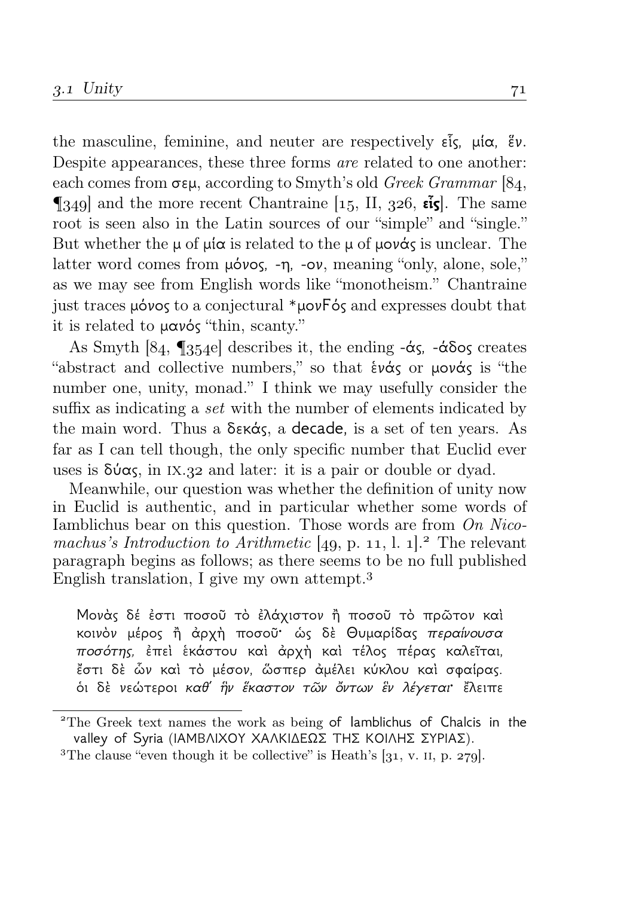the masculine, feminine, and neuter are respectively εἷς, μία, ἕν. Despite appearances, these three forms *are* related to one another: each comes from σεμ, according to Smyth's old *Greek Grammar* [84, ¶349] and the more recent Chantraine [15, II, 326, **εἷς**]. The same root is seen also in the Latin sources of our "simple" and "single." But whether the μ of μία is related to the μ of μονάς is unclear. The latter word comes from μόνος, -η, -ον, meaning "only, alone, sole," as we may see from English words like "monotheism." Chantraine just traces μόνος to a conjectural *μονϜός and expresses doubt that it is related to μανός "thin, scanty."

As Smyth [84, ¶354e] describes it, the ending -άς, -άδος creates "abstract and collective numbers," so that ἑνάς or μονάς is "the number one, unity, monad." I think we may usefully consider the suffix as indicating a *set* with the number of elements indicated by the main word. Thus a δεκάς, a decade, is a set of ten years. As far as I can tell though, the only specific number that Euclid ever uses is δύας, in IX.32 and later: it is a pair or double or dyad.

Meanwhile, our question was whether the definition of unity now in Euclid is authentic, and in particular whether some words of Iamblichus bear on this question. Those words are from *On Nicomachus's Introduction to Arithmetic* [49, p. 11, l. 1].[2] The relevant paragraph begins as follows; as there seems to be no full published English translation, I give my own attempt.[3]

> Μονὰς δέ ἐστι ποσοῦ τὸ ἐλάχιστον ἢ ποσοῦ τὸ πρῶτον καὶ κοινὸν μέρος ἢ ἀρχὴ ποσοῦ· ὡς δὲ Θυμαρίδας *περαίνουσα ποσότης*, ἐπεὶ ἑκάστου καὶ ἀρχὴ καὶ τέλος πέρας καλεῖται, ἔστι δὲ ὧν καὶ τὸ μέσον, ὥσπερ ἀμέλει κύκλου καὶ σφαίρας. ὁι δὲ *νεώτεροι καθ' ἥν ἕκαστον τῶν ὄντων ἕν λέγεται*· ἔλειπε

---

[2] The Greek text names the work as being of Iamblichus of Chalcis in the valley of Syria (ΙΑΜΒΛΙΧΟΥ ΧΑΛΚΙΔΕΩΣ ΤΗΣ ΚΟΙΛΗΣ ΣΥΡΙΑΣ).

[3] The clause "even though it be collective" is Heath's [31, v. II, p. 279].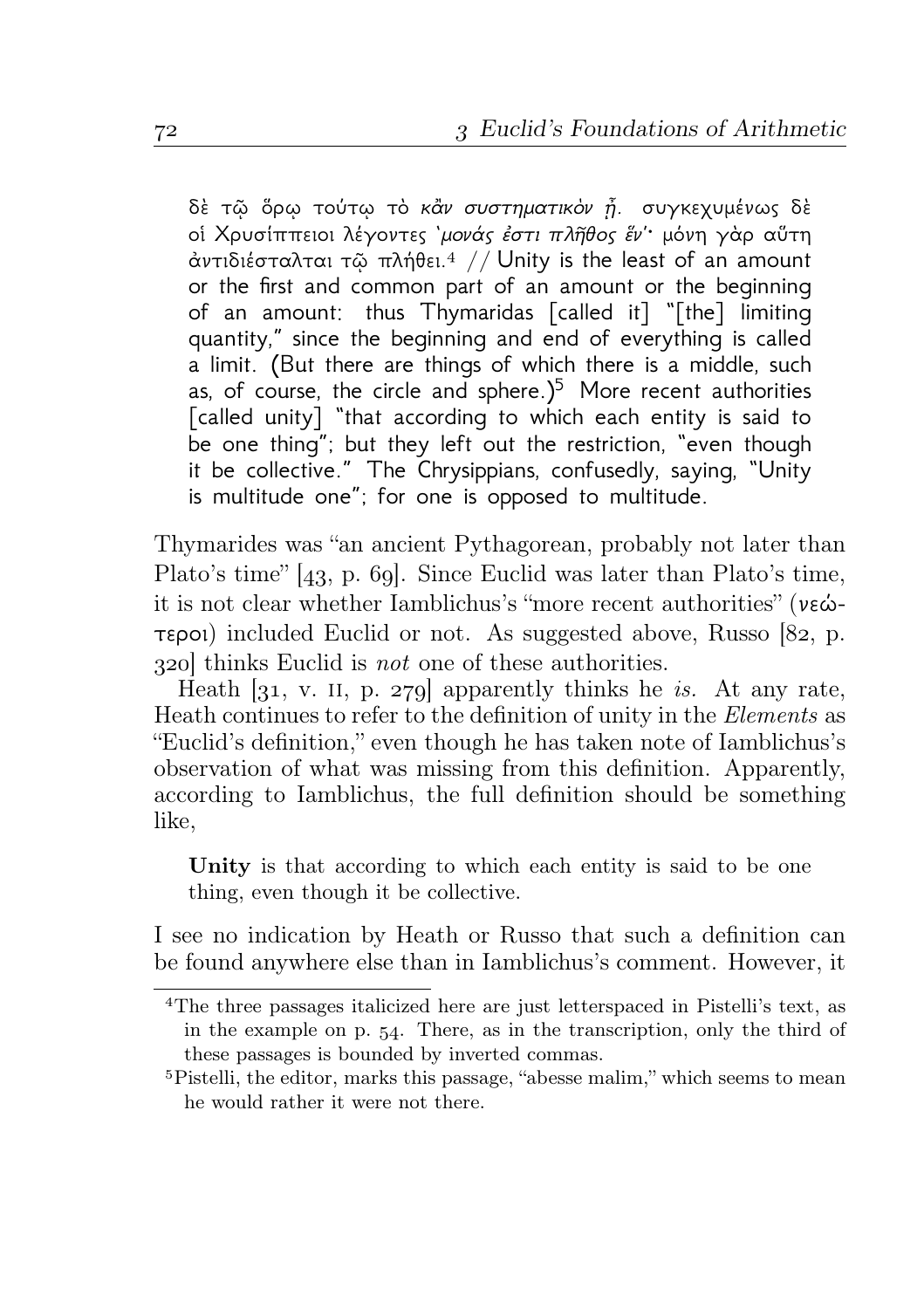> δὲ τῷ ὅρῳ τούτῳ τὸ *κἂν συστηματικὸν ᾖ*. συγκεχυμένως δὲ οἱ Χρυσίππειοι λέγοντες '*μονάς ἐστι πλῆθος ἕν*'· μόνη γὰρ αὕτη ἀντιδιέσταλται τῷ πλήθει.[4] // Unity is the least of an amount or the first and common part of an amount or the beginning of an amount: thus Thymaridas [called it] "[the] limiting quantity," since the beginning and end of everything is called a limit. (But there are things of which there is a middle, such as, of course, the circle and sphere.)[5] More recent authorities [called unity] "that according to which each entity is said to be one thing"; but they left out the restriction, "even though it be collective." The Chrysippians, confusedly, saying, "Unity is multitude one"; for one is opposed to multitude.

Thymarides was "an ancient Pythagorean, probably not later than Plato's time" [43, p. 69]. Since Euclid was later than Plato's time, it is not clear whether Iamblichus's "more recent authorities" (νεώτεροι) included Euclid or not. As suggested above, Russo [82, p. 320] thinks Euclid is *not* one of these authorities.

Heath [31, v. II, p. 279] apparently thinks he *is*. At any rate, Heath continues to refer to the definition of unity in the *Elements* as "Euclid's definition," even though he has taken note of Iamblichus's observation of what was missing from this definition. Apparently, according to Iamblichus, the full definition should be something like,

> **Unity** is that according to which each entity is said to be one thing, even though it be collective.

I see no indication by Heath or Russo that such a definition can be found anywhere else than in Iamblichus's comment. However, it

---

[4] The three passages italicized here are just letterspaced in Pistelli's text, as in the example on p. 54. There, as in the transcription, only the third of these passages is bounded by inverted commas.

[5] Pistelli, the editor, marks this passage, "abesse malim," which seems to mean he would rather it were not there.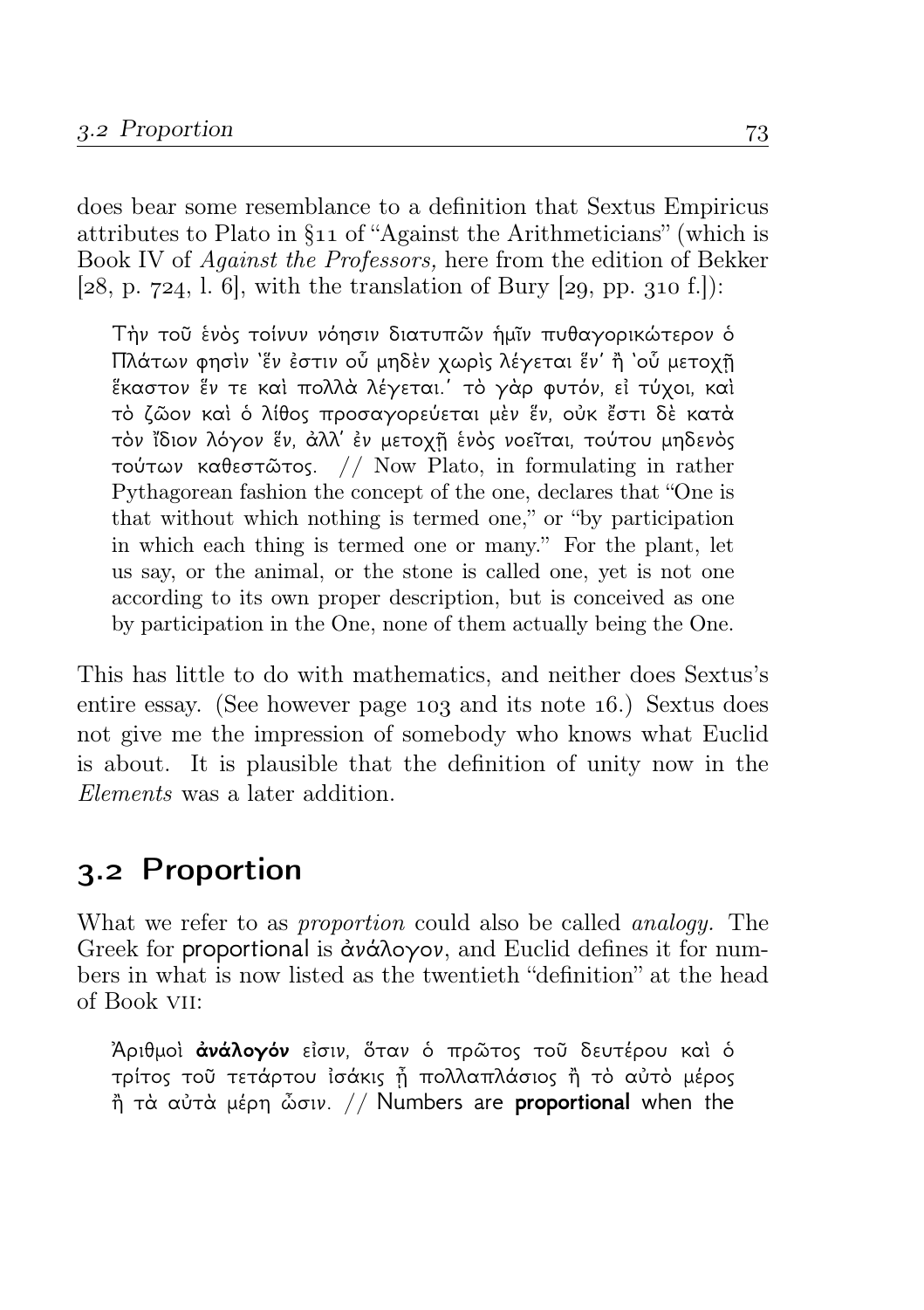does bear some resemblance to a definition that Sextus Empiricus attributes to Plato in §11 of "Against the Arithmeticians" (which is Book IV of *Against the Professors,* here from the edition of Bekker [28, p. 724, l. 6], with the translation of Bury [29, pp. 310 f.]):

> Τὴν τοῦ ἑνὸς τοίνυν νόησιν διατυπῶν ἡμῖν πυθαγορικώτερον ὁ Πλάτων φησὶν 'ἕν ἐστιν οὗ μηδὲν χωρὶς λέγεται ἕν' ἢ 'οὗ μετοχῇ ἕκαστον ἕν τε καὶ πολλὰ λέγεται.' τὸ γὰρ φυτόν, εἰ τύχοι, καὶ τὸ ζῷον καὶ ὁ λίθος προσαγορεύεται μὲν ἕν, οὐκ ἔστι δὲ κατὰ τὸν ἴδιον λόγον ἕν, ἀλλ' ἐν μετοχῇ ἑνὸς νοεῖται, τούτου μηδενὸς τούτων καθεστῶτος. // Now Plato, in formulating in rather Pythagorean fashion the concept of the one, declares that "One is that without which nothing is termed one," or "by participation in which each thing is termed one or many." For the plant, let us say, or the animal, or the stone is called one, yet is not one according to its own proper description, but is conceived as one by participation in the One, none of them actually being the One.

This has little to do with mathematics, and neither does Sextus's entire essay. (See however page 103 and its note 16.) Sextus does not give me the impression of somebody who knows what Euclid is about. It is plausible that the definition of unity now in the *Elements* was a later addition.

## 3.2 Proportion

What we refer to as *proportion* could also be called *analogy.* The Greek for proportional is ἀνάλογον, and Euclid defines it for numbers in what is now listed as the twentieth "definition" at the head of Book VII:

> Ἀριθμοὶ **ἀνάλογόν** εἰσιν, ὅταν ὁ πρῶτος τοῦ δευτέρου καὶ ὁ τρίτος τοῦ τετάρτου ἰσάκις ᾖ πολλαπλάσιος ἢ τὸ αὐτὸ μέρος ἢ τὰ αὐτὰ μέρη ὦσιν. // Numbers are **proportional** when the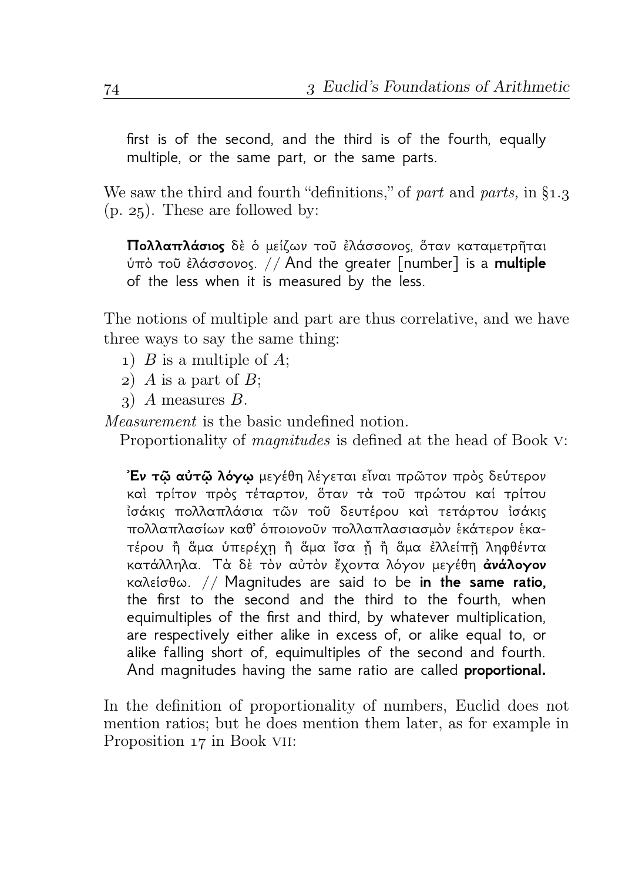first is of the second, and the third is of the fourth, equally multiple, or the same part, or the same parts.

We saw the third and fourth "definitions," of *part* and *parts,* in §1.3 (p. 25). These are followed by:

> **Πολλαπλάσιος** δὲ ὁ μείζων τοῦ ἐλάσσονος, ὅταν καταμετρῆται ὑπὸ τοῦ ἐλάσσονος. // And the greater [number] is a **multiple** of the less when it is measured by the less.

The notions of multiple and part are thus correlative, and we have three ways to say the same thing:

1) $B$ is a multiple of $A$;
2) $A$ is a part of $B$;
3) $A$ measures $B$.

*Measurement* is the basic undefined notion.

Proportionality of *magnitudes* is defined at the head of Book V:

> **Ἐν τῷ αὐτῷ λόγῳ** μεγέθη λέγεται εἶναι πρῶτον πρὸς δεύτερον καὶ τρίτον πρὸς τέταρτον, ὅταν τὰ τοῦ πρώτου καί τρίτου ἰσάκις πολλαπλάσια τῶν τοῦ δευτέρου καὶ τετάρτου ἰσάκις πολλαπλασίων καθ᾽ ὁποιονοῦν πολλαπλασιασμὸν ἑκάτερον ἑκατέρου ἢ ἅμα ὑπερέχῃ ἢ ἅμα ἴσα ᾖ ἢ ἅμα ἐλλείπῃ ληφθέντα κατάλληλα. Τὰ δὲ τὸν αὐτὸν ἔχοντα λόγον μεγέθη **ἀνάλογον** καλείσθω. // Magnitudes are said to be **in the same ratio,** the first to the second and the third to the fourth, when equimultiples of the first and third, by whatever multiplication, are respectively either alike in excess of, or alike equal to, or alike falling short of, equimultiples of the second and fourth. And magnitudes having the same ratio are called **proportional.**

In the definition of proportionality of numbers, Euclid does not mention ratios; but he does mention them later, as for example in Proposition 17 in Book VII: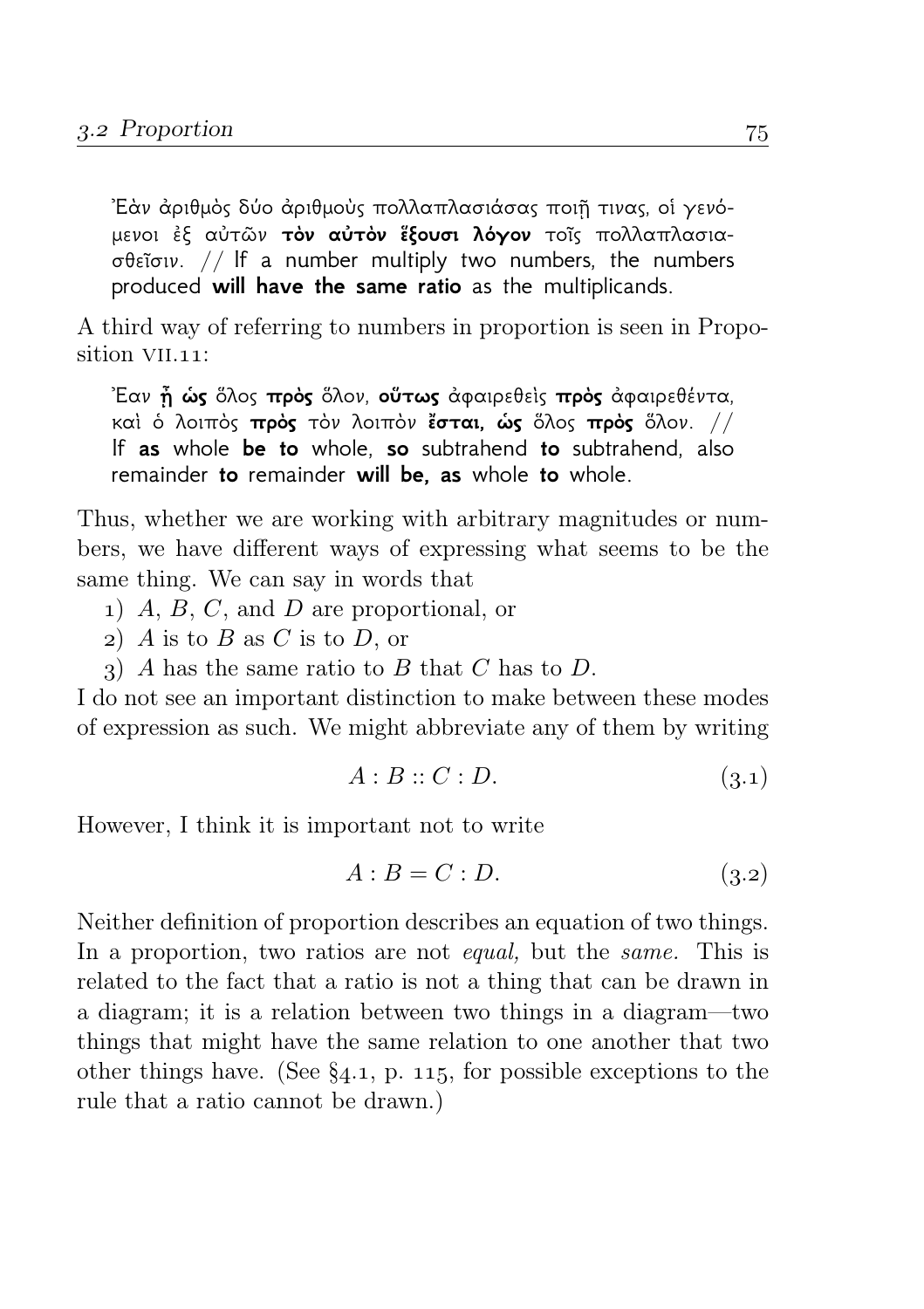Ἐὰν ἀριθμὸς δύο ἀριθμοὺς πολλαπλασιάσας ποιῇ τινας, οἱ γενόμενοι ἐξ αὐτῶν **τὸν αὐτὸν ἕξουσι λόγον** τοῖς πολλαπλασιασθεῖσιν. // If a number multiply two numbers, the numbers produced **will have the same ratio** as the multiplicands.

A third way of referring to numbers in proportion is seen in Proposition VII.11:

Ἐαν **ᾖ ὡς** ὅλος **πρὸς** ὅλον, **οὕτως** ἀφαιρεθεὶς **πρὸς** ἀφαιρεθέντα, καὶ ὁ λοιπὸς **πρὸς** τὸν λοιπὸν **ἔσται, ὡς** ὅλος **πρὸς** ὅλον. // If **as** whole **be to** whole, **so** subtrahend **to** subtrahend, also remainder **to** remainder **will be, as** whole **to** whole.

Thus, whether we are working with arbitrary magnitudes or numbers, we have different ways of expressing what seems to be the same thing. We can say in words that

1) $A$, $B$, $C$, and $D$ are proportional, or
2) $A$ is to $B$ as $C$ is to $D$, or
3) $A$ has the same ratio to $B$ that $C$ has to $D$.

I do not see an important distinction to make between these modes of expression as such. We might abbreviate any of them by writing

$$A : B :: C : D. \tag{3.1}$$

However, I think it is important not to write

$$A : B = C : D. \tag{3.2}$$

Neither definition of proportion describes an equation of two things. In a proportion, two ratios are not *equal,* but the *same.* This is related to the fact that a ratio is not a thing that can be drawn in a diagram; it is a relation between two things in a diagram—two things that might have the same relation to one another that two other things have. (See §4.1, p. 115, for possible exceptions to the rule that a ratio cannot be drawn.)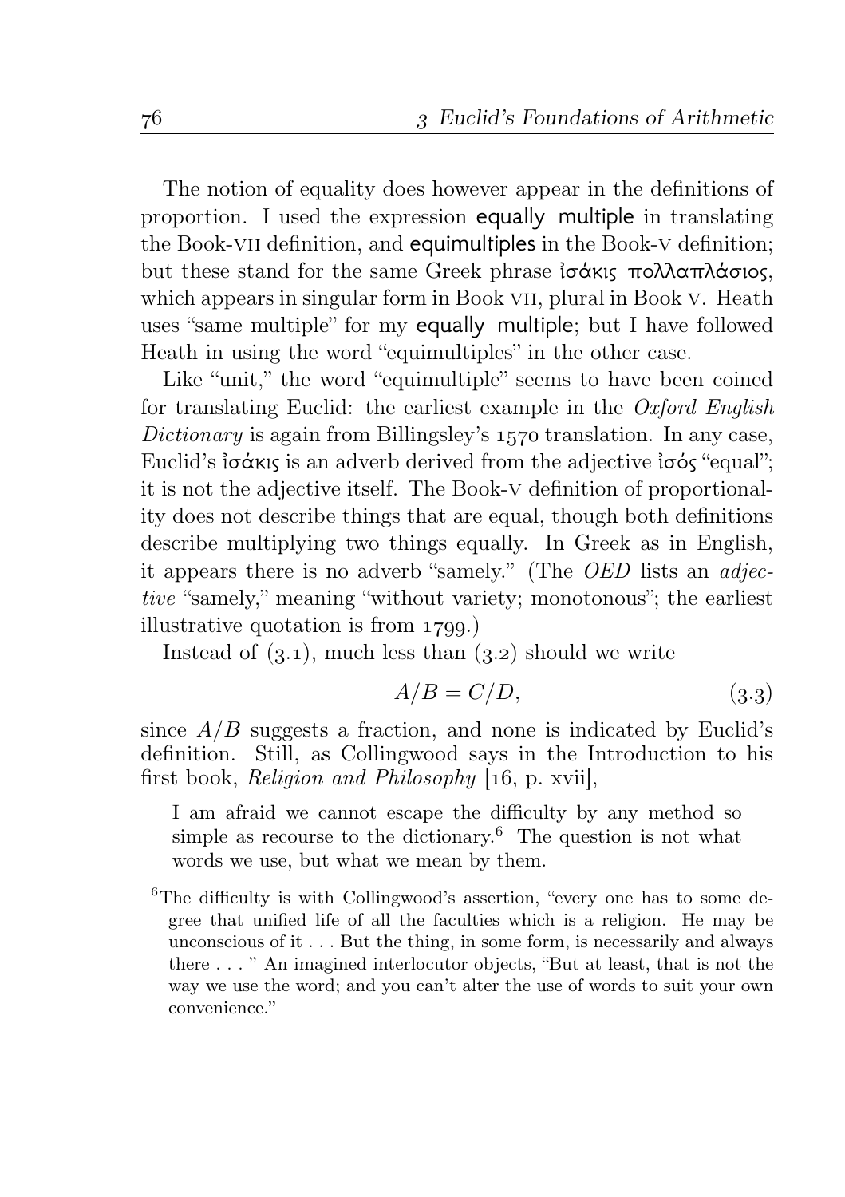The notion of equality does however appear in the definitions of proportion. I used the expression equally multiple in translating the Book-VII definition, and equimultiples in the Book-V definition; but these stand for the same Greek phrase ἰσάκις πολλαπλάσιος, which appears in singular form in Book VII, plural in Book V. Heath uses "same multiple" for my equally multiple; but I have followed Heath in using the word "equimultiples" in the other case.

Like "unit," the word "equimultiple" seems to have been coined for translating Euclid: the earliest example in the *Oxford English Dictionary* is again from Billingsley's 1570 translation. In any case, Euclid's ἰσάκις is an adverb derived from the adjective ἰσός "equal"; it is not the adjective itself. The Book-V definition of proportionality does not describe things that are equal, though both definitions describe multiplying two things equally. In Greek as in English, it appears there is no adverb "samely." (The *OED* lists an *adjective* "samely," meaning "without variety; monotonous"; the earliest illustrative quotation is from 1799.)

Instead of (3.1), much less than (3.2) should we write

$$A/B = C/D, \tag{3.3}$$

since $A/B$ suggests a fraction, and none is indicated by Euclid's definition. Still, as Collingwood says in the Introduction to his first book, *Religion and Philosophy* [16, p. xvii],

> I am afraid we cannot escape the difficulty by any method so simple as recourse to the dictionary.[6] The question is not what words we use, but what we mean by them.

[6]The difficulty is with Collingwood's assertion, "every one has to some degree that unified life of all the faculties which is a religion. He may be unconscious of it . . . But the thing, in some form, is necessarily and always there . . . " An imagined interlocutor objects, "But at least, that is not the way we use the word; and you can't alter the use of words to suit your own convenience."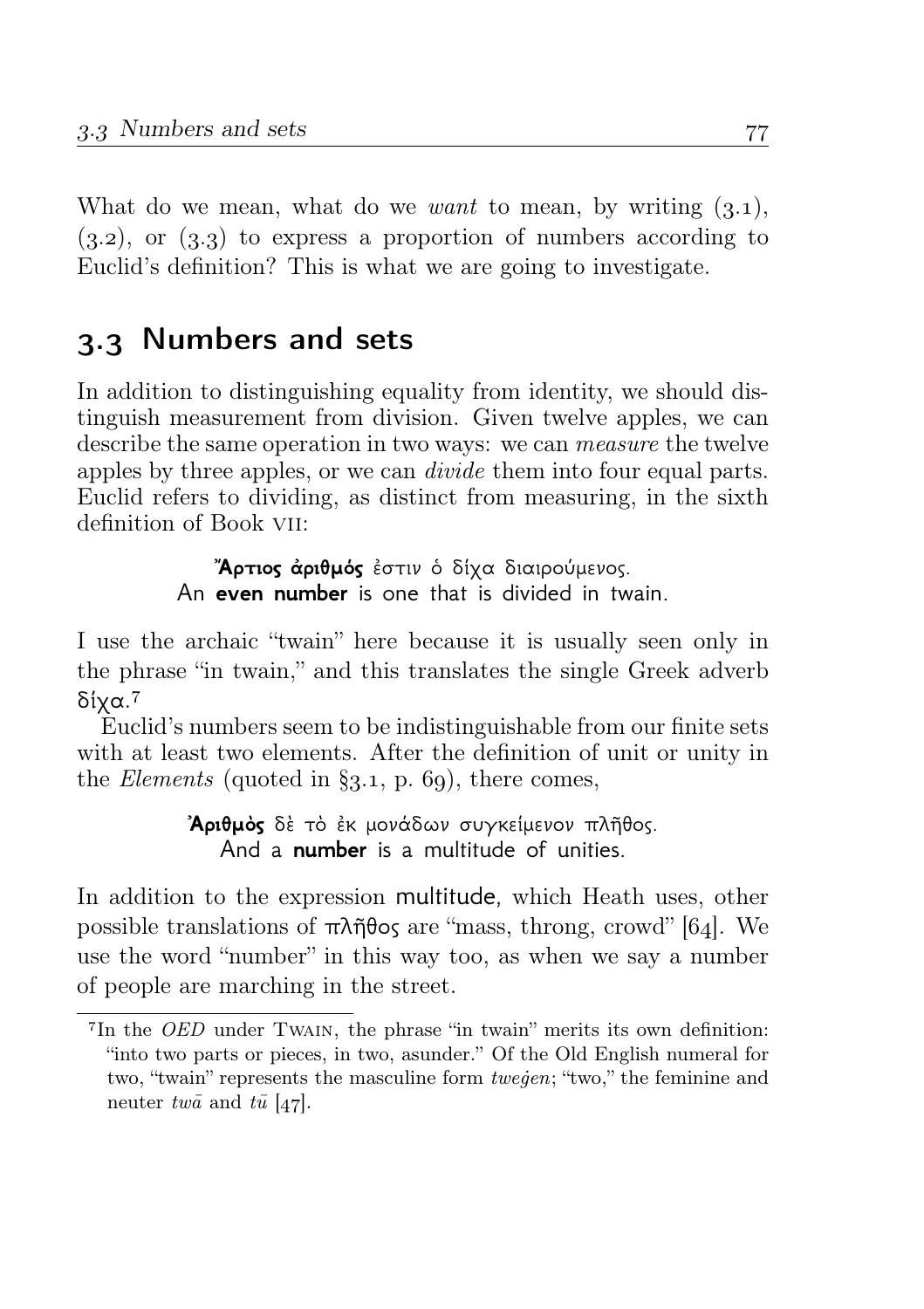What do we mean, what do we *want* to mean, by writing (3.1), (3.2), or (3.3) to express a proportion of numbers according to Euclid's definition? This is what we are going to investigate.

## 3.3 Numbers and sets

In addition to distinguishing equality from identity, we should distinguish measurement from division. Given twelve apples, we can describe the same operation in two ways: we can *measure* the twelve apples by three apples, or we can *divide* them into four equal parts. Euclid refers to dividing, as distinct from measuring, in the sixth definition of Book VII:

> **Ἄρτιος ἀριθμός** ἐστιν ὁ δίχα διαιρούμενος.
> An **even number** is one that is divided in twain.

I use the archaic "twain" here because it is usually seen only in the phrase "in twain," and this translates the single Greek adverb δίχα.[7]

Euclid's numbers seem to be indistinguishable from our finite sets with at least two elements. After the definition of unit or unity in the *Elements* (quoted in §3.1, p. 69), there comes,

> **Ἀριθμὸς** δὲ τὸ ἐκ μονάδων συγκείμενον πλῆθος.
> And a **number** is a multitude of unities.

In addition to the expression multitude, which Heath uses, other possible translations of πλῆθος are "mass, throng, crowd" [64]. We use the word "number" in this way too, as when we say a number of people are marching in the street.

[7] In the *OED* under TWAIN, the phrase "in twain" merits its own definition: "into two parts or pieces, in two, asunder." Of the Old English numeral for two, "twain" represents the masculine form *tweġen*; "two," the feminine and neuter *twā* and *tū* [47].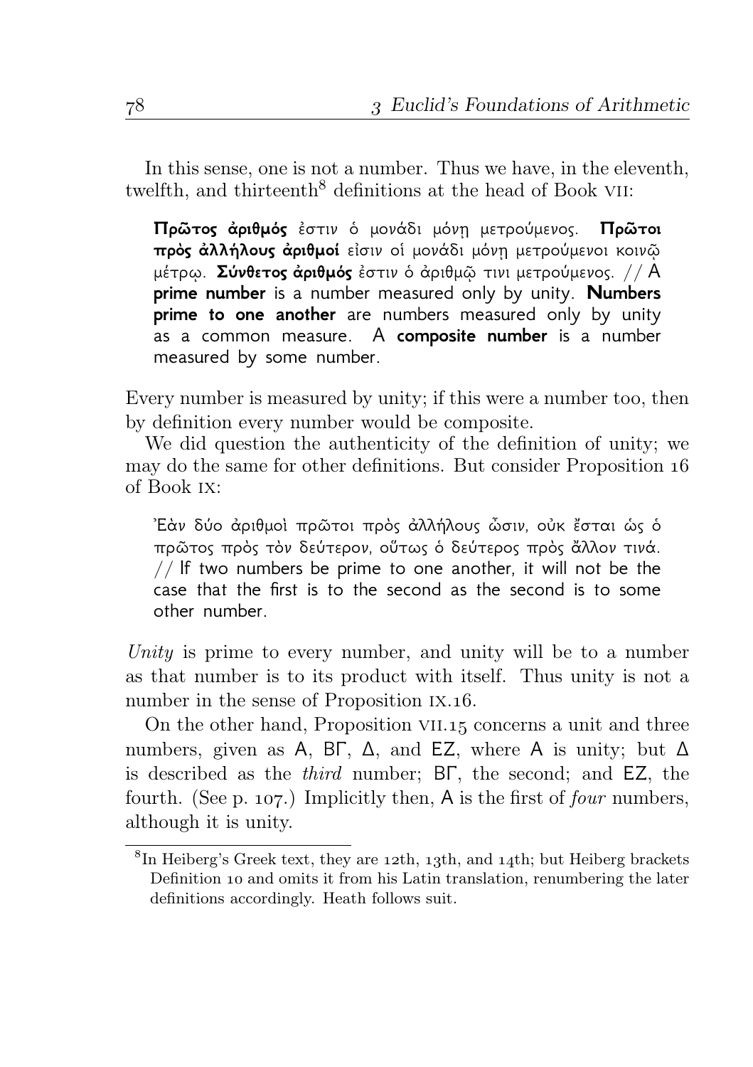In this sense, one is not a number. Thus we have, in the eleventh, twelfth, and thirteenth[8] definitions at the head of Book VII:

> **Πρῶτος ἀριθμός** ἐστιν ὁ μονάδι μόνῃ μετρούμενος. **Πρῶτοι πρὸς ἀλλήλους ἀριθμοί** εἰσιν οἱ μονάδι μόνῃ μετρούμενοι κοινῷ μέτρῳ. **Σύνθετος ἀριθμός** ἐστιν ὁ ἀριθμῷ τινι μετρούμενος. // A **prime number** is a number measured only by unity. **Numbers prime to one another** are numbers measured only by unity as a common measure. A **composite number** is a number measured by some number.

Every number is measured by unity; if this were a number too, then by definition every number would be composite.

We did question the authenticity of the definition of unity; we may do the same for other definitions. But consider Proposition 16 of Book IX:

> Ἐὰν δύο ἀριθμοὶ πρῶτοι πρὸς ἀλλήλους ὦσιν, οὐκ ἔσται ὡς ὁ πρῶτος πρὸς τὸν δεύτερον, οὕτως ὁ δεύτερος πρὸς ἄλλον τινά. // If two numbers be prime to one another, it will not be the case that the first is to the second as the second is to some other number.

*Unity* is prime to every number, and unity will be to a number as that number is to its product with itself. Thus unity is not a number in the sense of Proposition IX.16.

On the other hand, Proposition VII.15 concerns a unit and three numbers, given as Α, ΒΓ, Δ, and ΕΖ, where Α is unity; but Δ is described as the *third* number; ΒΓ, the second; and ΕΖ, the fourth. (See p. 107.) Implicitly then, Α is the first of *four* numbers, although it is unity.

[8] In Heiberg's Greek text, they are 12th, 13th, and 14th; but Heiberg brackets Definition 10 and omits it from his Latin translation, renumbering the later definitions accordingly. Heath follows suit.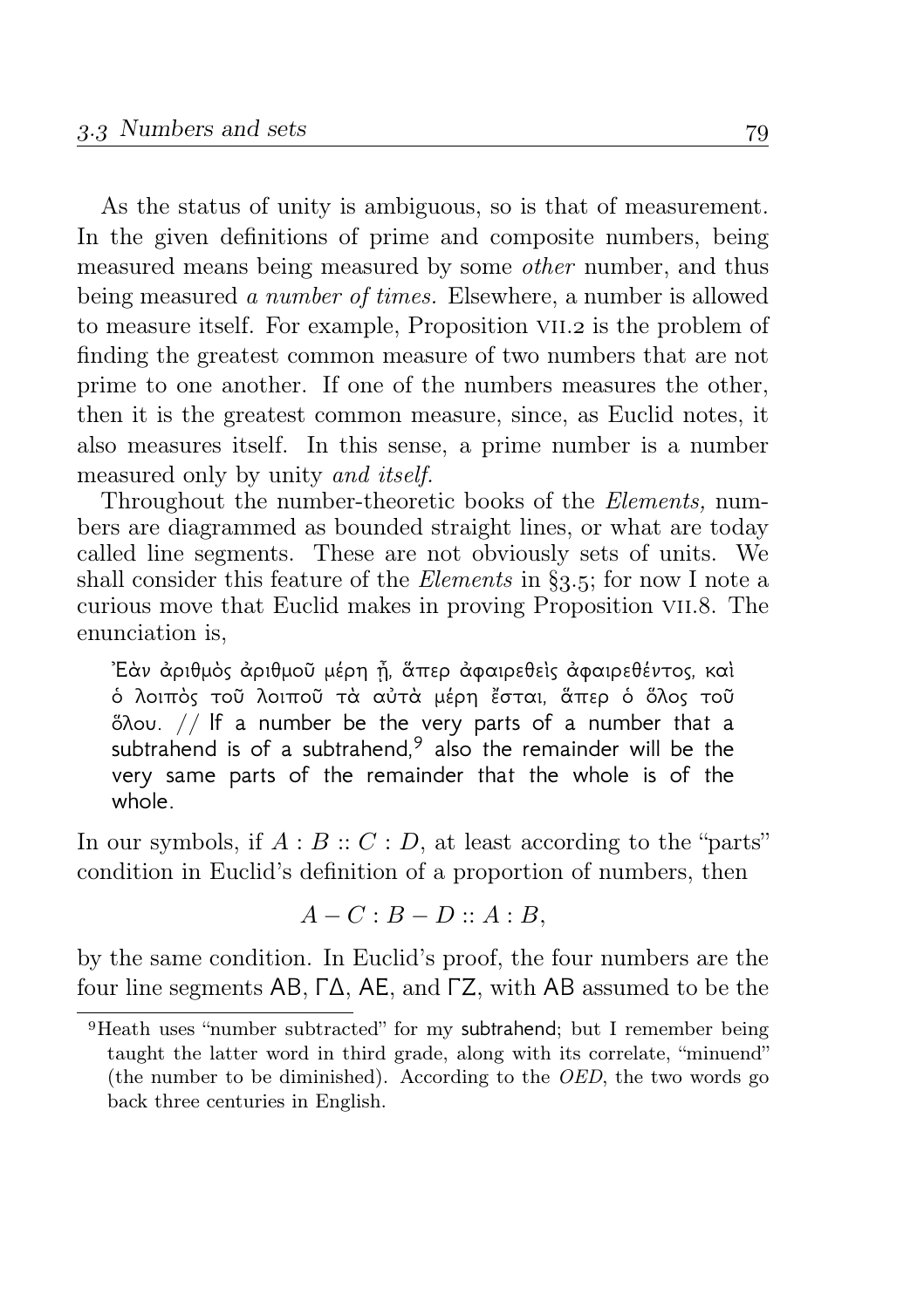As the status of unity is ambiguous, so is that of measurement. In the given definitions of prime and composite numbers, being measured means being measured by some *other* number, and thus being measured *a number of times.* Elsewhere, a number is allowed to measure itself. For example, Proposition VII.2 is the problem of finding the greatest common measure of two numbers that are not prime to one another. If one of the numbers measures the other, then it is the greatest common measure, since, as Euclid notes, it also measures itself. In this sense, a prime number is a number measured only by unity *and itself.*

Throughout the number-theoretic books of the *Elements,* numbers are diagrammed as bounded straight lines, or what are today called line segments. These are not obviously sets of units. We shall consider this feature of the *Elements* in §3.5; for now I note a curious move that Euclid makes in proving Proposition VII.8. The enunciation is,

> Ἐὰν ἀριθμὸς ἀριθμοῦ μέρη ᾖ, ἅπερ ἀφαιρεθεὶς ἀφαιρεθέντος, καὶ ὁ λοιπὸς τοῦ λοιποῦ τὰ αὐτὰ μέρη ἔσται, ἅπερ ὁ ὅλος τοῦ ὅλου. // If a number be the very parts of a number that a subtrahend is of a subtrahend,[9] also the remainder will be the very same parts of the remainder that the whole is of the whole.

In our symbols, if $A : B :: C : D$, at least according to the "parts" condition in Euclid's definition of a proportion of numbers, then

$$A - C : B - D :: A : B,$$

by the same condition. In Euclid's proof, the four numbers are the four line segments ΑΒ, ΓΔ, ΑΕ, and ΓΖ, with ΑΒ assumed to be the

[9] Heath uses "number subtracted" for my subtrahend; but I remember being taught the latter word in third grade, along with its correlate, "minuend" (the number to be diminished). According to the *OED*, the two words go back three centuries in English.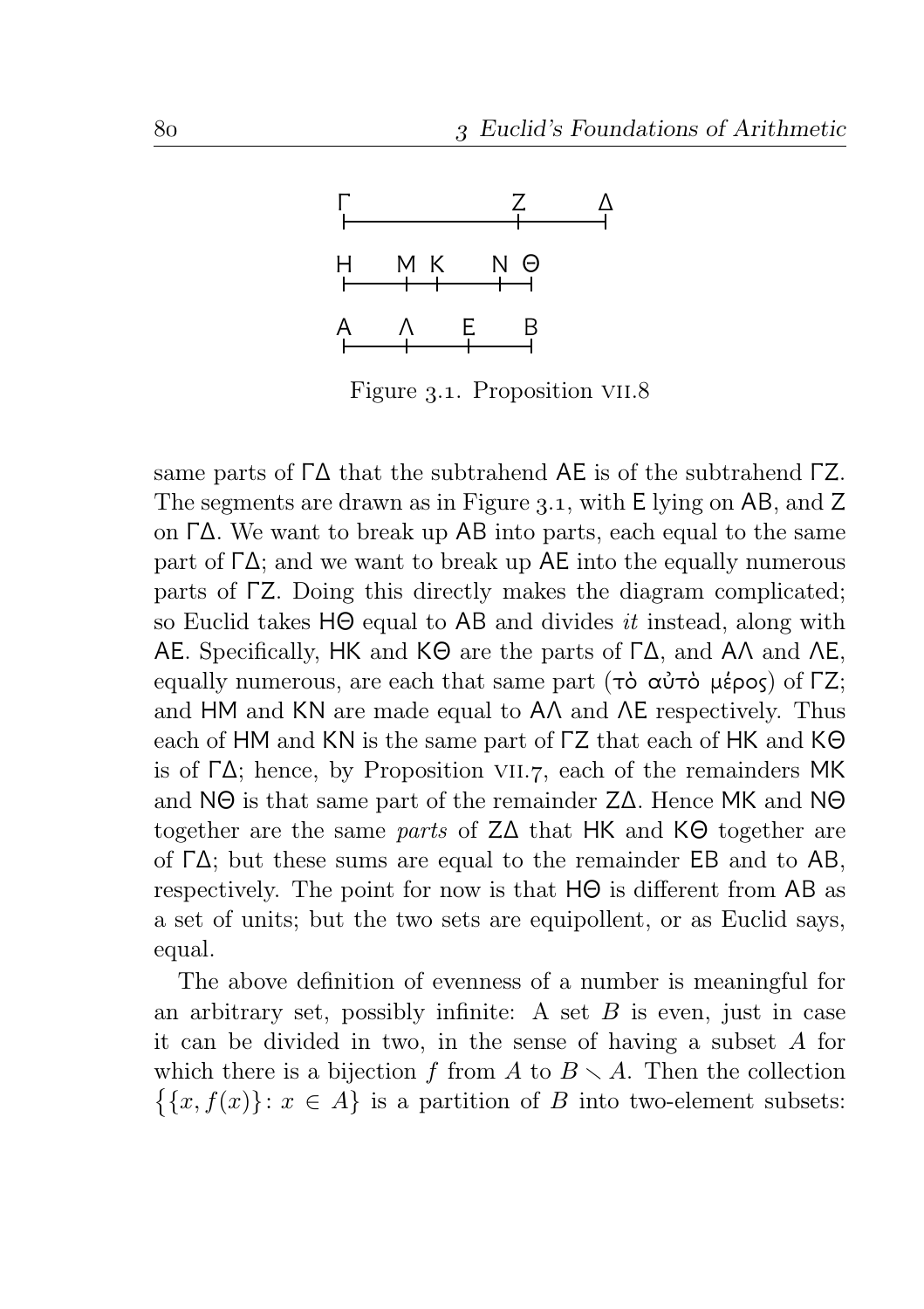Figure 3.1. Proposition VII.8

same parts of ΓΔ that the subtrahend AE is of the subtrahend ΓZ. The segments are drawn as in Figure 3.1, with E lying on AB, and Z on ΓΔ. We want to break up AB into parts, each equal to the same part of ΓΔ; and we want to break up AE into the equally numerous parts of ΓZ. Doing this directly makes the diagram complicated; so Euclid takes HΘ equal to AB and divides *it* instead, along with AE. Specifically, HK and KΘ are the parts of ΓΔ, and AΛ and ΛE, equally numerous, are each that same part (τὸ αὐτὸ μέρος) of ΓZ; and HM and KN are made equal to AΛ and ΛE respectively. Thus each of HM and KN is the same part of ΓZ that each of HK and KΘ is of ΓΔ; hence, by Proposition VII.7, each of the remainders MK and NΘ is that same part of the remainder ZΔ. Hence MK and NΘ together are the same *parts* of ZΔ that HK and KΘ together are of ΓΔ; but these sums are equal to the remainder EB and to AB, respectively. The point for now is that HΘ is different from AB as a set of units; but the two sets are equipollent, or as Euclid says, equal.

The above definition of evenness of a number is meaningful for an arbitrary set, possibly infinite: A set $B$ is even, just in case it can be divided in two, in the sense of having a subset $A$ for which there is a bijection $f$ from $A$ to $B \smallsetminus A$. Then the collection $\{\{x, f(x)\} : x \in A\}$ is a partition of $B$ into two-element subsets: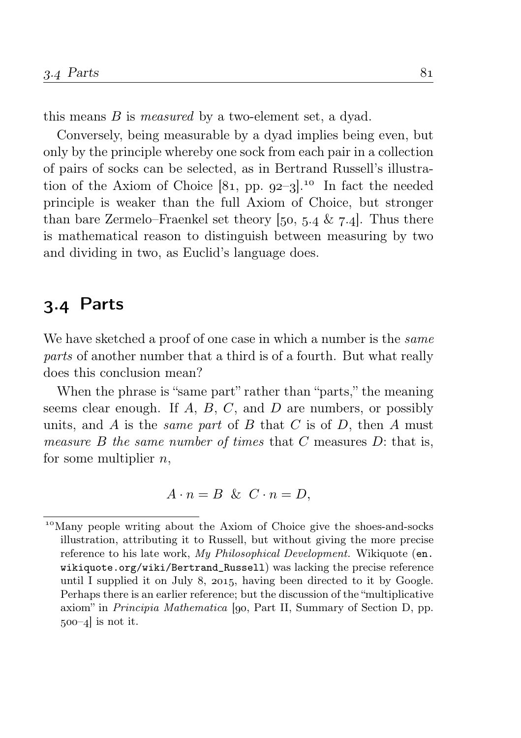this means $B$ is *measured* by a two-element set, a dyad.

Conversely, being measurable by a dyad implies being even, but only by the principle whereby one sock from each pair in a collection of pairs of socks can be selected, as in Bertrand Russell's illustration of the Axiom of Choice [81, pp. 92–3].[10] In fact the needed principle is weaker than the full Axiom of Choice, but stronger than bare Zermelo–Fraenkel set theory [50, 5.4 & 7.4]. Thus there is mathematical reason to distinguish between measuring by two and dividing in two, as Euclid's language does.

## 3.4 Parts

We have sketched a proof of one case in which a number is the *same parts* of another number that a third is of a fourth. But what really does this conclusion mean?

When the phrase is "same part" rather than "parts," the meaning seems clear enough. If $A$, $B$, $C$, and $D$ are numbers, or possibly units, and $A$ is the *same part* of $B$ that $C$ is of $D$, then $A$ must *measure $B$ the same number of times* that $C$ measures $D$: that is, for some multiplier $n$,

$$A \cdot n = B \ \ \& \ \ C \cdot n = D,$$

[10] Many people writing about the Axiom of Choice give the shoes-and-socks illustration, attributing it to Russell, but without giving the more precise reference to his late work, *My Philosophical Development.* Wikiquote (`en.wikiquote.org/wiki/Bertrand_Russell`) was lacking the precise reference until I supplied it on July 8, 2015, having been directed to it by Google. Perhaps there is an earlier reference; but the discussion of the "multiplicative axiom" in *Principia Mathematica* [90, Part II, Summary of Section D, pp. 500–4] is not it.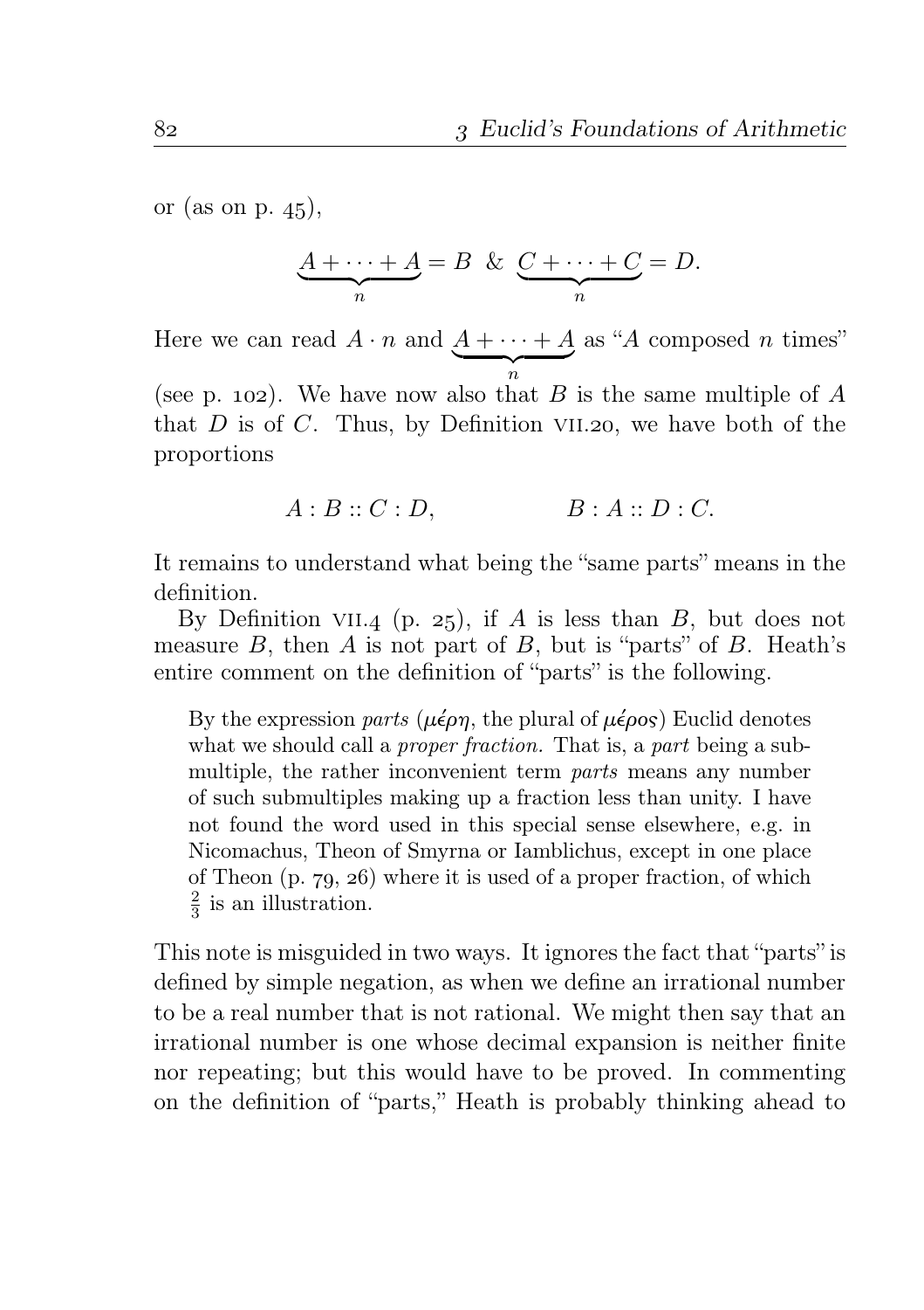or (as on p. 45),

$$\underbrace{A + \cdots + A}_{n} = B \ \ \& \ \ \underbrace{C + \cdots + C}_{n} = D.$$

Here we can read $A \cdot n$ and $\underbrace{A + \cdots + A}_{n}$ as "$A$ composed $n$ times" (see p. 102). We have now also that $B$ is the same multiple of $A$ that $D$ is of $C$. Thus, by Definition VII.20, we have both of the proportions

$$A : B :: C : D, \qquad\qquad B : A :: D : C.$$

It remains to understand what being the "same parts" means in the definition.

By Definition VII.4 (p. 25), if $A$ is less than $B$, but does not measure $B$, then $A$ is not part of $B$, but is "parts" of $B$. Heath's entire comment on the definition of "parts" is the following.

> By the expression *parts* (*μέρη*, the plural of *μέρος*) Euclid denotes what we should call a *proper fraction*. That is, a *part* being a submultiple, the rather inconvenient term *parts* means any number of such submultiples making up a fraction less than unity. I have not found the word used in this special sense elsewhere, e.g. in Nicomachus, Theon of Smyrna or Iamblichus, except in one place of Theon (p. 79, 26) where it is used of a proper fraction, of which $\frac{2}{3}$ is an illustration.

This note is misguided in two ways. It ignores the fact that "parts" is defined by simple negation, as when we define an irrational number to be a real number that is not rational. We might then say that an irrational number is one whose decimal expansion is neither finite nor repeating; but this would have to be proved. In commenting on the definition of "parts," Heath is probably thinking ahead to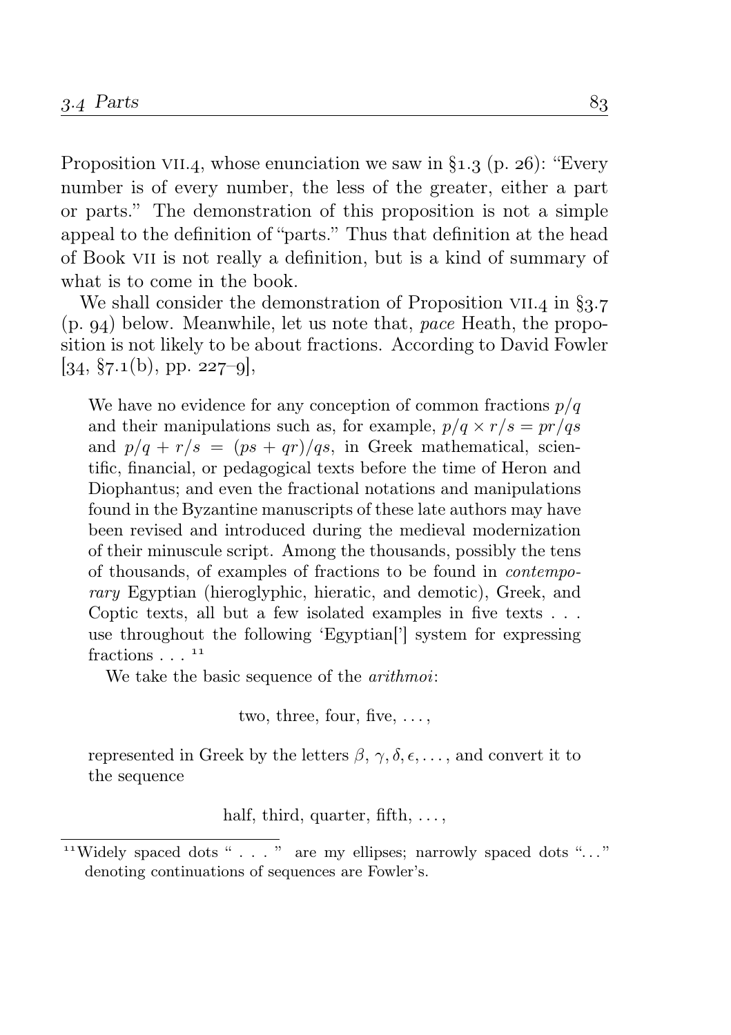Proposition VII.4, whose enunciation we saw in §1.3 (p. 26): "Every number is of every number, the less of the greater, either a part or parts." The demonstration of this proposition is not a simple appeal to the definition of "parts." Thus that definition at the head of Book VII is not really a definition, but is a kind of summary of what is to come in the book.

We shall consider the demonstration of Proposition VII.4 in §3.7 (p. 94) below. Meanwhile, let us note that, *pace* Heath, the proposition is not likely to be about fractions. According to David Fowler [34, §7.1(b), pp. 227–9],

> We have no evidence for any conception of common fractions $p/q$ and their manipulations such as, for example, $p/q \times r/s = pr/qs$ and $p/q + r/s = (ps + qr)/qs$, in Greek mathematical, scientific, financial, or pedagogical texts before the time of Heron and Diophantus; and even the fractional notations and manipulations found in the Byzantine manuscripts of these late authors may have been revised and introduced during the medieval modernization of their minuscule script. Among the thousands, possibly the tens of thousands, of examples of fractions to be found in *contemporary* Egyptian (hieroglyphic, hieratic, and demotic), Greek, and Coptic texts, all but a few isolated examples in five texts . . . use throughout the following 'Egyptian['] system for expressing fractions . . . [11]
>
> We take the basic sequence of the *arithmoi*:
>
> two, three, four, five, . . . ,
>
> represented in Greek by the letters $\beta, \gamma, \delta, \epsilon, \ldots$, and convert it to the sequence
>
> half, third, quarter, fifth, . . . ,

[11] Widely spaced dots " . . . " are my ellipses; narrowly spaced dots "..." denoting continuations of sequences are Fowler's.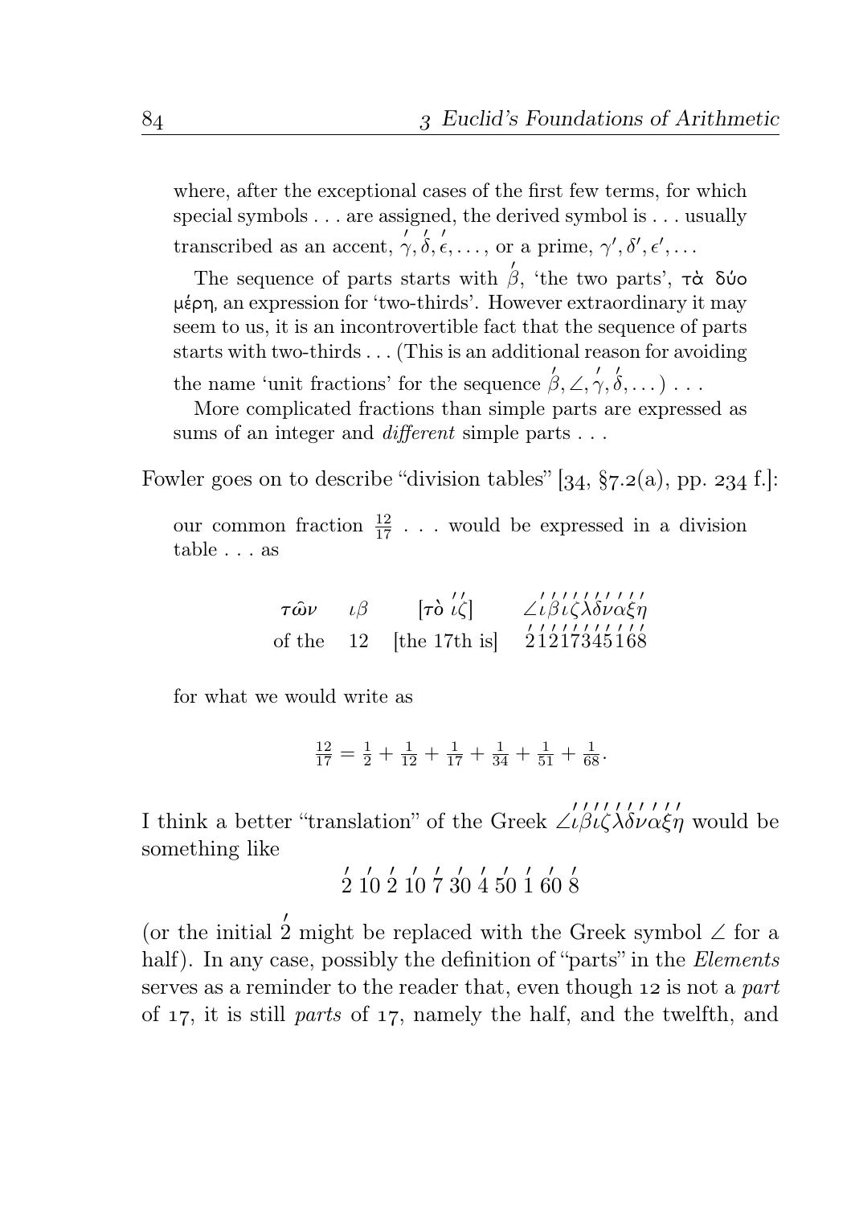where, after the exceptional cases of the first few terms, for which special symbols . . . are assigned, the derived symbol is . . . usually transcribed as an accent, $\acute{\gamma}, \acute{\delta}, \acute{\epsilon}, \dots$, or a prime, $\gamma', \delta', \epsilon', \dots$

The sequence of parts starts with $\acute{\beta}$, 'the two parts', τὰ δύο μέρη, an expression for 'two-thirds'. However extraordinary it may seem to us, it is an incontrovertible fact that the sequence of parts starts with two-thirds . . . (This is an additional reason for avoiding the name 'unit fractions' for the sequence $\acute{\beta}, \angle, \acute{\gamma}, \acute{\delta}, \dots$) . . .

More complicated fractions than simple parts are expressed as sums of an integer and *different* simple parts . . .

Fowler goes on to describe "division tables" [34, §7.2(a), pp. 234 f.]:

our common fraction $\frac{12}{17}$ . . . would be expressed in a division table . . . as

| $\tau\hat{\omega}\nu$ | $\iota\beta$ | [$\tau\grave{o}$ $\acute{\acute{\iota\zeta}}$] | $\angle\acute{\iota}\acute{\beta}\acute{\iota}\acute{\zeta}\acute{\lambda}\acute{\delta}\acute{\nu}\acute{\alpha}\acute{\xi}\acute{\eta}$ |
|---|---|---|---|
| of the | 12 | [the 17th is] | $\acute{2}\acute{1}\acute{2}\acute{1}\acute{7}\acute{3}\acute{4}\acute{5}\acute{1}\acute{6}\acute{8}$ |

for what we would write as

$$\frac{12}{17} = \frac{1}{2} + \frac{1}{12} + \frac{1}{17} + \frac{1}{34} + \frac{1}{51} + \frac{1}{68}.$$

I think a better "translation" of the Greek $\angle\acute{\iota}\acute{\beta}\acute{\iota}\acute{\zeta}\acute{\lambda}\acute{\delta}\acute{\nu}\acute{\alpha}\acute{\xi}\acute{\eta}$ would be something like

$$\acute{2}\ \acute{10}\ \acute{2}\ \acute{10}\ \acute{7}\ \acute{30}\ \acute{4}\ \acute{50}\ \acute{1}\ \acute{60}\ \acute{8}$$

(or the initial $\acute{2}$ might be replaced with the Greek symbol $\angle$ for a half). In any case, possibly the definition of "parts" in the *Elements* serves as a reminder to the reader that, even though 12 is not a *part* of 17, it is still *parts* of 17, namely the half, and the twelfth, and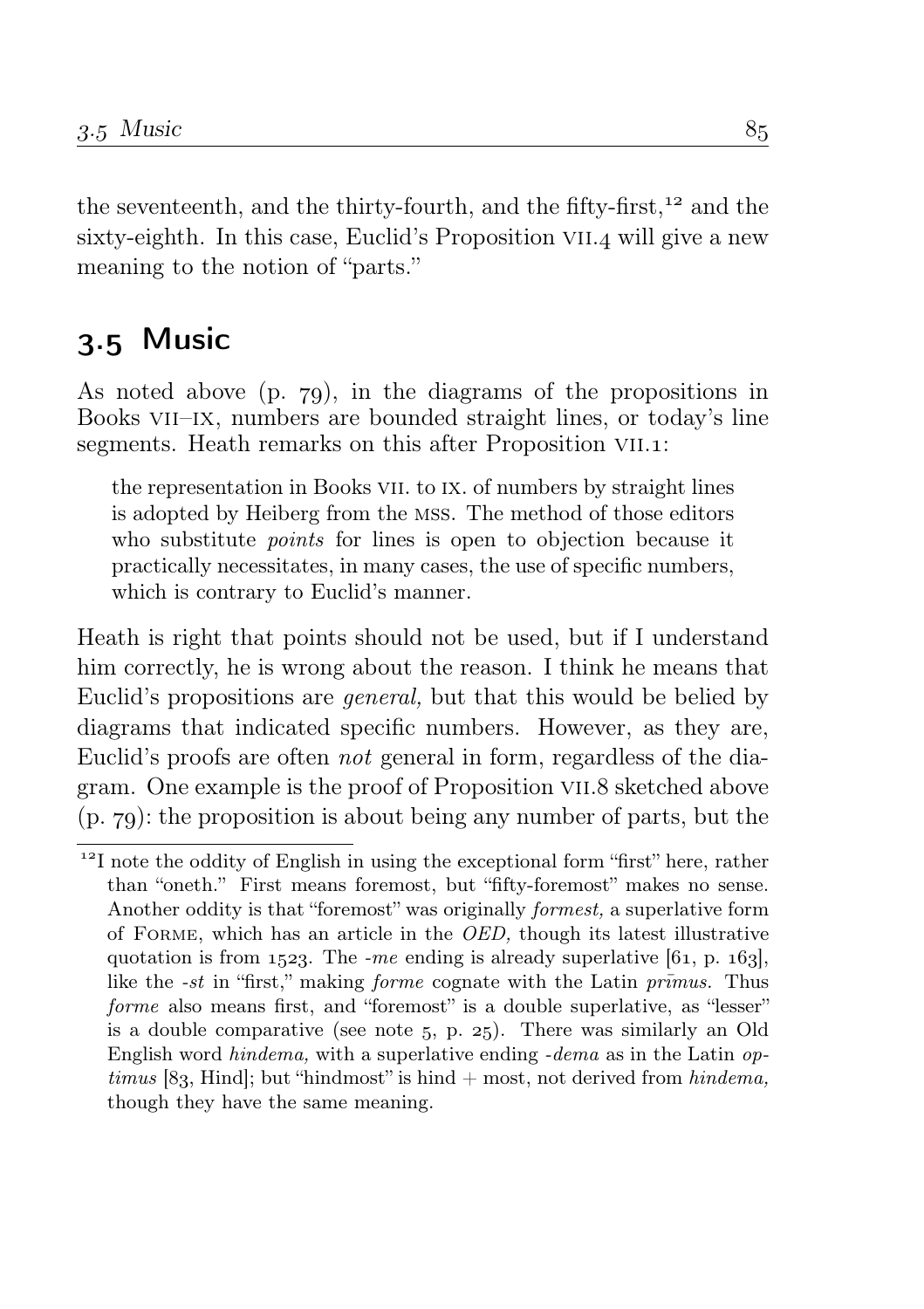the seventeenth, and the thirty-fourth, and the fifty-first,[12] and the sixty-eighth. In this case, Euclid's Proposition VII.4 will give a new meaning to the notion of "parts."

## 3.5 Music

As noted above (p. 79), in the diagrams of the propositions in Books VII–IX, numbers are bounded straight lines, or today's line segments. Heath remarks on this after Proposition VII.1:

> the representation in Books VII. to IX. of numbers by straight lines is adopted by Heiberg from the MSS. The method of those editors who substitute *points* for lines is open to objection because it practically necessitates, in many cases, the use of specific numbers, which is contrary to Euclid's manner.

Heath is right that points should not be used, but if I understand him correctly, he is wrong about the reason. I think he means that Euclid's propositions are *general*, but that this would be belied by diagrams that indicated specific numbers. However, as they are, Euclid's proofs are often *not* general in form, regardless of the diagram. One example is the proof of Proposition VII.8 sketched above (p. 79): the proposition is about being any number of parts, but the

---

[12] I note the oddity of English in using the exceptional form "first" here, rather than "oneth." First means foremost, but "fifty-foremost" makes no sense. Another oddity is that "foremost" was originally *formest*, a superlative form of FORME, which has an article in the *OED*, though its latest illustrative quotation is from 1523. The *-me* ending is already superlative [61, p. 163], like the *-st* in "first," making *forme* cognate with the Latin *prīmus*. Thus *forme* also means first, and "foremost" is a double superlative, as "lesser" is a double comparative (see note 5, p. 25). There was similarly an Old English word *hindema*, with a superlative ending *-dema* as in the Latin *optimus* [83, Hind]; but "hindmost" is hind + most, not derived from *hindema*, though they have the same meaning.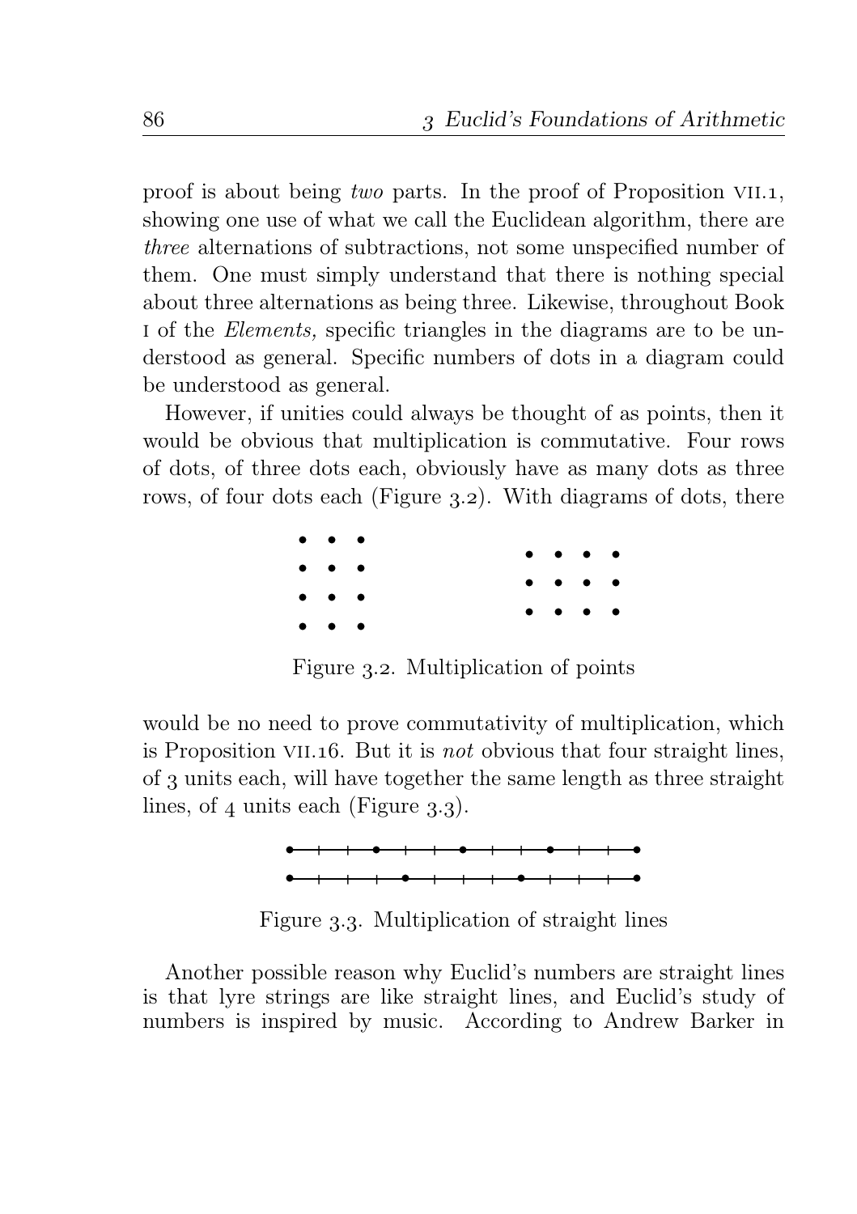proof is about being *two* parts. In the proof of Proposition VII.1, showing one use of what we call the Euclidean algorithm, there are *three* alternations of subtractions, not some unspecified number of them. One must simply understand that there is nothing special about three alternations as being three. Likewise, throughout Book I of the *Elements,* specific triangles in the diagrams are to be understood as general. Specific numbers of dots in a diagram could be understood as general.

However, if unities could always be thought of as points, then it would be obvious that multiplication is commutative. Four rows of dots, of three dots each, obviously have as many dots as three rows, of four dots each (Figure 3.2). With diagrams of dots, there

Figure 3.2. Multiplication of points

would be no need to prove commutativity of multiplication, which is Proposition VII.16. But it is *not* obvious that four straight lines, of 3 units each, will have together the same length as three straight lines, of 4 units each (Figure 3.3).

Figure 3.3. Multiplication of straight lines

Another possible reason why Euclid's numbers are straight lines is that lyre strings are like straight lines, and Euclid's study of numbers is inspired by music. According to Andrew Barker in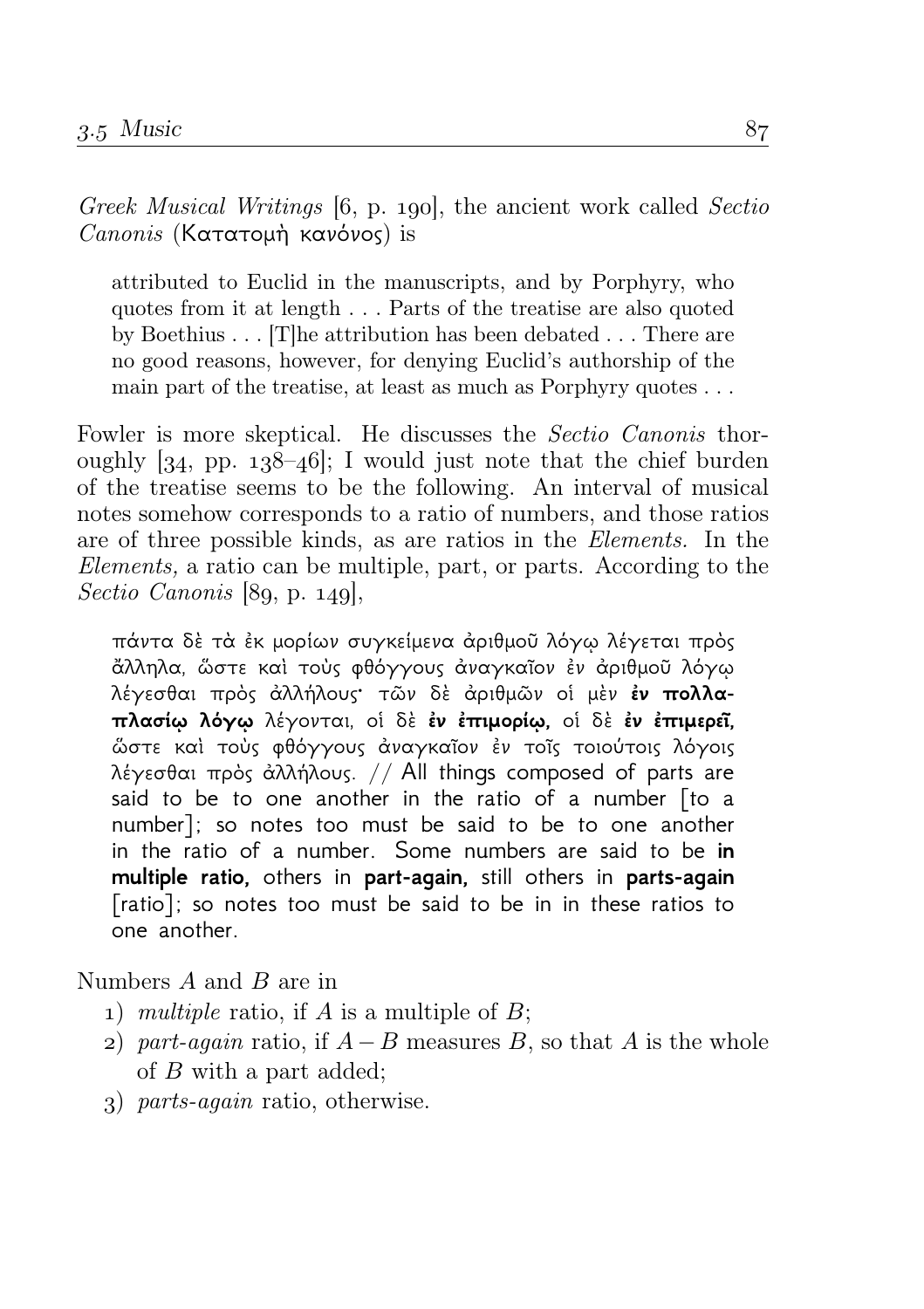*Greek Musical Writings* [6, p. 190], the ancient work called *Sectio Canonis* (Κατατομὴ κανόνος) is

> attributed to Euclid in the manuscripts, and by Porphyry, who quotes from it at length . . . Parts of the treatise are also quoted by Boethius . . . [T]he attribution has been debated . . . There are no good reasons, however, for denying Euclid's authorship of the main part of the treatise, at least as much as Porphyry quotes . . .

Fowler is more skeptical. He discusses the *Sectio Canonis* thoroughly [34, pp. 138–46]; I would just note that the chief burden of the treatise seems to be the following. An interval of musical notes somehow corresponds to a ratio of numbers, and those ratios are of three possible kinds, as are ratios in the *Elements.* In the *Elements,* a ratio can be multiple, part, or parts. According to the *Sectio Canonis* [89, p. 149],

> πάντα δὲ τὰ ἐκ μορίων συγκείμενα ἀριθμοῦ λόγῳ λέγεται πρὸς ἄλληλα, ὥστε καὶ τοὺς φθόγγους ἀναγκαῖον ἐν ἀριθμοῦ λόγῳ λέγεσθαι πρὸς ἀλλήλους· τῶν δὲ ἀριθμῶν οἱ μὲν **ἐν πολλαπλασίῳ λόγῳ** λέγονται, οἱ δὲ **ἐν ἐπιμορίῳ,** οἱ δὲ **ἐν ἐπιμερεῖ,** ὥστε καὶ τοὺς φθόγγους ἀναγκαῖον ἐν τοῖς τοιούτοις λόγοις λέγεσθαι πρὸς ἀλλήλους. // All things composed of parts are said to be to one another in the ratio of a number [to a number]; so notes too must be said to be to one another in the ratio of a number. Some numbers are said to be **in multiple ratio,** others in **part-again,** still others in **parts-again** [ratio]; so notes too must be said to be in in these ratios to one another.

Numbers $A$ and $B$ are in

1) *multiple* ratio, if $A$ is a multiple of $B$;
2) *part-again* ratio, if $A - B$ measures $B$, so that $A$ is the whole of $B$ with a part added;
3) *parts-again* ratio, otherwise.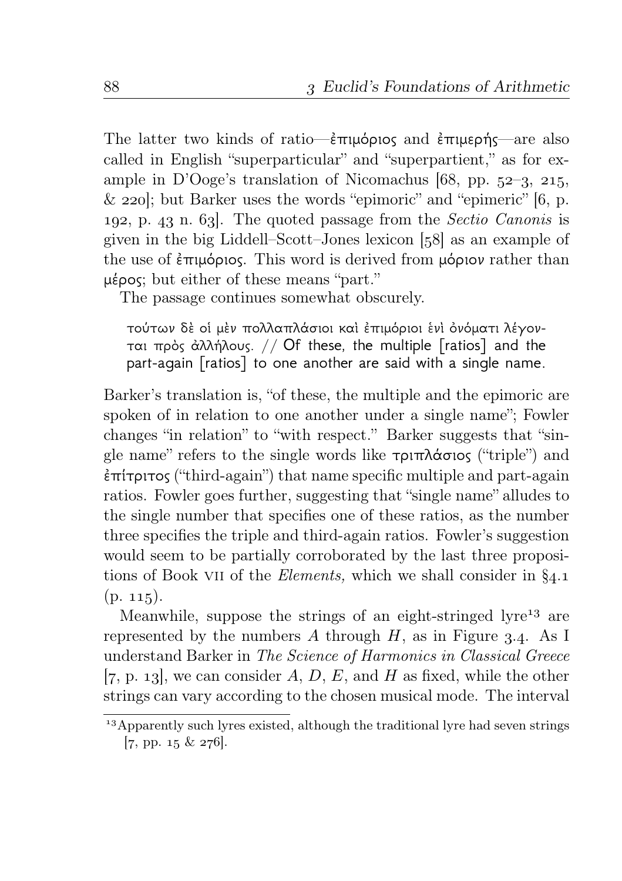The latter two kinds of ratio—ἐπιμόριος and ἐπιμερής—are also called in English "superparticular" and "superpartient," as for example in D'Ooge's translation of Nicomachus [68, pp. 52–3, 215, & 220]; but Barker uses the words "epimoric" and "epimeric" [6, p. 192, p. 43 n. 63]. The quoted passage from the *Sectio Canonis* is given in the big Liddell–Scott–Jones lexicon [58] as an example of the use of ἐπιμόριος. This word is derived from μόριον rather than μέρος; but either of these means "part."

The passage continues somewhat obscurely.

> τούτων δὲ οἱ μὲν πολλαπλάσιοι καὶ ἐπιμόριοι ἑνὶ ὀνόματι λέγονται πρὸς ἀλλήλους. // Of these, the multiple [ratios] and the part-again [ratios] to one another are said with a single name.

Barker's translation is, "of these, the multiple and the epimoric are spoken of in relation to one another under a single name"; Fowler changes "in relation" to "with respect." Barker suggests that "single name" refers to the single words like τριπλάσιος ("triple") and ἐπίτριτος ("third-again") that name specific multiple and part-again ratios. Fowler goes further, suggesting that "single name" alludes to the single number that specifies one of these ratios, as the number three specifies the triple and third-again ratios. Fowler's suggestion would seem to be partially corroborated by the last three propositions of Book VII of the *Elements,* which we shall consider in §4.1 (p. 115).

Meanwhile, suppose the strings of an eight-stringed lyre[13] are represented by the numbers $A$ through $H$, as in Figure 3.4. As I understand Barker in *The Science of Harmonics in Classical Greece* [7, p. 13], we can consider $A$, $D$, $E$, and $H$ as fixed, while the other strings can vary according to the chosen musical mode. The interval

[13] Apparently such lyres existed, although the traditional lyre had seven strings [7, pp. 15 & 276].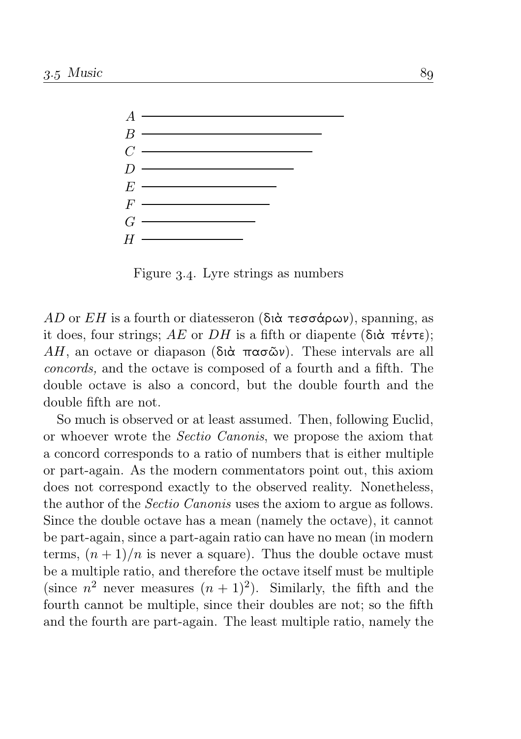Figure 3.4. Lyre strings as numbers

$AD$ or $EH$ is a fourth or diatesseron (διὰ τεσσάρων), spanning, as it does, four strings; $AE$ or $DH$ is a fifth or diapente (διὰ πέντε); $AH$, an octave or diapason (διὰ πασῶν). These intervals are all *concords,* and the octave is composed of a fourth and a fifth. The double octave is also a concord, but the double fourth and the double fifth are not.

So much is observed or at least assumed. Then, following Euclid, or whoever wrote the *Sectio Canonis*, we propose the axiom that a concord corresponds to a ratio of numbers that is either multiple or part-again. As the modern commentators point out, this axiom does not correspond exactly to the observed reality. Nonetheless, the author of the *Sectio Canonis* uses the axiom to argue as follows. Since the double octave has a mean (namely the octave), it cannot be part-again, since a part-again ratio can have no mean (in modern terms, $(n+1)/n$ is never a square). Thus the double octave must be a multiple ratio, and therefore the octave itself must be multiple (since $n^2$ never measures $(n+1)^2$). Similarly, the fifth and the fourth cannot be multiple, since their doubles are not; so the fifth and the fourth are part-again. The least multiple ratio, namely the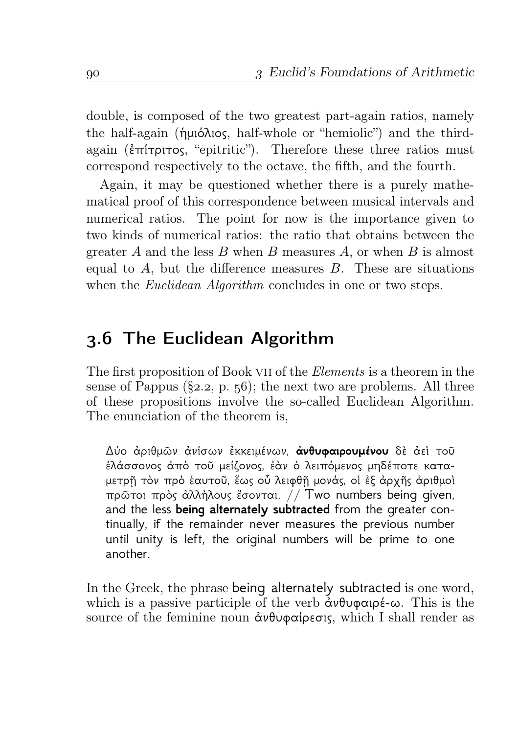double, is composed of the two greatest part-again ratios, namely the half-again (ἡμιόλιος, half-whole or "hemiolic") and the third-again (ἐπίτριτος, "epitritic"). Therefore these three ratios must correspond respectively to the octave, the fifth, and the fourth.

Again, it may be questioned whether there is a purely mathematical proof of this correspondence between musical intervals and numerical ratios. The point for now is the importance given to two kinds of numerical ratios: the ratio that obtains between the greater $A$ and the less $B$ when $B$ measures $A$, or when $B$ is almost equal to $A$, but the difference measures $B$. These are situations when the *Euclidean Algorithm* concludes in one or two steps.

## 3.6 The Euclidean Algorithm

The first proposition of Book VII of the *Elements* is a theorem in the sense of Pappus (§2.2, p. 56); the next two are problems. All three of these propositions involve the so-called Euclidean Algorithm. The enunciation of the theorem is,

> Δύο ἀριθμῶν ἀνίσων ἐκκειμένων, **ἀνθυφαιρουμένου** δὲ ἀεὶ τοῦ ἐλάσσονος ἀπὸ τοῦ μείζονος, ἐὰν ὁ λειπόμενος μηδέποτε καταμετρῇ τὸν πρὸ ἑαυτοῦ, ἕως οὗ λειφθῇ μονάς, οἱ ἐξ ἀρχῆς ἀριθμοὶ πρῶτοι πρὸς ἀλλήλους ἔσονται. // Two numbers being given, and the less **being alternately subtracted** from the greater continually, if the remainder never measures the previous number until unity is left, the original numbers will be prime to one another.

In the Greek, the phrase being alternately subtracted is one word, which is a passive participle of the verb ἀνθυφαιρέ-ω. This is the source of the feminine noun ἀνθυφαίρεσις, which I shall render as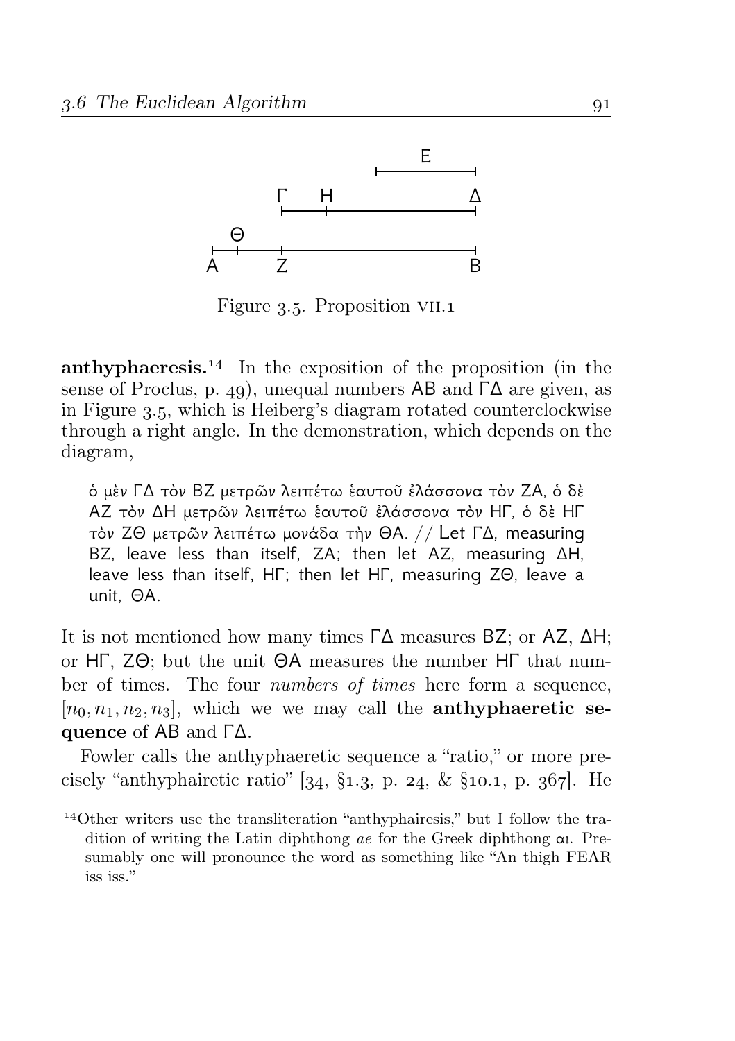Figure 3.5. Proposition VII.1

**anthyphaeresis.**[14] In the exposition of the proposition (in the sense of Proclus, p. 49), unequal numbers ΑΒ and ΓΔ are given, as in Figure 3.5, which is Heiberg's diagram rotated counterclockwise through a right angle. In the demonstration, which depends on the diagram,

> ὁ μὲν ΓΔ τὸν ΒΖ μετρῶν λειπέτω ἑαυτοῦ ἐλάσσονα τὸν ΖΑ, ὁ δὲ ΑΖ τὸν ΔΗ μετρῶν λειπέτω ἑαυτοῦ ἐλάσσονα τὸν ΗΓ, ὁ δὲ ΗΓ τὸν ΖΘ μετρῶν λειπέτω μονάδα τὴν ΘΑ. // Let ΓΔ, measuring ΒΖ, leave less than itself, ΖΑ; then let ΑΖ, measuring ΔΗ, leave less than itself, ΗΓ; then let ΗΓ, measuring ΖΘ, leave a unit, ΘΑ.

It is not mentioned how many times ΓΔ measures ΒΖ; or ΑΖ, ΔΗ; or ΗΓ, ΖΘ; but the unit ΘΑ measures the number ΗΓ that number of times. The four *numbers of times* here form a sequence, $[n_0, n_1, n_2, n_3]$, which we we may call the **anthyphaeretic sequence** of ΑΒ and ΓΔ.

Fowler calls the anthyphaeretic sequence a "ratio," or more precisely "anthyphairetic ratio" [34, §1.3, p. 24, & §10.1, p. 367]. He

[14] Other writers use the transliteration "anthyphairesis," but I follow the tradition of writing the Latin diphthong *ae* for the Greek diphthong αι. Presumably one will pronounce the word as something like "An thigh FEAR iss iss."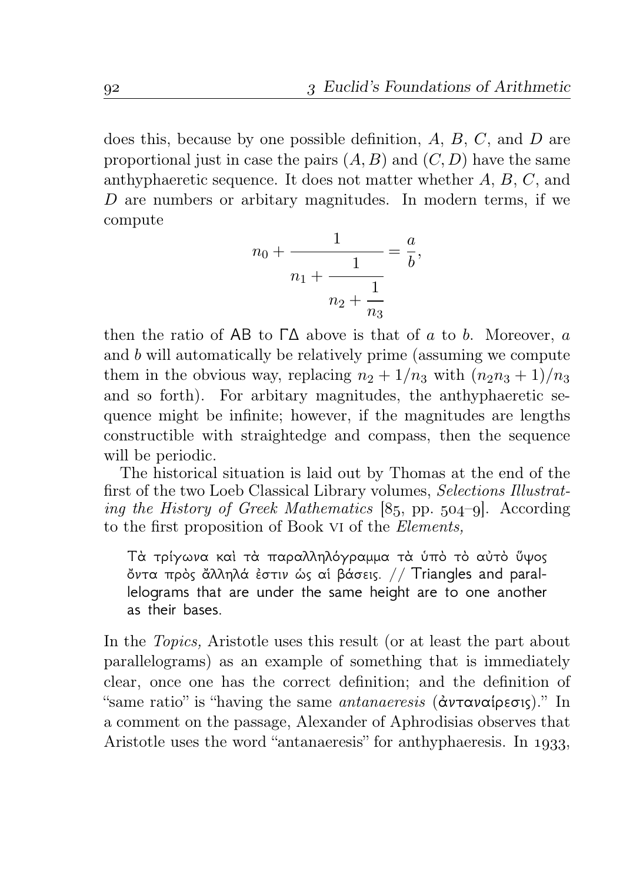does this, because by one possible definition, $A$, $B$, $C$, and $D$ are proportional just in case the pairs $(A, B)$ and $(C, D)$ have the same anthyphaeretic sequence. It does not matter whether $A$, $B$, $C$, and $D$ are numbers or arbitary magnitudes. In modern terms, if we compute

$$n_0 + \cfrac{1}{n_1 + \cfrac{1}{n_2 + \cfrac{1}{n_3}}} = \frac{a}{b},$$

then the ratio of ΑΒ to ΓΔ above is that of $a$ to $b$. Moreover, $a$ and $b$ will automatically be relatively prime (assuming we compute them in the obvious way, replacing $n_2 + 1/n_3$ with $(n_2 n_3 + 1)/n_3$ and so forth). For arbitary magnitudes, the anthyphaeretic sequence might be infinite; however, if the magnitudes are lengths constructible with straightedge and compass, then the sequence will be periodic.

The historical situation is laid out by Thomas at the end of the first of the two Loeb Classical Library volumes, *Selections Illustrating the History of Greek Mathematics* [85, pp. 504–9]. According to the first proposition of Book VI of the *Elements,*

> Τὰ τρίγωνα καὶ τὰ παραλληλόγραμμα τὰ ὑπὸ τὸ αὐτὸ ὕψος ὄντα πρὸς ἄλληλά ἐστιν ὡς αἱ βάσεις. // Triangles and parallelograms that are under the same height are to one another as their bases.

In the *Topics,* Aristotle uses this result (or at least the part about parallelograms) as an example of something that is immediately clear, once one has the correct definition; and the definition of "same ratio" is "having the same *antanaeresis* (ἀνταναίρεσις)." In a comment on the passage, Alexander of Aphrodisias observes that Aristotle uses the word "antanaeresis" for anthyphaeresis. In 1933,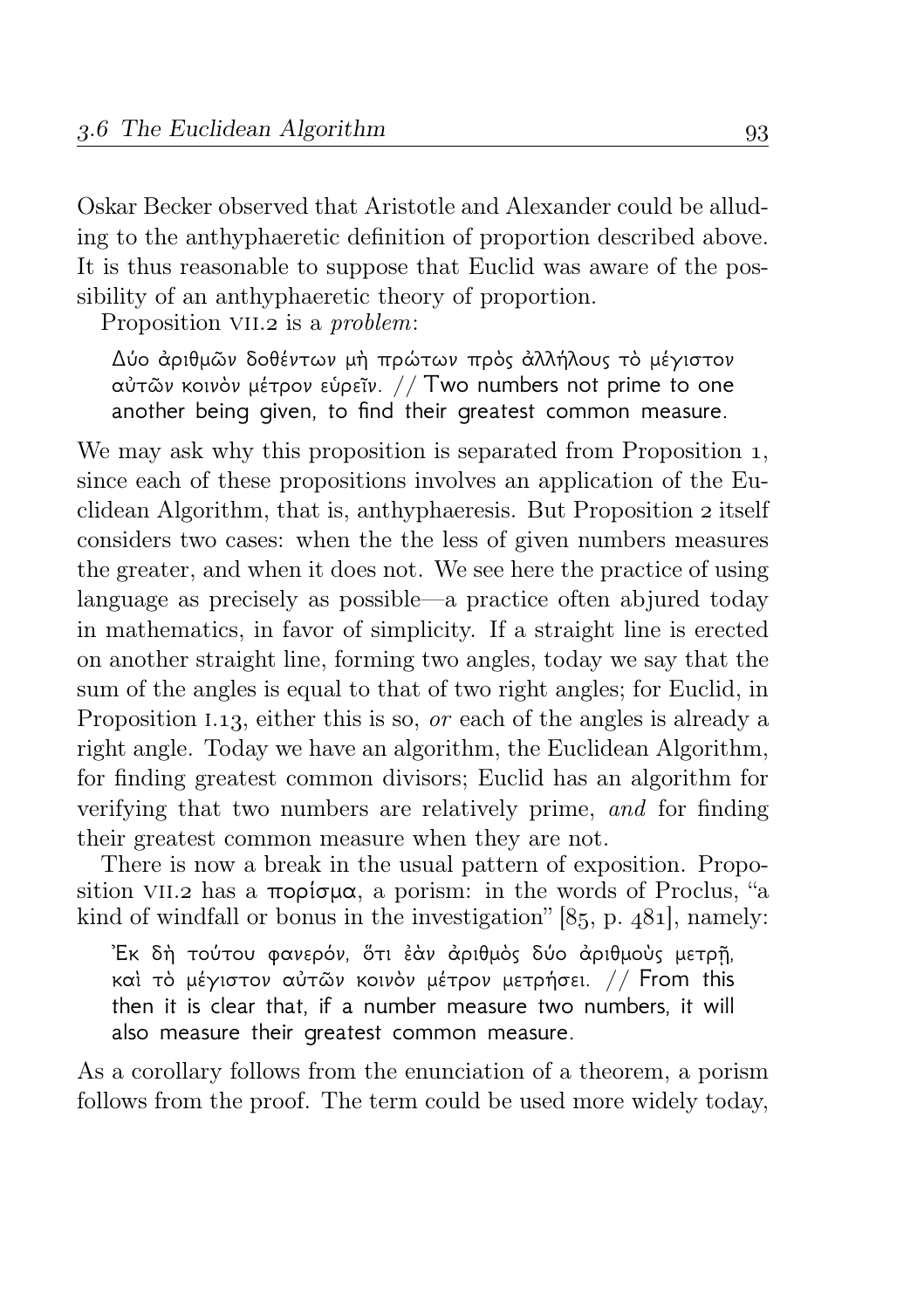Oskar Becker observed that Aristotle and Alexander could be alluding to the anthyphaeretic definition of proportion described above. It is thus reasonable to suppose that Euclid was aware of the possibility of an anthyphaeretic theory of proportion.

Proposition VII.2 is a *problem*:

> Δύο ἀριθμῶν δοθέντων μὴ πρώτων πρὸς ἀλλήλους τὸ μέγιστον αὐτῶν κοινὸν μέτρον εὑρεῖν. // Two numbers not prime to one another being given, to find their greatest common measure.

We may ask why this proposition is separated from Proposition 1, since each of these propositions involves an application of the Euclidean Algorithm, that is, anthyphaeresis. But Proposition 2 itself considers two cases: when the the less of given numbers measures the greater, and when it does not. We see here the practice of using language as precisely as possible—a practice often abjured today in mathematics, in favor of simplicity. If a straight line is erected on another straight line, forming two angles, today we say that the sum of the angles is equal to that of two right angles; for Euclid, in Proposition I.13, either this is so, *or* each of the angles is already a right angle. Today we have an algorithm, the Euclidean Algorithm, for finding greatest common divisors; Euclid has an algorithm for verifying that two numbers are relatively prime, *and* for finding their greatest common measure when they are not.

There is now a break in the usual pattern of exposition. Proposition VII.2 has a πορίσμα, a porism: in the words of Proclus, "a kind of windfall or bonus in the investigation" [85, p. 481], namely:

> Ἐκ δὴ τούτου φανερόν, ὅτι ἐὰν ἀριθμὸς δύο ἀριθμοὺς μετρῇ, καὶ τὸ μέγιστον αὐτῶν κοινὸν μέτρον μετρήσει. // From this then it is clear that, if a number measure two numbers, it will also measure their greatest common measure.

As a corollary follows from the enunciation of a theorem, a porism follows from the proof. The term could be used more widely today,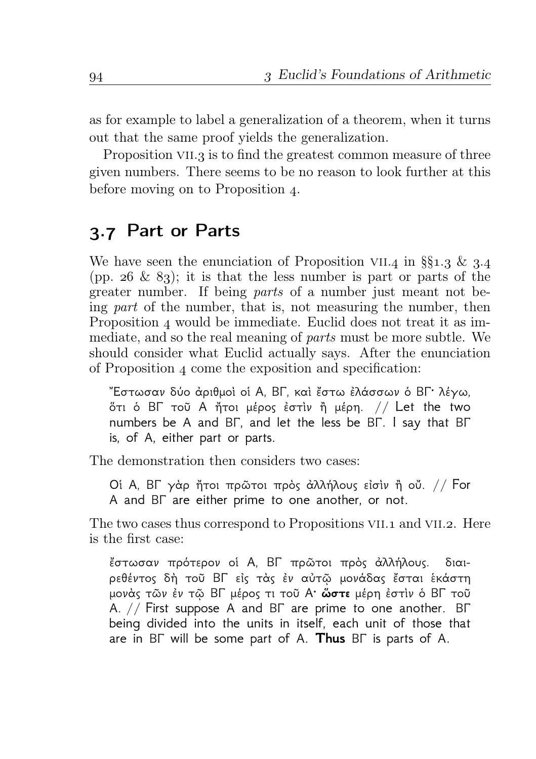as for example to label a generalization of a theorem, when it turns out that the same proof yields the generalization.

Proposition VII.3 is to find the greatest common measure of three given numbers. There seems to be no reason to look further at this before moving on to Proposition 4.

## 3.7 Part or Parts

We have seen the enunciation of Proposition VII.4 in §§1.3 & 3.4 (pp. 26 & 83); it is that the less number is part or parts of the greater number. If being *parts* of a number just meant not being *part* of the number, that is, not measuring the number, then Proposition 4 would be immediate. Euclid does not treat it as immediate, and so the real meaning of *parts* must be more subtle. We should consider what Euclid actually says. After the enunciation of Proposition 4 come the exposition and specification:

> Ἔστωσαν δύο ἀριθμοὶ οἱ Α, ΒΓ, καὶ ἔστω ἐλάσσων ὁ ΒΓ· λέγω, ὅτι ὁ ΒΓ τοῦ Α ἤτοι μέρος ἐστὶν ἢ μέρη. // Let the two numbers be Α and ΒΓ, and let the less be ΒΓ. I say that ΒΓ is, of Α, either part or parts.

The demonstration then considers two cases:

> Οἱ Α, ΒΓ γὰρ ἤτοι πρῶτοι πρὸς ἀλλήλους εἰσὶν ἢ οὔ. // For Α and ΒΓ are either prime to one another, or not.

The two cases thus correspond to Propositions VII.1 and VII.2. Here is the first case:

> ἔστωσαν πρότερον οἱ Α, ΒΓ πρῶτοι πρὸς ἀλλήλους. διαιρεθέντος δὴ τοῦ ΒΓ εἰς τὰς ἐν αὐτῷ μονάδας ἔσται ἑκάστη μονὰς τῶν ἐν τῷ ΒΓ μέρος τι τοῦ Α· **ὥστε** μέρη ἐστὶν ὁ ΒΓ τοῦ Α. // First suppose Α and ΒΓ are prime to one another. ΒΓ being divided into the units in itself, each unit of those that are in ΒΓ will be some part of Α. **Thus** ΒΓ is parts of Α.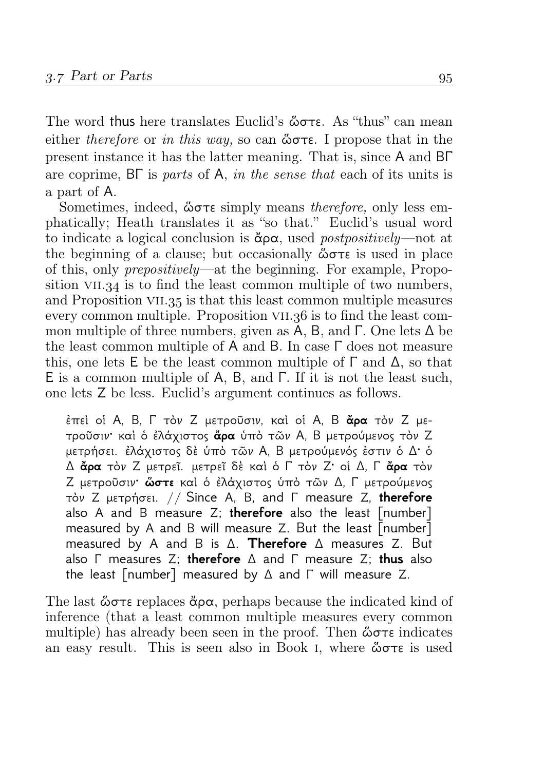The word **thus** here translates Euclid's ὥστε. As "thus" can mean either *therefore* or *in this way,* so can ὥστε. I propose that in the present instance it has the latter meaning. That is, since Α and ΒΓ are coprime, ΒΓ is *parts* of Α, *in the sense that* each of its units is a part of Α.

Sometimes, indeed, ὥστε simply means *therefore,* only less emphatically; Heath translates it as "so that." Euclid's usual word to indicate a logical conclusion is ἄρα, used *postpositively*—not at the beginning of a clause; but occasionally ὥστε is used in place of this, only *prepositively*—at the beginning. For example, Proposition VII.34 is to find the least common multiple of two numbers, and Proposition VII.35 is that this least common multiple measures every common multiple. Proposition VII.36 is to find the least common multiple of three numbers, given as Α, Β, and Γ. One lets Δ be the least common multiple of Α and Β. In case Γ does not measure this, one lets Ε be the least common multiple of Γ and Δ, so that Ε is a common multiple of Α, Β, and Γ. If it is not the least such, one lets Ζ be less. Euclid's argument continues as follows.

> ἐπεὶ οἱ Α, Β, Γ τὸν Ζ μετροῦσιν, καὶ οἱ Α, Β **ἄρα** τὸν Ζ μετροῦσιν· καὶ ὁ ἐλάχιστος **ἄρα** ὑπὸ τῶν Α, Β μετρούμενος τὸν Ζ μετρήσει. ἐλάχιστος δὲ ὑπὸ τῶν Α, Β μετρούμενός ἐστιν ὁ Δ· ὁ Δ **ἄρα** τὸν Ζ μετρεῖ. μετρεῖ δὲ καὶ ὁ Γ τὸν Ζ· οἱ Δ, Γ **ἄρα** τὸν Ζ μετροῦσιν· **ὥστε** καὶ ὁ ἐλάχιστος ὑπὸ τῶν Δ, Γ μετρούμενος τὸν Ζ μετρήσει. // Since Α, Β, and Γ measure Ζ, **therefore** also Α and Β measure Ζ; **therefore** also the least [number] measured by Α and Β will measure Ζ. But the least [number] measured by Α and Β is Δ. **Therefore** Δ measures Ζ. But also Γ measures Ζ; **therefore** Δ and Γ measure Ζ; **thus** also the least [number] measured by Δ and Γ will measure Ζ.

The last ὥστε replaces ἄρα, perhaps because the indicated kind of inference (that a least common multiple measures every common multiple) has already been seen in the proof. Then ὥστε indicates an easy result. This is seen also in Book I, where ὥστε is used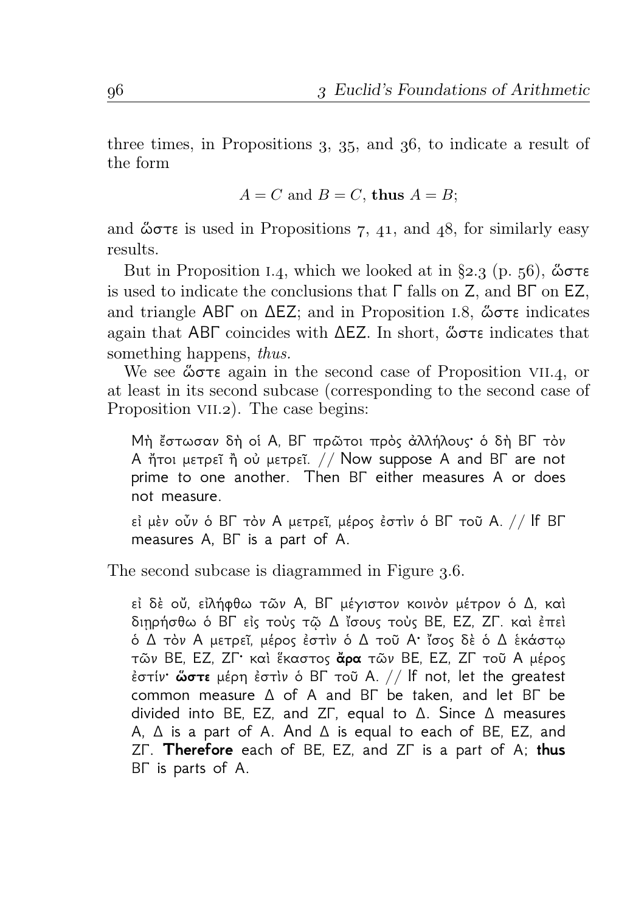three times, in Propositions 3, 35, and 36, to indicate a result of the form

$$A = C \text{ and } B = C, \textbf{ thus } A = B;$$

and ὥστε is used in Propositions 7, 41, and 48, for similarly easy results.

But in Proposition I.4, which we looked at in §2.3 (p. 56), ὥστε is used to indicate the conclusions that Γ falls on Z, and BΓ on EZ, and triangle ABΓ on ΔEZ; and in Proposition I.8, ὥστε indicates again that ABΓ coincides with ΔEZ. In short, ὥστε indicates that something happens, *thus*.

We see ὥστε again in the second case of Proposition VII.4, or at least in its second subcase (corresponding to the second case of Proposition VII.2). The case begins:

> Μὴ ἔστωσαν δὴ οἱ Α, ΒΓ πρῶτοι πρὸς ἀλλήλους· ὁ δὴ ΒΓ τὸν Α ἤτοι μετρεῖ ἢ οὐ μετρεῖ. // Now suppose A and BΓ are not prime to one another. Then BΓ either measures A or does not measure.
>
> εἰ μὲν οὖν ὁ ΒΓ τὸν Α μετρεῖ, μέρος ἐστὶν ὁ ΒΓ τοῦ Α. // If BΓ measures A, BΓ is a part of A.

The second subcase is diagrammed in Figure 3.6.

> εἰ δὲ οὔ, εἰλήφθω τῶν Α, ΒΓ μέγιστον κοινὸν μέτρον ὁ Δ, καὶ διῃρήσθω ὁ ΒΓ εἰς τοὺς τῷ Δ ἴσους τοὺς ΒΕ, ΕΖ, ΖΓ. καὶ ἐπεὶ ὁ Δ τὸν Α μετρεῖ, μέρος ἐστὶν ὁ Δ τοῦ Α· ἴσος δὲ ὁ Δ ἑκάστῳ τῶν ΒΕ, ΕΖ, ΖΓ· καὶ ἕκαστος **ἄρα** τῶν ΒΕ, ΕΖ, ΖΓ τοῦ Α μέρος ἐστίν· **ὥστε** μέρη ἐστὶν ὁ ΒΓ τοῦ Α. // If not, let the greatest common measure Δ of A and BΓ be taken, and let BΓ be divided into BE, EZ, and ZΓ, equal to Δ. Since Δ measures A, Δ is a part of A. And Δ is equal to each of BE, EZ, and ZΓ. **Therefore** each of BE, EZ, and ZΓ is a part of A; **thus** BΓ is parts of A.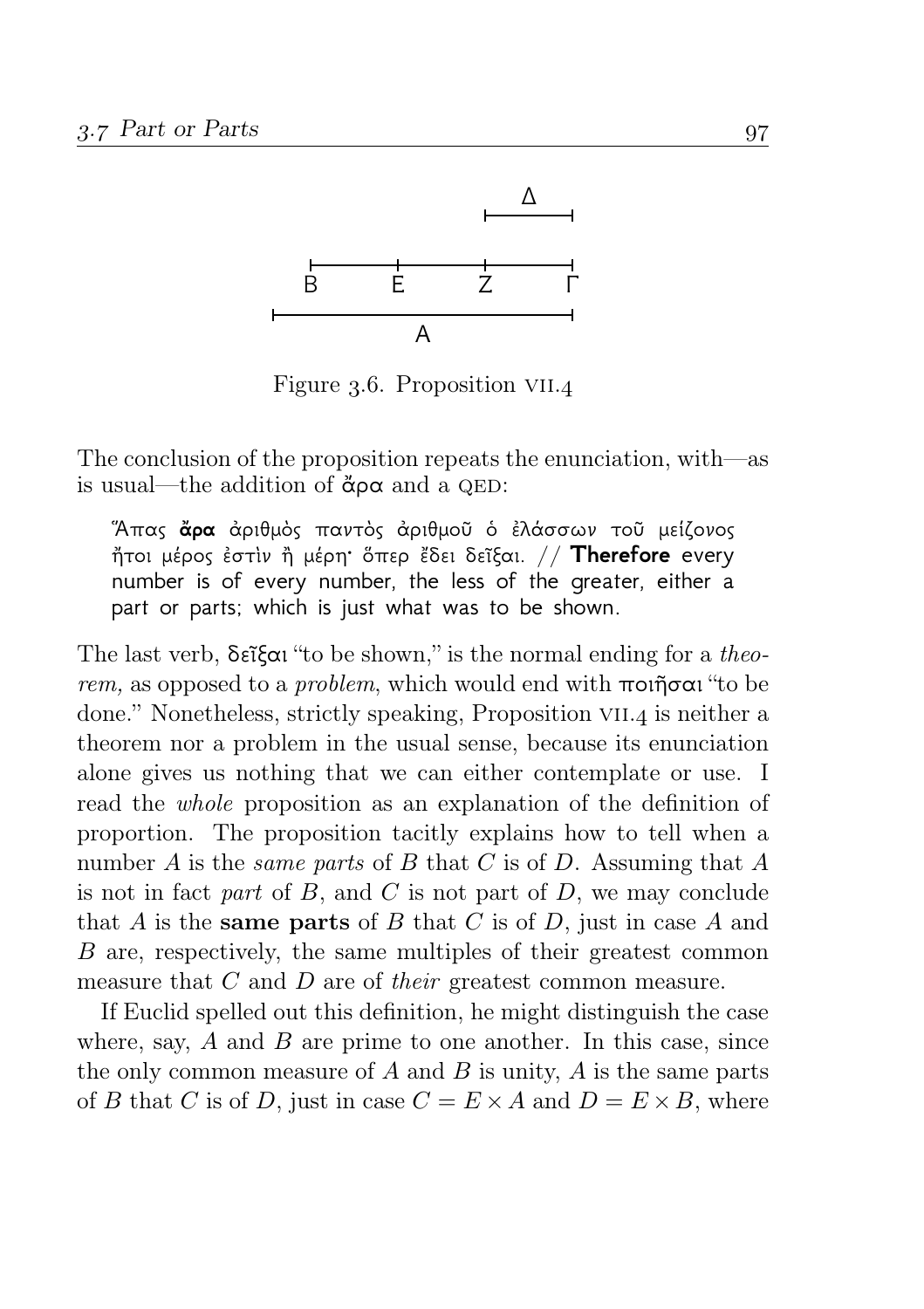Figure 3.6. Proposition VII.4

The conclusion of the proposition repeats the enunciation, with—as is usual—the addition of ἄρα and a QED:

> Ἅπας **ἄρα** ἀριθμὸς παντὸς ἀριθμοῦ ὁ ἐλάσσων τοῦ μείζονος ἤτοι μέρος ἐστὶν ἢ μέρη· ὅπερ ἔδει δεῖξαι. // **Therefore** every number is of every number, the less of the greater, either a part or parts; which is just what was to be shown.

The last verb, δεῖξαι "to be shown," is the normal ending for a *theorem,* as opposed to a *problem*, which would end with ποιῆσαι "to be done." Nonetheless, strictly speaking, Proposition VII.4 is neither a theorem nor a problem in the usual sense, because its enunciation alone gives us nothing that we can either contemplate or use. I read the *whole* proposition as an explanation of the definition of proportion. The proposition tacitly explains how to tell when a number $A$ is the *same parts* of $B$ that $C$ is of $D$. Assuming that $A$ is not in fact *part* of $B$, and $C$ is not part of $D$, we may conclude that $A$ is the **same parts** of $B$ that $C$ is of $D$, just in case $A$ and $B$ are, respectively, the same multiples of their greatest common measure that $C$ and $D$ are of *their* greatest common measure.

If Euclid spelled out this definition, he might distinguish the case where, say, $A$ and $B$ are prime to one another. In this case, since the only common measure of $A$ and $B$ is unity, $A$ is the same parts of $B$ that $C$ is of $D$, just in case $C = E \times A$ and $D = E \times B$, where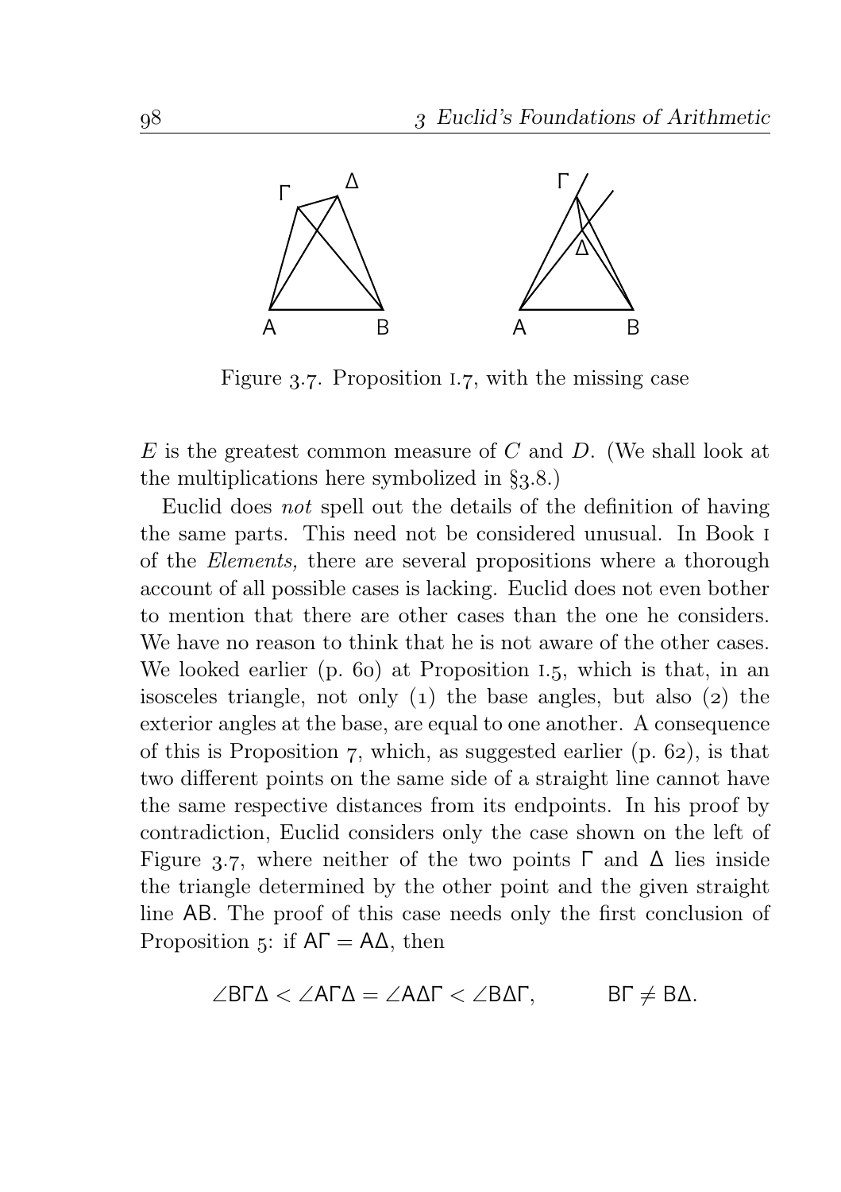Figure 3.7. Proposition I.7, with the missing case

$E$ is the greatest common measure of $C$ and $D$. (We shall look at the multiplications here symbolized in §3.8.)

Euclid does *not* spell out the details of the definition of having the same parts. This need not be considered unusual. In Book I of the *Elements,* there are several propositions where a thorough account of all possible cases is lacking. Euclid does not even bother to mention that there are other cases than the one he considers. We have no reason to think that he is not aware of the other cases. We looked earlier (p. 60) at Proposition I.5, which is that, in an isosceles triangle, not only (1) the base angles, but also (2) the exterior angles at the base, are equal to one another. A consequence of this is Proposition 7, which, as suggested earlier (p. 62), is that two different points on the same side of a straight line cannot have the same respective distances from its endpoints. In his proof by contradiction, Euclid considers only the case shown on the left of Figure 3.7, where neither of the two points $\Gamma$ and $\Delta$ lies inside the triangle determined by the other point and the given straight line $\mathsf{AB}$. The proof of this case needs only the first conclusion of Proposition 5: if $\mathsf{A\Gamma} = \mathsf{A\Delta}$, then

$$\angle \mathsf{B\Gamma\Delta} < \angle \mathsf{A\Gamma\Delta} = \angle \mathsf{A\Delta\Gamma} < \angle \mathsf{B\Delta\Gamma}, \qquad \mathsf{B\Gamma} \neq \mathsf{B\Delta}.$$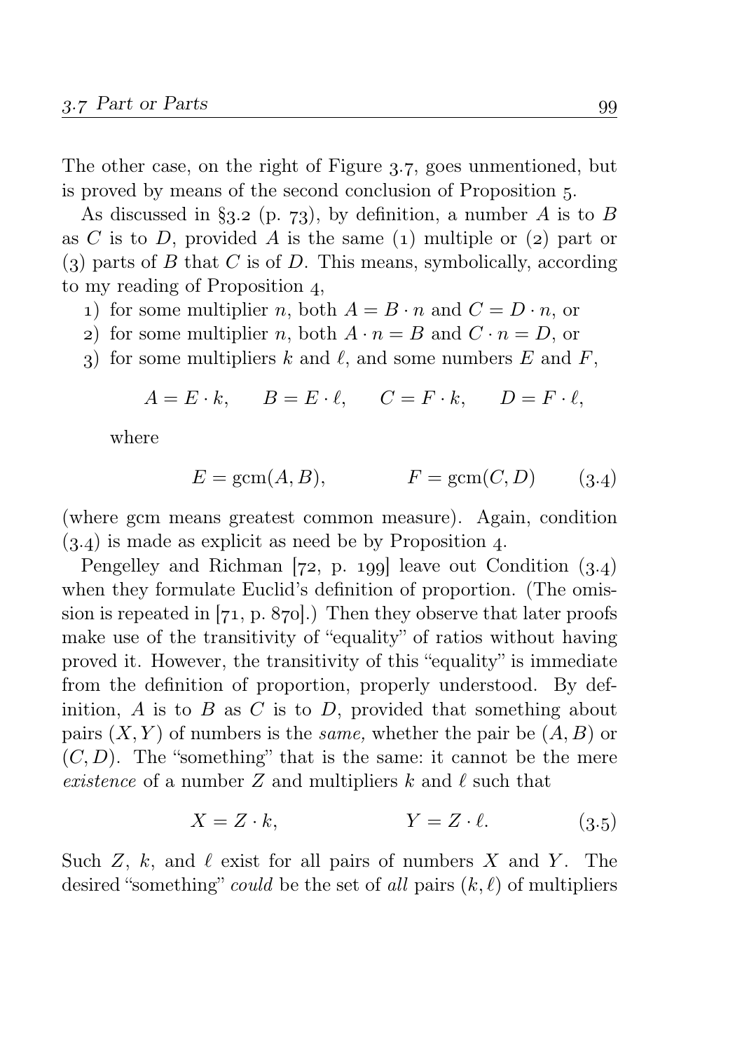The other case, on the right of Figure 3.7, goes unmentioned, but is proved by means of the second conclusion of Proposition 5.

As discussed in §3.2 (p. 73), by definition, a number $A$ is to $B$ as $C$ is to $D$, provided $A$ is the same (1) multiple or (2) part or (3) parts of $B$ that $C$ is of $D$. This means, symbolically, according to my reading of Proposition 4,

1) for some multiplier $n$, both $A = B \cdot n$ and $C = D \cdot n$, or
2) for some multiplier $n$, both $A \cdot n = B$ and $C \cdot n = D$, or
3) for some multipliers $k$ and $\ell$, and some numbers $E$ and $F$,

$$A = E \cdot k, \qquad B = E \cdot \ell, \qquad C = F \cdot k, \qquad D = F \cdot \ell,$$

where

$$E = \mathrm{gcm}(A, B), \qquad\qquad F = \mathrm{gcm}(C, D) \qquad (3.4)$$

(where gcm means greatest common measure). Again, condition (3.4) is made as explicit as need be by Proposition 4.

Pengelley and Richman [72, p. 199] leave out Condition (3.4) when they formulate Euclid's definition of proportion. (The omission is repeated in [71, p. 870].) Then they observe that later proofs make use of the transitivity of "equality" of ratios without having proved it. However, the transitivity of this "equality" is immediate from the definition of proportion, properly understood. By definition, $A$ is to $B$ as $C$ is to $D$, provided that something about pairs $(X, Y)$ of numbers is the *same,* whether the pair be $(A, B)$ or $(C, D)$. The "something" that is the same: it cannot be the mere *existence* of a number $Z$ and multipliers $k$ and $\ell$ such that

$$X = Z \cdot k, \qquad\qquad Y = Z \cdot \ell. \qquad (3.5)$$

Such $Z$, $k$, and $\ell$ exist for all pairs of numbers $X$ and $Y$. The desired "something" *could* be the set of *all* pairs $(k, \ell)$ of multipliers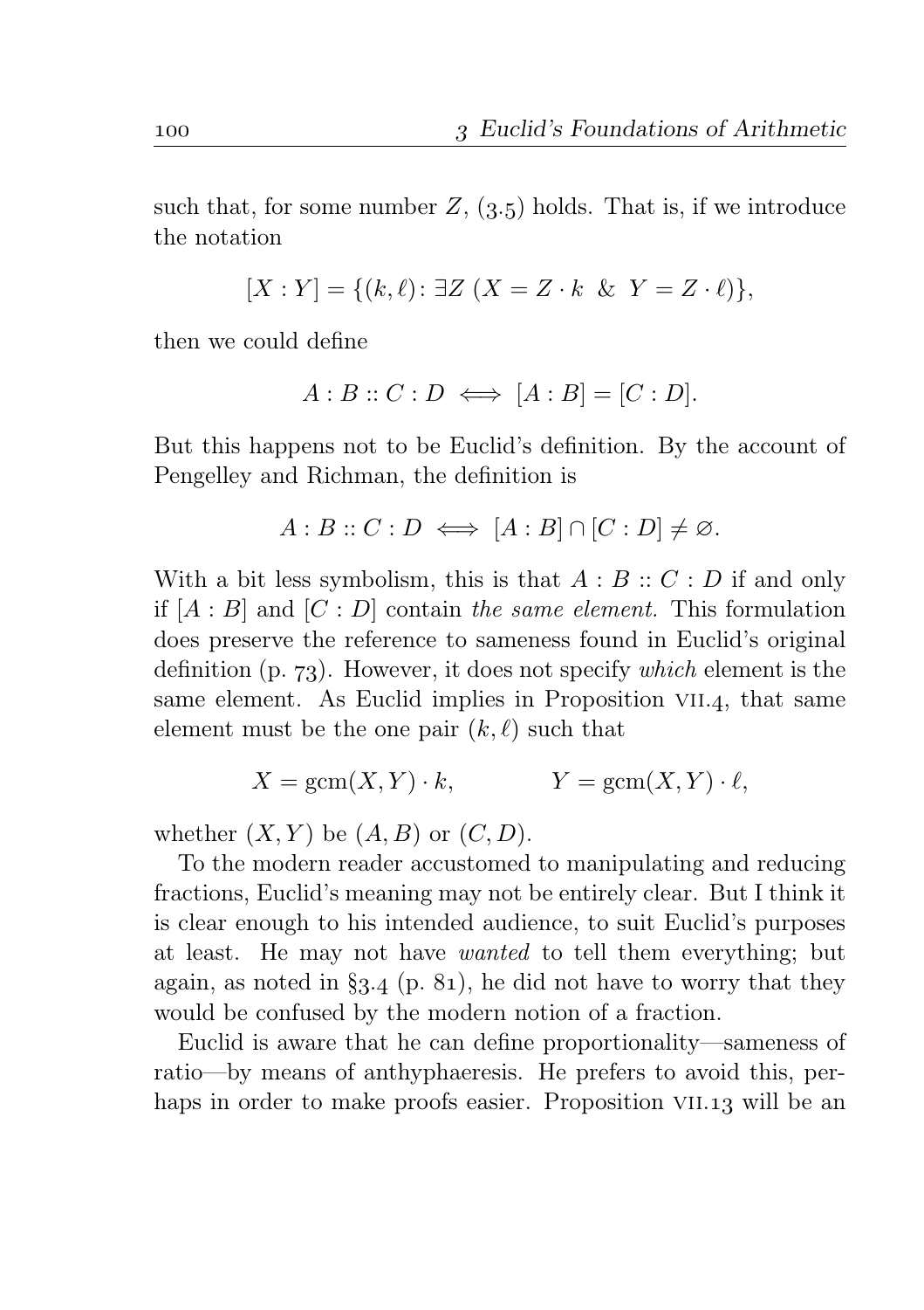such that, for some number $Z$, (3.5) holds. That is, if we introduce the notation

$$[X : Y] = \{(k, \ell) \colon \exists Z \ (X = Z \cdot k \ \& \ Y = Z \cdot \ell)\},$$

then we could define

$$A : B :: C : D \iff [A : B] = [C : D].$$

But this happens not to be Euclid's definition. By the account of Pengelley and Richman, the definition is

$$A : B :: C : D \iff [A : B] \cap [C : D] \neq \varnothing.$$

With a bit less symbolism, this is that $A : B :: C : D$ if and only if $[A : B]$ and $[C : D]$ contain *the same element.* This formulation does preserve the reference to sameness found in Euclid's original definition (p. 73). However, it does not specify *which* element is the same element. As Euclid implies in Proposition VII.4, that same element must be the one pair $(k, \ell)$ such that

$$X = \operatorname{gcm}(X, Y) \cdot k, \qquad\qquad Y = \operatorname{gcm}(X, Y) \cdot \ell,$$

whether $(X, Y)$ be $(A, B)$ or $(C, D)$.

To the modern reader accustomed to manipulating and reducing fractions, Euclid's meaning may not be entirely clear. But I think it is clear enough to his intended audience, to suit Euclid's purposes at least. He may not have *wanted* to tell them everything; but again, as noted in §3.4 (p. 81), he did not have to worry that they would be confused by the modern notion of a fraction.

Euclid is aware that he can define proportionality—sameness of ratio—by means of anthyphaeresis. He prefers to avoid this, perhaps in order to make proofs easier. Proposition VII.13 will be an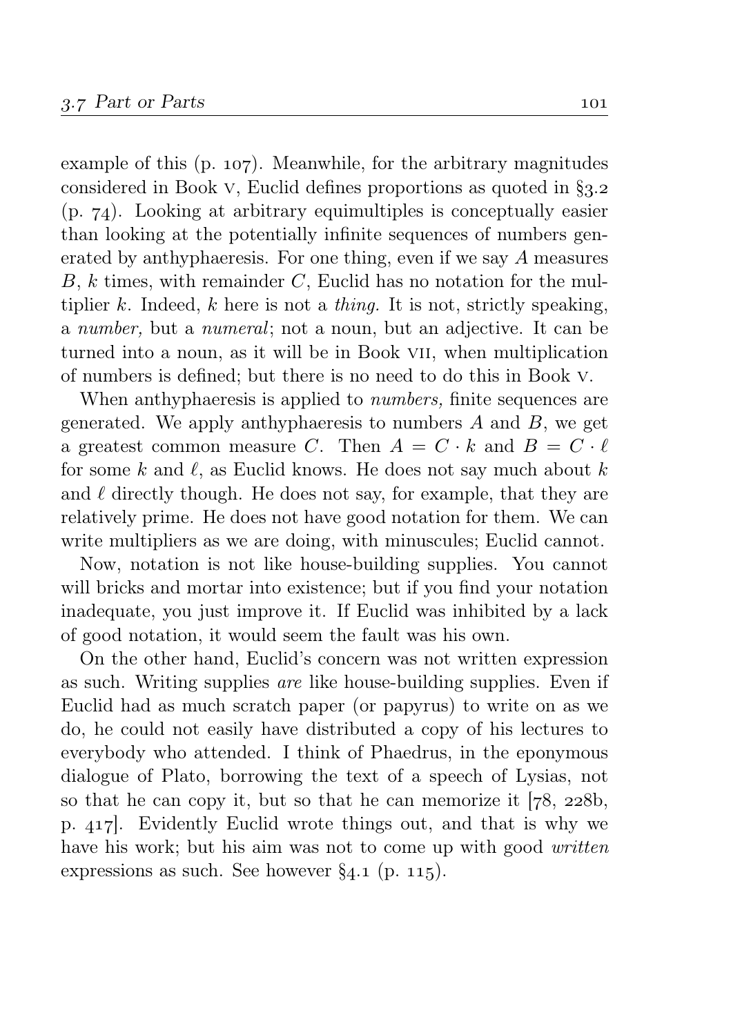example of this (p. 107). Meanwhile, for the arbitrary magnitudes considered in Book V, Euclid defines proportions as quoted in §3.2 (p. 74). Looking at arbitrary equimultiples is conceptually easier than looking at the potentially infinite sequences of numbers generated by anthyphaeresis. For one thing, even if we say $A$ measures $B$, $k$ times, with remainder $C$, Euclid has no notation for the multiplier $k$. Indeed, $k$ here is not a *thing.* It is not, strictly speaking, a *number,* but a *numeral*; not a noun, but an adjective. It can be turned into a noun, as it will be in Book VII, when multiplication of numbers is defined; but there is no need to do this in Book V.

When anthyphaeresis is applied to *numbers,* finite sequences are generated. We apply anthyphaeresis to numbers $A$ and $B$, we get a greatest common measure $C$. Then $A = C \cdot k$ and $B = C \cdot \ell$ for some $k$ and $\ell$, as Euclid knows. He does not say much about $k$ and $\ell$ directly though. He does not say, for example, that they are relatively prime. He does not have good notation for them. We can write multipliers as we are doing, with minuscules; Euclid cannot.

Now, notation is not like house-building supplies. You cannot will bricks and mortar into existence; but if you find your notation inadequate, you just improve it. If Euclid was inhibited by a lack of good notation, it would seem the fault was his own.

On the other hand, Euclid's concern was not written expression as such. Writing supplies *are* like house-building supplies. Even if Euclid had as much scratch paper (or papyrus) to write on as we do, he could not easily have distributed a copy of his lectures to everybody who attended. I think of Phaedrus, in the eponymous dialogue of Plato, borrowing the text of a speech of Lysias, not so that he can copy it, but so that he can memorize it [78, 228b, p. 417]. Evidently Euclid wrote things out, and that is why we have his work; but his aim was not to come up with good *written* expressions as such. See however §4.1 (p. 115).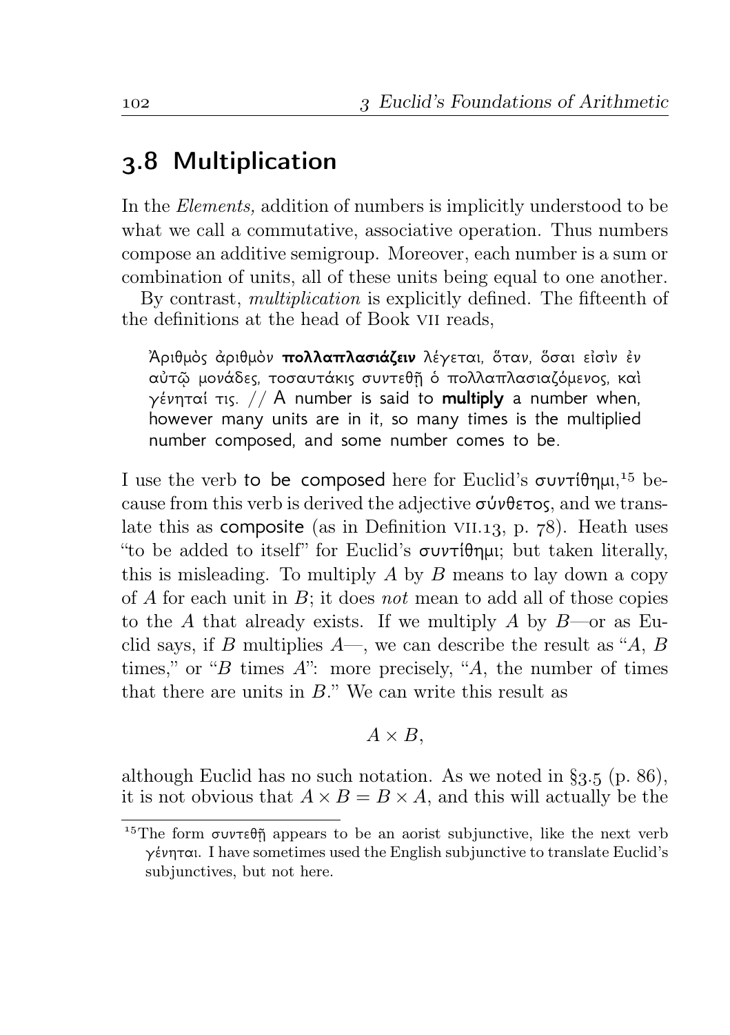## 3.8 Multiplication

In the *Elements,* addition of numbers is implicitly understood to be what we call a commutative, associative operation. Thus numbers compose an additive semigroup. Moreover, each number is a sum or combination of units, all of these units being equal to one another.

By contrast, *multiplication* is explicitly defined. The fifteenth of the definitions at the head of Book VII reads,

> Ἀριθμὸς ἀριθμὸν **πολλαπλασιάζειν** λέγεται, ὅταν, ὅσαι εἰσὶν ἐν αὐτῷ μονάδες, τοσαυτάκις συντεθῇ ὁ πολλαπλασιαζόμενος, καὶ γένηταί τις. // A number is said to **multiply** a number when, however many units are in it, so many times is the multiplied number composed, and some number comes to be.

I use the verb to be composed here for Euclid's συντίθημι,[15] because from this verb is derived the adjective σύνθετος, and we translate this as composite (as in Definition VII.13, p. 78). Heath uses "to be added to itself" for Euclid's συντίθημι; but taken literally, this is misleading. To multiply $A$ by $B$ means to lay down a copy of $A$ for each unit in $B$; it does *not* mean to add all of those copies to the $A$ that already exists. If we multiply $A$ by $B$—or as Euclid says, if $B$ multiplies $A$—, we can describe the result as "$A$, $B$ times," or "$B$ times $A$": more precisely, "$A$, the number of times that there are units in $B$." We can write this result as

$$A \times B,$$

although Euclid has no such notation. As we noted in §3.5 (p. 86), it is not obvious that $A \times B = B \times A$, and this will actually be the

[15] The form συντεθῇ appears to be an aorist subjunctive, like the next verb γένηται. I have sometimes used the English subjunctive to translate Euclid's subjunctives, but not here.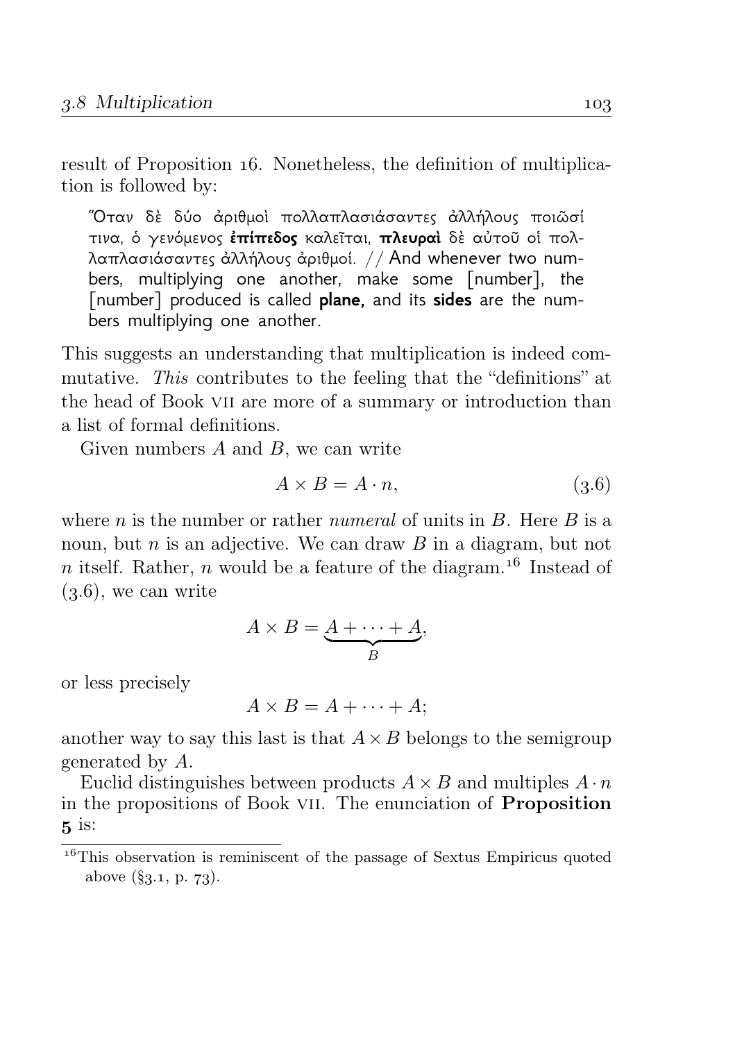result of Proposition 16. Nonetheless, the definition of multiplication is followed by:

> Ὅταν δὲ δύο ἀριθμοὶ πολλαπλασιάσαντες ἀλλήλους ποιῶσί τινα, ὁ γενόμενος **ἐπίπεδος** καλεῖται, **πλευραὶ** δὲ αὐτοῦ οἱ πολλαπλασιάσαντες ἀλλήλους ἀριθμοί. // And whenever two numbers, multiplying one another, make some [number], the [number] produced is called **plane,** and its **sides** are the numbers multiplying one another.

This suggests an understanding that multiplication is indeed commutative. *This* contributes to the feeling that the "definitions" at the head of Book VII are more of a summary or introduction than a list of formal definitions.

Given numbers $A$ and $B$, we can write

$$A \times B = A \cdot n, \tag{3.6}$$

where $n$ is the number or rather *numeral* of units in $B$. Here $B$ is a noun, but $n$ is an adjective. We can draw $B$ in a diagram, but not $n$ itself. Rather, $n$ would be a feature of the diagram.[16] Instead of (3.6), we can write

$$A \times B = \underbrace{A + \cdots + A}_{B},$$

or less precisely

$$A \times B = A + \cdots + A;$$

another way to say this last is that $A \times B$ belongs to the semigroup generated by $A$.

Euclid distinguishes between products $A \times B$ and multiples $A \cdot n$ in the propositions of Book VII. The enunciation of **Proposition 5** is:

[16] This observation is reminiscent of the passage of Sextus Empiricus quoted above (§3.1, p. 73).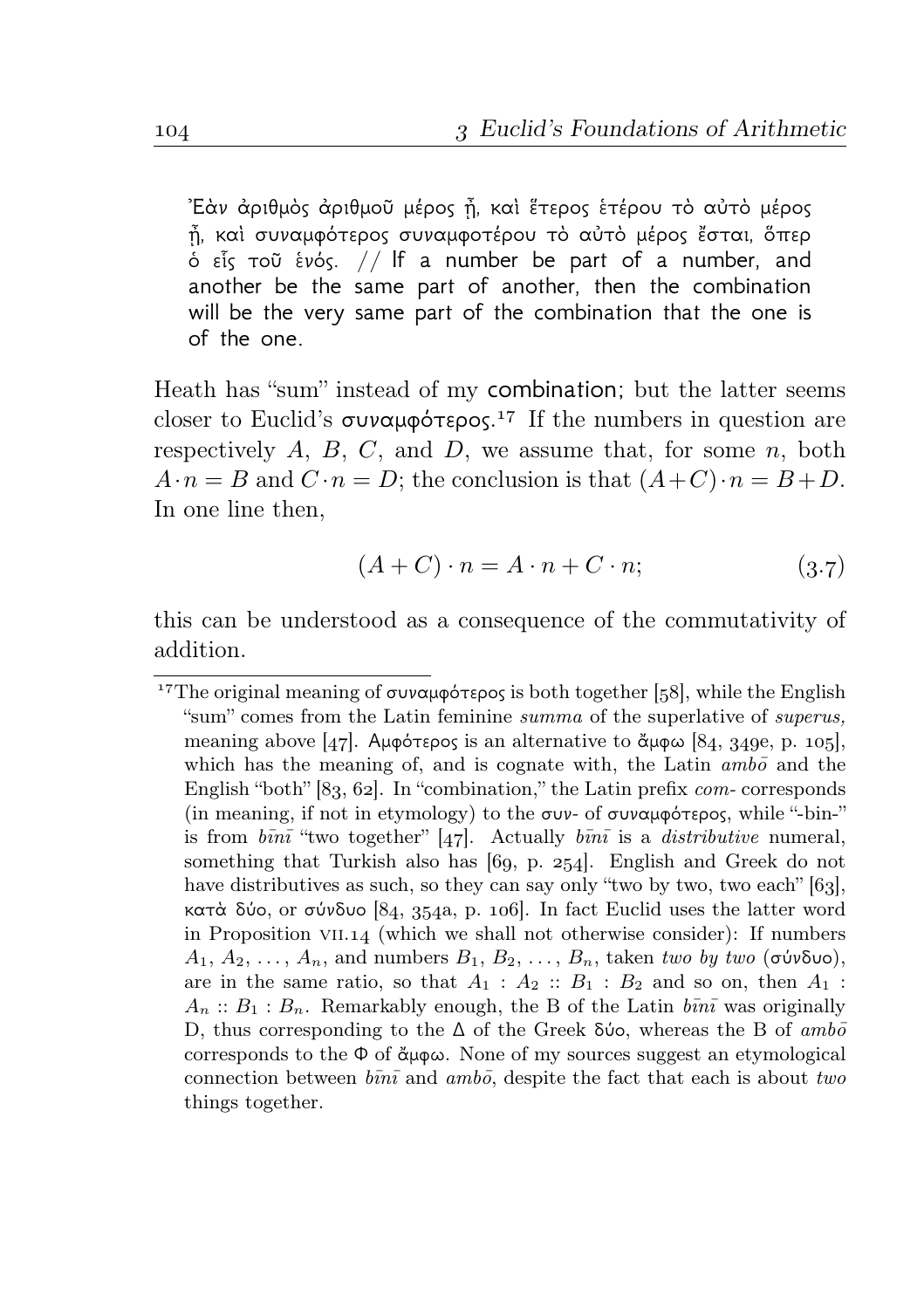> Ἐὰν ἀριθμὸς ἀριθμοῦ μέρος ᾖ, καὶ ἕτερος ἑτέρου τὸ αὐτὸ μέρος ᾖ, καὶ συναμφότερος συναμφοτέρου τὸ αὐτὸ μέρος ἔσται, ὅπερ ὁ εἷς τοῦ ἑνός. // If a number be part of a number, and another be the same part of another, then the combination will be the very same part of the combination that the one is of the one.

Heath has "sum" instead of my combination; but the latter seems closer to Euclid's συναμφότερος.[17] If the numbers in question are respectively $A$, $B$, $C$, and $D$, we assume that, for some $n$, both $A \cdot n = B$ and $C \cdot n = D$; the conclusion is that $(A+C) \cdot n = B+D$. In one line then,

$$(A + C) \cdot n = A \cdot n + C \cdot n; \tag{3.7}$$

this can be understood as a consequence of the commutativity of addition.

---

[17] The original meaning of συναμφότερος is both together [58], while the English "sum" comes from the Latin feminine *summa* of the superlative of *superus,* meaning above [47]. Αμφότερος is an alternative to ἄμφω [84, 349e, p. 105], which has the meaning of, and is cognate with, the Latin *ambō* and the English "both" [83, 62]. In "combination," the Latin prefix *com-* corresponds (in meaning, if not in etymology) to the συν- of συναμφότερος, while "-bin-" is from *bīnī* "two together" [47]. Actually *bīnī* is a *distributive* numeral, something that Turkish also has [69, p. 254]. English and Greek do not have distributives as such, so they can say only "two by two, two each" [63], κατὰ δύο, or σύνδυο [84, 354a, p. 106]. In fact Euclid uses the latter word in Proposition VII.14 (which we shall not otherwise consider): If numbers $A_1$, $A_2$, $\dots$, $A_n$, and numbers $B_1$, $B_2$, $\dots$, $B_n$, taken *two by two* (σύνδυο), are in the same ratio, so that $A_1 : A_2 :: B_1 : B_2$ and so on, then $A_1 : A_n :: B_1 : B_n$. Remarkably enough, the B of the Latin *bīnī* was originally D, thus corresponding to the Δ of the Greek δύο, whereas the B of *ambō* corresponds to the Φ of ἄμφω. None of my sources suggest an etymological connection between *bīnī* and *ambō*, despite the fact that each is about *two* things together.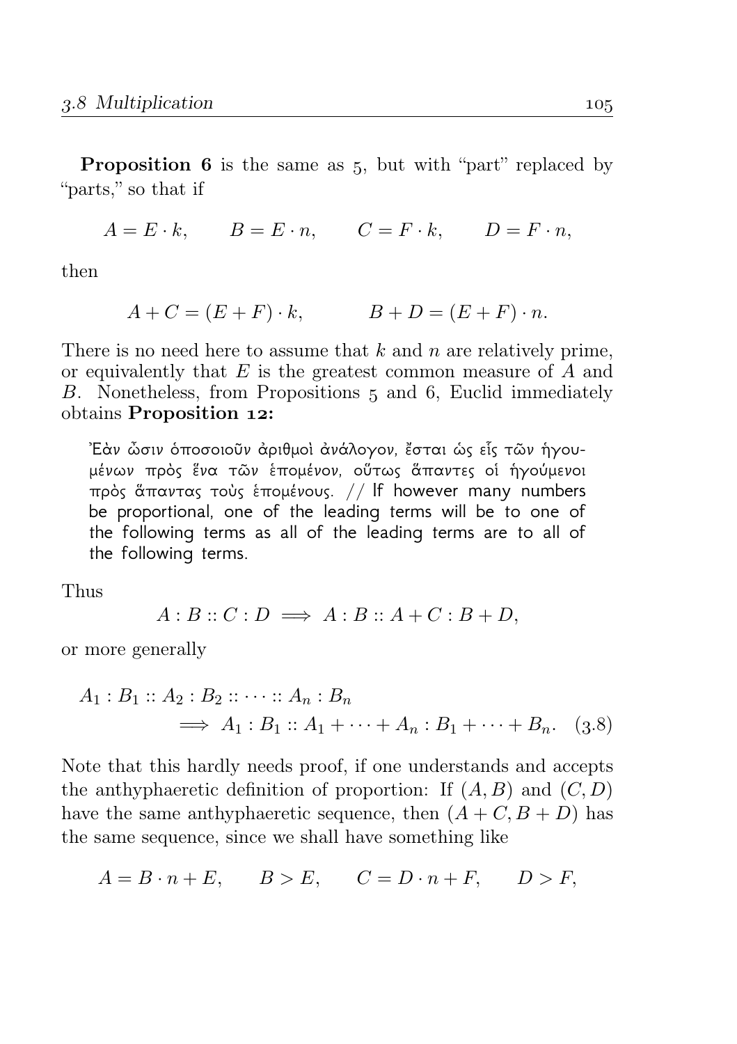**Proposition 6** is the same as 5, but with "part" replaced by "parts," so that if

$$A = E \cdot k, \qquad B = E \cdot n, \qquad C = F \cdot k, \qquad D = F \cdot n,$$

then

$$A + C = (E + F) \cdot k, \qquad B + D = (E + F) \cdot n.$$

There is no need here to assume that $k$ and $n$ are relatively prime, or equivalently that $E$ is the greatest common measure of $A$ and $B$. Nonetheless, from Propositions 5 and 6, Euclid immediately obtains **Proposition 12:**

> Ἐὰν ὦσιν ὁποσοιοῦν ἀριθμοὶ ἀνάλογον, ἔσται ὡς εἷς τῶν ἡγουμένων πρὸς ἕνα τῶν ἑπομένον, οὕτως ἅπαντες οἱ ἡγούμενοι πρὸς ἅπαντας τοὺς ἑπομένους. // If however many numbers be proportional, one of the leading terms will be to one of the following terms as all of the leading terms are to all of the following terms.

Thus

$$A : B :: C : D \implies A : B :: A + C : B + D,$$

or more generally

$$A_1 : B_1 :: A_2 : B_2 :: \cdots :: A_n : B_n \implies A_1 : B_1 :: A_1 + \cdots + A_n : B_1 + \cdots + B_n. \quad (3.8)$$

Note that this hardly needs proof, if one understands and accepts the anthyphaeretic definition of proportion: If $(A, B)$ and $(C, D)$ have the same anthyphaeretic sequence, then $(A + C, B + D)$ has the same sequence, since we shall have something like

$$A = B \cdot n + E, \qquad B > E, \qquad C = D \cdot n + F, \qquad D > F,$$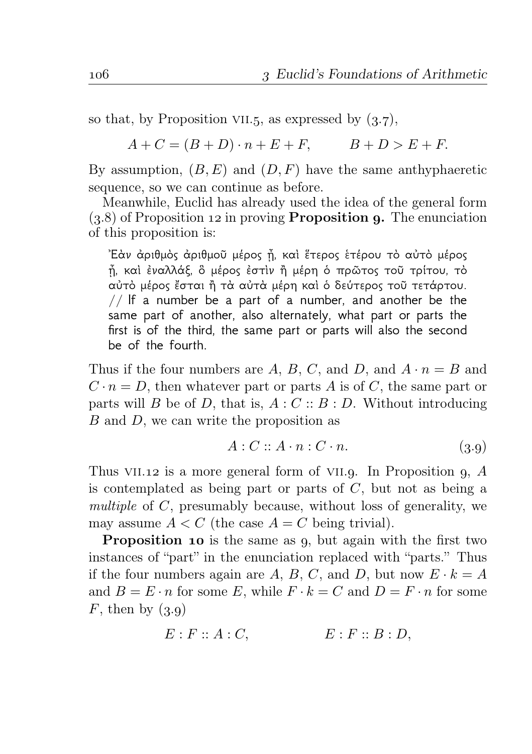so that, by Proposition VII.5, as expressed by (3.7),

$$A + C = (B + D) \cdot n + E + F, \qquad B + D > E + F.$$

By assumption, $(B, E)$ and $(D, F)$ have the same anthyphaeretic sequence, so we can continue as before.

Meanwhile, Euclid has already used the idea of the general form (3.8) of Proposition 12 in proving **Proposition 9.** The enunciation of this proposition is:

> Ἐὰν ἀριθμὸς ἀριθμοῦ μέρος ᾖ, καὶ ἕτερος ἑτέρου τὸ αὐτὸ μέρος ᾖ, καὶ ἐναλλάξ, ὃ μέρος ἐστὶν ἢ μέρη ὁ πρῶτος τοῦ τρίτου, τὸ αὐτὸ μέρος ἔσται ἢ τὰ αὐτὰ μέρη καὶ ὁ δεύτερος τοῦ τετάρτου. // If a number be a part of a number, and another be the same part of another, also alternately, what part or parts the first is of the third, the same part or parts will also the second be of the fourth.

Thus if the four numbers are $A$, $B$, $C$, and $D$, and $A \cdot n = B$ and $C \cdot n = D$, then whatever part or parts $A$ is of $C$, the same part or parts will $B$ be of $D$, that is, $A : C :: B : D$. Without introducing $B$ and $D$, we can write the proposition as

$$A : C :: A \cdot n : C \cdot n. \tag{3.9}$$

Thus VII.12 is a more general form of VII.9. In Proposition 9, $A$ is contemplated as being part or parts of $C$, but not as being a *multiple* of $C$, presumably because, without loss of generality, we may assume $A < C$ (the case $A = C$ being trivial).

**Proposition 10** is the same as 9, but again with the first two instances of "part" in the enunciation replaced with "parts." Thus if the four numbers again are $A$, $B$, $C$, and $D$, but now $E \cdot k = A$ and $B = E \cdot n$ for some $E$, while $F \cdot k = C$ and $D = F \cdot n$ for some $F$, then by (3.9)

$$E : F :: A : C, \qquad E : F :: B : D,$$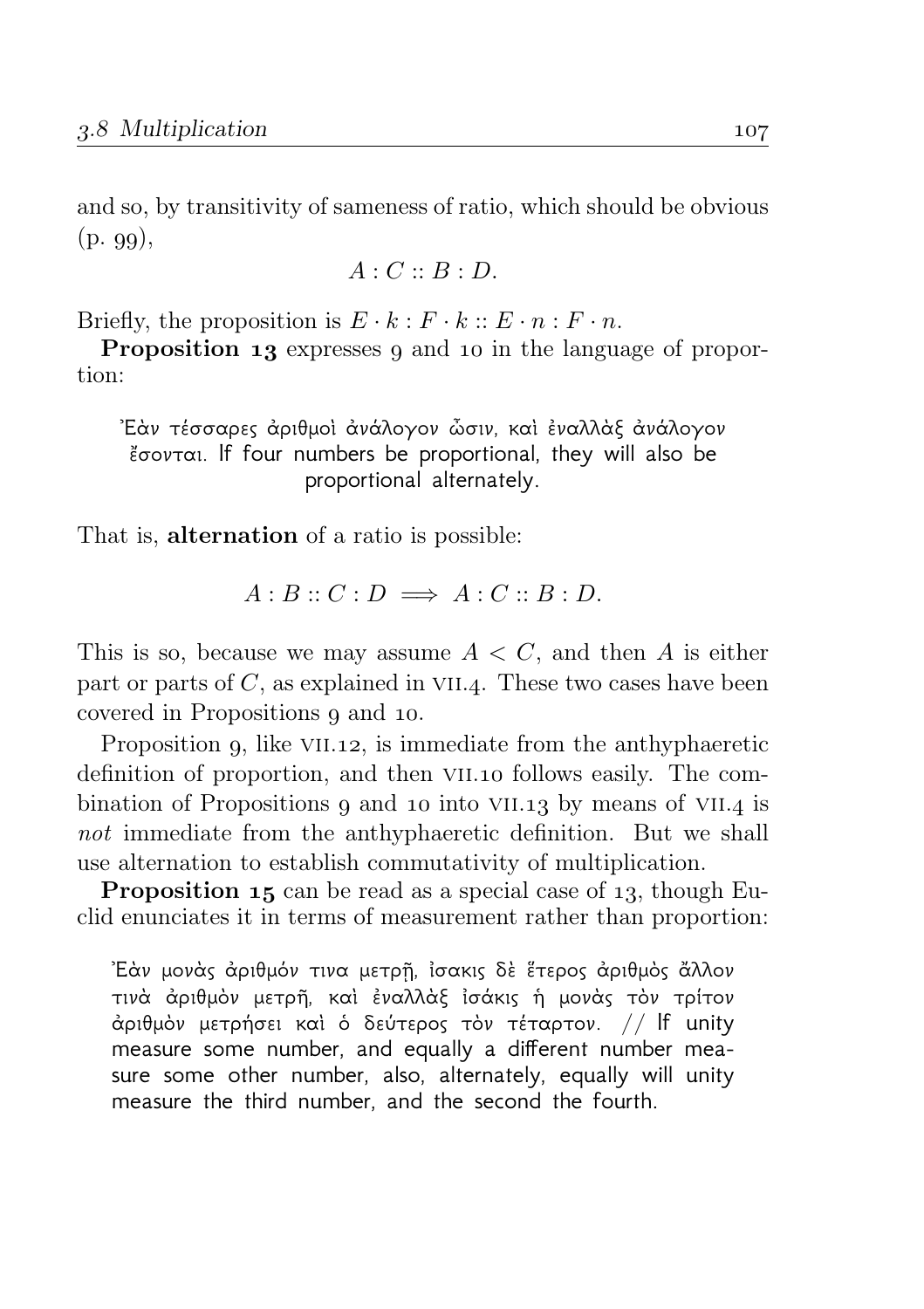and so, by transitivity of sameness of ratio, which should be obvious (p. 99),

$$A : C :: B : D.$$

Briefly, the proposition is $E \cdot k : F \cdot k :: E \cdot n : F \cdot n$.

**Proposition 13** expresses 9 and 10 in the language of proportion:

> Ἐὰν τέσσαρες ἀριθμοὶ ἀνάλογον ὦσιν, καὶ ἐναλλὰξ ἀνάλογον ἔσονται. If four numbers be proportional, they will also be proportional alternately.

That is, **alternation** of a ratio is possible:

$$A : B :: C : D \implies A : C :: B : D.$$

This is so, because we may assume $A < C$, and then $A$ is either part or parts of $C$, as explained in VII.4. These two cases have been covered in Propositions 9 and 10.

Proposition 9, like VII.12, is immediate from the anthyphaeretic definition of proportion, and then VII.10 follows easily. The combination of Propositions 9 and 10 into VII.13 by means of VII.4 is *not* immediate from the anthyphaeretic definition. But we shall use alternation to establish commutativity of multiplication.

**Proposition 15** can be read as a special case of 13, though Euclid enunciates it in terms of measurement rather than proportion:

> Ἐὰν μονὰς ἀριθμόν τινα μετρῇ, ἰσάκις δὲ ἕτερος ἀριθμὸς ἄλλον τινὰ ἀριθμὸν μετρῇ, καὶ ἐναλλὰξ ἰσάκις ἡ μονὰς τὸν τρίτον ἀριθμὸν μετρήσει καὶ ὁ δεύτερος τὸν τέταρτον. // If unity measure some number, and equally a different number measure some other number, also, alternately, equally will unity measure the third number, and the second the fourth.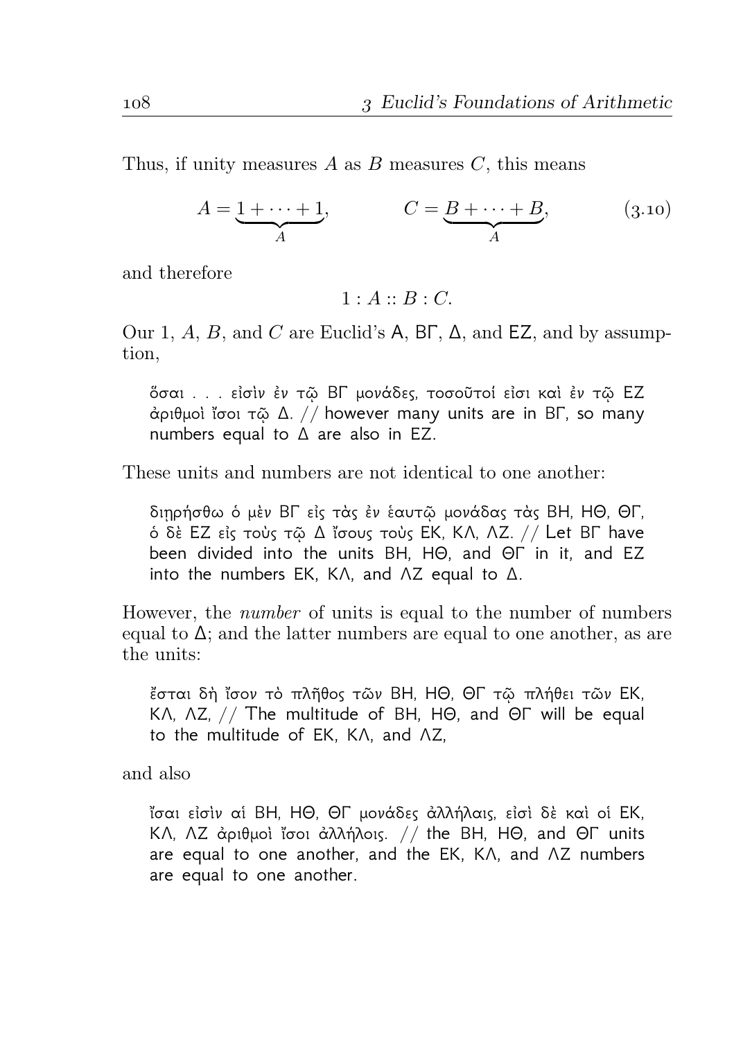Thus, if unity measures $A$ as $B$ measures $C$, this means

$$A = \underbrace{1 + \cdots + 1}_{A}, \qquad C = \underbrace{B + \cdots + B}_{A}, \tag{3.10}$$

and therefore

$$1 : A :: B : C.$$

Our 1, $A$, $B$, and $C$ are Euclid's Α, ΒΓ, Δ, and ΕΖ, and by assumption,

> ὅσαι . . . εἰσὶν ἐν τῷ ΒΓ μονάδες, τοσοῦτοί εἰσι καὶ ἐν τῷ ΕΖ ἀριθμοὶ ἴσοι τῷ Δ. // however many units are in ΒΓ, so many numbers equal to Δ are also in ΕΖ.

These units and numbers are not identical to one another:

> διῃρήσθω ὁ μὲν ΒΓ εἰς τὰς ἐν ἑαυτῷ μονάδας τὰς ΒΗ, ΗΘ, ΘΓ, ὁ δὲ ΕΖ εἰς τοὺς τῷ Δ ἴσους τοὺς ΕΚ, ΚΛ, ΛΖ. // Let ΒΓ have been divided into the units ΒΗ, ΗΘ, and ΘΓ in it, and ΕΖ into the numbers ΕΚ, ΚΛ, and ΛΖ equal to Δ.

However, the *number* of units is equal to the number of numbers equal to Δ; and the latter numbers are equal to one another, as are the units:

> ἔσται δὴ ἴσον τὸ πλῆθος τῶν ΒΗ, ΗΘ, ΘΓ τῷ πλήθει τῶν ΕΚ, ΚΛ, ΛΖ, // The multitude of ΒΗ, ΗΘ, and ΘΓ will be equal to the multitude of ΕΚ, ΚΛ, and ΛΖ,

and also

> ἴσαι εἰσὶν αἱ ΒΗ, ΗΘ, ΘΓ μονάδες ἀλλήλαις, εἰσὶ δὲ καὶ οἱ ΕΚ, ΚΛ, ΛΖ ἀριθμοὶ ἴσοι ἀλλήλοις. // the ΒΗ, ΗΘ, and ΘΓ units are equal to one another, and the ΕΚ, ΚΛ, and ΛΖ numbers are equal to one another.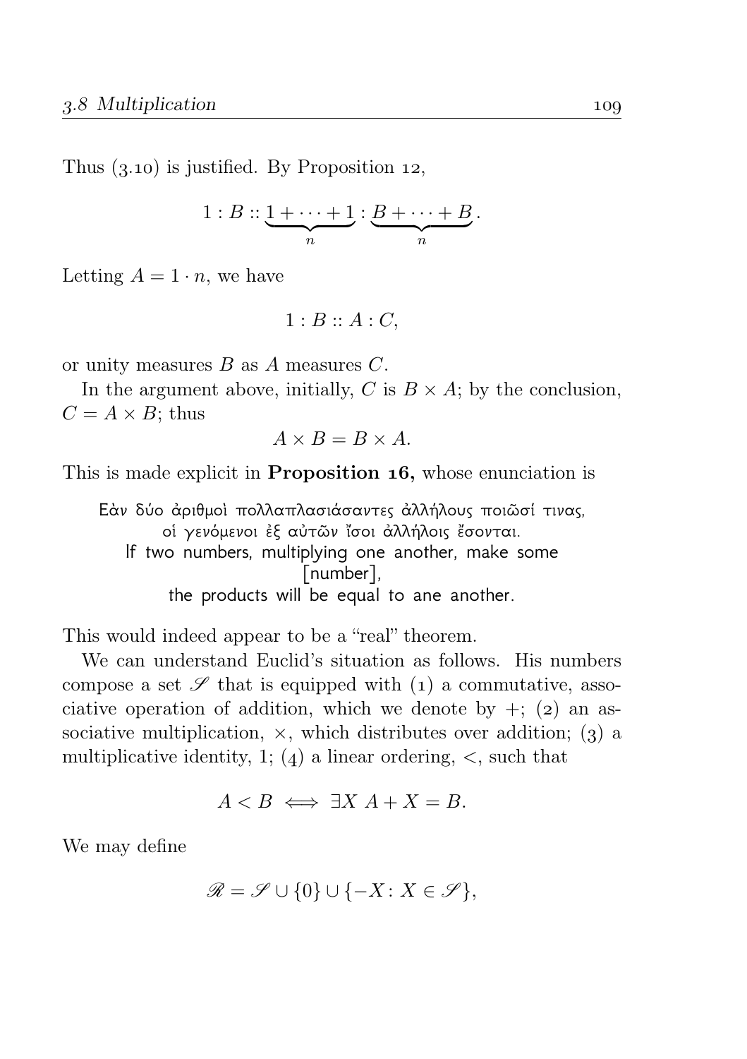Thus (3.10) is justified. By Proposition 12,

$$1 : B :: \underbrace{1 + \cdots + 1}_{n} : \underbrace{B + \cdots + B}_{n}.$$

Letting $A = 1 \cdot n$, we have

$$1 : B :: A : C,$$

or unity measures $B$ as $A$ measures $C$.

In the argument above, initially, $C$ is $B \times A$; by the conclusion, $C = A \times B$; thus

$$A \times B = B \times A.$$

This is made explicit in **Proposition 16,** whose enunciation is

> Εὰν δύο ἀριθμοὶ πολλαπλασιάσαντες ἀλλήλους ποιῶσί τινας,
> οἱ γενόμενοι ἐξ αὐτῶν ἴσοι ἀλλήλοις ἔσονται.
> If two numbers, multiplying one another, make some [number],
> the products will be equal to ane another.

This would indeed appear to be a "real" theorem.

We can understand Euclid's situation as follows. His numbers compose a set $\mathscr{S}$ that is equipped with (1) a commutative, associative operation of addition, which we denote by $+$; (2) an associative multiplication, $\times$, which distributes over addition; (3) a multiplicative identity, 1; (4) a linear ordering, $<$, such that

$$A < B \iff \exists X \; A + X = B.$$

We may define

$$\mathscr{R} = \mathscr{S} \cup \{0\} \cup \{-X : X \in \mathscr{S}\},$$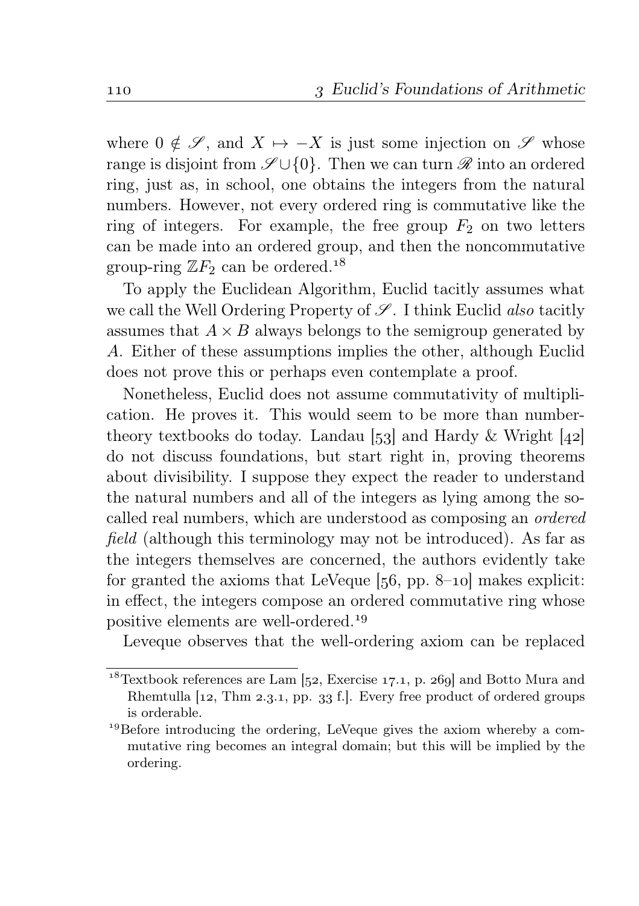where $0 \notin \mathscr{S}$, and $X \mapsto -X$ is just some injection on $\mathscr{S}$ whose range is disjoint from $\mathscr{S} \cup \{0\}$. Then we can turn $\mathscr{R}$ into an ordered ring, just as, in school, one obtains the integers from the natural numbers. However, not every ordered ring is commutative like the ring of integers. For example, the free group $F_2$ on two letters can be made into an ordered group, and then the noncommutative group-ring $\mathbb{Z}F_2$ can be ordered.[18]

To apply the Euclidean Algorithm, Euclid tacitly assumes what we call the Well Ordering Property of $\mathscr{S}$. I think Euclid *also* tacitly assumes that $A \times B$ always belongs to the semigroup generated by $A$. Either of these assumptions implies the other, although Euclid does not prove this or perhaps even contemplate a proof.

Nonetheless, Euclid does not assume commutativity of multiplication. He proves it. This would seem to be more than number-theory textbooks do today. Landau [53] and Hardy & Wright [42] do not discuss foundations, but start right in, proving theorems about divisibility. I suppose they expect the reader to understand the natural numbers and all of the integers as lying among the so-called real numbers, which are understood as composing an *ordered field* (although this terminology may not be introduced). As far as the integers themselves are concerned, the authors evidently take for granted the axioms that LeVeque [56, pp. 8–10] makes explicit: in effect, the integers compose an ordered commutative ring whose positive elements are well-ordered.[19]

Leveque observes that the well-ordering axiom can be replaced

---

[18] Textbook references are Lam [52, Exercise 17.1, p. 269] and Botto Mura and Rhemtulla [12, Thm 2.3.1, pp. 33 f.]. Every free product of ordered groups is orderable.

[19] Before introducing the ordering, LeVeque gives the axiom whereby a commutative ring becomes an integral domain; but this will be implied by the ordering.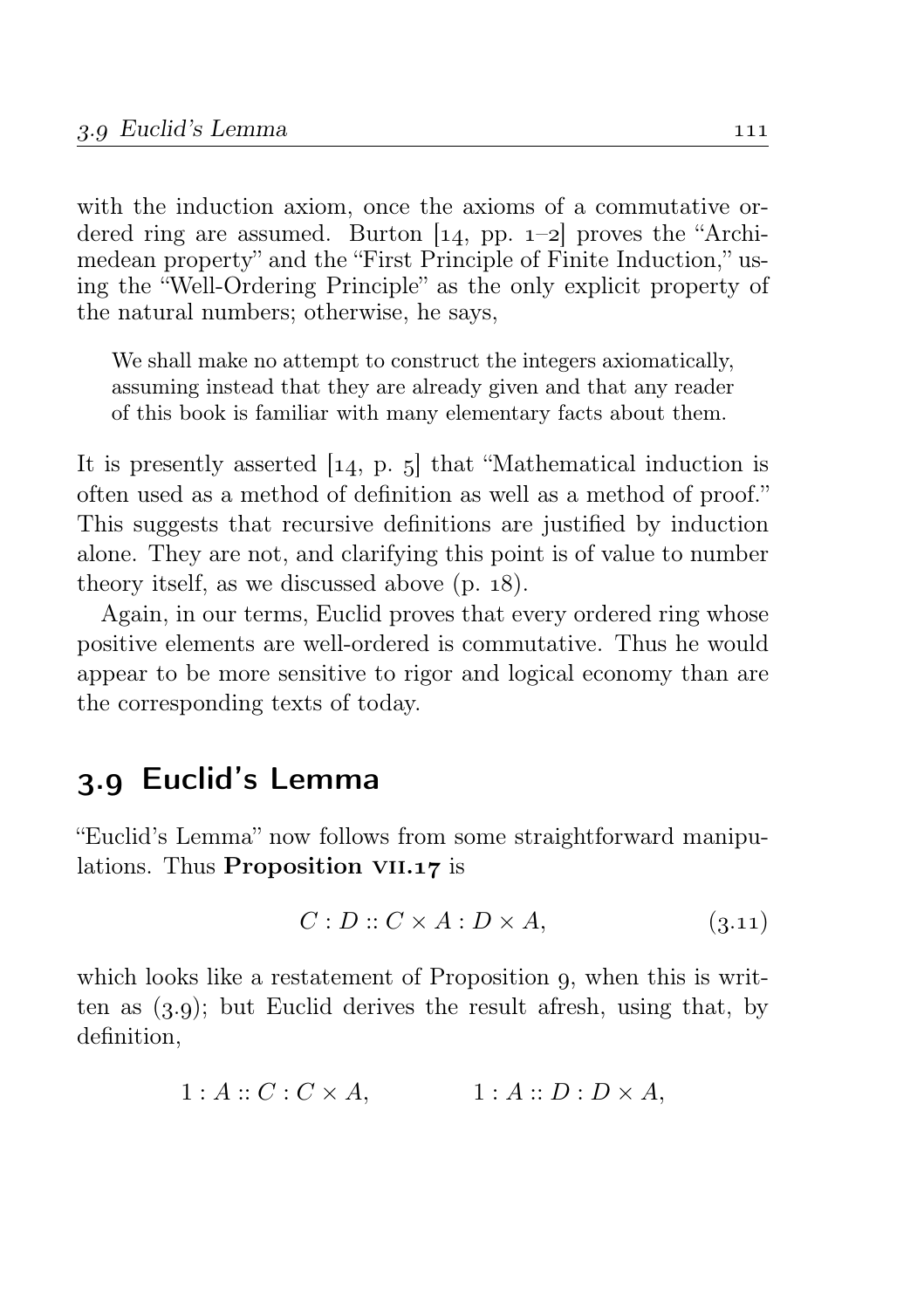with the induction axiom, once the axioms of a commutative ordered ring are assumed. Burton [14, pp. 1–2] proves the "Archimedean property" and the "First Principle of Finite Induction," using the "Well-Ordering Principle" as the only explicit property of the natural numbers; otherwise, he says,

> We shall make no attempt to construct the integers axiomatically, assuming instead that they are already given and that any reader of this book is familiar with many elementary facts about them.

It is presently asserted [14, p. 5] that "Mathematical induction is often used as a method of definition as well as a method of proof." This suggests that recursive definitions are justified by induction alone. They are not, and clarifying this point is of value to number theory itself, as we discussed above (p. 18).

Again, in our terms, Euclid proves that every ordered ring whose positive elements are well-ordered is commutative. Thus he would appear to be more sensitive to rigor and logical economy than are the corresponding texts of today.

## 3.9 Euclid's Lemma

"Euclid's Lemma" now follows from some straightforward manipulations. Thus **Proposition VII.17** is

$$C : D :: C \times A : D \times A, \tag{3.11}$$

which looks like a restatement of Proposition 9, when this is written as (3.9); but Euclid derives the result afresh, using that, by definition,

$$1 : A :: C : C \times A, \qquad\qquad 1 : A :: D : D \times A,$$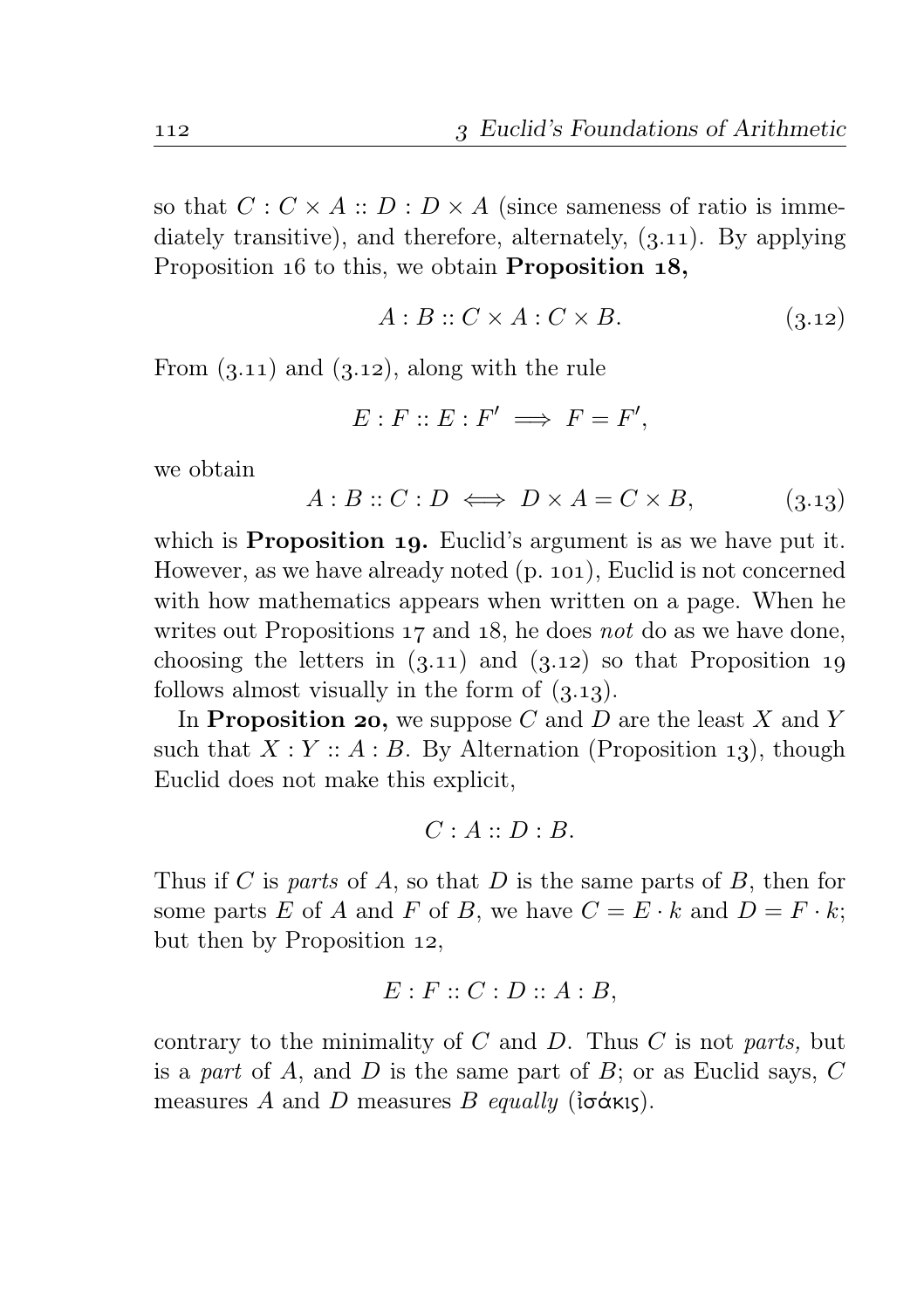so that $C : C \times A :: D : D \times A$ (since sameness of ratio is immediately transitive), and therefore, alternately, (3.11). By applying Proposition 16 to this, we obtain **Proposition 18,**

$$A : B :: C \times A : C \times B. \tag{3.12}$$

From (3.11) and (3.12), along with the rule

$$E : F :: E : F' \implies F = F',$$

we obtain

$$A : B :: C : D \iff D \times A = C \times B, \tag{3.13}$$

which is **Proposition 19.** Euclid's argument is as we have put it. However, as we have already noted (p. 101), Euclid is not concerned with how mathematics appears when written on a page. When he writes out Propositions 17 and 18, he does *not* do as we have done, choosing the letters in (3.11) and (3.12) so that Proposition 19 follows almost visually in the form of (3.13).

In **Proposition 20,** we suppose $C$ and $D$ are the least $X$ and $Y$ such that $X : Y :: A : B$. By Alternation (Proposition 13), though Euclid does not make this explicit,

$$C : A :: D : B.$$

Thus if $C$ is *parts* of $A$, so that $D$ is the same parts of $B$, then for some parts $E$ of $A$ and $F$ of $B$, we have $C = E \cdot k$ and $D = F \cdot k$; but then by Proposition 12,

$$E : F :: C : D :: A : B,$$

contrary to the minimality of $C$ and $D$. Thus $C$ is not *parts,* but is a *part* of $A$, and $D$ is the same part of $B$; or as Euclid says, $C$ measures $A$ and $D$ measures $B$ *equally* (ἰσάκις).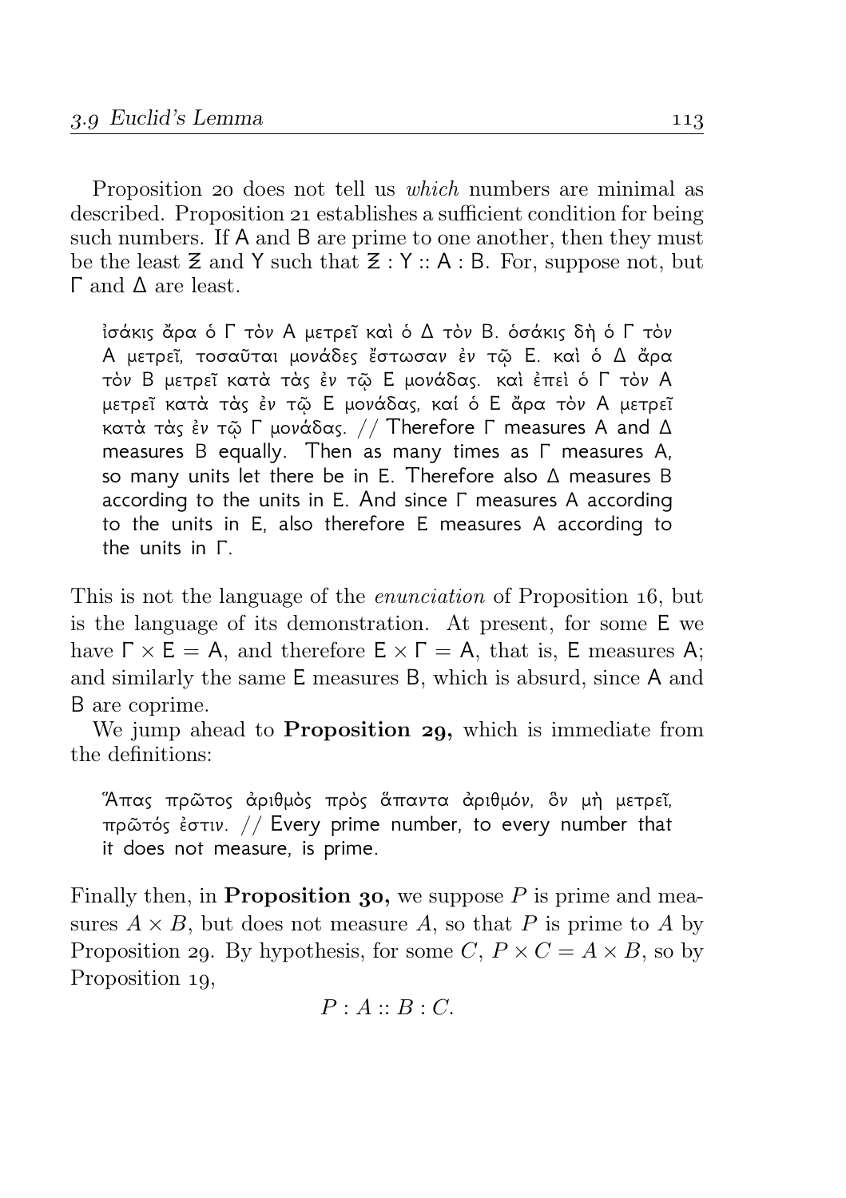Proposition 20 does not tell us *which* numbers are minimal as described. Proposition 21 establishes a sufficient condition for being such numbers. If A and B are prime to one another, then they must be the least Ξ and Υ such that Ξ : Υ :: A : B. For, suppose not, but Γ and Δ are least.

> ἰσάκις ἄρα ὁ Γ τὸν Α μετρεῖ καὶ ὁ Δ τὸν Β. ὁσάκις δὴ ὁ Γ τὸν Α μετρεῖ, τοσαῦται μονάδες ἔστωσαν ἐν τῷ Ε. καὶ ὁ Δ ἄρα τὸν Β μετρεῖ κατὰ τὰς ἐν τῷ Ε μονάδας. καὶ ἐπεὶ ὁ Γ τὸν Α μετρεῖ κατὰ τὰς ἐν τῷ Ε μονάδας, καί ὁ Ε ἄρα τὸν Α μετρεῖ κατὰ τὰς ἐν τῷ Γ μονάδας. // Therefore Γ measures A and Δ measures B equally. Then as many times as Γ measures A, so many units let there be in E. Therefore also Δ measures B according to the units in E. And since Γ measures A according to the units in E, also therefore E measures A according to the units in Γ.

This is not the language of the *enunciation* of Proposition 16, but is the language of its demonstration. At present, for some E we have Γ × E = A, and therefore E × Γ = A, that is, E measures A; and similarly the same E measures B, which is absurd, since A and B are coprime.

We jump ahead to **Proposition 29,** which is immediate from the definitions:

> Ἅπας πρῶτος ἀριθμὸς πρὸς ἅπαντα ἀριθμόν, ὃν μὴ μετρεῖ, πρῶτός ἐστιν. // Every prime number, to every number that it does not measure, is prime.

Finally then, in **Proposition 30,** we suppose $P$ is prime and measures $A \times B$, but does not measure $A$, so that $P$ is prime to $A$ by Proposition 29. By hypothesis, for some $C$, $P \times C = A \times B$, so by Proposition 19,

$$P : A :: B : C.$$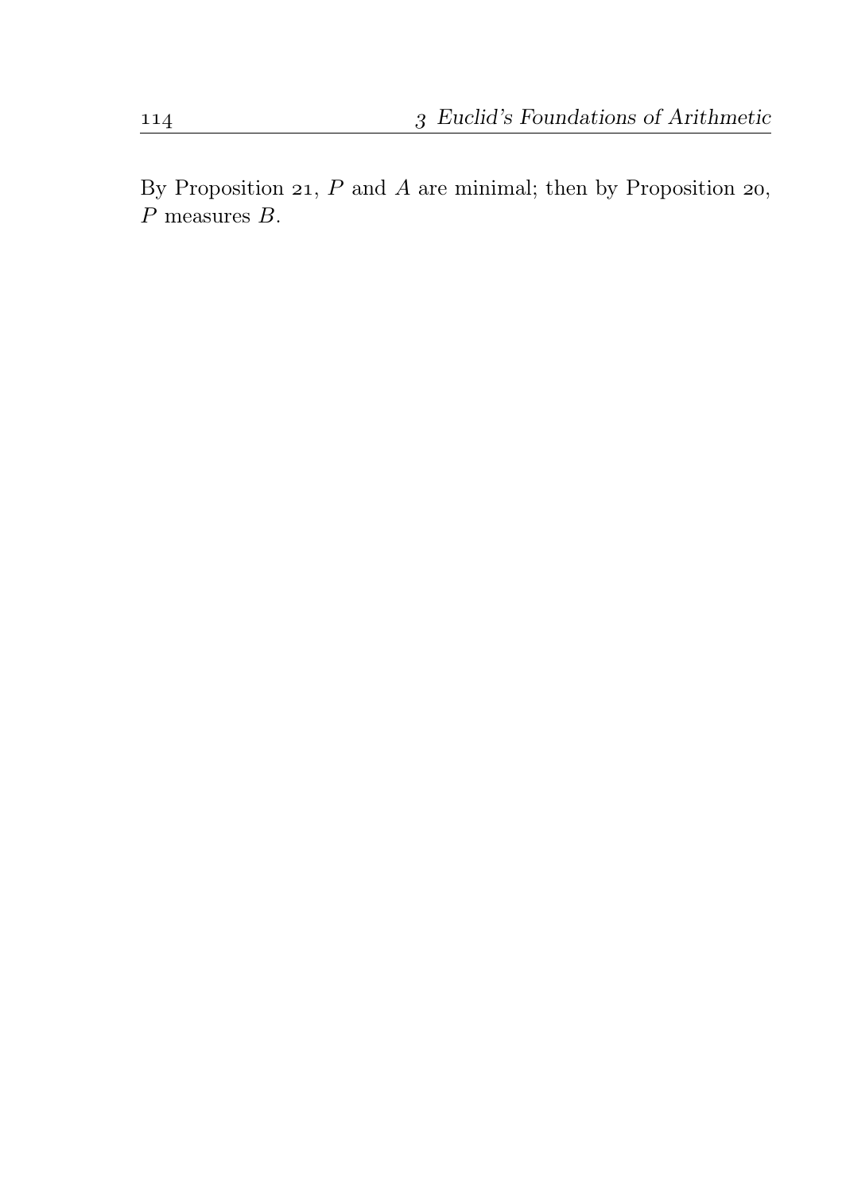By Proposition 21, $P$ and $A$ are minimal; then by Proposition 20, $P$ measures $B$.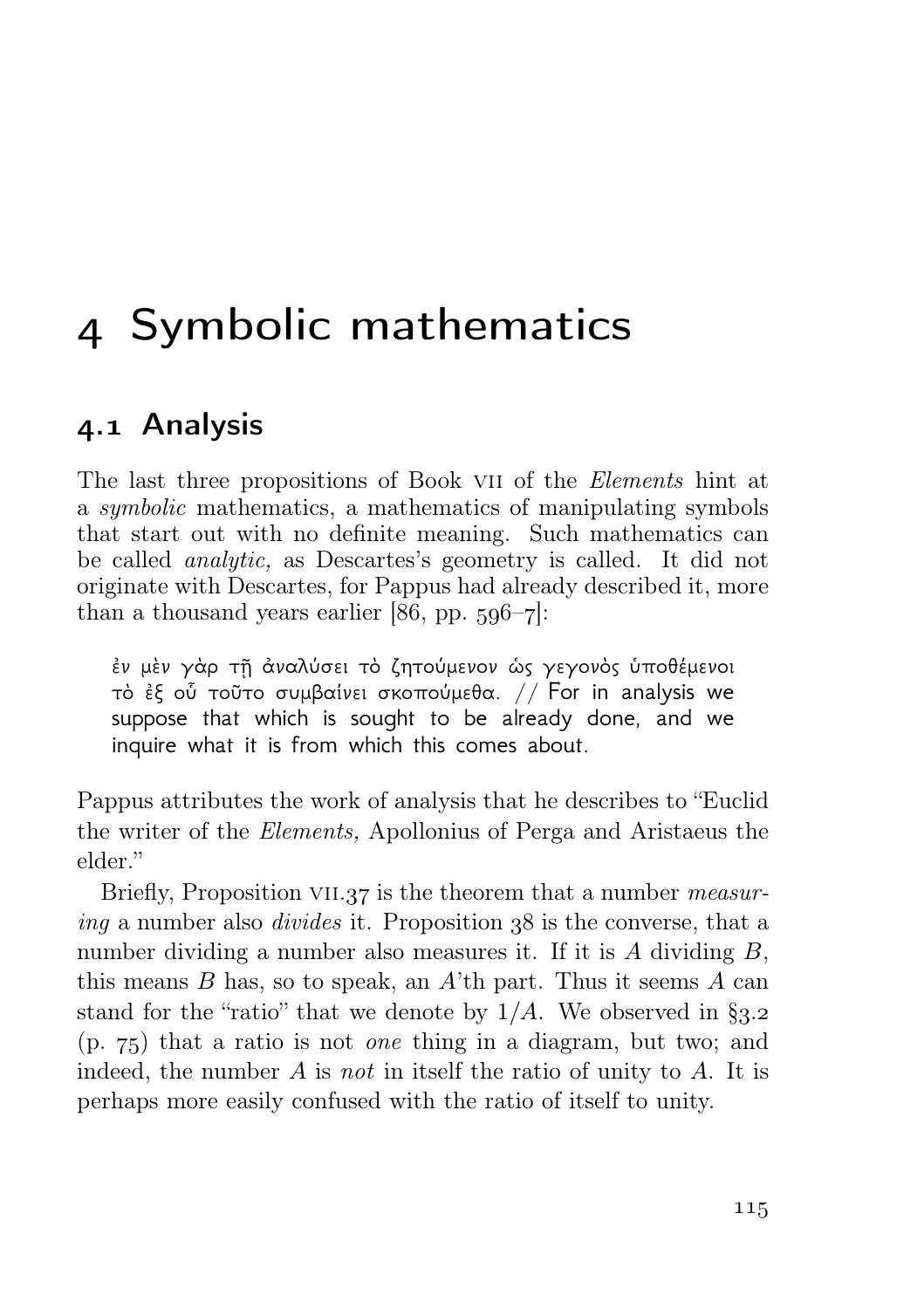# 4 Symbolic mathematics

## 4.1 Analysis

The last three propositions of Book VII of the *Elements* hint at a *symbolic* mathematics, a mathematics of manipulating symbols that start out with no definite meaning. Such mathematics can be called *analytic,* as Descartes's geometry is called. It did not originate with Descartes, for Pappus had already described it, more than a thousand years earlier [86, pp. 596–7]:

> ἐν μὲν γὰρ τῇ ἀναλύσει τὸ ζητούμενον ὡς γεγονὸς ὑποθέμενοι τὸ ἐξ οὗ τοῦτο συμβαίνει σκοπούμεθα. // For in analysis we suppose that which is sought to be already done, and we inquire what it is from which this comes about.

Pappus attributes the work of analysis that he describes to "Euclid the writer of the *Elements,* Apollonius of Perga and Aristaeus the elder."

Briefly, Proposition VII.37 is the theorem that a number *measuring* a number also *divides* it. Proposition 38 is the converse, that a number dividing a number also measures it. If it is $A$ dividing $B$, this means $B$ has, so to speak, an $A$'th part. Thus it seems $A$ can stand for the "ratio" that we denote by $1/A$. We observed in §3.2 (p. 75) that a ratio is not *one* thing in a diagram, but two; and indeed, the number $A$ is *not* in itself the ratio of unity to $A$. It is perhaps more easily confused with the ratio of itself to unity.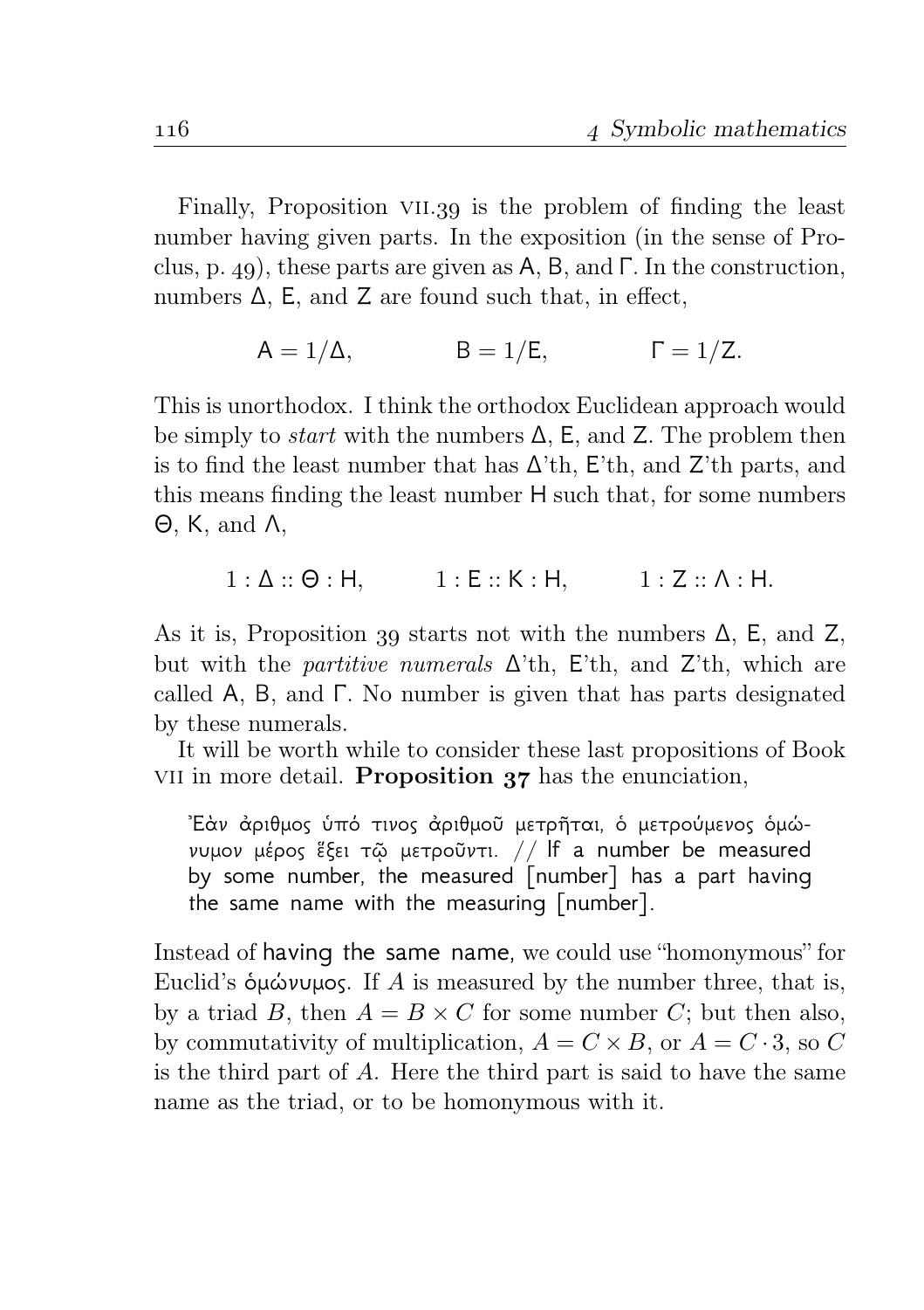Finally, Proposition VII.39 is the problem of finding the least number having given parts. In the exposition (in the sense of Proclus, p. 49), these parts are given as $\mathsf{A}$, $\mathsf{B}$, and $\Gamma$. In the construction, numbers $\Delta$, $\mathsf{E}$, and $\mathsf{Z}$ are found such that, in effect,

$$\mathsf{A} = 1/\Delta, \qquad \mathsf{B} = 1/\mathsf{E}, \qquad \Gamma = 1/\mathsf{Z}.$$

This is unorthodox. I think the orthodox Euclidean approach would be simply to *start* with the numbers $\Delta$, $\mathsf{E}$, and $\mathsf{Z}$. The problem then is to find the least number that has $\Delta$'th, $\mathsf{E}$'th, and $\mathsf{Z}$'th parts, and this means finding the least number $\mathsf{H}$ such that, for some numbers $\Theta$, $\mathsf{K}$, and $\Lambda$,

$$1 : \Delta :: \Theta : \mathsf{H}, \qquad 1 : \mathsf{E} :: \mathsf{K} : \mathsf{H}, \qquad 1 : \mathsf{Z} :: \Lambda : \mathsf{H}.$$

As it is, Proposition 39 starts not with the numbers $\Delta$, $\mathsf{E}$, and $\mathsf{Z}$, but with the *partitive numerals* $\Delta$'th, $\mathsf{E}$'th, and $\mathsf{Z}$'th, which are called $\mathsf{A}$, $\mathsf{B}$, and $\Gamma$. No number is given that has parts designated by these numerals.

It will be worth while to consider these last propositions of Book VII in more detail. **Proposition 37** has the enunciation,

> Ἐὰν ἀριθμος ὑπό τινος ἀριθμοῦ μετρῆται, ὁ μετρούμενος ὁμώνυμον μέρος ἕξει τῷ μετροῦντι. // If a number be measured by some number, the measured [number] has a part having the same name with the measuring [number].

Instead of having the same name, we could use "homonymous" for Euclid's ὁμώνυμος. If $A$ is measured by the number three, that is, by a triad $B$, then $A = B \times C$ for some number $C$; but then also, by commutativity of multiplication, $A = C \times B$, or $A = C \cdot 3$, so $C$ is the third part of $A$. Here the third part is said to have the same name as the triad, or to be homonymous with it.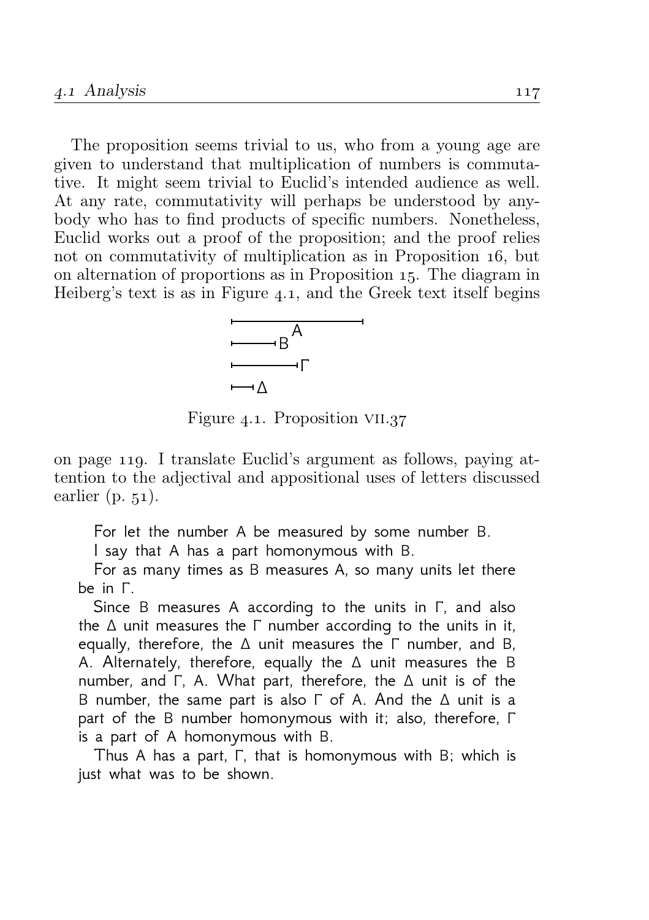The proposition seems trivial to us, who from a young age are given to understand that multiplication of numbers is commutative. It might seem trivial to Euclid's intended audience as well. At any rate, commutativity will perhaps be understood by anybody who has to find products of specific numbers. Nonetheless, Euclid works out a proof of the proposition; and the proof relies not on commutativity of multiplication as in Proposition 16, but on alternation of proportions as in Proposition 15. The diagram in Heiberg's text is as in Figure 4.1, and the Greek text itself begins

Figure 4.1. Proposition VII.37

on page 119. I translate Euclid's argument as follows, paying attention to the adjectival and appositional uses of letters discussed earlier (p. 51).

> For let the number A be measured by some number B.
>
> I say that A has a part homonymous with B.
>
> For as many times as B measures A, so many units let there be in Γ.
>
> Since B measures A according to the units in Γ, and also the Δ unit measures the Γ number according to the units in it, equally, therefore, the Δ unit measures the Γ number, and B, A. Alternately, therefore, equally the Δ unit measures the B number, and Γ, A. What part, therefore, the Δ unit is of the B number, the same part is also Γ of A. And the Δ unit is a part of the B number homonymous with it; also, therefore, Γ is a part of A homonymous with B.
>
> Thus A has a part, Γ, that is homonymous with B; which is just what was to be shown.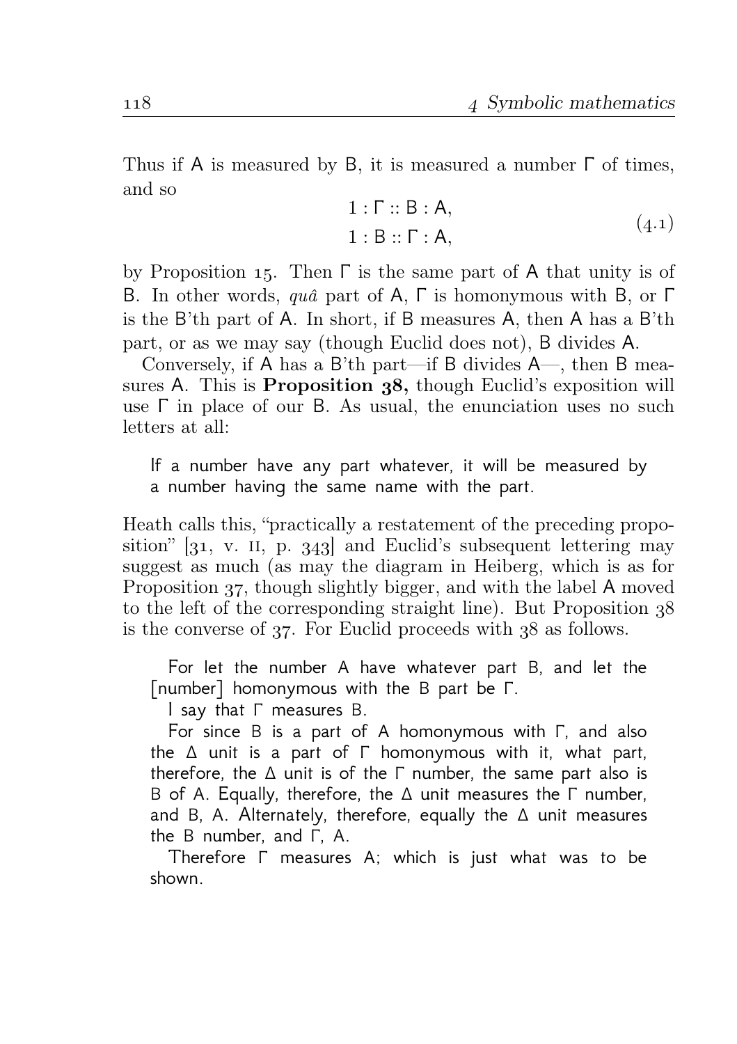Thus if A is measured by B, it is measured a number Γ of times, and so

$$
\begin{aligned}
1 : \Gamma &:: \mathsf{B} : \mathsf{A}, \\
1 : \mathsf{B} &:: \Gamma : \mathsf{A},
\end{aligned}
\tag{4.1}
$$

by Proposition 15. Then Γ is the same part of A that unity is of B. In other words, *quâ* part of A, Γ is homonymous with B, or Γ is the B'th part of A. In short, if B measures A, then A has a B'th part, or as we may say (though Euclid does not), B divides A.

Conversely, if A has a B'th part—if B divides A—, then B measures A. This is **Proposition 38,** though Euclid's exposition will use Γ in place of our B. As usual, the enunciation uses no such letters at all:

> If a number have any part whatever, it will be measured by a number having the same name with the part.

Heath calls this, "practically a restatement of the preceding proposition" [31, v. II, p. 343] and Euclid's subsequent lettering may suggest as much (as may the diagram in Heiberg, which is as for Proposition 37, though slightly bigger, and with the label A moved to the left of the corresponding straight line). But Proposition 38 is the converse of 37. For Euclid proceeds with 38 as follows.

> For let the number A have whatever part B, and let the [number] homonymous with the B part be Γ.
>
> I say that Γ measures B.
>
> For since B is a part of A homonymous with Γ, and also the Δ unit is a part of Γ homonymous with it, what part, therefore, the Δ unit is of the Γ number, the same part also is B of A. Equally, therefore, the Δ unit measures the Γ number, and B, A. Alternately, therefore, equally the Δ unit measures the B number, and Γ, A.
>
> Therefore Γ measures A; which is just what was to be shown.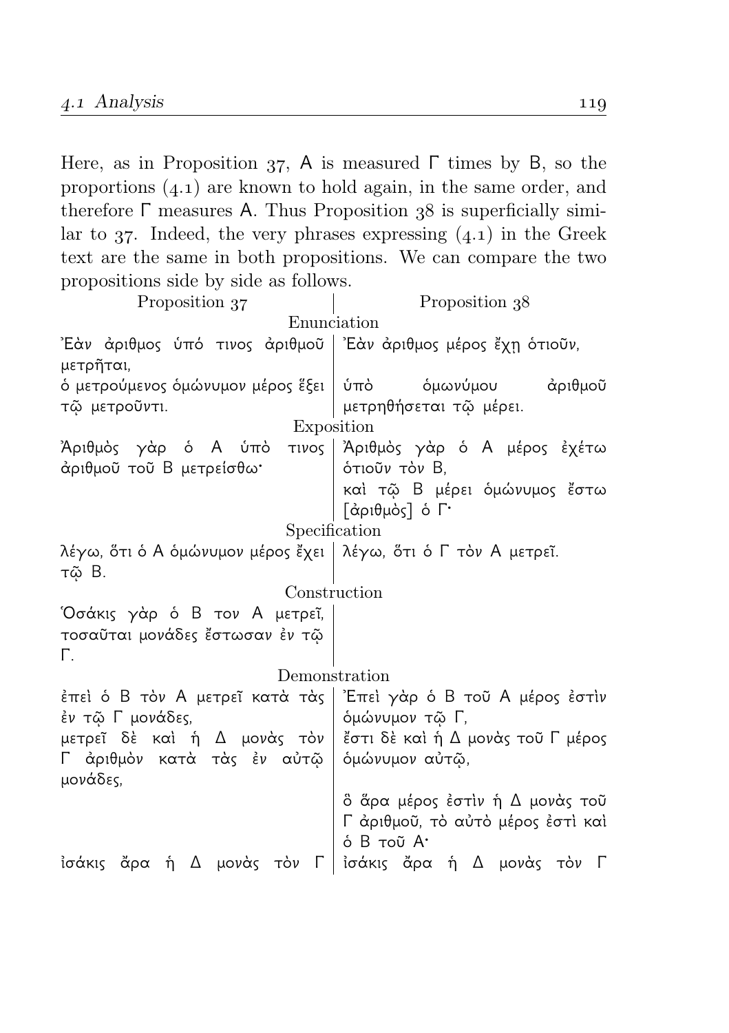Here, as in Proposition 37, A is measured Γ times by B, so the proportions (4.1) are known to hold again, in the same order, and therefore Γ measures A. Thus Proposition 38 is superficially similar to 37. Indeed, the very phrases expressing (4.1) in the Greek text are the same in both propositions. We can compare the two propositions side by side as follows.

| Proposition 37 | Proposition 38 |
|---|---|
| **Enunciation** | |
| Ἐὰν ἀριθμος ὑπό τινος ἀριθμοῦ μετρῆται, | Ἐὰν ἀριθμος μέρος ἔχῃ ὁτιοῦν, |
| ὁ μετρούμενος ὁμώνυμον μέρος ἕξει τῷ μετροῦντι. | ὑπὸ ὁμωνύμου ἀριθμοῦ μετρηθήσεται τῷ μέρει. |
| **Exposition** | |
| Ἀριθμὸς γὰρ ὁ Α ὑπό τινος ἀριθμοῦ τοῦ Β μετρείσθω· | Ἀριθμὸς γὰρ ὁ Α μέρος ἐχέτω ὁτιοῦν τὸν Β, |
| | καὶ τῷ Β μέρει ὁμώνυμος ἔστω [ἀριθμὸς] ὁ Γ· |
| **Specification** | |
| λέγω, ὅτι ὁ Α ὁμώνυμον μέρος ἔχει τῷ Β. | λέγω, ὅτι ὁ Γ τὸν Α μετρεῖ. |
| **Construction** | |
| Ὁσάκις γὰρ ὁ Β τον Α μετρεῖ, τοσαῦται μονάδες ἔστωσαν ἐν τῷ Γ. | |
| **Demonstration** | |
| ἐπεὶ ὁ Β τὸν Α μετρεῖ κατὰ τὰς ἐν τῷ Γ μονάδες, | Ἐπεὶ γὰρ ὁ Β τοῦ Α μέρος ἐστὶν ὁμώνυμον τῷ Γ, |
| μετρεῖ δὲ καὶ ἡ Δ μονὰς τὸν Γ ἀριθμὸν κατὰ τὰς ἐν αὐτῷ μονάδες, | ἔστι δὲ καὶ ἡ Δ μονὰς τοῦ Γ μέρος ὁμώνυμον αὐτῷ, |
| | ὃ ἄρα μέρος ἐστὶν ἡ Δ μονὰς τοῦ Γ ἀριθμοῦ, τὸ αὐτὸ μέρος ἐστὶ καὶ ὁ Β τοῦ Α· |
| ἰσάκις ἄρα ἡ Δ μονὰς τὸν Γ | ἰσάκις ἄρα ἡ Δ μονὰς τὸν Γ |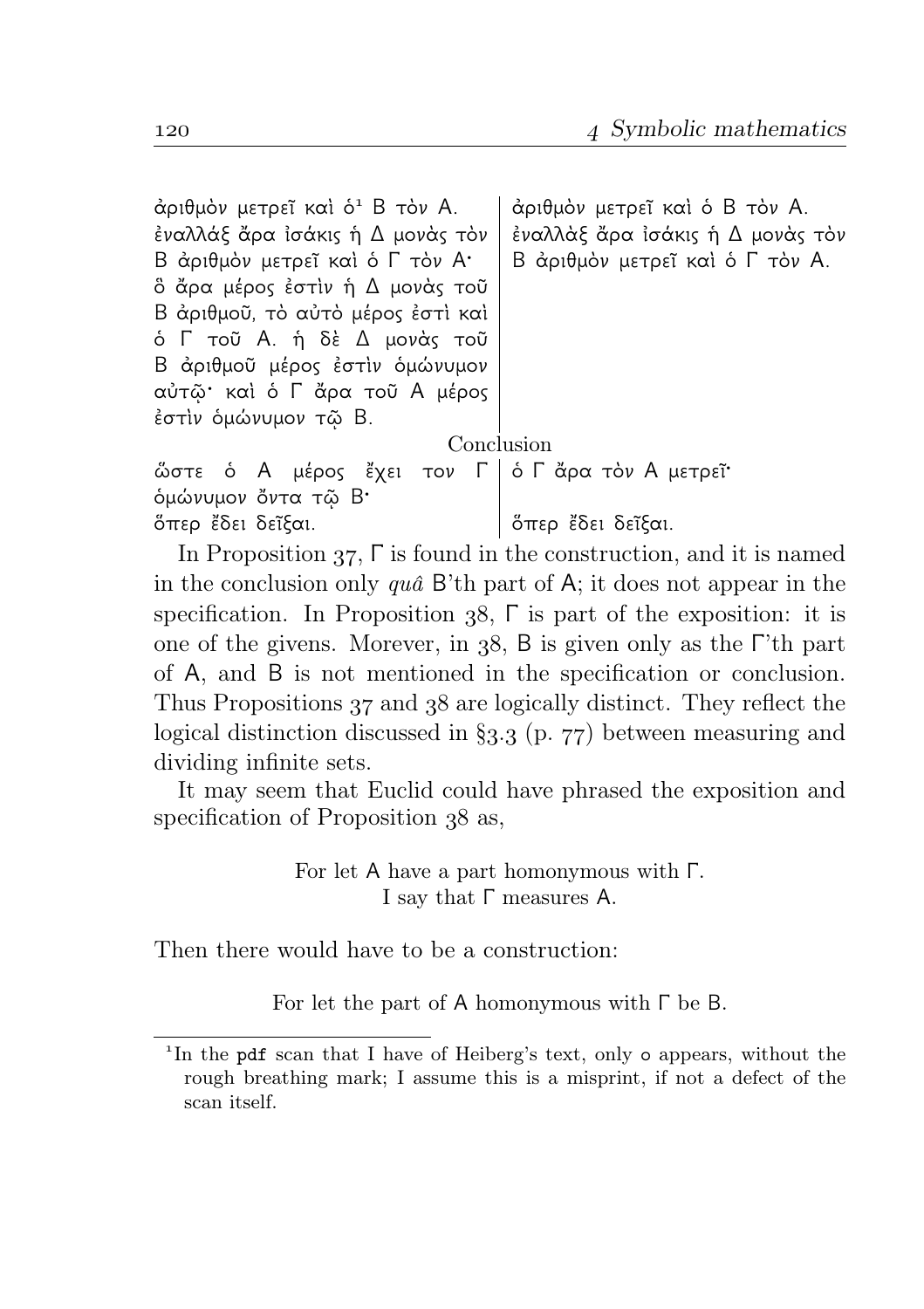| | |
|---|---|
| ἀριθμὸν μετρεῖ καὶ ὁ[1] Β τὸν Α. ἐναλλάξ ἄρα ἰσάκις ἡ Δ μονὰς τὸν Β ἀριθμὸν μετρεῖ καὶ ὁ Γ τὸν Α· ὃ ἄρα μέρος ἐστὶν ἡ Δ μονὰς τοῦ Β ἀριθμοῦ, τὸ αὐτὸ μέρος ἐστὶ καὶ ὁ Γ τοῦ Α. ἡ δὲ Δ μονὰς τοῦ Β ἀριθμοῦ μέρος ἐστὶν ὁμώνυμον αὐτῷ· καὶ ὁ Γ ἄρα τοῦ Α μέρος ἐστὶν ὁμώνυμον τῷ Β. | ἀριθμὸν μετρεῖ καὶ ὁ Β τὸν Α. ἐναλλὰξ ἄρα ἰσάκις ἡ Δ μονὰς τὸν Β ἀριθμὸν μετρεῖ καὶ ὁ Γ τὸν Α. |
| Conclusion | |
| ὥστε ὁ Α μέρος ἔχει τον Γ ὁμώνυμον ὄντα τῷ Β· ὅπερ ἔδει δεῖξαι. | ὁ Γ ἄρα τὸν Α μετρεῖ· ὅπερ ἔδει δεῖξαι. |

In Proposition 37, Γ is found in the construction, and it is named in the conclusion only *quâ* Β'th part of Α; it does not appear in the specification. In Proposition 38, Γ is part of the exposition: it is one of the givens. Morever, in 38, Β is given only as the Γ'th part of Α, and Β is not mentioned in the specification or conclusion. Thus Propositions 37 and 38 are logically distinct. They reflect the logical distinction discussed in §3.3 (p. 77) between measuring and dividing infinite sets.

It may seem that Euclid could have phrased the exposition and specification of Proposition 38 as,

> For let Α have a part homonymous with Γ.
> I say that Γ measures Α.

Then there would have to be a construction:

> For let the part of Α homonymous with Γ be Β.

---

[1] In the pdf scan that I have of Heiberg's text, only ο appears, without the rough breathing mark; I assume this is a misprint, if not a defect of the scan itself.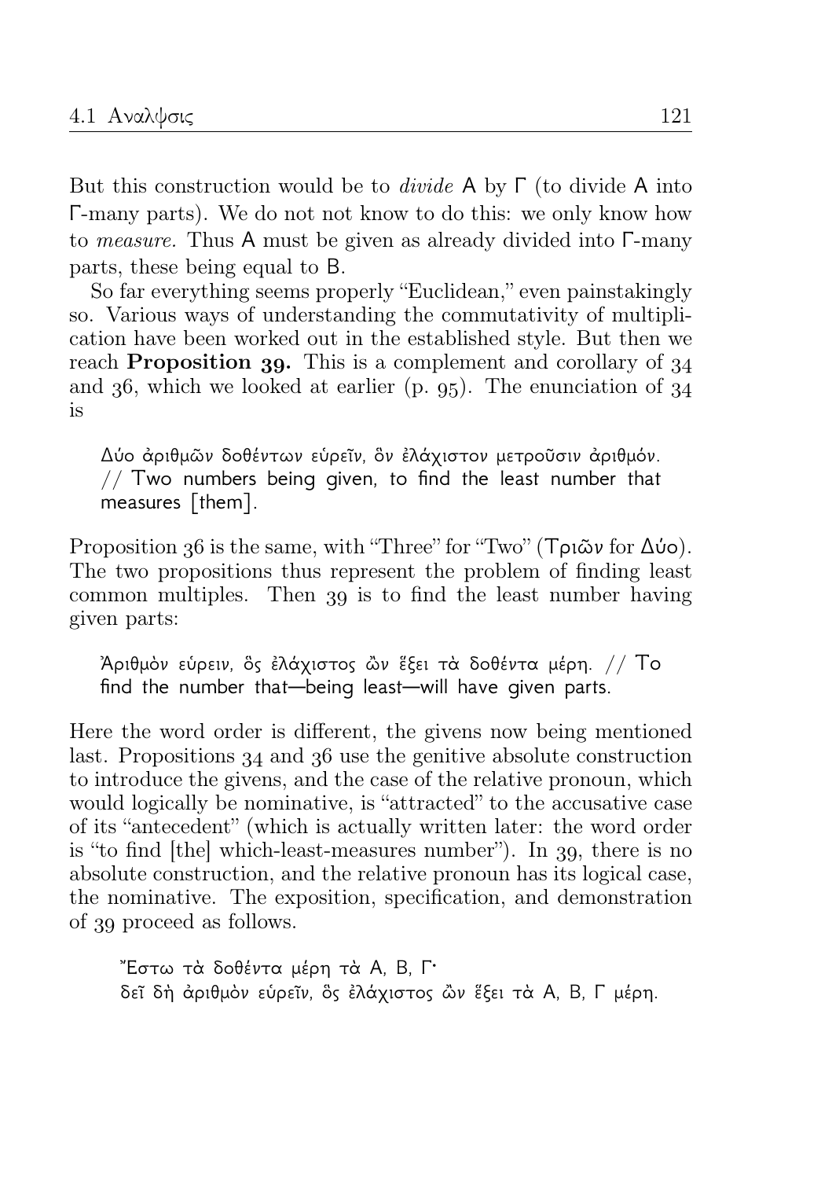But this construction would be to *divide* A by Γ (to divide A into Γ-many parts). We do not not know to do this: we only know how to *measure*. Thus A must be given as already divided into Γ-many parts, these being equal to B.

So far everything seems properly "Euclidean," even painstakingly so. Various ways of understanding the commutativity of multiplication have been worked out in the established style. But then we reach **Proposition 39.** This is a complement and corollary of 34 and 36, which we looked at earlier (p. 95). The enunciation of 34 is

> Δύο ἀριθμῶν δοθέντων εὑρεῖν, ὃν ἐλάχιστον μετροῦσιν ἀριθμόν. // Two numbers being given, to find the least number that measures [them].

Proposition 36 is the same, with "Three" for "Two" (Τριῶν for Δύο). The two propositions thus represent the problem of finding least common multiples. Then 39 is to find the least number having given parts:

> Ἀριθμὸν εὑρειν, ὅς ἐλάχιστος ὢν ἕξει τὰ δοθέντα μέρη. // To find the number that—being least—will have given parts.

Here the word order is different, the givens now being mentioned last. Propositions 34 and 36 use the genitive absolute construction to introduce the givens, and the case of the relative pronoun, which would logically be nominative, is "attracted" to the accusative case of its "antecedent" (which is actually written later: the word order is "to find [the] which-least-measures number"). In 39, there is no absolute construction, and the relative pronoun has its logical case, the nominative. The exposition, specification, and demonstration of 39 proceed as follows.

> Ἔστω τὰ δοθέντα μέρη τὰ Α, Β, Γ·
> δεῖ δὴ ἀριθμὸν εὑρεῖν, ὅς ἐλάχιστος ὢν ἕξει τὰ Α, Β, Γ μέρη.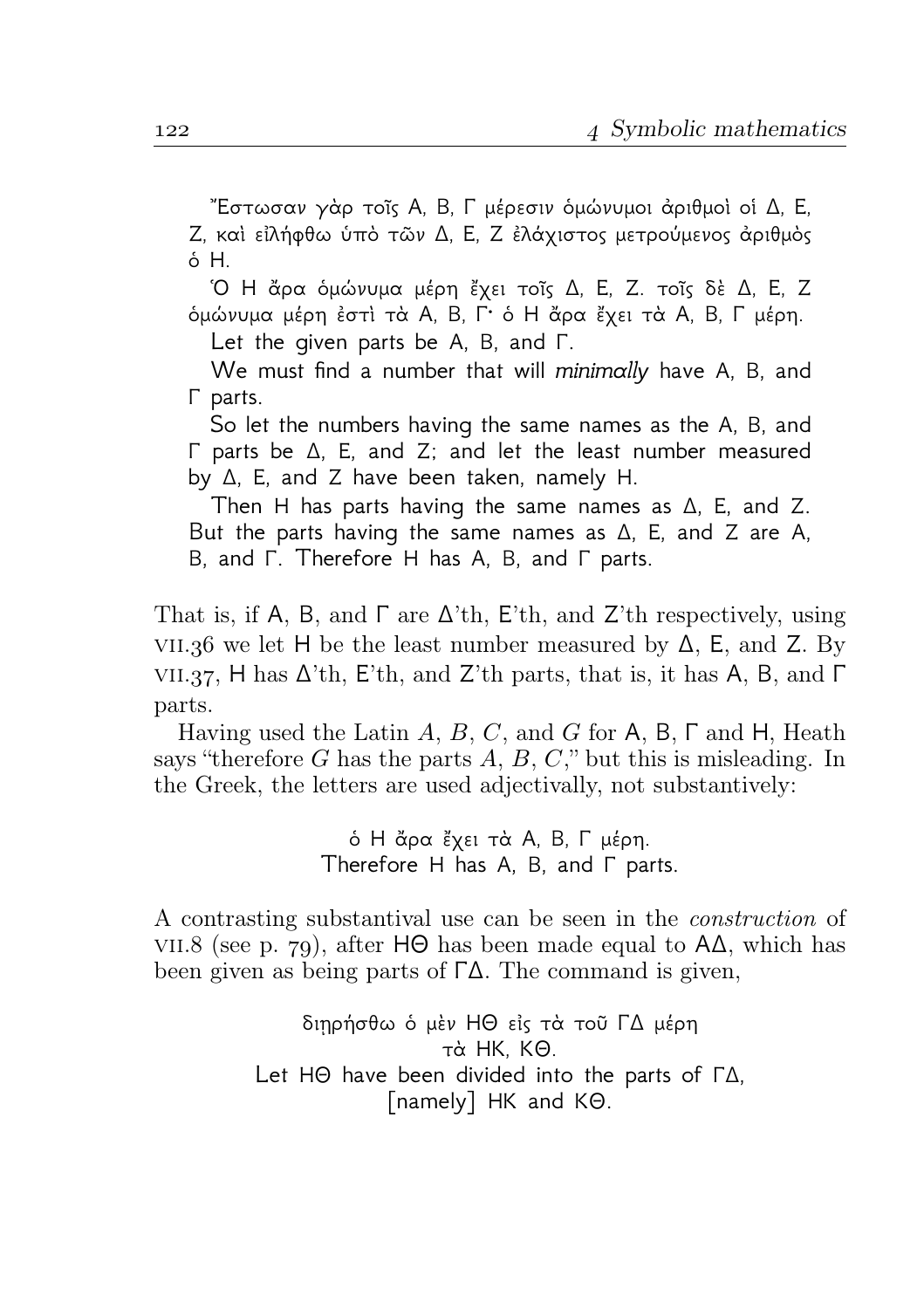Ἔστωσαν γὰρ τοῖς Α, Β, Γ μέρεσιν ὁμώνυμοι ἀριθμοὶ οἱ Δ, Ε, Ζ, καὶ εἰλήφθω ὑπὸ τῶν Δ, Ε, Ζ ἐλάχιστος μετρούμενος ἀριθμὸς ὁ Η.

Ὁ Η ἄρα ὁμώνυμα μέρη ἔχει τοῖς Δ, Ε, Ζ. τοῖς δὲ Δ, Ε, Ζ ὁμώνυμα μέρη ἐστὶ τὰ Α, Β, Γ· ὁ Η ἄρα ἔχει τὰ Α, Β, Γ μέρη.

Let the given parts be Α, Β, and Γ.

We must find a number that will *minimally* have Α, Β, and Γ parts.

So let the numbers having the same names as the Α, Β, and Γ parts be Δ, Ε, and Ζ; and let the least number measured by Δ, Ε, and Ζ have been taken, namely Η.

Then Η has parts having the same names as Δ, Ε, and Ζ. But the parts having the same names as Δ, Ε, and Ζ are Α, Β, and Γ. Therefore Η has Α, Β, and Γ parts.

That is, if Α, Β, and Γ are Δ'th, Ε'th, and Ζ'th respectively, using VII.36 we let Η be the least number measured by Δ, Ε, and Ζ. By VII.37, Η has Δ'th, Ε'th, and Ζ'th parts, that is, it has Α, Β, and Γ parts.

Having used the Latin $A$, $B$, $C$, and $G$ for Α, Β, Γ and Η, Heath says "therefore $G$ has the parts $A$, $B$, $C$," but this is misleading. In the Greek, the letters are used adjectivally, not substantively:

ὁ Η ἄρα ἔχει τὰ Α, Β, Γ μέρη.
Therefore Η has Α, Β, and Γ parts.

A contrasting substantival use can be seen in the *construction* of VII.8 (see p. 79), after ΗΘ has been made equal to ΑΔ, which has been given as being parts of ΓΔ. The command is given,

διῃρήσθω ὁ μὲν ΗΘ εἰς τὰ τοῦ ΓΔ μέρη τὰ ΗΚ, ΚΘ.
Let ΗΘ have been divided into the parts of ΓΔ, [namely] ΗΚ and ΚΘ.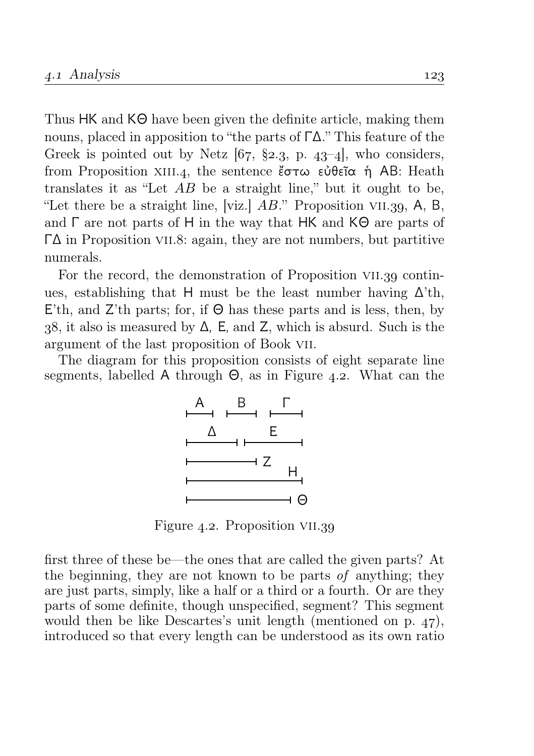Thus ΗΚ and ΚΘ have been given the definite article, making them nouns, placed in apposition to "the parts of ΓΔ." This feature of the Greek is pointed out by Netz [67, §2.3, p. 43–4], who considers, from Proposition XIII.4, the sentence ἔστω εὐθεῖα ἡ ΑΒ: Heath translates it as "Let $AB$ be a straight line," but it ought to be, "Let there be a straight line, [viz.] $AB$." Proposition VII.39, Α, Β, and Γ are not parts of Η in the way that ΗΚ and ΚΘ are parts of ΓΔ in Proposition VII.8: again, they are not numbers, but partitive numerals.

For the record, the demonstration of Proposition VII.39 continues, establishing that Η must be the least number having Δ'th, Ε'th, and Ζ'th parts; for, if Θ has these parts and is less, then, by 38, it also is measured by Δ, Ε, and Ζ, which is absurd. Such is the argument of the last proposition of Book VII.

The diagram for this proposition consists of eight separate line segments, labelled Α through Θ, as in Figure 4.2. What can the

Figure 4.2. Proposition VII.39

first three of these be—the ones that are called the given parts? At the beginning, they are not known to be parts *of* anything; they are just parts, simply, like a half or a third or a fourth. Or are they parts of some definite, though unspecified, segment? This segment would then be like Descartes's unit length (mentioned on p. 47), introduced so that every length can be understood as its own ratio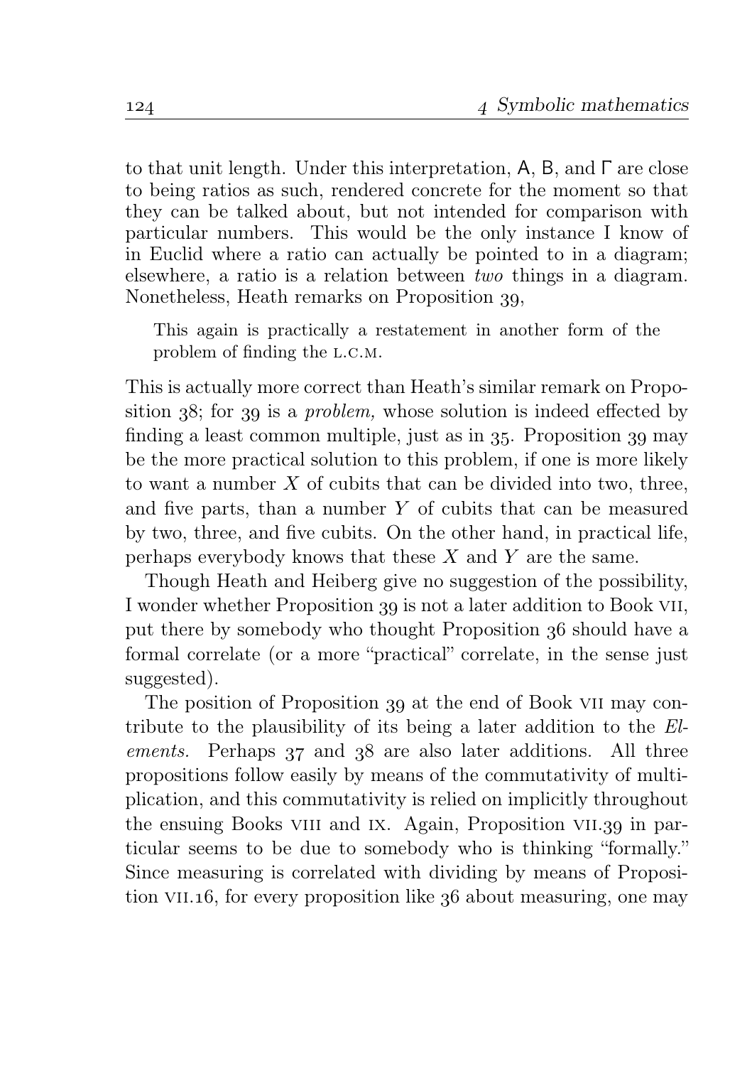to that unit length. Under this interpretation, A, B, and Γ are close to being ratios as such, rendered concrete for the moment so that they can be talked about, but not intended for comparison with particular numbers. This would be the only instance I know of in Euclid where a ratio can actually be pointed to in a diagram; elsewhere, a ratio is a relation between *two* things in a diagram. Nonetheless, Heath remarks on Proposition 39,

> This again is practically a restatement in another form of the problem of finding the L.C.M.

This is actually more correct than Heath's similar remark on Proposition 38; for 39 is a *problem,* whose solution is indeed effected by finding a least common multiple, just as in 35. Proposition 39 may be the more practical solution to this problem, if one is more likely to want a number $X$ of cubits that can be divided into two, three, and five parts, than a number $Y$ of cubits that can be measured by two, three, and five cubits. On the other hand, in practical life, perhaps everybody knows that these $X$ and $Y$ are the same.

Though Heath and Heiberg give no suggestion of the possibility, I wonder whether Proposition 39 is not a later addition to Book VII, put there by somebody who thought Proposition 36 should have a formal correlate (or a more "practical" correlate, in the sense just suggested).

The position of Proposition 39 at the end of Book VII may contribute to the plausibility of its being a later addition to the *Elements.* Perhaps 37 and 38 are also later additions. All three propositions follow easily by means of the commutativity of multiplication, and this commutativity is relied on implicitly throughout the ensuing Books VIII and IX. Again, Proposition VII.39 in particular seems to be due to somebody who is thinking "formally." Since measuring is correlated with dividing by means of Proposition VII.16, for every proposition like 36 about measuring, one may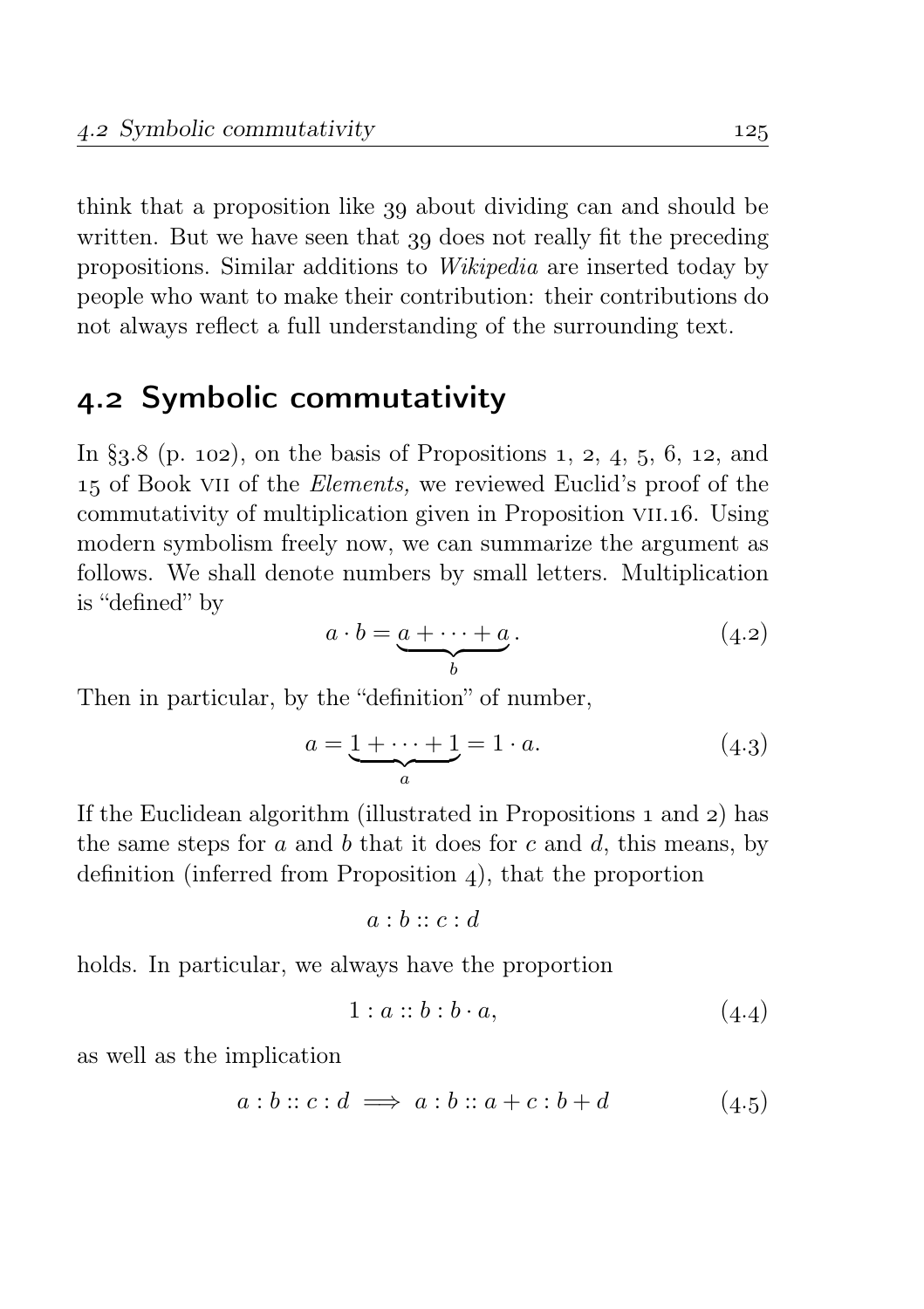think that a proposition like 39 about dividing can and should be written. But we have seen that 39 does not really fit the preceding propositions. Similar additions to *Wikipedia* are inserted today by people who want to make their contribution: their contributions do not always reflect a full understanding of the surrounding text.

## 4.2 Symbolic commutativity

In §3.8 (p. 102), on the basis of Propositions 1, 2, 4, 5, 6, 12, and 15 of Book VII of the *Elements,* we reviewed Euclid's proof of the commutativity of multiplication given in Proposition VII.16. Using modern symbolism freely now, we can summarize the argument as follows. We shall denote numbers by small letters. Multiplication is "defined" by

$$a \cdot b = \underbrace{a + \cdots + a}_{b}. \tag{4.2}$$

Then in particular, by the "definition" of number,

$$a = \underbrace{1 + \cdots + 1}_{a} = 1 \cdot a. \tag{4.3}$$

If the Euclidean algorithm (illustrated in Propositions 1 and 2) has the same steps for $a$ and $b$ that it does for $c$ and $d$, this means, by definition (inferred from Proposition 4), that the proportion

$$a : b :: c : d$$

holds. In particular, we always have the proportion

$$1 : a :: b : b \cdot a, \tag{4.4}$$

as well as the implication

$$a : b :: c : d \implies a : b :: a + c : b + d \tag{4.5}$$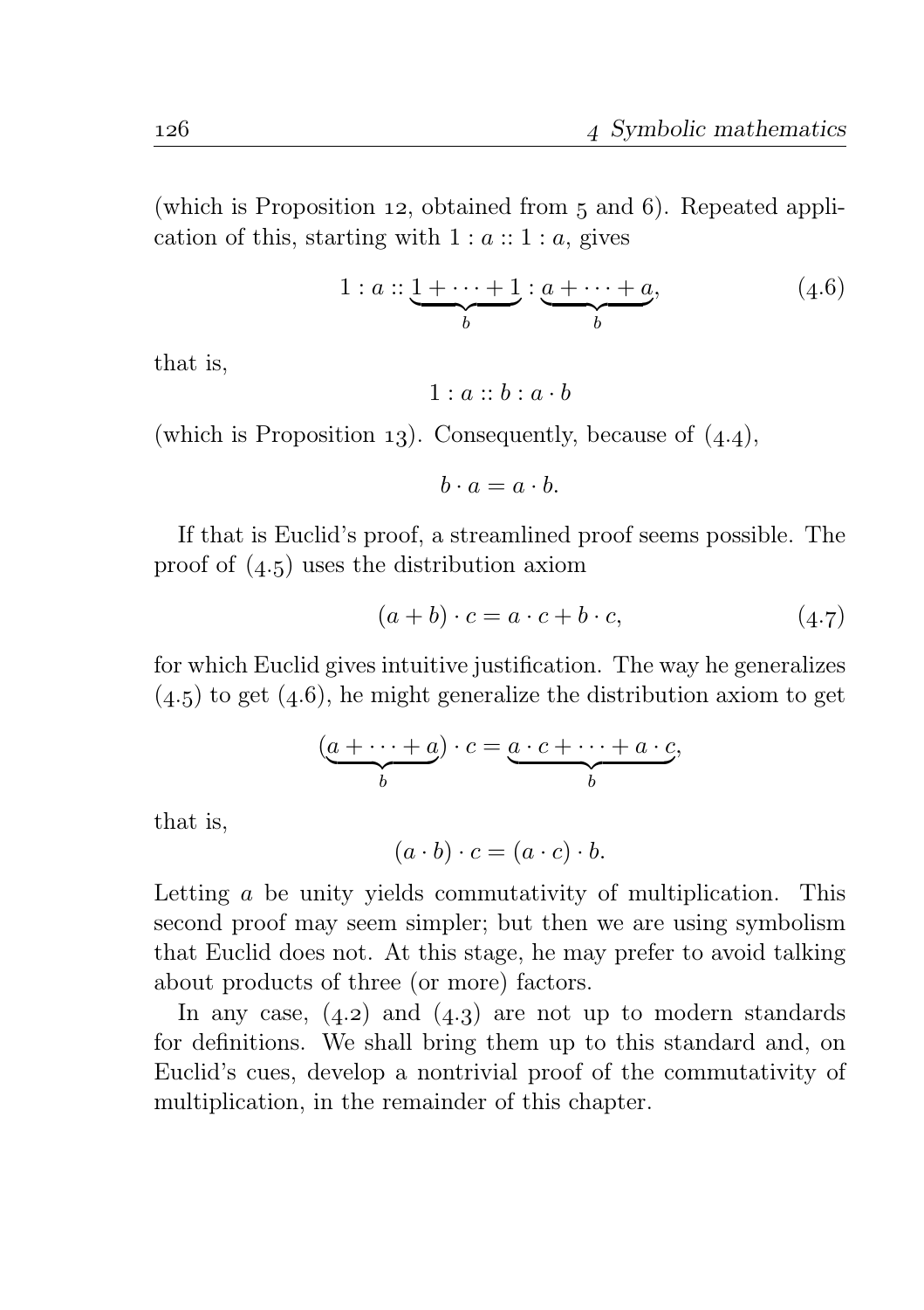(which is Proposition 12, obtained from 5 and 6). Repeated application of this, starting with $1 : a :: 1 : a$, gives

$$1 : a :: \underbrace{1 + \cdots + 1}_{b} : \underbrace{a + \cdots + a}_{b}, \tag{4.6}$$

that is,

$$1 : a :: b : a \cdot b$$

(which is Proposition 13). Consequently, because of (4.4),

$$b \cdot a = a \cdot b.$$

If that is Euclid's proof, a streamlined proof seems possible. The proof of (4.5) uses the distribution axiom

$$(a + b) \cdot c = a \cdot c + b \cdot c, \tag{4.7}$$

for which Euclid gives intuitive justification. The way he generalizes (4.5) to get (4.6), he might generalize the distribution axiom to get

$$(\underbrace{a + \cdots + a}_{b}) \cdot c = \underbrace{a \cdot c + \cdots + a \cdot c}_{b},$$

that is,

$$(a \cdot b) \cdot c = (a \cdot c) \cdot b.$$

Letting $a$ be unity yields commutativity of multiplication. This second proof may seem simpler; but then we are using symbolism that Euclid does not. At this stage, he may prefer to avoid talking about products of three (or more) factors.

In any case, (4.2) and (4.3) are not up to modern standards for definitions. We shall bring them up to this standard and, on Euclid's cues, develop a nontrivial proof of the commutativity of multiplication, in the remainder of this chapter.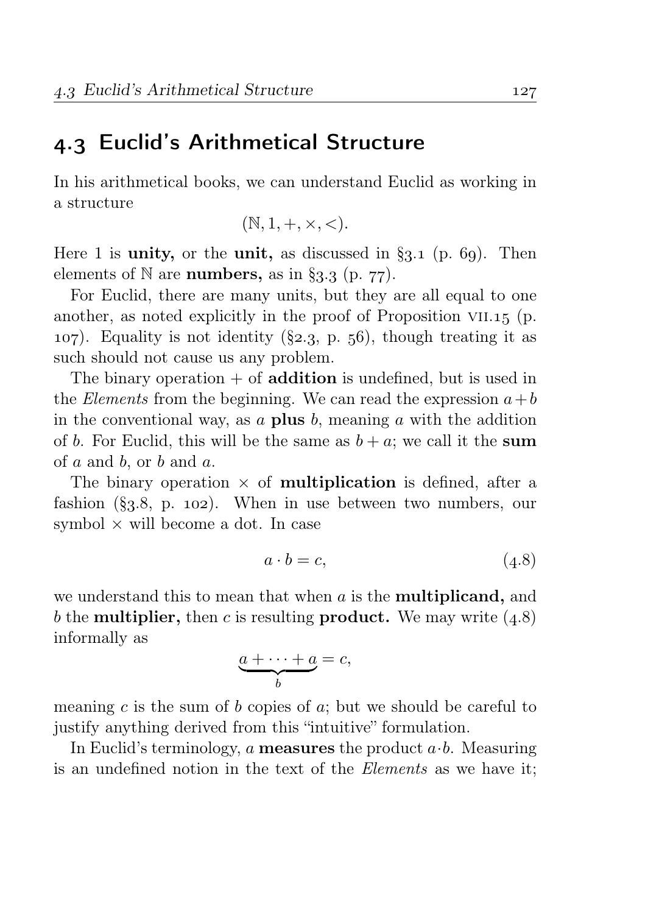## 4.3 Euclid's Arithmetical Structure

In his arithmetical books, we can understand Euclid as working in a structure

$$(\mathbb{N}, 1, +, \times, <).$$

Here 1 is **unity,** or the **unit,** as discussed in §3.1 (p. 69). Then elements of $\mathbb{N}$ are **numbers,** as in §3.3 (p. 77).

For Euclid, there are many units, but they are all equal to one another, as noted explicitly in the proof of Proposition VII.15 (p. 107). Equality is not identity (§2.3, p. 56), though treating it as such should not cause us any problem.

The binary operation $+$ of **addition** is undefined, but is used in the *Elements* from the beginning. We can read the expression $a+b$ in the conventional way, as $a$ **plus** $b$, meaning $a$ with the addition of $b$. For Euclid, this will be the same as $b+a$; we call it the **sum** of $a$ and $b$, or $b$ and $a$.

The binary operation $\times$ of **multiplication** is defined, after a fashion (§3.8, p. 102). When in use between two numbers, our symbol $\times$ will become a dot. In case

$$a \cdot b = c, \tag{4.8}$$

we understand this to mean that when $a$ is the **multiplicand,** and $b$ the **multiplier,** then $c$ is resulting **product.** We may write (4.8) informally as

$$\underbrace{a + \cdots + a}_{b} = c,$$

meaning $c$ is the sum of $b$ copies of $a$; but we should be careful to justify anything derived from this "intuitive" formulation.

In Euclid's terminology, $a$ **measures** the product $a \cdot b$. Measuring is an undefined notion in the text of the *Elements* as we have it;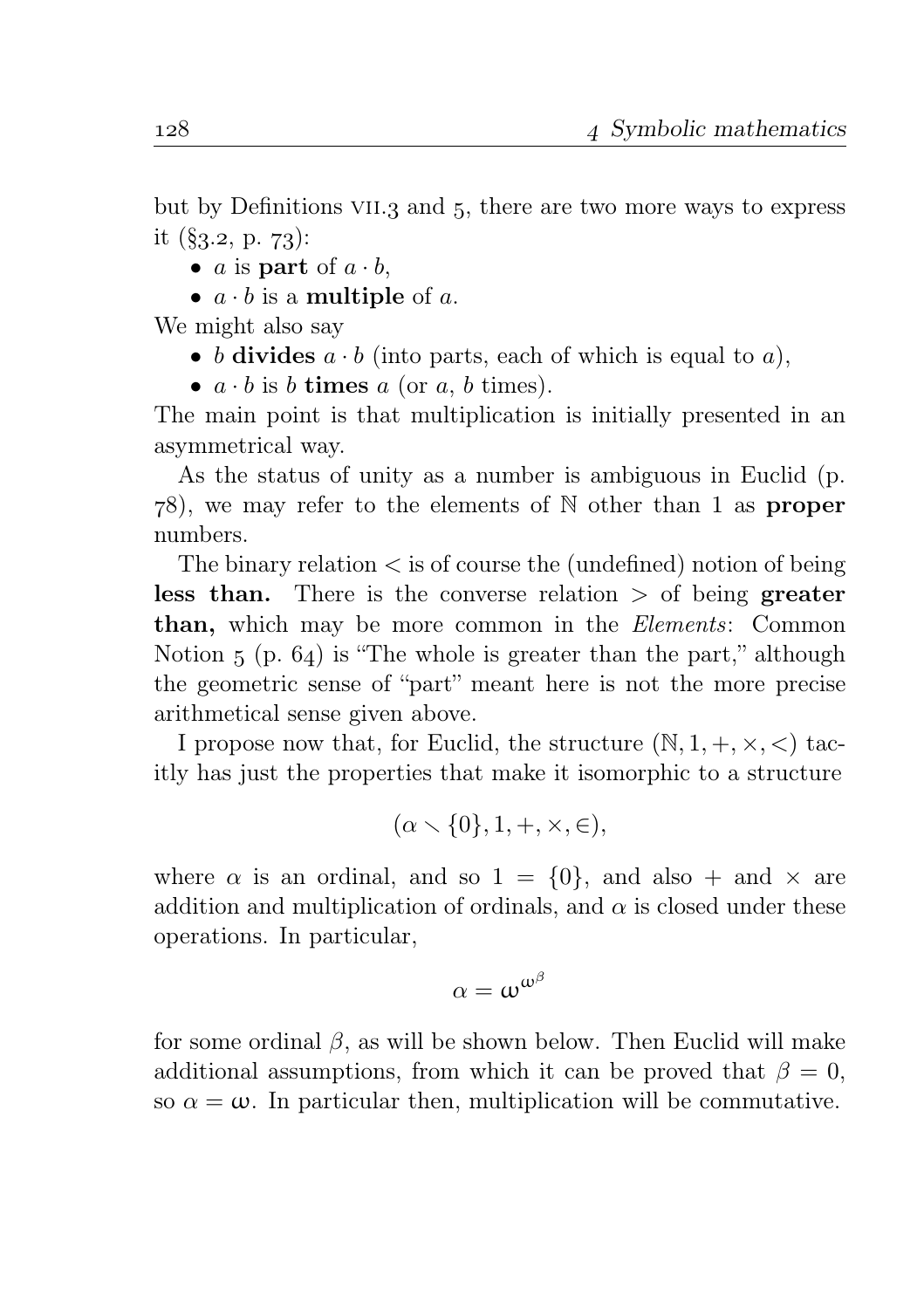but by Definitions VII.3 and 5, there are two more ways to express it (§3.2, p. 73):

- $a$ is **part** of $a \cdot b$,
- $a \cdot b$ is a **multiple** of $a$.

We might also say

- $b$ **divides** $a \cdot b$ (into parts, each of which is equal to $a$),
- $a \cdot b$ is $b$ **times** $a$ (or $a$, $b$ times).

The main point is that multiplication is initially presented in an asymmetrical way.

As the status of unity as a number is ambiguous in Euclid (p. 78), we may refer to the elements of $\mathbb{N}$ other than 1 as **proper** numbers.

The binary relation $<$ is of course the (undefined) notion of being **less than.** There is the converse relation $>$ of being **greater than,** which may be more common in the *Elements*: Common Notion 5 (p. 64) is "The whole is greater than the part," although the geometric sense of "part" meant here is not the more precise arithmetical sense given above.

I propose now that, for Euclid, the structure $(\mathbb{N}, 1, +, \times, <)$ tacitly has just the properties that make it isomorphic to a structure

$$(\alpha \smallsetminus \{0\}, 1, +, \times, \in),$$

where $\alpha$ is an ordinal, and so $1 = \{0\}$, and also $+$ and $\times$ are addition and multiplication of ordinals, and $\alpha$ is closed under these operations. In particular,

$$\alpha = \omega^{\omega^{\beta}}$$

for some ordinal $\beta$, as will be shown below. Then Euclid will make additional assumptions, from which it can be proved that $\beta = 0$, so $\alpha = \omega$. In particular then, multiplication will be commutative.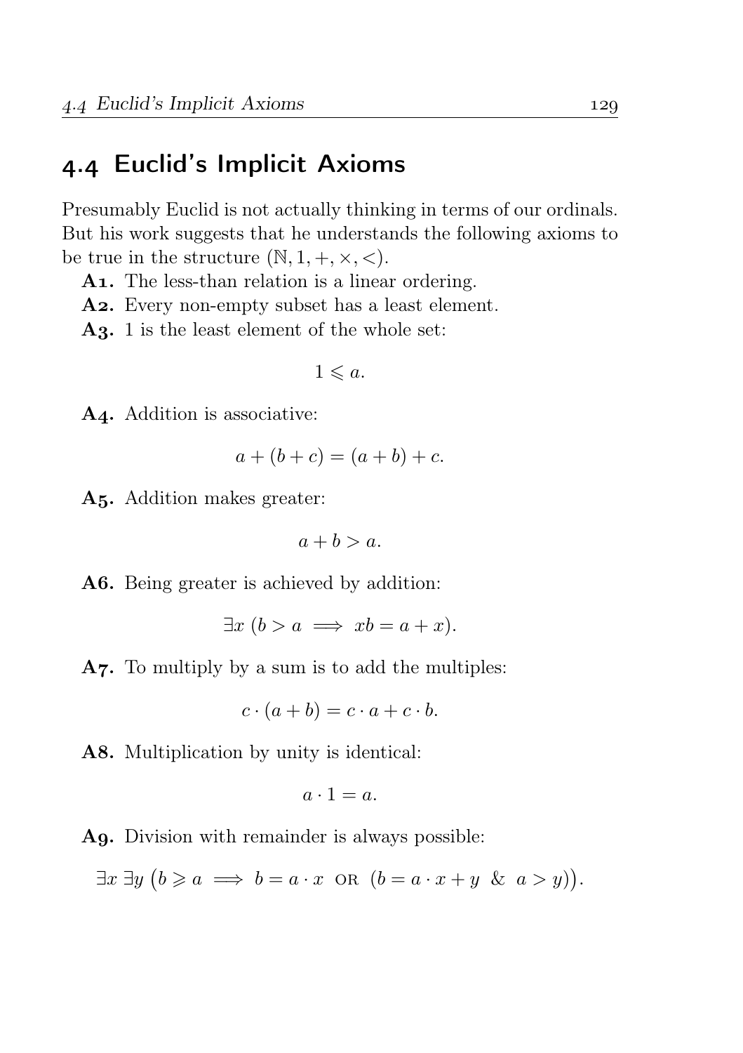## 4.4 Euclid's Implicit Axioms

Presumably Euclid is not actually thinking in terms of our ordinals. But his work suggests that he understands the following axioms to be true in the structure $(\mathbb{N}, 1, +, \times, <)$.

**A1.** The less-than relation is a linear ordering.

**A2.** Every non-empty subset has a least element.

**A3.** 1 is the least element of the whole set:

$$1 \leqslant a.$$

**A4.** Addition is associative:

$$a + (b + c) = (a + b) + c.$$

**A5.** Addition makes greater:

$$a + b > a.$$

**A6.** Being greater is achieved by addition:

$$\exists x \; (b > a \implies xb = a + x).$$

**A7.** To multiply by a sum is to add the multiples:

$$c \cdot (a + b) = c \cdot a + c \cdot b.$$

**A8.** Multiplication by unity is identical:

$$a \cdot 1 = a.$$

**A9.** Division with remainder is always possible:

$$\exists x \; \exists y \; \big(b \geqslant a \implies b = a \cdot x \;\text{ OR }\; (b = a \cdot x + y \;\;\&\;\; a > y)\big).$$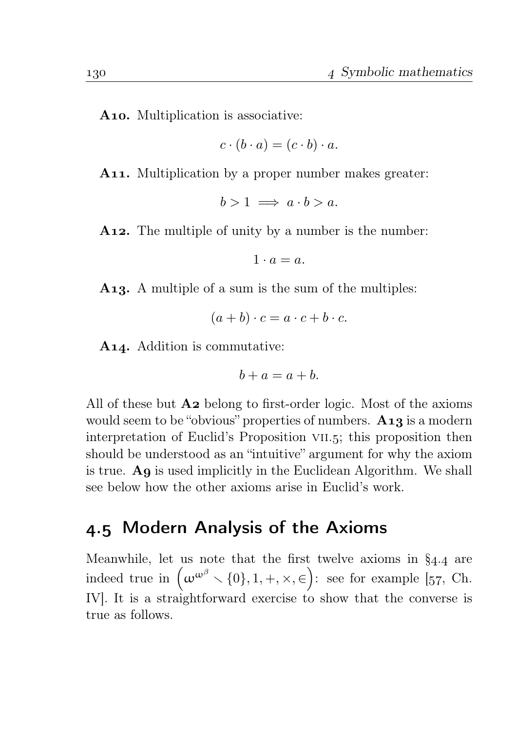**A10.** Multiplication is associative:

$$c \cdot (b \cdot a) = (c \cdot b) \cdot a.$$

**A11.** Multiplication by a proper number makes greater:

$$b > 1 \implies a \cdot b > a.$$

**A12.** The multiple of unity by a number is the number:

$$1 \cdot a = a.$$

**A13.** A multiple of a sum is the sum of the multiples:

$$(a + b) \cdot c = a \cdot c + b \cdot c.$$

**A14.** Addition is commutative:

$$b + a = a + b.$$

All of these but **A2** belong to first-order logic. Most of the axioms would seem to be "obvious" properties of numbers. **A13** is a modern interpretation of Euclid's Proposition VII.5; this proposition then should be understood as an "intuitive" argument for why the axiom is true. **A9** is used implicitly in the Euclidean Algorithm. We shall see below how the other axioms arise in Euclid's work.

## 4.5 Modern Analysis of the Axioms

Meanwhile, let us note that the first twelve axioms in §4.4 are indeed true in $\left(\omega^{\omega^{\beta}} \smallsetminus \{0\}, 1, +, \times, \in\right)$: see for example [57, Ch. IV]. It is a straightforward exercise to show that the converse is true as follows.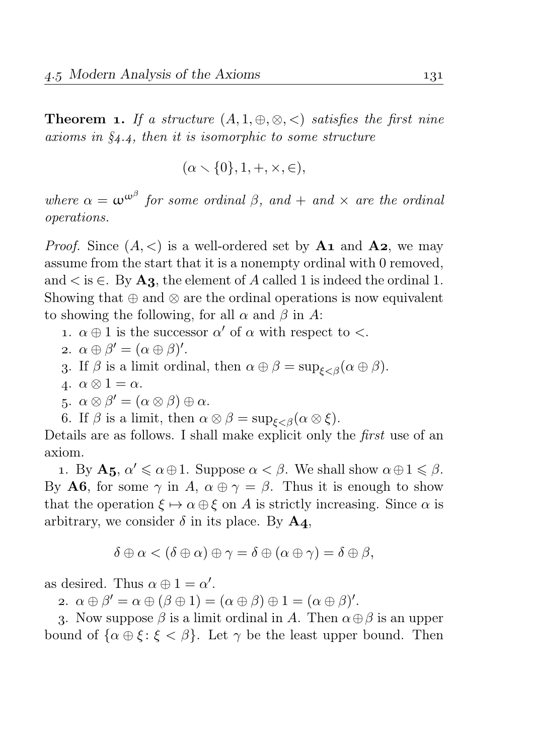**Theorem 1.** *If a structure $(A, 1, \oplus, \otimes, <)$ satisfies the first nine axioms in §4.4, then it is isomorphic to some structure*

$$(\alpha \smallsetminus \{0\}, 1, +, \times, \in),$$

*where $\alpha = \omega^{\omega^\beta}$ for some ordinal $\beta$, and $+$ and $\times$ are the ordinal operations.*

*Proof.* Since $(A, <)$ is a well-ordered set by **A1** and **A2**, we may assume from the start that it is a nonempty ordinal with 0 removed, and $<$ is $\in$. By **A3**, the element of $A$ called 1 is indeed the ordinal 1. Showing that $\oplus$ and $\otimes$ are the ordinal operations is now equivalent to showing the following, for all $\alpha$ and $\beta$ in $A$:

1. $\alpha \oplus 1$ is the successor $\alpha'$ of $\alpha$ with respect to $<$.
2. $\alpha \oplus \beta' = (\alpha \oplus \beta)'$.
3. If $\beta$ is a limit ordinal, then $\alpha \oplus \beta = \sup_{\xi<\beta}(\alpha \oplus \beta)$.
4. $\alpha \otimes 1 = \alpha$.
5. $\alpha \otimes \beta' = (\alpha \otimes \beta) \oplus \alpha$.
6. If $\beta$ is a limit, then $\alpha \otimes \beta = \sup_{\xi<\beta}(\alpha \otimes \xi)$.

Details are as follows. I shall make explicit only the *first* use of an axiom.

1. By **A5**, $\alpha' \leqslant \alpha \oplus 1$. Suppose $\alpha < \beta$. We shall show $\alpha \oplus 1 \leqslant \beta$. By **A6**, for some $\gamma$ in $A$, $\alpha \oplus \gamma = \beta$. Thus it is enough to show that the operation $\xi \mapsto \alpha \oplus \xi$ on $A$ is strictly increasing. Since $\alpha$ is arbitrary, we consider $\delta$ in its place. By **A4**,

$$\delta \oplus \alpha < (\delta \oplus \alpha) \oplus \gamma = \delta \oplus (\alpha \oplus \gamma) = \delta \oplus \beta,$$

as desired. Thus $\alpha \oplus 1 = \alpha'$.

2. $\alpha \oplus \beta' = \alpha \oplus (\beta \oplus 1) = (\alpha \oplus \beta) \oplus 1 = (\alpha \oplus \beta)'$.

3. Now suppose $\beta$ is a limit ordinal in $A$. Then $\alpha \oplus \beta$ is an upper bound of $\{\alpha \oplus \xi : \xi < \beta\}$. Let $\gamma$ be the least upper bound. Then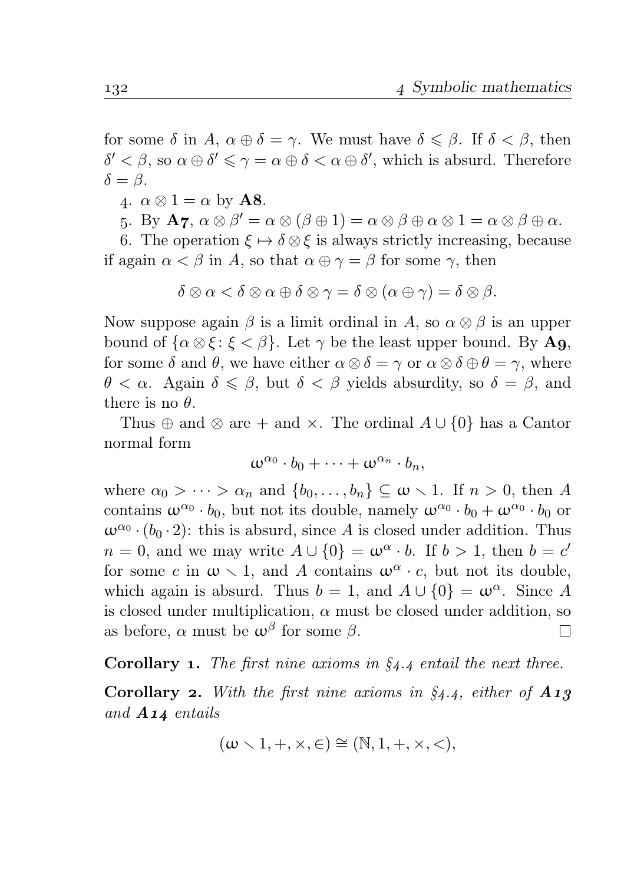for some $\delta$ in $A$, $\alpha \oplus \delta = \gamma$. We must have $\delta \leqslant \beta$. If $\delta < \beta$, then $\delta' < \beta$, so $\alpha \oplus \delta' \leqslant \gamma = \alpha \oplus \delta < \alpha \oplus \delta'$, which is absurd. Therefore $\delta = \beta$.

4. $\alpha \otimes 1 = \alpha$ by **A8**.

5. By **A7**, $\alpha \otimes \beta' = \alpha \otimes (\beta \oplus 1) = \alpha \otimes \beta \oplus \alpha \otimes 1 = \alpha \otimes \beta \oplus \alpha$.

6. The operation $\xi \mapsto \delta \otimes \xi$ is always strictly increasing, because if again $\alpha < \beta$ in $A$, so that $\alpha \oplus \gamma = \beta$ for some $\gamma$, then

$$\delta \otimes \alpha < \delta \otimes \alpha \oplus \delta \otimes \gamma = \delta \otimes (\alpha \oplus \gamma) = \delta \otimes \beta.$$

Now suppose again $\beta$ is a limit ordinal in $A$, so $\alpha \otimes \beta$ is an upper bound of $\{\alpha \otimes \xi \colon \xi < \beta\}$. Let $\gamma$ be the least upper bound. By **A9**, for some $\delta$ and $\theta$, we have either $\alpha \otimes \delta = \gamma$ or $\alpha \otimes \delta \oplus \theta = \gamma$, where $\theta < \alpha$. Again $\delta \leqslant \beta$, but $\delta < \beta$ yields absurdity, so $\delta = \beta$, and there is no $\theta$.

Thus $\oplus$ and $\otimes$ are $+$ and $\times$. The ordinal $A \cup \{0\}$ has a Cantor normal form

$$\omega^{\alpha_0} \cdot b_0 + \cdots + \omega^{\alpha_n} \cdot b_n,$$

where $\alpha_0 > \cdots > \alpha_n$ and $\{b_0, \ldots, b_n\} \subseteq \omega \smallsetminus 1$. If $n > 0$, then $A$ contains $\omega^{\alpha_0} \cdot b_0$, but not its double, namely $\omega^{\alpha_0} \cdot b_0 + \omega^{\alpha_0} \cdot b_0$ or $\omega^{\alpha_0} \cdot (b_0 \cdot 2)$: this is absurd, since $A$ is closed under addition. Thus $n = 0$, and we may write $A \cup \{0\} = \omega^{\alpha} \cdot b$. If $b > 1$, then $b = c'$ for some $c$ in $\omega \smallsetminus 1$, and $A$ contains $\omega^{\alpha} \cdot c$, but not its double, which again is absurd. Thus $b = 1$, and $A \cup \{0\} = \omega^{\alpha}$. Since $A$ is closed under multiplication, $\alpha$ must be closed under addition, so as before, $\alpha$ must be $\omega^{\beta}$ for some $\beta$. □

**Corollary 1.** *The first nine axioms in §4.4 entail the next three.*

**Corollary 2.** *With the first nine axioms in §4.4, either of **A13** and **A14** entails*

$$(\omega \smallsetminus 1, +, \times, \in) \cong (\mathbb{N}, 1, +, \times, <),$$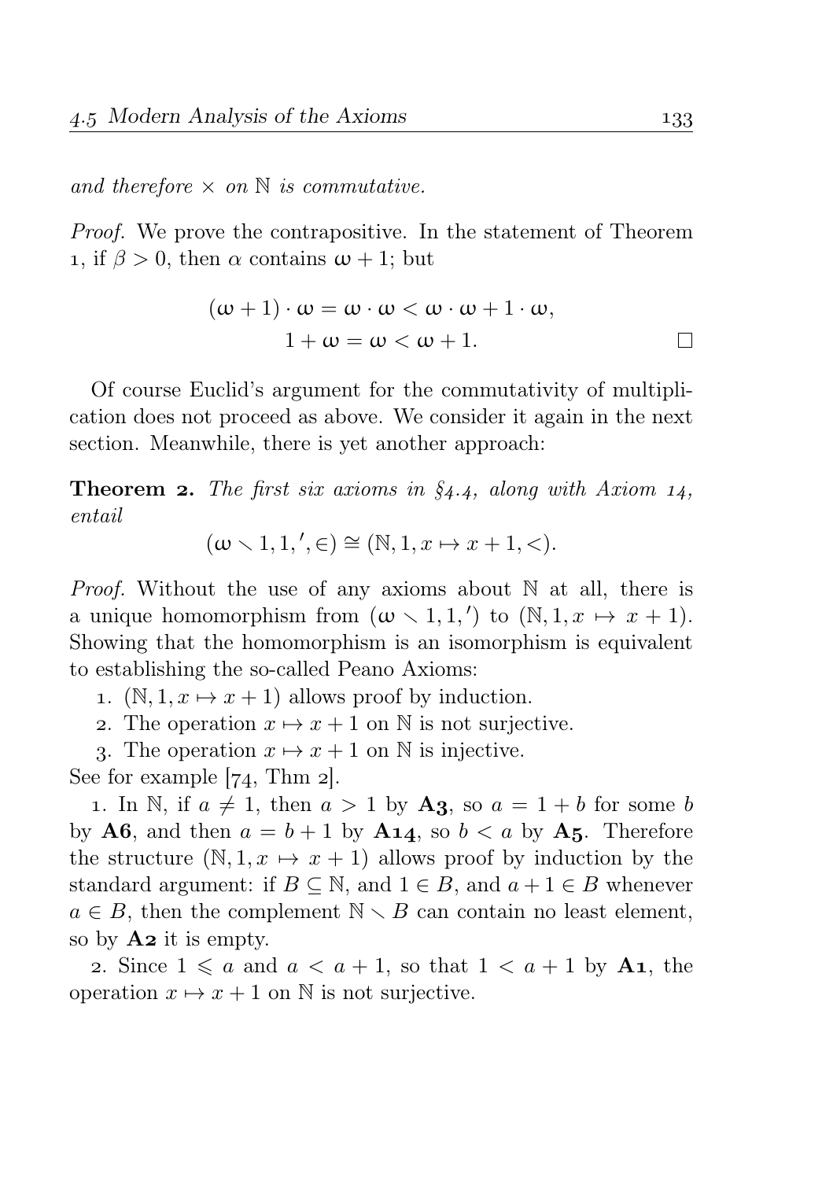*and therefore* $\times$ *on* $\mathbb{N}$ *is commutative.*

*Proof.* We prove the contrapositive. In the statement of Theorem 1, if $\beta > 0$, then $\alpha$ contains $\omega + 1$; but

$$\begin{aligned}(\omega+1)\cdot\omega = \omega\cdot\omega &< \omega\cdot\omega + 1\cdot\omega,\\ 1+\omega = \omega &< \omega+1.\end{aligned}$$

□

Of course Euclid's argument for the commutativity of multiplication does not proceed as above. We consider it again in the next section. Meanwhile, there is yet another approach:

**Theorem 2.** *The first six axioms in §4.4, along with Axiom 14, entail*

$$(\omega \smallsetminus 1, 1, {}', \in) \cong (\mathbb{N}, 1, x \mapsto x+1, <).$$

*Proof.* Without the use of any axioms about $\mathbb{N}$ at all, there is a unique homomorphism from $(\omega \smallsetminus 1, 1, {}')$ to $(\mathbb{N}, 1, x \mapsto x+1)$. Showing that the homomorphism is an isomorphism is equivalent to establishing the so-called Peano Axioms:

1. $(\mathbb{N}, 1, x \mapsto x+1)$ allows proof by induction.
2. The operation $x \mapsto x+1$ on $\mathbb{N}$ is not surjective.
3. The operation $x \mapsto x+1$ on $\mathbb{N}$ is injective.

See for example [74, Thm 2].

1. In $\mathbb{N}$, if $a \neq 1$, then $a > 1$ by **A3**, so $a = 1 + b$ for some $b$ by **A6**, and then $a = b + 1$ by **A14**, so $b < a$ by **A5**. Therefore the structure $(\mathbb{N}, 1, x \mapsto x+1)$ allows proof by induction by the standard argument: if $B \subseteq \mathbb{N}$, and $1 \in B$, and $a + 1 \in B$ whenever $a \in B$, then the complement $\mathbb{N} \smallsetminus B$ can contain no least element, so by **A2** it is empty.

2. Since $1 \leqslant a$ and $a < a + 1$, so that $1 < a + 1$ by **A1**, the operation $x \mapsto x + 1$ on $\mathbb{N}$ is not surjective.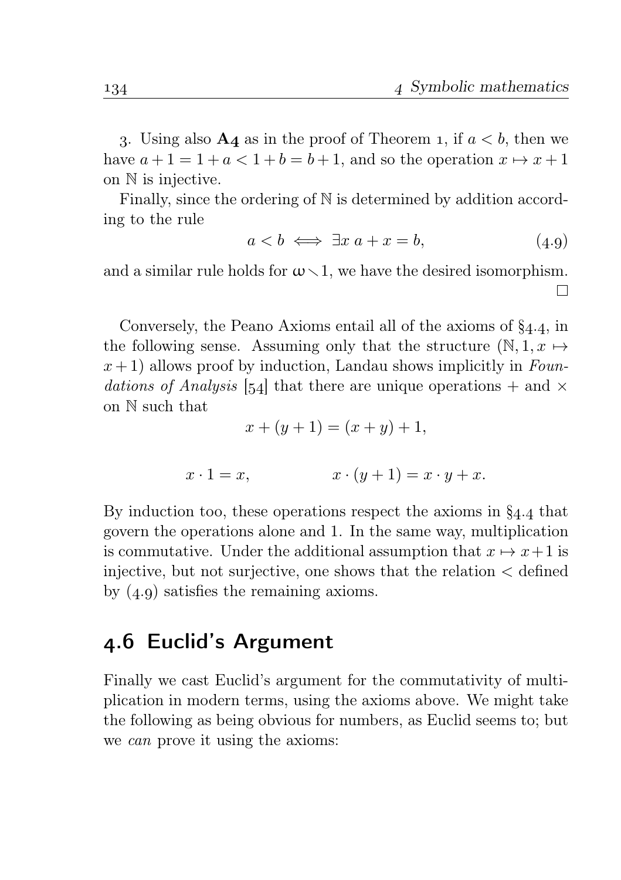3. Using also **A4** as in the proof of Theorem 1, if $a < b$, then we have $a + 1 = 1 + a < 1 + b = b + 1$, and so the operation $x \mapsto x + 1$ on $\mathbb{N}$ is injective.

Finally, since the ordering of $\mathbb{N}$ is determined by addition according to the rule

$$a < b \iff \exists x \; a + x = b, \tag{4.9}$$

and a similar rule holds for $\omega \setminus 1$, we have the desired isomorphism. □

Conversely, the Peano Axioms entail all of the axioms of §4.4, in the following sense. Assuming only that the structure $(\mathbb{N}, 1, x \mapsto x+1)$ allows proof by induction, Landau shows implicitly in *Foundations of Analysis* [54] that there are unique operations $+$ and $\times$ on $\mathbb{N}$ such that

$$x + (y + 1) = (x + y) + 1,$$

$$x \cdot 1 = x, \qquad\qquad x \cdot (y + 1) = x \cdot y + x.$$

By induction too, these operations respect the axioms in §4.4 that govern the operations alone and 1. In the same way, multiplication is commutative. Under the additional assumption that $x \mapsto x+1$ is injective, but not surjective, one shows that the relation $<$ defined by (4.9) satisfies the remaining axioms.

## 4.6 Euclid's Argument

Finally we cast Euclid's argument for the commutativity of multiplication in modern terms, using the axioms above. We might take the following as being obvious for numbers, as Euclid seems to; but we *can* prove it using the axioms: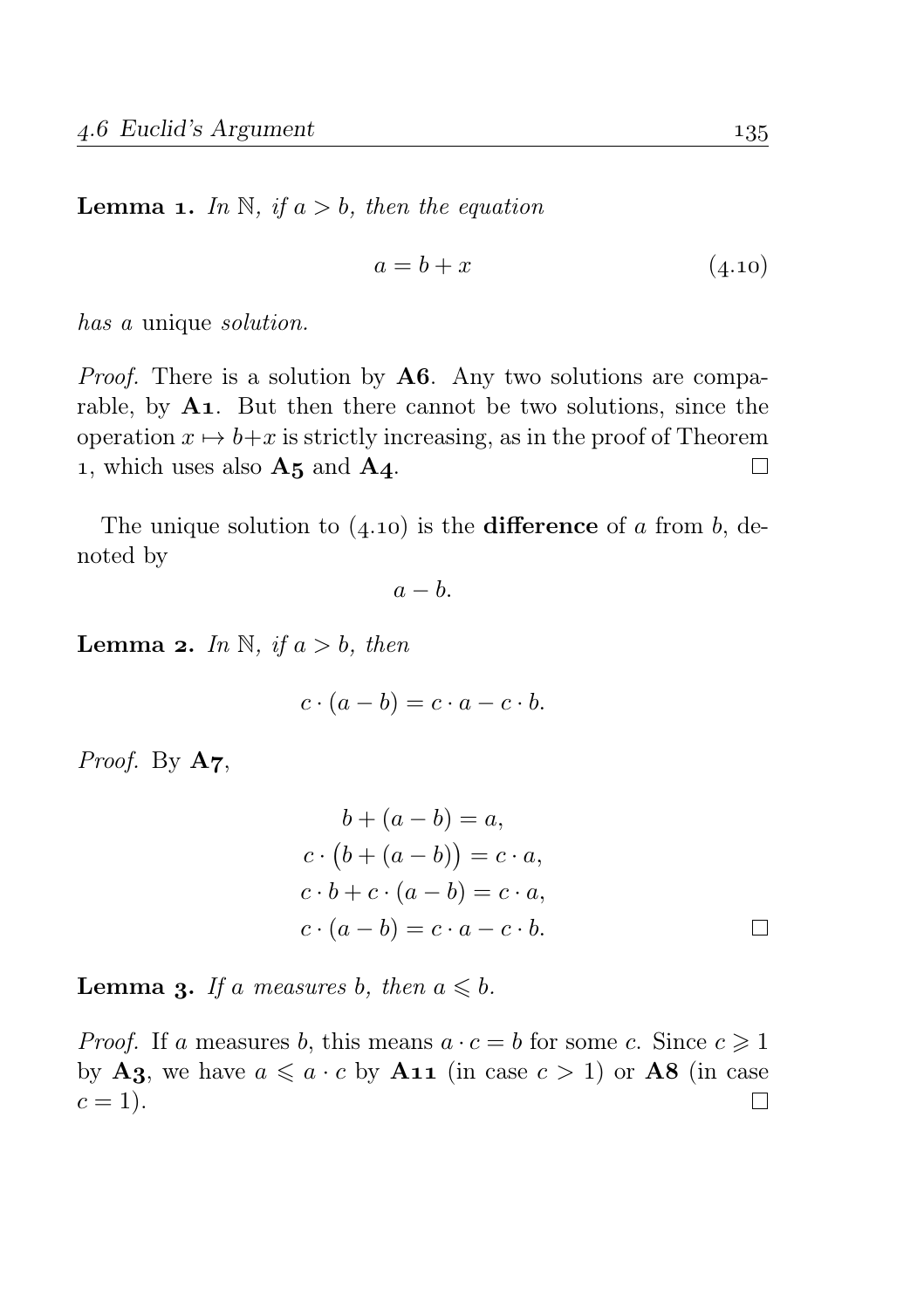**Lemma 1.** *In* $\mathbb{N}$*, if* $a > b$*, then the equation*

$$a = b + x \tag{4.10}$$

*has a* unique *solution.*

*Proof.* There is a solution by **A6**. Any two solutions are comparable, by **A1**. But then there cannot be two solutions, since the operation $x \mapsto b+x$ is strictly increasing, as in the proof of Theorem 1, which uses also **A5** and **A4**. □

The unique solution to (4.10) is the **difference** of $a$ from $b$, denoted by

$$a - b.$$

**Lemma 2.** *In* $\mathbb{N}$*, if* $a > b$*, then*

$$c \cdot (a - b) = c \cdot a - c \cdot b.$$

*Proof.* By **A7**,

$$\begin{aligned} b + (a - b) &= a, \\ c \cdot \big(b + (a - b)\big) &= c \cdot a, \\ c \cdot b + c \cdot (a - b) &= c \cdot a, \\ c \cdot (a - b) &= c \cdot a - c \cdot b. \end{aligned}$$

□

**Lemma 3.** *If* $a$ *measures* $b$*, then* $a \leqslant b$*.*

*Proof.* If $a$ measures $b$, this means $a \cdot c = b$ for some $c$. Since $c \geqslant 1$ by **A3**, we have $a \leqslant a \cdot c$ by **A11** (in case $c > 1$) or **A8** (in case $c = 1$). □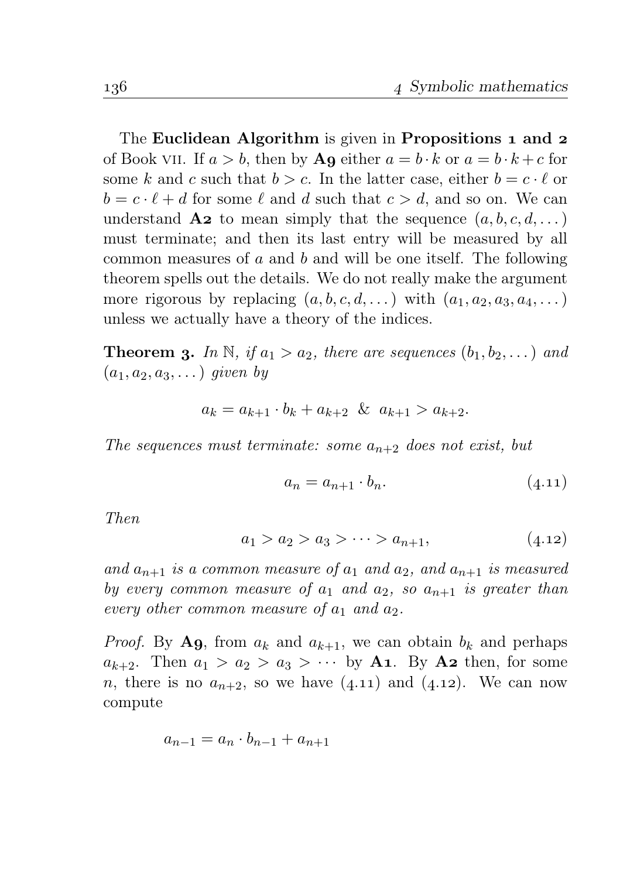The **Euclidean Algorithm** is given in **Propositions 1 and 2** of Book VII. If $a > b$, then by **A9** either $a = b \cdot k$ or $a = b \cdot k + c$ for some $k$ and $c$ such that $b > c$. In the latter case, either $b = c \cdot \ell$ or $b = c \cdot \ell + d$ for some $\ell$ and $d$ such that $c > d$, and so on. We can understand **A2** to mean simply that the sequence $(a, b, c, d, \dots)$ must terminate; and then its last entry will be measured by all common measures of $a$ and $b$ and will be one itself. The following theorem spells out the details. We do not really make the argument more rigorous by replacing $(a, b, c, d, \dots)$ with $(a_1, a_2, a_3, a_4, \dots)$ unless we actually have a theory of the indices.

**Theorem 3.** *In* $\mathbb{N}$, *if* $a_1 > a_2$, *there are sequences* $(b_1, b_2, \dots)$ *and* $(a_1, a_2, a_3, \dots)$ *given by*

$$a_k = a_{k+1} \cdot b_k + a_{k+2} \;\; \& \;\; a_{k+1} > a_{k+2}.$$

*The sequences must terminate: some* $a_{n+2}$ *does not exist, but*

$$a_n = a_{n+1} \cdot b_n. \tag{4.11}$$

*Then*

$$a_1 > a_2 > a_3 > \dots > a_{n+1}, \tag{4.12}$$

*and* $a_{n+1}$ *is a common measure of* $a_1$ *and* $a_2$, *and* $a_{n+1}$ *is measured by every common measure of* $a_1$ *and* $a_2$, *so* $a_{n+1}$ *is greater than every other common measure of* $a_1$ *and* $a_2$.

*Proof.* By **A9**, from $a_k$ and $a_{k+1}$, we can obtain $b_k$ and perhaps $a_{k+2}$. Then $a_1 > a_2 > a_3 > \cdots$ by **A1**. By **A2** then, for some $n$, there is no $a_{n+2}$, so we have (4.11) and (4.12). We can now compute

$$a_{n-1} = a_n \cdot b_{n-1} + a_{n+1}$$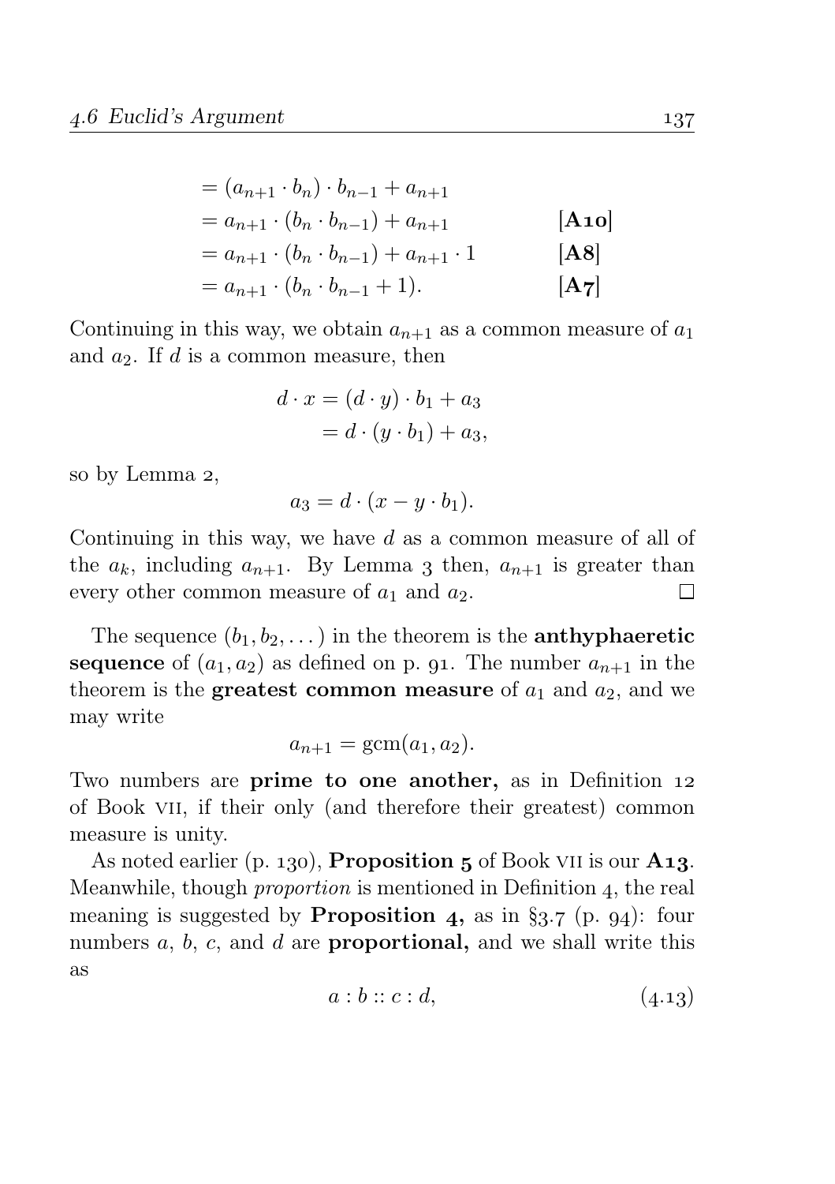$$
\begin{aligned}
&= (a_{n+1} \cdot b_n) \cdot b_{n-1} + a_{n+1} \\
&= a_{n+1} \cdot (b_n \cdot b_{n-1}) + a_{n+1} && \textbf{[A10]} \\
&= a_{n+1} \cdot (b_n \cdot b_{n-1}) + a_{n+1} \cdot 1 && \textbf{[A8]} \\
&= a_{n+1} \cdot (b_n \cdot b_{n-1} + 1). && \textbf{[A7]}
\end{aligned}
$$

Continuing in this way, we obtain $a_{n+1}$ as a common measure of $a_1$ and $a_2$. If $d$ is a common measure, then

$$
\begin{aligned}
d \cdot x &= (d \cdot y) \cdot b_1 + a_3 \\
&= d \cdot (y \cdot b_1) + a_3,
\end{aligned}
$$

so by Lemma 2,

$$
a_3 = d \cdot (x - y \cdot b_1).
$$

Continuing in this way, we have $d$ as a common measure of all of the $a_k$, including $a_{n+1}$. By Lemma 3 then, $a_{n+1}$ is greater than every other common measure of $a_1$ and $a_2$. □

The sequence $(b_1, b_2, \dots)$ in the theorem is the **anthyphaeretic sequence** of $(a_1, a_2)$ as defined on p. 91. The number $a_{n+1}$ in the theorem is the **greatest common measure** of $a_1$ and $a_2$, and we may write

$$
a_{n+1} = \operatorname{gcm}(a_1, a_2).
$$

Two numbers are **prime to one another,** as in Definition 12 of Book VII, if their only (and therefore their greatest) common measure is unity.

As noted earlier (p. 130), **Proposition 5** of Book VII is our **A13**. Meanwhile, though *proportion* is mentioned in Definition 4, the real meaning is suggested by **Proposition 4,** as in §3.7 (p. 94): four numbers $a$, $b$, $c$, and $d$ are **proportional,** and we shall write this as

$$
a : b :: c : d, \tag{4.13}
$$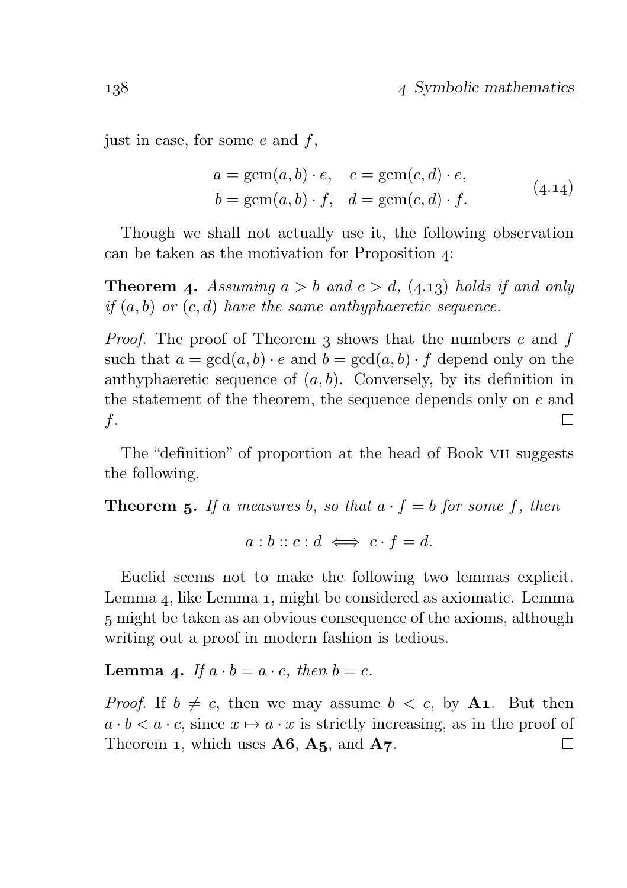just in case, for some $e$ and $f$,

$$
\begin{aligned}
a &= \operatorname{gcm}(a,b)\cdot e, \quad & c &= \operatorname{gcm}(c,d)\cdot e, \\
b &= \operatorname{gcm}(a,b)\cdot f, \quad & d &= \operatorname{gcm}(c,d)\cdot f.
\end{aligned}
\tag{4.14}
$$

Though we shall not actually use it, the following observation can be taken as the motivation for Proposition 4:

**Theorem 4.** *Assuming $a > b$ and $c > d$, (4.13) holds if and only if $(a,b)$ or $(c,d)$ have the same anthyphaeretic sequence.*

*Proof.* The proof of Theorem 3 shows that the numbers $e$ and $f$ such that $a = \gcd(a,b)\cdot e$ and $b = \gcd(a,b)\cdot f$ depend only on the anthyphaeretic sequence of $(a,b)$. Conversely, by its definition in the statement of the theorem, the sequence depends only on $e$ and $f$. □

The "definition" of proportion at the head of Book VII suggests the following.

**Theorem 5.** *If $a$ measures $b$, so that $a \cdot f = b$ for some $f$, then*

$$a : b :: c : d \iff c \cdot f = d.$$

Euclid seems not to make the following two lemmas explicit. Lemma 4, like Lemma 1, might be considered as axiomatic. Lemma 5 might be taken as an obvious consequence of the axioms, although writing out a proof in modern fashion is tedious.

**Lemma 4.** *If $a \cdot b = a \cdot c$, then $b = c$.*

*Proof.* If $b \neq c$, then we may assume $b < c$, by **A1**. But then $a \cdot b < a \cdot c$, since $x \mapsto a \cdot x$ is strictly increasing, as in the proof of Theorem 1, which uses **A6**, **A5**, and **A7**. □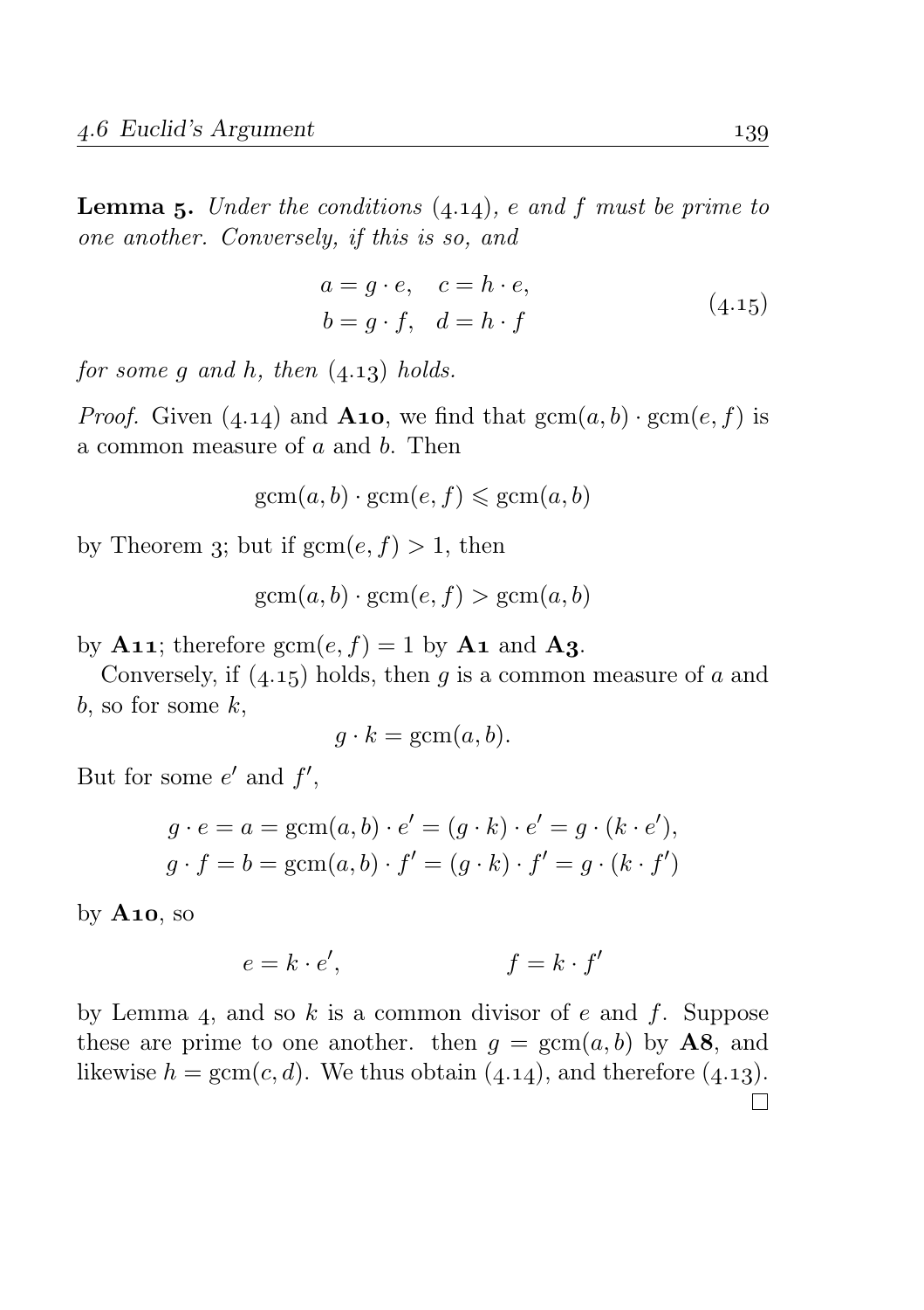**Lemma 5.** *Under the conditions* (4.14)*, $e$ and $f$ must be prime to one another. Conversely, if this is so, and*

$$\begin{aligned} a &= g \cdot e, \quad c = h \cdot e, \\ b &= g \cdot f, \quad d = h \cdot f \end{aligned} \tag{4.15}$$

*for some $g$ and $h$, then* (4.13) *holds.*

*Proof.* Given (4.14) and **A10**, we find that $\operatorname{gcm}(a,b) \cdot \operatorname{gcm}(e,f)$ is a common measure of $a$ and $b$. Then

$$\operatorname{gcm}(a,b) \cdot \operatorname{gcm}(e,f) \leqslant \operatorname{gcm}(a,b)$$

by Theorem 3; but if $\operatorname{gcm}(e,f) > 1$, then

$$\operatorname{gcm}(a,b) \cdot \operatorname{gcm}(e,f) > \operatorname{gcm}(a,b)$$

by **A11**; therefore $\operatorname{gcm}(e,f) = 1$ by **A1** and **A3**.

Conversely, if (4.15) holds, then $g$ is a common measure of $a$ and $b$, so for some $k$,

$$g \cdot k = \operatorname{gcm}(a,b).$$

But for some $e'$ and $f'$,

$$\begin{aligned} g \cdot e = a = \operatorname{gcm}(a,b) \cdot e' = (g \cdot k) \cdot e' = g \cdot (k \cdot e'), \\ g \cdot f = b = \operatorname{gcm}(a,b) \cdot f' = (g \cdot k) \cdot f' = g \cdot (k \cdot f') \end{aligned}$$

by **A10**, so

$$e = k \cdot e', \qquad\qquad f = k \cdot f'$$

by Lemma 4, and so $k$ is a common divisor of $e$ and $f$. Suppose these are prime to one another. then $g = \operatorname{gcm}(a,b)$ by **A8**, and likewise $h = \operatorname{gcm}(c,d)$. We thus obtain (4.14), and therefore (4.13). □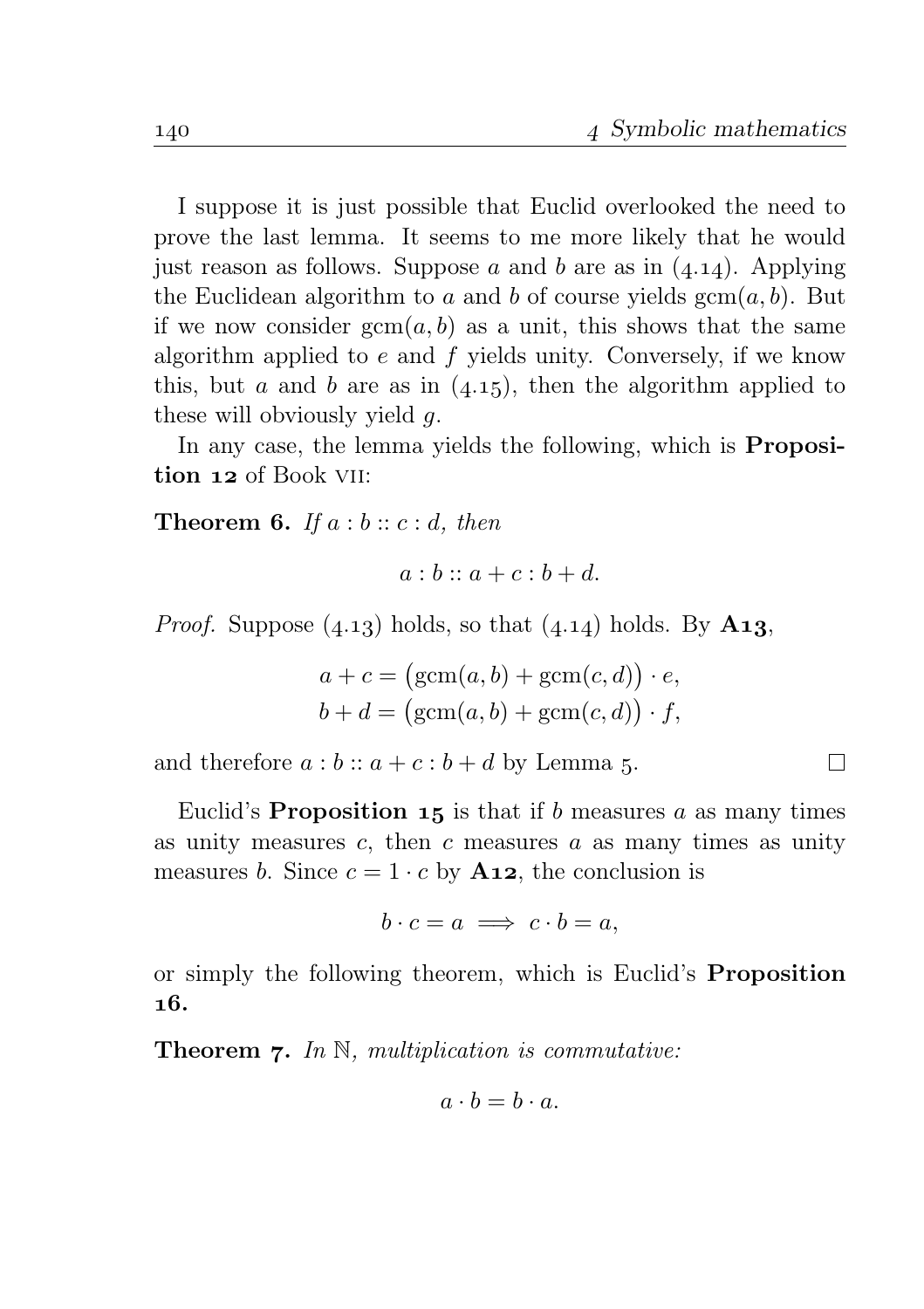I suppose it is just possible that Euclid overlooked the need to prove the last lemma. It seems to me more likely that he would just reason as follows. Suppose $a$ and $b$ are as in (4.14). Applying the Euclidean algorithm to $a$ and $b$ of course yields $\mathrm{gcm}(a, b)$. But if we now consider $\mathrm{gcm}(a, b)$ as a unit, this shows that the same algorithm applied to $e$ and $f$ yields unity. Conversely, if we know this, but $a$ and $b$ are as in (4.15), then the algorithm applied to these will obviously yield $g$.

In any case, the lemma yields the following, which is **Proposition 12** of Book VII:

**Theorem 6.** *If $a : b :: c : d$, then*

$$a : b :: a + c : b + d.$$

*Proof.* Suppose (4.13) holds, so that (4.14) holds. By **A13**,

$$a + c = \big(\mathrm{gcm}(a, b) + \mathrm{gcm}(c, d)\big) \cdot e,$$
$$b + d = \big(\mathrm{gcm}(a, b) + \mathrm{gcm}(c, d)\big) \cdot f,$$

and therefore $a : b :: a + c : b + d$ by Lemma 5. □

Euclid's **Proposition 15** is that if $b$ measures $a$ as many times as unity measures $c$, then $c$ measures $a$ as many times as unity measures $b$. Since $c = 1 \cdot c$ by **A12**, the conclusion is

$$b \cdot c = a \implies c \cdot b = a,$$

or simply the following theorem, which is Euclid's **Proposition 16.**

**Theorem 7.** *In $\mathbb{N}$, multiplication is commutative:*

$$a \cdot b = b \cdot a.$$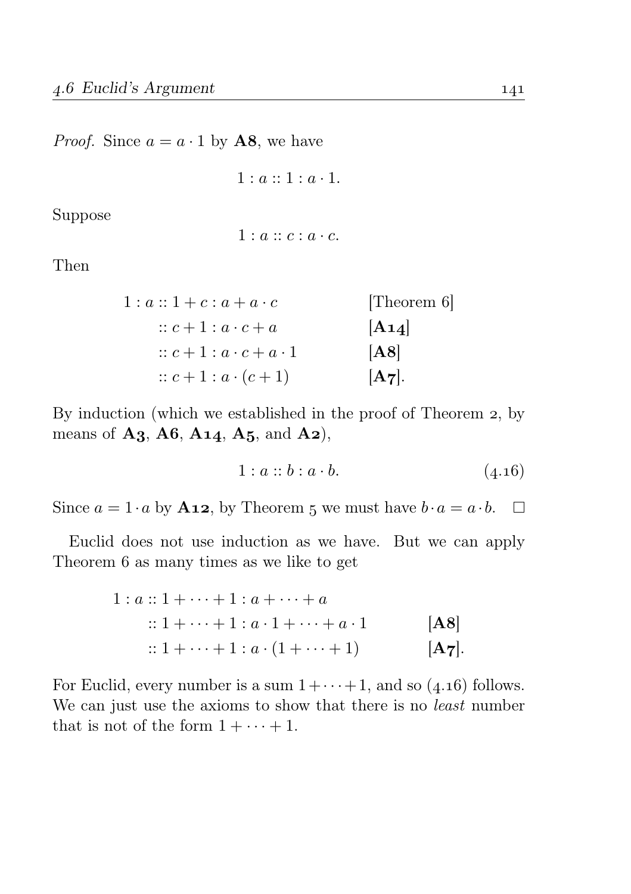*Proof.* Since $a = a \cdot 1$ by **A8**, we have

$$1 : a :: 1 : a \cdot 1.$$

Suppose

$$1 : a :: c : a \cdot c.$$

Then

$$\begin{aligned}
1 : a &:: 1 + c : a + a \cdot c && \text{[Theorem 6]} \\
&:: c + 1 : a \cdot c + a && [\mathbf{A14}] \\
&:: c + 1 : a \cdot c + a \cdot 1 && [\mathbf{A8}] \\
&:: c + 1 : a \cdot (c + 1) && [\mathbf{A7}].
\end{aligned}$$

By induction (which we established in the proof of Theorem 2, by means of **A3**, **A6**, **A14**, **A5**, and **A2**),

$$1 : a :: b : a \cdot b. \tag{4.16}$$

Since $a = 1 \cdot a$ by **A12**, by Theorem 5 we must have $b \cdot a = a \cdot b$. □

Euclid does not use induction as we have. But we can apply Theorem 6 as many times as we like to get

$$\begin{aligned}
1 : a &:: 1 + \dots + 1 : a + \dots + a \\
&:: 1 + \dots + 1 : a \cdot 1 + \dots + a \cdot 1 && [\mathbf{A8}] \\
&:: 1 + \dots + 1 : a \cdot (1 + \dots + 1) && [\mathbf{A7}].
\end{aligned}$$

For Euclid, every number is a sum $1 + \dots + 1$, and so (4.16) follows. We can just use the axioms to show that there is no *least* number that is not of the form $1 + \dots + 1$.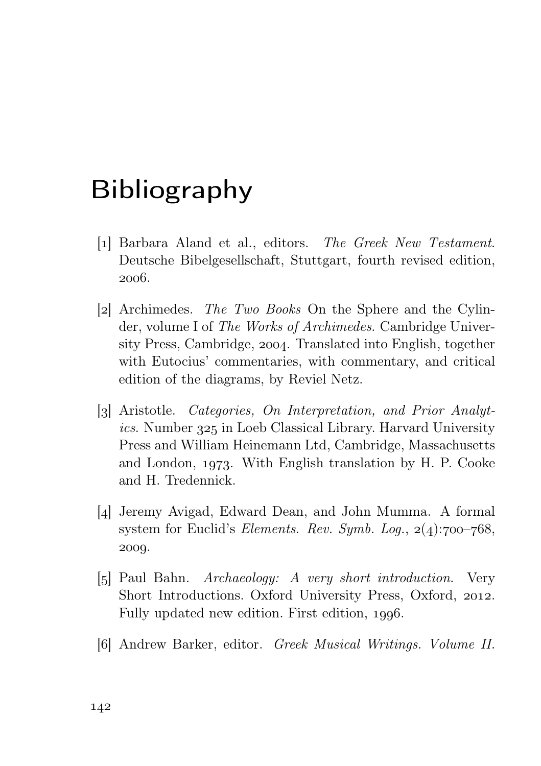# Bibliography

[1] Barbara Aland et al., editors. *The Greek New Testament*. Deutsche Bibelgesellschaft, Stuttgart, fourth revised edition, 2006.

[2] Archimedes. *The Two Books* On the Sphere and the Cylinder, volume I of *The Works of Archimedes*. Cambridge University Press, Cambridge, 2004. Translated into English, together with Eutocius' commentaries, with commentary, and critical edition of the diagrams, by Reviel Netz.

[3] Aristotle. *Categories, On Interpretation, and Prior Analytics*. Number 325 in Loeb Classical Library. Harvard University Press and William Heinemann Ltd, Cambridge, Massachusetts and London, 1973. With English translation by H. P. Cooke and H. Tredennick.

[4] Jeremy Avigad, Edward Dean, and John Mumma. A formal system for Euclid's *Elements*. *Rev. Symb. Log.*, 2(4):700–768, 2009.

[5] Paul Bahn. *Archaeology: A very short introduction*. Very Short Introductions. Oxford University Press, Oxford, 2012. Fully updated new edition. First edition, 1996.

[6] Andrew Barker, editor. *Greek Musical Writings. Volume II.*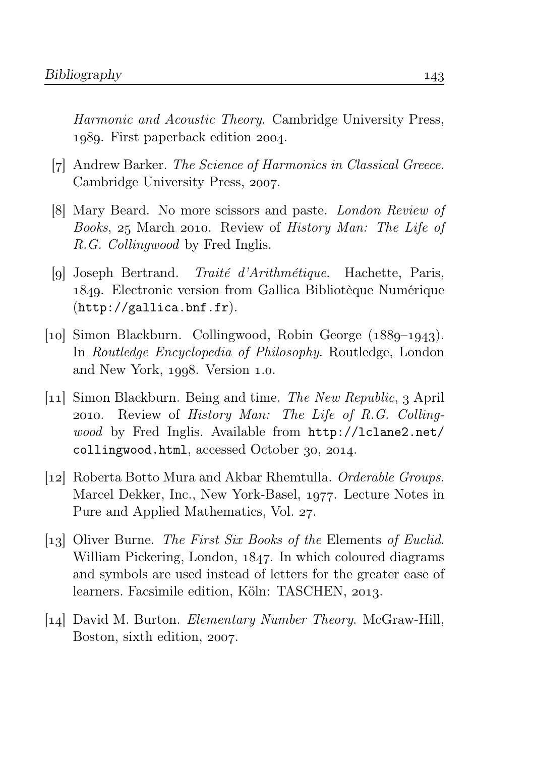*Harmonic and Acoustic Theory*. Cambridge University Press, 1989. First paperback edition 2004.

[7] Andrew Barker. *The Science of Harmonics in Classical Greece*. Cambridge University Press, 2007.

[8] Mary Beard. No more scissors and paste. *London Review of Books*, 25 March 2010. Review of *History Man: The Life of R.G. Collingwood* by Fred Inglis.

[9] Joseph Bertrand. *Traité d'Arithmétique*. Hachette, Paris, 1849. Electronic version from Gallica Bibliotèque Numérique (`http://gallica.bnf.fr`).

[10] Simon Blackburn. Collingwood, Robin George (1889–1943). In *Routledge Encyclopedia of Philosophy*. Routledge, London and New York, 1998. Version 1.0.

[11] Simon Blackburn. Being and time. *The New Republic*, 3 April 2010. Review of *History Man: The Life of R.G. Collingwood* by Fred Inglis. Available from `http://lclane2.net/collingwood.html`, accessed October 30, 2014.

[12] Roberta Botto Mura and Akbar Rhemtulla. *Orderable Groups*. Marcel Dekker, Inc., New York-Basel, 1977. Lecture Notes in Pure and Applied Mathematics, Vol. 27.

[13] Oliver Burne. *The First Six Books of the* Elements *of Euclid*. William Pickering, London, 1847. In which coloured diagrams and symbols are used instead of letters for the greater ease of learners. Facsimile edition, Köln: TASCHEN, 2013.

[14] David M. Burton. *Elementary Number Theory*. McGraw-Hill, Boston, sixth edition, 2007.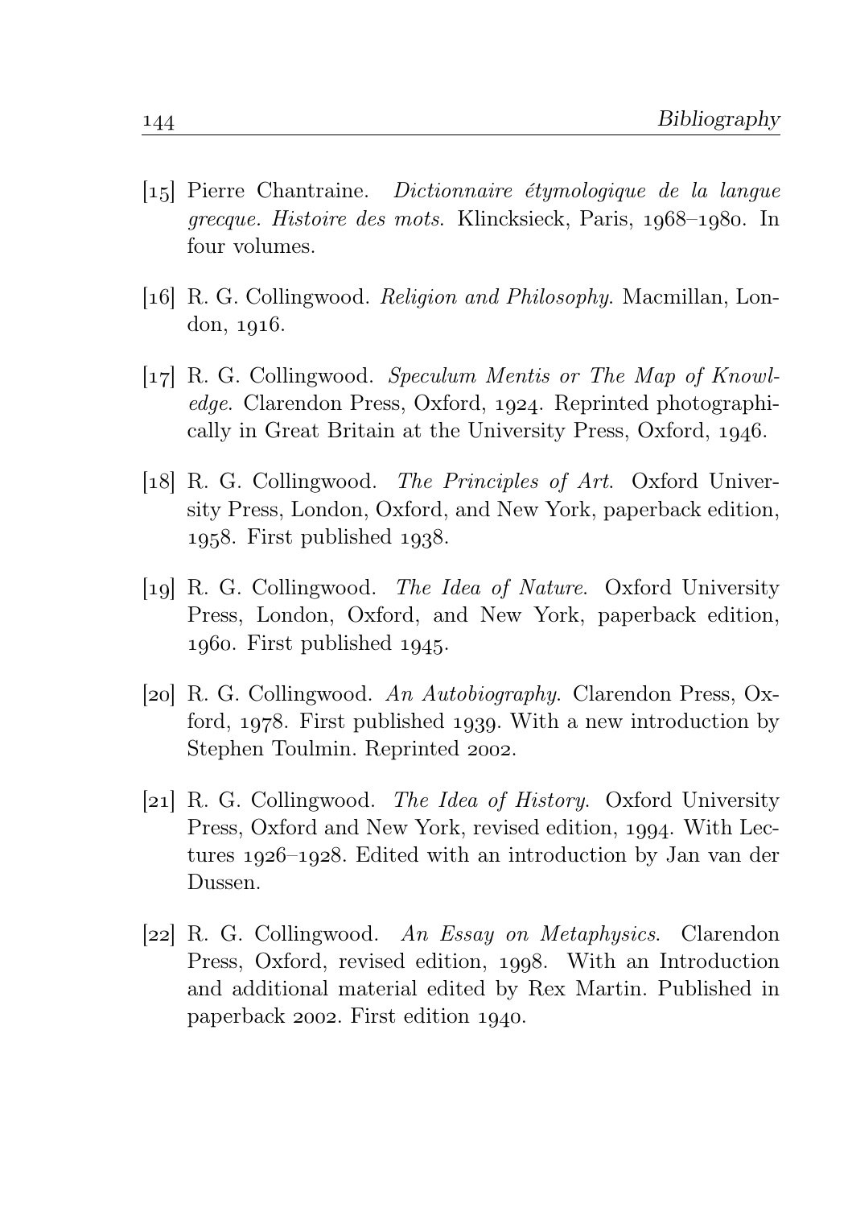[15] Pierre Chantraine. *Dictionnaire étymologique de la langue grecque. Histoire des mots.* Klincksieck, Paris, 1968–1980. In four volumes.

[16] R. G. Collingwood. *Religion and Philosophy.* Macmillan, London, 1916.

[17] R. G. Collingwood. *Speculum Mentis or The Map of Knowledge.* Clarendon Press, Oxford, 1924. Reprinted photographically in Great Britain at the University Press, Oxford, 1946.

[18] R. G. Collingwood. *The Principles of Art.* Oxford University Press, London, Oxford, and New York, paperback edition, 1958. First published 1938.

[19] R. G. Collingwood. *The Idea of Nature.* Oxford University Press, London, Oxford, and New York, paperback edition, 1960. First published 1945.

[20] R. G. Collingwood. *An Autobiography.* Clarendon Press, Oxford, 1978. First published 1939. With a new introduction by Stephen Toulmin. Reprinted 2002.

[21] R. G. Collingwood. *The Idea of History.* Oxford University Press, Oxford and New York, revised edition, 1994. With Lectures 1926–1928. Edited with an introduction by Jan van der Dussen.

[22] R. G. Collingwood. *An Essay on Metaphysics.* Clarendon Press, Oxford, revised edition, 1998. With an Introduction and additional material edited by Rex Martin. Published in paperback 2002. First edition 1940.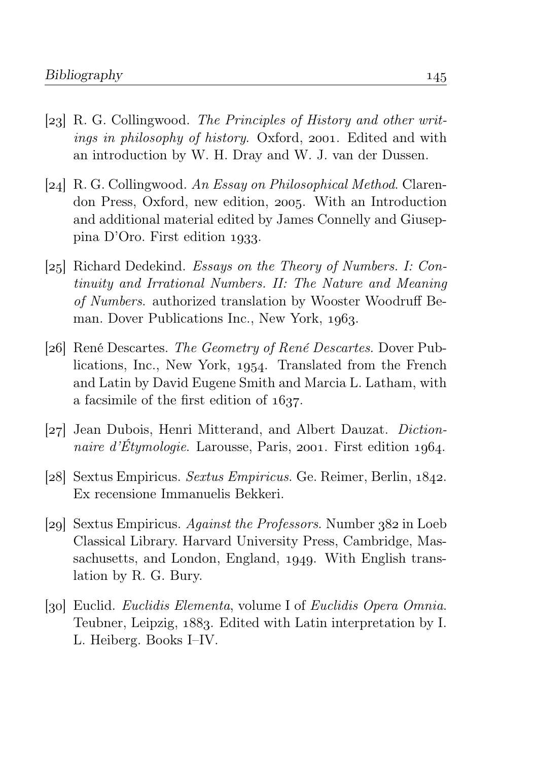[23] R. G. Collingwood. *The Principles of History and other writings in philosophy of history*. Oxford, 2001. Edited and with an introduction by W. H. Dray and W. J. van der Dussen.

[24] R. G. Collingwood. *An Essay on Philosophical Method*. Clarendon Press, Oxford, new edition, 2005. With an Introduction and additional material edited by James Connelly and Giuseppina D'Oro. First edition 1933.

[25] Richard Dedekind. *Essays on the Theory of Numbers. I: Continuity and Irrational Numbers. II: The Nature and Meaning of Numbers.* authorized translation by Wooster Woodruff Beman. Dover Publications Inc., New York, 1963.

[26] René Descartes. *The Geometry of René Descartes*. Dover Publications, Inc., New York, 1954. Translated from the French and Latin by David Eugene Smith and Marcia L. Latham, with a facsimile of the first edition of 1637.

[27] Jean Dubois, Henri Mitterand, and Albert Dauzat. *Dictionnaire d'Étymologie*. Larousse, Paris, 2001. First edition 1964.

[28] Sextus Empiricus. *Sextus Empiricus*. Ge. Reimer, Berlin, 1842. Ex recensione Immanuelis Bekkeri.

[29] Sextus Empiricus. *Against the Professors*. Number 382 in Loeb Classical Library. Harvard University Press, Cambridge, Massachusetts, and London, England, 1949. With English translation by R. G. Bury.

[30] Euclid. *Euclidis Elementa*, volume I of *Euclidis Opera Omnia*. Teubner, Leipzig, 1883. Edited with Latin interpretation by I. L. Heiberg. Books I–IV.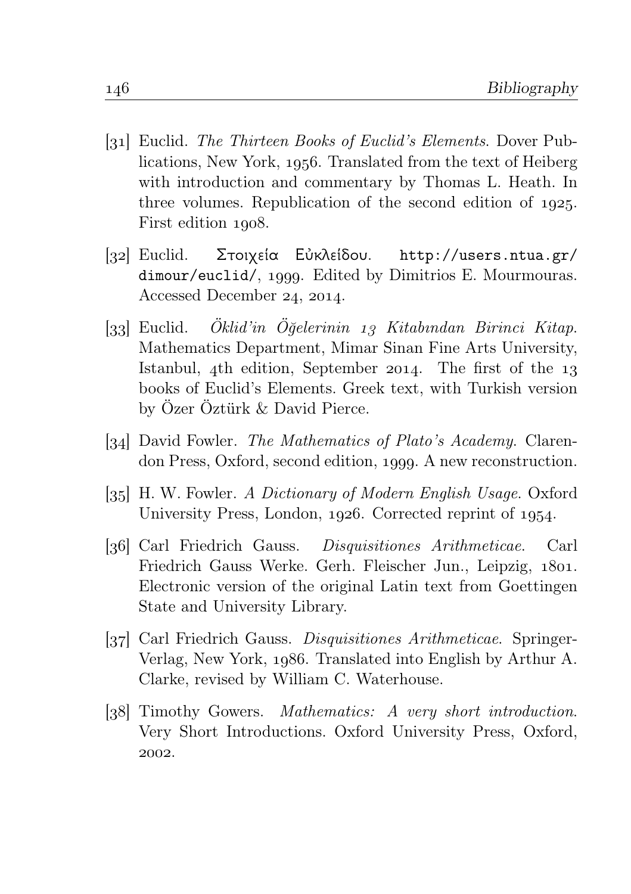[31] Euclid. *The Thirteen Books of Euclid's Elements*. Dover Publications, New York, 1956. Translated from the text of Heiberg with introduction and commentary by Thomas L. Heath. In three volumes. Republication of the second edition of 1925. First edition 1908.

[32] Euclid. Στοιχεία Εὐκλείδου. `http://users.ntua.gr/dimour/euclid/`, 1999. Edited by Dimitrios E. Mourmouras. Accessed December 24, 2014.

[33] Euclid. *Öklid'in Öğelerinin 13 Kitabından Birinci Kitap*. Mathematics Department, Mimar Sinan Fine Arts University, Istanbul, 4th edition, September 2014. The first of the 13 books of Euclid's Elements. Greek text, with Turkish version by Özer Öztürk & David Pierce.

[34] David Fowler. *The Mathematics of Plato's Academy*. Clarendon Press, Oxford, second edition, 1999. A new reconstruction.

[35] H. W. Fowler. *A Dictionary of Modern English Usage*. Oxford University Press, London, 1926. Corrected reprint of 1954.

[36] Carl Friedrich Gauss. *Disquisitiones Arithmeticae*. Carl Friedrich Gauss Werke. Gerh. Fleischer Jun., Leipzig, 1801. Electronic version of the original Latin text from Goettingen State and University Library.

[37] Carl Friedrich Gauss. *Disquisitiones Arithmeticae*. Springer-Verlag, New York, 1986. Translated into English by Arthur A. Clarke, revised by William C. Waterhouse.

[38] Timothy Gowers. *Mathematics: A very short introduction*. Very Short Introductions. Oxford University Press, Oxford, 2002.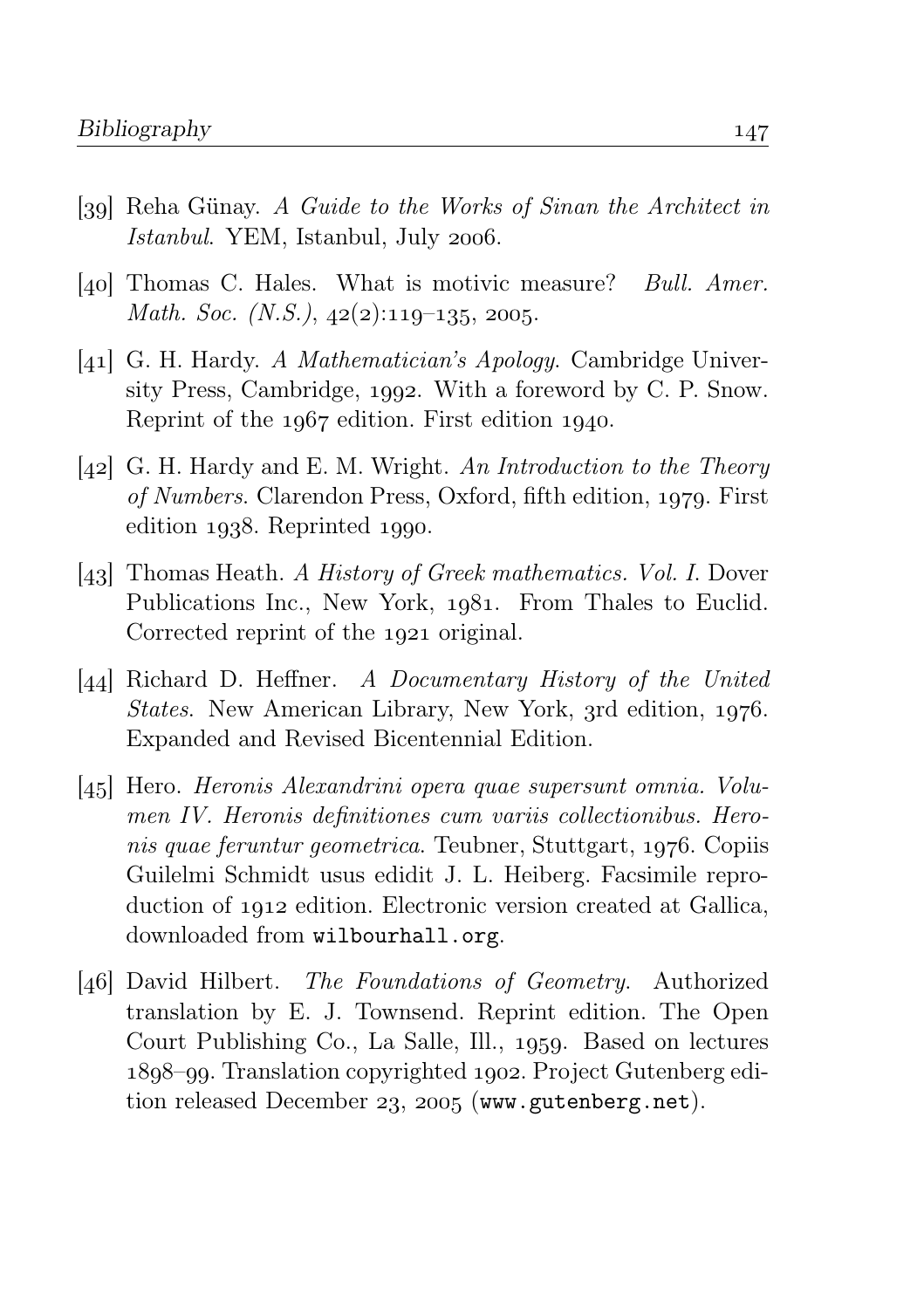[39] Reha Günay. *A Guide to the Works of Sinan the Architect in Istanbul*. YEM, Istanbul, July 2006.

[40] Thomas C. Hales. What is motivic measure? *Bull. Amer. Math. Soc. (N.S.)*, 42(2):119–135, 2005.

[41] G. H. Hardy. *A Mathematician's Apology*. Cambridge University Press, Cambridge, 1992. With a foreword by C. P. Snow. Reprint of the 1967 edition. First edition 1940.

[42] G. H. Hardy and E. M. Wright. *An Introduction to the Theory of Numbers*. Clarendon Press, Oxford, fifth edition, 1979. First edition 1938. Reprinted 1990.

[43] Thomas Heath. *A History of Greek mathematics. Vol. I*. Dover Publications Inc., New York, 1981. From Thales to Euclid. Corrected reprint of the 1921 original.

[44] Richard D. Heffner. *A Documentary History of the United States*. New American Library, New York, 3rd edition, 1976. Expanded and Revised Bicentennial Edition.

[45] Hero. *Heronis Alexandrini opera quae supersunt omnia. Volumen IV. Heronis definitiones cum variis collectionibus. Heronis quae feruntur geometrica*. Teubner, Stuttgart, 1976. Copiis Guilelmi Schmidt usus edidit J. L. Heiberg. Facsimile reproduction of 1912 edition. Electronic version created at Gallica, downloaded from `wilbourhall.org`.

[46] David Hilbert. *The Foundations of Geometry*. Authorized translation by E. J. Townsend. Reprint edition. The Open Court Publishing Co., La Salle, Ill., 1959. Based on lectures 1898–99. Translation copyrighted 1902. Project Gutenberg edition released December 23, 2005 (`www.gutenberg.net`).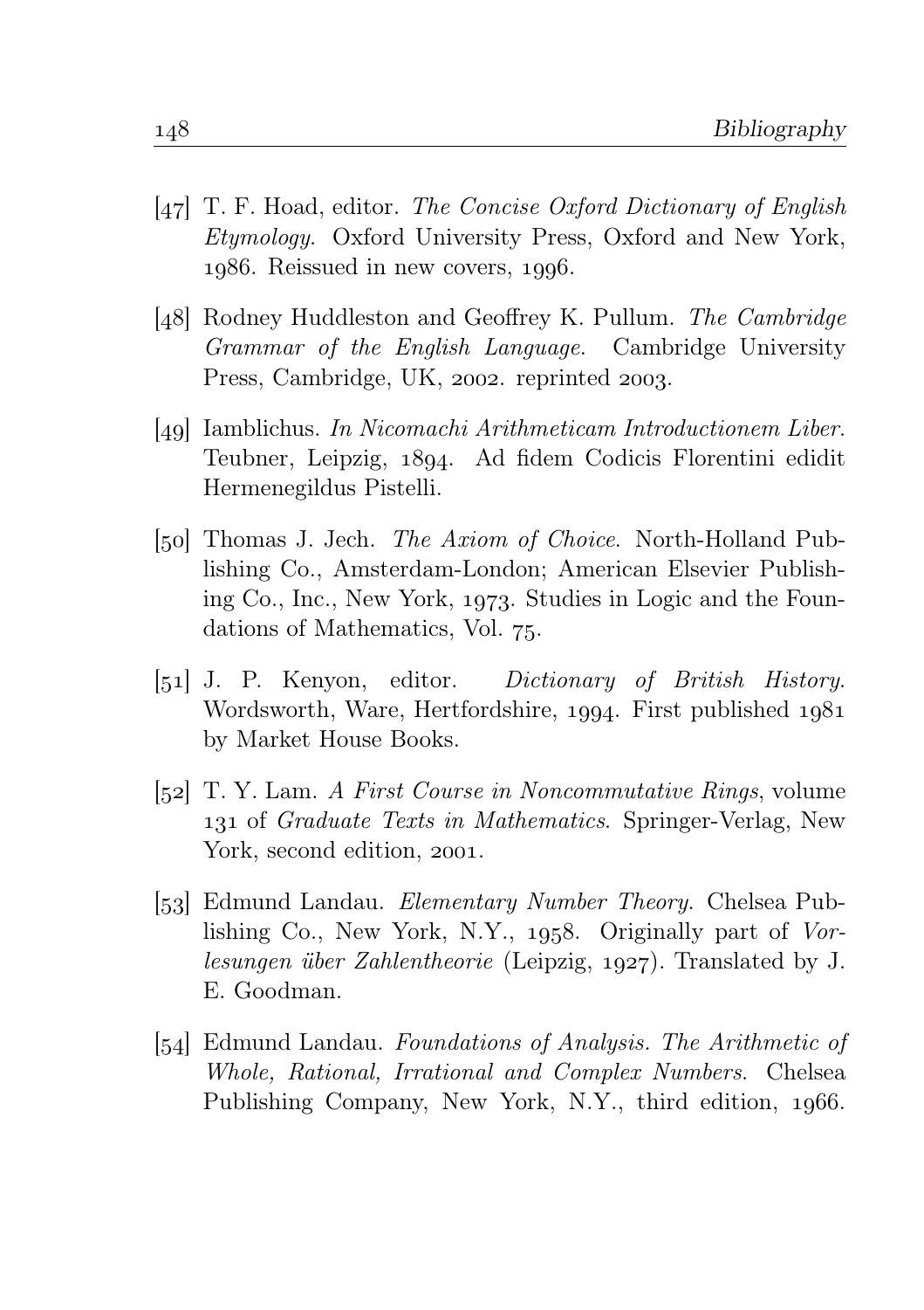[47] T. F. Hoad, editor. *The Concise Oxford Dictionary of English Etymology*. Oxford University Press, Oxford and New York, 1986. Reissued in new covers, 1996.

[48] Rodney Huddleston and Geoffrey K. Pullum. *The Cambridge Grammar of the English Language*. Cambridge University Press, Cambridge, UK, 2002. reprinted 2003.

[49] Iamblichus. *In Nicomachi Arithmeticam Introductionem Liber*. Teubner, Leipzig, 1894. Ad fidem Codicis Florentini edidit Hermenegildus Pistelli.

[50] Thomas J. Jech. *The Axiom of Choice*. North-Holland Publishing Co., Amsterdam-London; American Elsevier Publishing Co., Inc., New York, 1973. Studies in Logic and the Foundations of Mathematics, Vol. 75.

[51] J. P. Kenyon, editor. *Dictionary of British History*. Wordsworth, Ware, Hertfordshire, 1994. First published 1981 by Market House Books.

[52] T. Y. Lam. *A First Course in Noncommutative Rings*, volume 131 of *Graduate Texts in Mathematics*. Springer-Verlag, New York, second edition, 2001.

[53] Edmund Landau. *Elementary Number Theory*. Chelsea Publishing Co., New York, N.Y., 1958. Originally part of *Vorlesungen über Zahlentheorie* (Leipzig, 1927). Translated by J. E. Goodman.

[54] Edmund Landau. *Foundations of Analysis. The Arithmetic of Whole, Rational, Irrational and Complex Numbers*. Chelsea Publishing Company, New York, N.Y., third edition, 1966.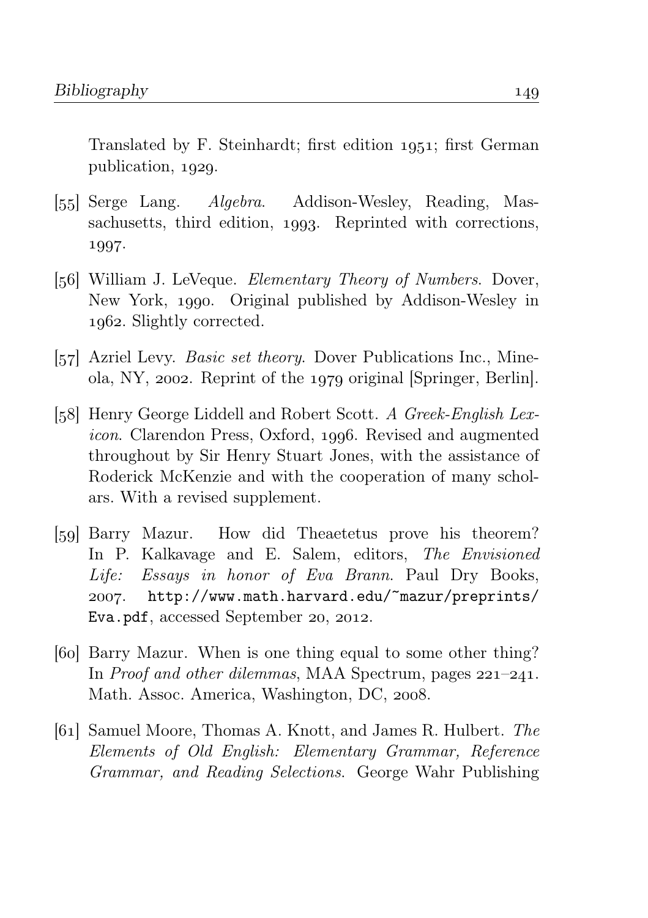Translated by F. Steinhardt; first edition 1951; first German publication, 1929.

[55] Serge Lang. *Algebra*. Addison-Wesley, Reading, Massachusetts, third edition, 1993. Reprinted with corrections, 1997.

[56] William J. LeVeque. *Elementary Theory of Numbers*. Dover, New York, 1990. Original published by Addison-Wesley in 1962. Slightly corrected.

[57] Azriel Levy. *Basic set theory*. Dover Publications Inc., Mineola, NY, 2002. Reprint of the 1979 original [Springer, Berlin].

[58] Henry George Liddell and Robert Scott. *A Greek-English Lexicon*. Clarendon Press, Oxford, 1996. Revised and augmented throughout by Sir Henry Stuart Jones, with the assistance of Roderick McKenzie and with the cooperation of many scholars. With a revised supplement.

[59] Barry Mazur. How did Theaetetus prove his theorem? In P. Kalkavage and E. Salem, editors, *The Envisioned Life: Essays in honor of Eva Brann*. Paul Dry Books, 2007. `http://www.math.harvard.edu/~mazur/preprints/Eva.pdf`, accessed September 20, 2012.

[60] Barry Mazur. When is one thing equal to some other thing? In *Proof and other dilemmas*, MAA Spectrum, pages 221–241. Math. Assoc. America, Washington, DC, 2008.

[61] Samuel Moore, Thomas A. Knott, and James R. Hulbert. *The Elements of Old English: Elementary Grammar, Reference Grammar, and Reading Selections*. George Wahr Publishing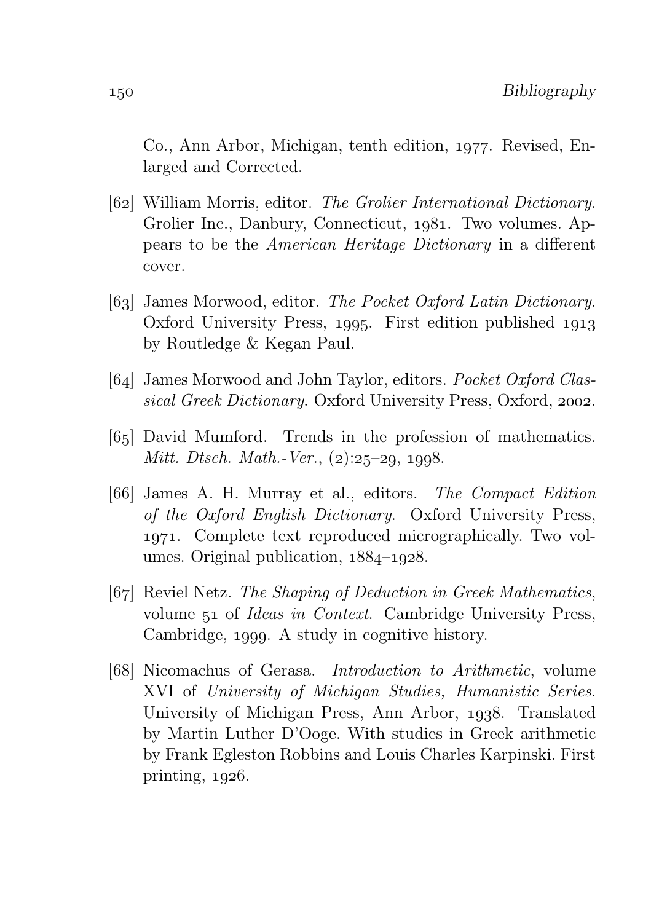Co., Ann Arbor, Michigan, tenth edition, 1977. Revised, Enlarged and Corrected.

[62] William Morris, editor. *The Grolier International Dictionary*. Grolier Inc., Danbury, Connecticut, 1981. Two volumes. Appears to be the *American Heritage Dictionary* in a different cover.

[63] James Morwood, editor. *The Pocket Oxford Latin Dictionary*. Oxford University Press, 1995. First edition published 1913 by Routledge & Kegan Paul.

[64] James Morwood and John Taylor, editors. *Pocket Oxford Classical Greek Dictionary*. Oxford University Press, Oxford, 2002.

[65] David Mumford. Trends in the profession of mathematics. *Mitt. Dtsch. Math.-Ver.*, (2):25–29, 1998.

[66] James A. H. Murray et al., editors. *The Compact Edition of the Oxford English Dictionary*. Oxford University Press, 1971. Complete text reproduced micrographically. Two volumes. Original publication, 1884–1928.

[67] Reviel Netz. *The Shaping of Deduction in Greek Mathematics*, volume 51 of *Ideas in Context*. Cambridge University Press, Cambridge, 1999. A study in cognitive history.

[68] Nicomachus of Gerasa. *Introduction to Arithmetic*, volume XVI of *University of Michigan Studies, Humanistic Series*. University of Michigan Press, Ann Arbor, 1938. Translated by Martin Luther D'Ooge. With studies in Greek arithmetic by Frank Egleston Robbins and Louis Charles Karpinski. First printing, 1926.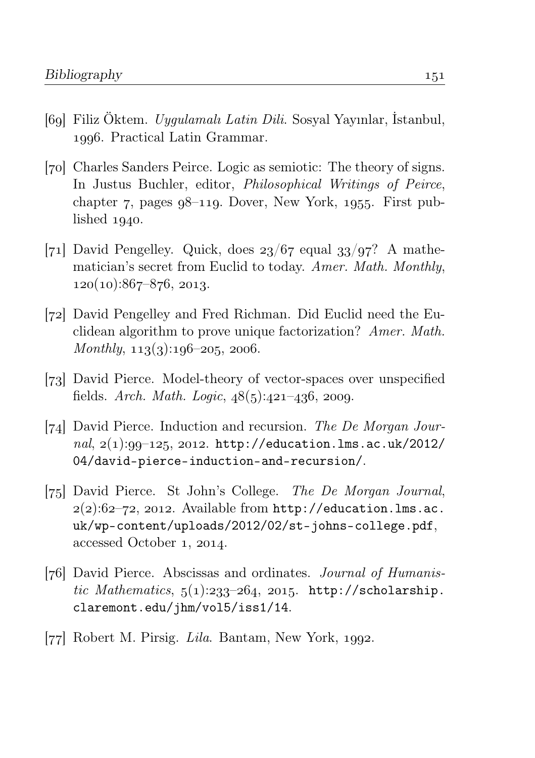[69] Filiz Öktem. *Uygulamalı Latin Dili*. Sosyal Yayınlar, İstanbul, 1996. Practical Latin Grammar.

[70] Charles Sanders Peirce. Logic as semiotic: The theory of signs. In Justus Buchler, editor, *Philosophical Writings of Peirce*, chapter 7, pages 98–119. Dover, New York, 1955. First published 1940.

[71] David Pengelley. Quick, does 23/67 equal 33/97? A mathematician's secret from Euclid to today. *Amer. Math. Monthly*, 120(10):867–876, 2013.

[72] David Pengelley and Fred Richman. Did Euclid need the Euclidean algorithm to prove unique factorization? *Amer. Math. Monthly*, 113(3):196–205, 2006.

[73] David Pierce. Model-theory of vector-spaces over unspecified fields. *Arch. Math. Logic*, 48(5):421–436, 2009.

[74] David Pierce. Induction and recursion. *The De Morgan Journal*, 2(1):99–125, 2012. `http://education.lms.ac.uk/2012/04/david-pierce-induction-and-recursion/`.

[75] David Pierce. St John's College. *The De Morgan Journal*, 2(2):62–72, 2012. Available from `http://education.lms.ac.uk/wp-content/uploads/2012/02/st-johns-college.pdf`, accessed October 1, 2014.

[76] David Pierce. Abscissas and ordinates. *Journal of Humanistic Mathematics*, 5(1):233–264, 2015. `http://scholarship.claremont.edu/jhm/vol5/iss1/14`.

[77] Robert M. Pirsig. *Lila*. Bantam, New York, 1992.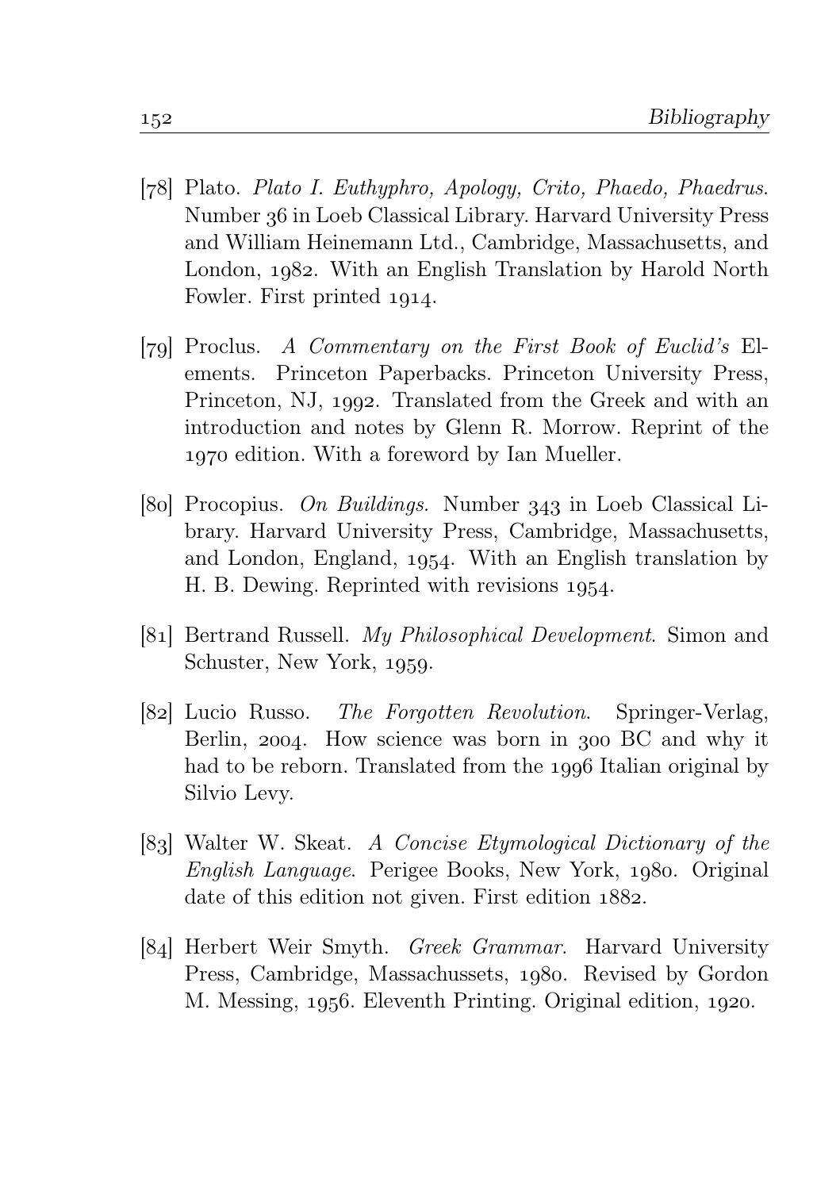[78] Plato. *Plato I. Euthyphro, Apology, Crito, Phaedo, Phaedrus*. Number 36 in Loeb Classical Library. Harvard University Press and William Heinemann Ltd., Cambridge, Massachusetts, and London, 1982. With an English Translation by Harold North Fowler. First printed 1914.

[79] Proclus. *A Commentary on the First Book of Euclid's* Elements. Princeton Paperbacks. Princeton University Press, Princeton, NJ, 1992. Translated from the Greek and with an introduction and notes by Glenn R. Morrow. Reprint of the 1970 edition. With a foreword by Ian Mueller.

[80] Procopius. *On Buildings*. Number 343 in Loeb Classical Library. Harvard University Press, Cambridge, Massachusetts, and London, England, 1954. With an English translation by H. B. Dewing. Reprinted with revisions 1954.

[81] Bertrand Russell. *My Philosophical Development*. Simon and Schuster, New York, 1959.

[82] Lucio Russo. *The Forgotten Revolution*. Springer-Verlag, Berlin, 2004. How science was born in 300 BC and why it had to be reborn. Translated from the 1996 Italian original by Silvio Levy.

[83] Walter W. Skeat. *A Concise Etymological Dictionary of the English Language*. Perigee Books, New York, 1980. Original date of this edition not given. First edition 1882.

[84] Herbert Weir Smyth. *Greek Grammar*. Harvard University Press, Cambridge, Massachussets, 1980. Revised by Gordon M. Messing, 1956. Eleventh Printing. Original edition, 1920.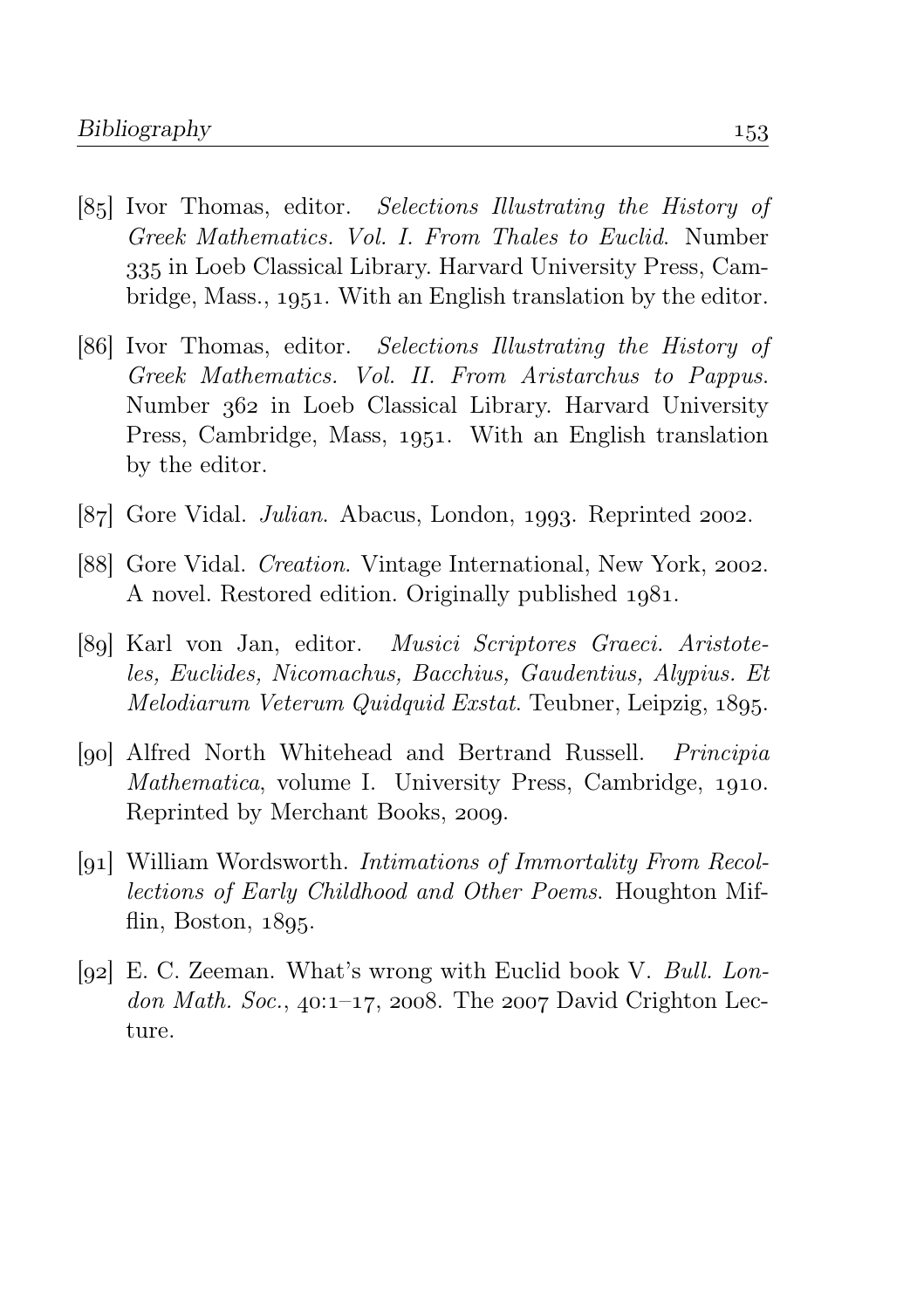[85] Ivor Thomas, editor. *Selections Illustrating the History of Greek Mathematics. Vol. I. From Thales to Euclid.* Number 335 in Loeb Classical Library. Harvard University Press, Cambridge, Mass., 1951. With an English translation by the editor.

[86] Ivor Thomas, editor. *Selections Illustrating the History of Greek Mathematics. Vol. II. From Aristarchus to Pappus.* Number 362 in Loeb Classical Library. Harvard University Press, Cambridge, Mass, 1951. With an English translation by the editor.

[87] Gore Vidal. *Julian.* Abacus, London, 1993. Reprinted 2002.

[88] Gore Vidal. *Creation.* Vintage International, New York, 2002. A novel. Restored edition. Originally published 1981.

[89] Karl von Jan, editor. *Musici Scriptores Graeci. Aristoteles, Euclides, Nicomachus, Bacchius, Gaudentius, Alypius. Et Melodiarum Veterum Quidquid Exstat.* Teubner, Leipzig, 1895.

[90] Alfred North Whitehead and Bertrand Russell. *Principia Mathematica*, volume I. University Press, Cambridge, 1910. Reprinted by Merchant Books, 2009.

[91] William Wordsworth. *Intimations of Immortality From Recollections of Early Childhood and Other Poems.* Houghton Mifflin, Boston, 1895.

[92] E. C. Zeeman. What's wrong with Euclid book V. *Bull. London Math. Soc.*, 40:1–17, 2008. The 2007 David Crighton Lecture.